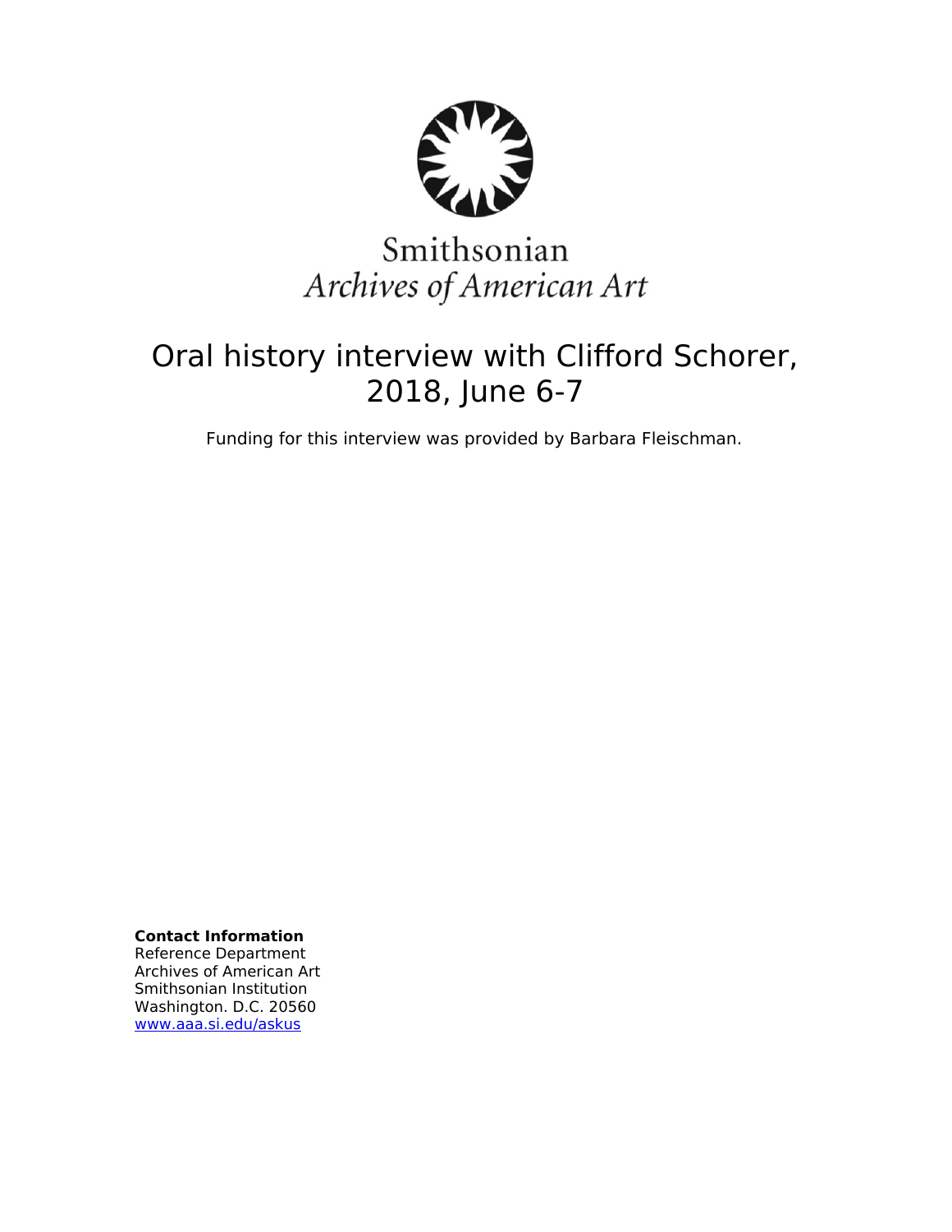Smithsonian
*Archives of American Art*

# Oral history interview with Clifford Schorer, 2018, June 6-7

Funding for this interview was provided by Barbara Fleischman.

**Contact Information**
Reference Department
Archives of American Art
Smithsonian Institution
Washington. D.C. 20560
www.aaa.si.edu/askus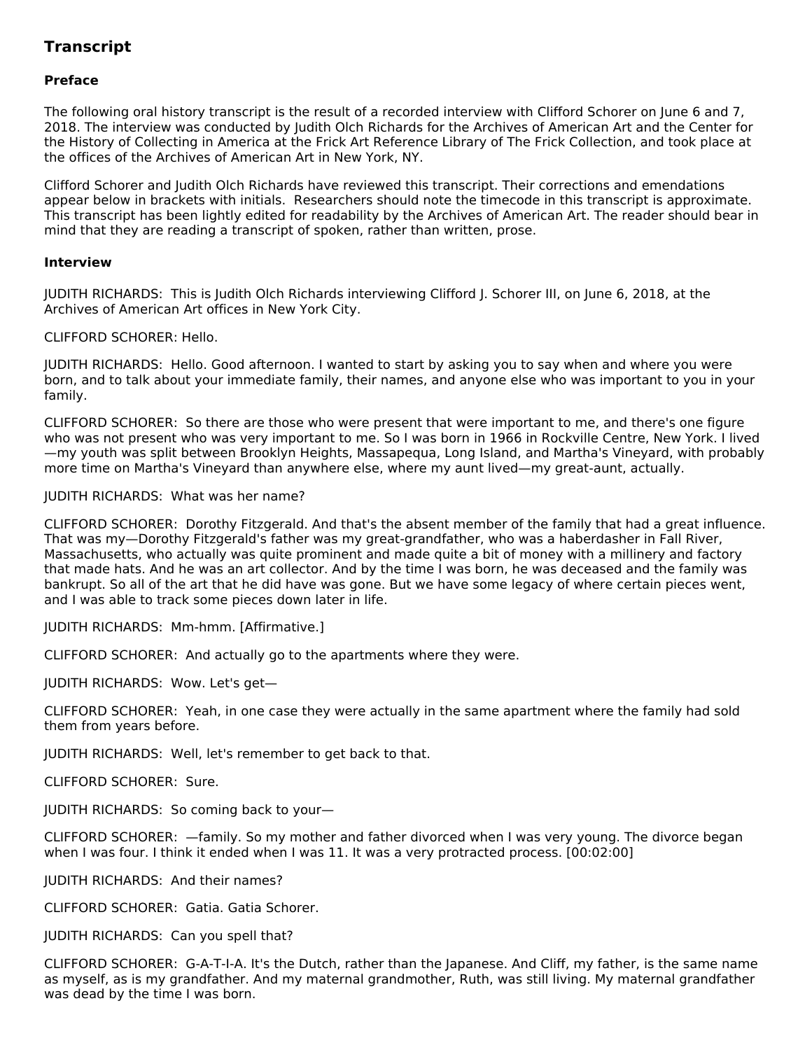## Transcript

### Preface

The following oral history transcript is the result of a recorded interview with Clifford Schorer on June 6 and 7, 2018. The interview was conducted by Judith Olch Richards for the Archives of American Art and the Center for the History of Collecting in America at the Frick Art Reference Library of The Frick Collection, and took place at the offices of the Archives of American Art in New York, NY.

Clifford Schorer and Judith Olch Richards have reviewed this transcript. Their corrections and emendations appear below in brackets with initials. Researchers should note the timecode in this transcript is approximate. This transcript has been lightly edited for readability by the Archives of American Art. The reader should bear in mind that they are reading a transcript of spoken, rather than written, prose.

### Interview

JUDITH RICHARDS: This is Judith Olch Richards interviewing Clifford J. Schorer III, on June 6, 2018, at the Archives of American Art offices in New York City.

CLIFFORD SCHORER: Hello.

JUDITH RICHARDS: Hello. Good afternoon. I wanted to start by asking you to say when and where you were born, and to talk about your immediate family, their names, and anyone else who was important to you in your family.

CLIFFORD SCHORER: So there are those who were present that were important to me, and there's one figure who was not present who was very important to me. So I was born in 1966 in Rockville Centre, New York. I lived—my youth was split between Brooklyn Heights, Massapequa, Long Island, and Martha's Vineyard, with probably more time on Martha's Vineyard than anywhere else, where my aunt lived—my great-aunt, actually.

JUDITH RICHARDS: What was her name?

CLIFFORD SCHORER: Dorothy Fitzgerald. And that's the absent member of the family that had a great influence. That was my—Dorothy Fitzgerald's father was my great-grandfather, who was a haberdasher in Fall River, Massachusetts, who actually was quite prominent and made quite a bit of money with a millinery and factory that made hats. And he was an art collector. And by the time I was born, he was deceased and the family was bankrupt. So all of the art that he did have was gone. But we have some legacy of where certain pieces went, and I was able to track some pieces down later in life.

JUDITH RICHARDS: Mm-hmm. [Affirmative.]

CLIFFORD SCHORER: And actually go to the apartments where they were.

JUDITH RICHARDS: Wow. Let's get—

CLIFFORD SCHORER: Yeah, in one case they were actually in the same apartment where the family had sold them from years before.

JUDITH RICHARDS: Well, let's remember to get back to that.

CLIFFORD SCHORER: Sure.

JUDITH RICHARDS: So coming back to your—

CLIFFORD SCHORER: —family. So my mother and father divorced when I was very young. The divorce began when I was four. I think it ended when I was 11. It was a very protracted process. [00:02:00]

JUDITH RICHARDS: And their names?

CLIFFORD SCHORER: Gatia. Gatia Schorer.

JUDITH RICHARDS: Can you spell that?

CLIFFORD SCHORER: G-A-T-I-A. It's the Dutch, rather than the Japanese. And Cliff, my father, is the same name as myself, as is my grandfather. And my maternal grandmother, Ruth, was still living. My maternal grandfather was dead by the time I was born.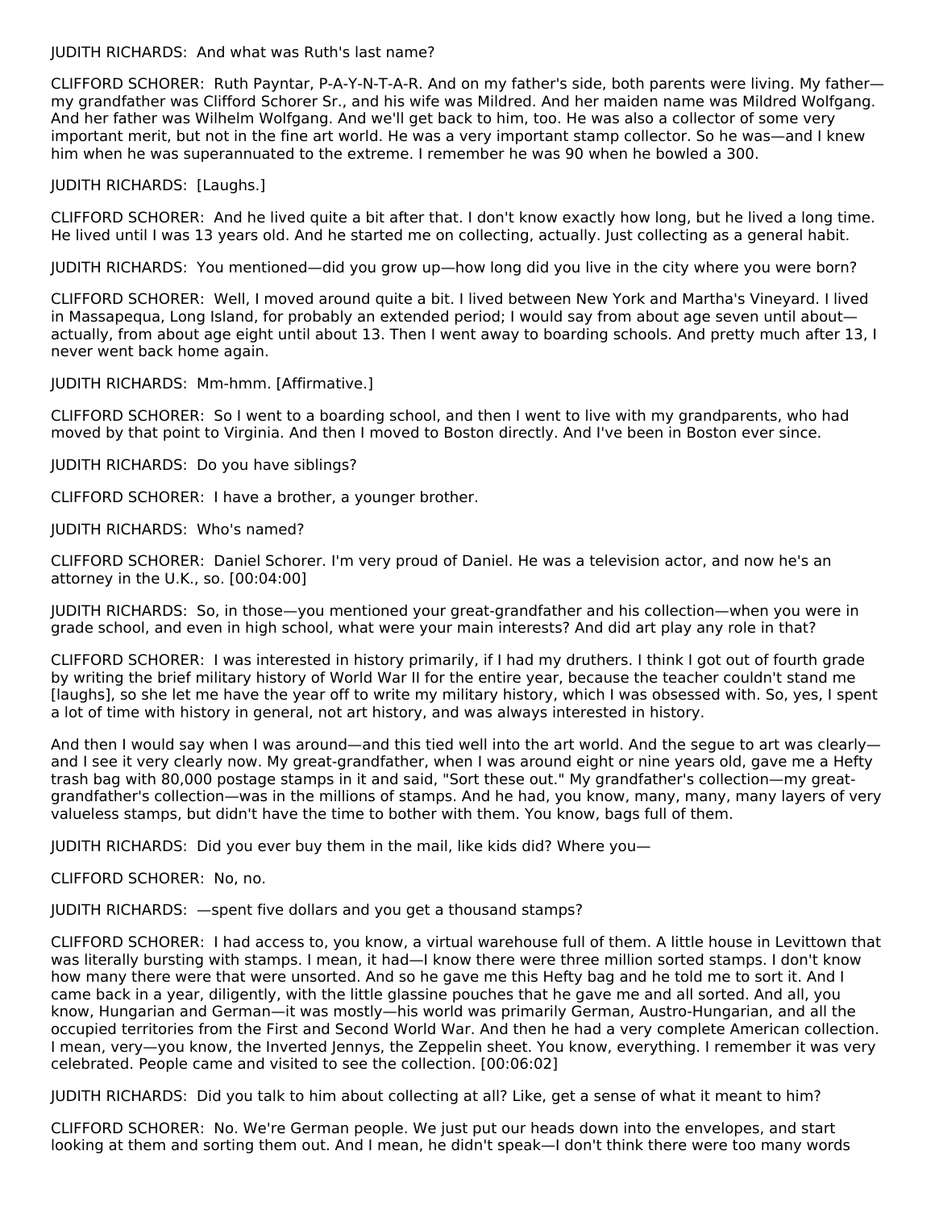JUDITH RICHARDS: And what was Ruth's last name?

CLIFFORD SCHORER: Ruth Payntar, P-A-Y-N-T-A-R. And on my father's side, both parents were living. My father—my grandfather was Clifford Schorer Sr., and his wife was Mildred. And her maiden name was Mildred Wolfgang. And her father was Wilhelm Wolfgang. And we'll get back to him, too. He was also a collector of some very important merit, but not in the fine art world. He was a very important stamp collector. So he was—and I knew him when he was superannuated to the extreme. I remember he was 90 when he bowled a 300.

JUDITH RICHARDS: [Laughs.]

CLIFFORD SCHORER: And he lived quite a bit after that. I don't know exactly how long, but he lived a long time. He lived until I was 13 years old. And he started me on collecting, actually. Just collecting as a general habit.

JUDITH RICHARDS: You mentioned—did you grow up—how long did you live in the city where you were born?

CLIFFORD SCHORER: Well, I moved around quite a bit. I lived between New York and Martha's Vineyard. I lived in Massapequa, Long Island, for probably an extended period; I would say from about age seven until about—actually, from about age eight until about 13. Then I went away to boarding schools. And pretty much after 13, I never went back home again.

JUDITH RICHARDS: Mm-hmm. [Affirmative.]

CLIFFORD SCHORER: So I went to a boarding school, and then I went to live with my grandparents, who had moved by that point to Virginia. And then I moved to Boston directly. And I've been in Boston ever since.

JUDITH RICHARDS: Do you have siblings?

CLIFFORD SCHORER: I have a brother, a younger brother.

JUDITH RICHARDS: Who's named?

CLIFFORD SCHORER: Daniel Schorer. I'm very proud of Daniel. He was a television actor, and now he's an attorney in the U.K., so. [00:04:00]

JUDITH RICHARDS: So, in those—you mentioned your great-grandfather and his collection—when you were in grade school, and even in high school, what were your main interests? And did art play any role in that?

CLIFFORD SCHORER: I was interested in history primarily, if I had my druthers. I think I got out of fourth grade by writing the brief military history of World War II for the entire year, because the teacher couldn't stand me [laughs], so she let me have the year off to write my military history, which I was obsessed with. So, yes, I spent a lot of time with history in general, not art history, and was always interested in history.

And then I would say when I was around—and this tied well into the art world. And the segue to art was clearly—and I see it very clearly now. My great-grandfather, when I was around eight or nine years old, gave me a Hefty trash bag with 80,000 postage stamps in it and said, "Sort these out." My grandfather's collection—my great-grandfather's collection—was in the millions of stamps. And he had, you know, many, many, many layers of very valueless stamps, but didn't have the time to bother with them. You know, bags full of them.

JUDITH RICHARDS: Did you ever buy them in the mail, like kids did? Where you—

CLIFFORD SCHORER: No, no.

JUDITH RICHARDS: —spent five dollars and you get a thousand stamps?

CLIFFORD SCHORER: I had access to, you know, a virtual warehouse full of them. A little house in Levittown that was literally bursting with stamps. I mean, it had—I know there were three million sorted stamps. I don't know how many there were that were unsorted. And so he gave me this Hefty bag and he told me to sort it. And I came back in a year, diligently, with the little glassine pouches that he gave me and all sorted. And all, you know, Hungarian and German—it was mostly—his world was primarily German, Austro-Hungarian, and all the occupied territories from the First and Second World War. And then he had a very complete American collection. I mean, very—you know, the Inverted Jennys, the Zeppelin sheet. You know, everything. I remember it was very celebrated. People came and visited to see the collection. [00:06:02]

JUDITH RICHARDS: Did you talk to him about collecting at all? Like, get a sense of what it meant to him?

CLIFFORD SCHORER: No. We're German people. We just put our heads down into the envelopes, and start looking at them and sorting them out. And I mean, he didn't speak—I don't think there were too many words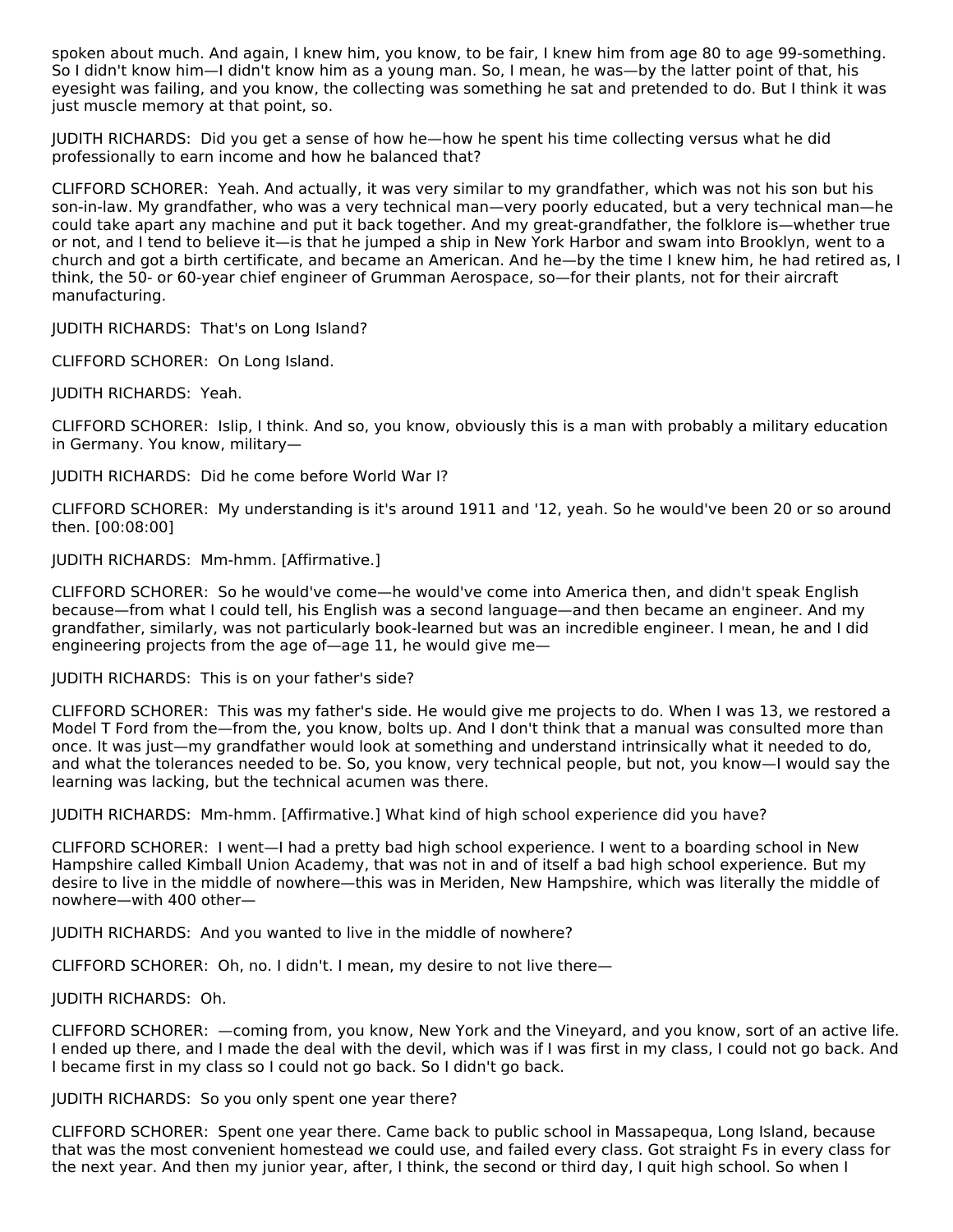spoken about much. And again, I knew him, you know, to be fair, I knew him from age 80 to age 99-something. So I didn't know him—I didn't know him as a young man. So, I mean, he was—by the latter point of that, his eyesight was failing, and you know, the collecting was something he sat and pretended to do. But I think it was just muscle memory at that point, so.

JUDITH RICHARDS: Did you get a sense of how he—how he spent his time collecting versus what he did professionally to earn income and how he balanced that?

CLIFFORD SCHORER: Yeah. And actually, it was very similar to my grandfather, which was not his son but his son-in-law. My grandfather, who was a very technical man—very poorly educated, but a very technical man—he could take apart any machine and put it back together. And my great-grandfather, the folklore is—whether true or not, and I tend to believe it—is that he jumped a ship in New York Harbor and swam into Brooklyn, went to a church and got a birth certificate, and became an American. And he—by the time I knew him, he had retired as, I think, the 50- or 60-year chief engineer of Grumman Aerospace, so—for their plants, not for their aircraft manufacturing.

JUDITH RICHARDS: That's on Long Island?

CLIFFORD SCHORER: On Long Island.

JUDITH RICHARDS: Yeah.

CLIFFORD SCHORER: Islip, I think. And so, you know, obviously this is a man with probably a military education in Germany. You know, military—

JUDITH RICHARDS: Did he come before World War I?

CLIFFORD SCHORER: My understanding is it's around 1911 and '12, yeah. So he would've been 20 or so around then. [00:08:00]

JUDITH RICHARDS: Mm-hmm. [Affirmative.]

CLIFFORD SCHORER: So he would've come—he would've come into America then, and didn't speak English because—from what I could tell, his English was a second language—and then became an engineer. And my grandfather, similarly, was not particularly book-learned but was an incredible engineer. I mean, he and I did engineering projects from the age of—age 11, he would give me—

JUDITH RICHARDS: This is on your father's side?

CLIFFORD SCHORER: This was my father's side. He would give me projects to do. When I was 13, we restored a Model T Ford from the—from the, you know, bolts up. And I don't think that a manual was consulted more than once. It was just—my grandfather would look at something and understand intrinsically what it needed to do, and what the tolerances needed to be. So, you know, very technical people, but not, you know—I would say the learning was lacking, but the technical acumen was there.

JUDITH RICHARDS: Mm-hmm. [Affirmative.] What kind of high school experience did you have?

CLIFFORD SCHORER: I went—I had a pretty bad high school experience. I went to a boarding school in New Hampshire called Kimball Union Academy, that was not in and of itself a bad high school experience. But my desire to live in the middle of nowhere—this was in Meriden, New Hampshire, which was literally the middle of nowhere—with 400 other—

JUDITH RICHARDS: And you wanted to live in the middle of nowhere?

CLIFFORD SCHORER: Oh, no. I didn't. I mean, my desire to not live there—

JUDITH RICHARDS: Oh.

CLIFFORD SCHORER: —coming from, you know, New York and the Vineyard, and you know, sort of an active life. I ended up there, and I made the deal with the devil, which was if I was first in my class, I could not go back. And I became first in my class so I could not go back. So I didn't go back.

JUDITH RICHARDS: So you only spent one year there?

CLIFFORD SCHORER: Spent one year there. Came back to public school in Massapequa, Long Island, because that was the most convenient homestead we could use, and failed every class. Got straight Fs in every class for the next year. And then my junior year, after, I think, the second or third day, I quit high school. So when I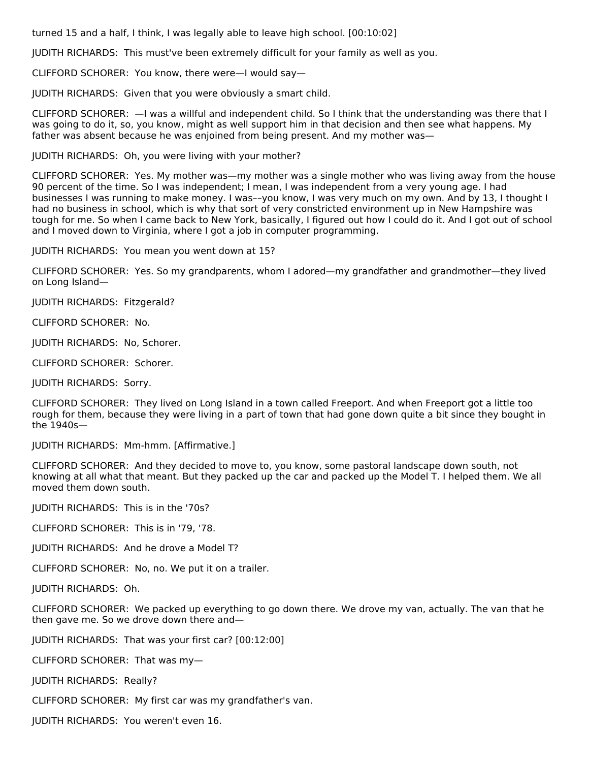turned 15 and a half, I think, I was legally able to leave high school. [00:10:02]

JUDITH RICHARDS: This must've been extremely difficult for your family as well as you.

CLIFFORD SCHORER: You know, there were—I would say—

JUDITH RICHARDS: Given that you were obviously a smart child.

CLIFFORD SCHORER: —I was a willful and independent child. So I think that the understanding was there that I was going to do it, so, you know, might as well support him in that decision and then see what happens. My father was absent because he was enjoined from being present. And my mother was—

JUDITH RICHARDS: Oh, you were living with your mother?

CLIFFORD SCHORER: Yes. My mother was—my mother was a single mother who was living away from the house 90 percent of the time. So I was independent; I mean, I was independent from a very young age. I had businesses I was running to make money. I was––you know, I was very much on my own. And by 13, I thought I had no business in school, which is why that sort of very constricted environment up in New Hampshire was tough for me. So when I came back to New York, basically, I figured out how I could do it. And I got out of school and I moved down to Virginia, where I got a job in computer programming.

JUDITH RICHARDS: You mean you went down at 15?

CLIFFORD SCHORER: Yes. So my grandparents, whom I adored—my grandfather and grandmother—they lived on Long Island—

JUDITH RICHARDS: Fitzgerald?

CLIFFORD SCHORER: No.

JUDITH RICHARDS: No, Schorer.

CLIFFORD SCHORER: Schorer.

JUDITH RICHARDS: Sorry.

CLIFFORD SCHORER: They lived on Long Island in a town called Freeport. And when Freeport got a little too rough for them, because they were living in a part of town that had gone down quite a bit since they bought in the 1940s—

JUDITH RICHARDS: Mm-hmm. [Affirmative.]

CLIFFORD SCHORER: And they decided to move to, you know, some pastoral landscape down south, not knowing at all what that meant. But they packed up the car and packed up the Model T. I helped them. We all moved them down south.

JUDITH RICHARDS: This is in the '70s?

CLIFFORD SCHORER: This is in '79, '78.

JUDITH RICHARDS: And he drove a Model T?

CLIFFORD SCHORER: No, no. We put it on a trailer.

JUDITH RICHARDS: Oh.

CLIFFORD SCHORER: We packed up everything to go down there. We drove my van, actually. The van that he then gave me. So we drove down there and—

JUDITH RICHARDS: That was your first car? [00:12:00]

CLIFFORD SCHORER: That was my—

JUDITH RICHARDS: Really?

CLIFFORD SCHORER: My first car was my grandfather's van.

JUDITH RICHARDS: You weren't even 16.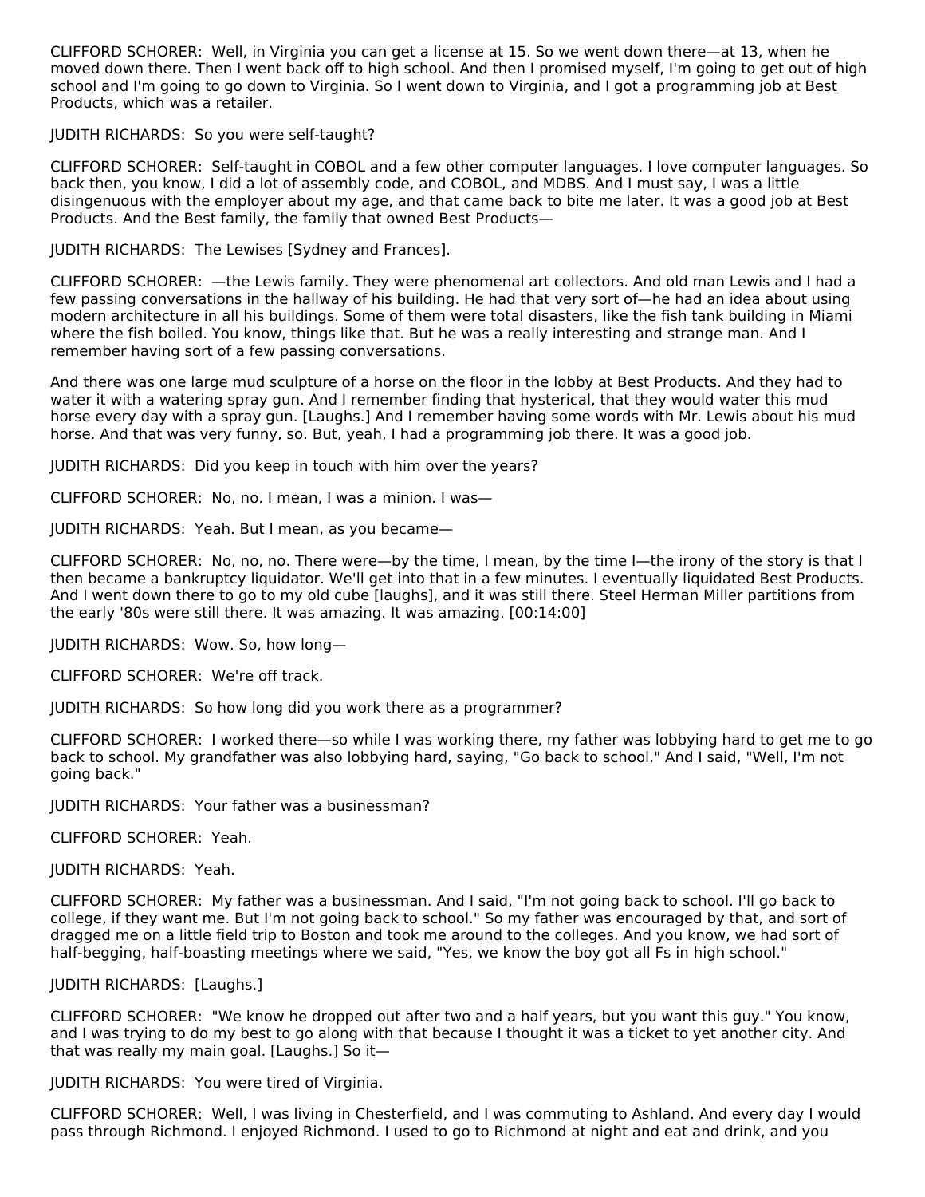CLIFFORD SCHORER: Well, in Virginia you can get a license at 15. So we went down there—at 13, when he moved down there. Then I went back off to high school. And then I promised myself, I'm going to get out of high school and I'm going to go down to Virginia. So I went down to Virginia, and I got a programming job at Best Products, which was a retailer.

JUDITH RICHARDS: So you were self-taught?

CLIFFORD SCHORER: Self-taught in COBOL and a few other computer languages. I love computer languages. So back then, you know, I did a lot of assembly code, and COBOL, and MDBS. And I must say, I was a little disingenuous with the employer about my age, and that came back to bite me later. It was a good job at Best Products. And the Best family, the family that owned Best Products—

JUDITH RICHARDS: The Lewises [Sydney and Frances].

CLIFFORD SCHORER: —the Lewis family. They were phenomenal art collectors. And old man Lewis and I had a few passing conversations in the hallway of his building. He had that very sort of—he had an idea about using modern architecture in all his buildings. Some of them were total disasters, like the fish tank building in Miami where the fish boiled. You know, things like that. But he was a really interesting and strange man. And I remember having sort of a few passing conversations.

And there was one large mud sculpture of a horse on the floor in the lobby at Best Products. And they had to water it with a watering spray gun. And I remember finding that hysterical, that they would water this mud horse every day with a spray gun. [Laughs.] And I remember having some words with Mr. Lewis about his mud horse. And that was very funny, so. But, yeah, I had a programming job there. It was a good job.

JUDITH RICHARDS: Did you keep in touch with him over the years?

CLIFFORD SCHORER: No, no. I mean, I was a minion. I was—

JUDITH RICHARDS: Yeah. But I mean, as you became—

CLIFFORD SCHORER: No, no, no. There were—by the time, I mean, by the time I—the irony of the story is that I then became a bankruptcy liquidator. We'll get into that in a few minutes. I eventually liquidated Best Products. And I went down there to go to my old cube [laughs], and it was still there. Steel Herman Miller partitions from the early '80s were still there. It was amazing. It was amazing. [00:14:00]

JUDITH RICHARDS: Wow. So, how long—

CLIFFORD SCHORER: We're off track.

JUDITH RICHARDS: So how long did you work there as a programmer?

CLIFFORD SCHORER: I worked there—so while I was working there, my father was lobbying hard to get me to go back to school. My grandfather was also lobbying hard, saying, "Go back to school." And I said, "Well, I'm not going back."

JUDITH RICHARDS: Your father was a businessman?

CLIFFORD SCHORER: Yeah.

JUDITH RICHARDS: Yeah.

CLIFFORD SCHORER: My father was a businessman. And I said, "I'm not going back to school. I'll go back to college, if they want me. But I'm not going back to school." So my father was encouraged by that, and sort of dragged me on a little field trip to Boston and took me around to the colleges. And you know, we had sort of half-begging, half-boasting meetings where we said, "Yes, we know the boy got all Fs in high school."

JUDITH RICHARDS: [Laughs.]

CLIFFORD SCHORER: "We know he dropped out after two and a half years, but you want this guy." You know, and I was trying to do my best to go along with that because I thought it was a ticket to yet another city. And that was really my main goal. [Laughs.] So it—

JUDITH RICHARDS: You were tired of Virginia.

CLIFFORD SCHORER: Well, I was living in Chesterfield, and I was commuting to Ashland. And every day I would pass through Richmond. I enjoyed Richmond. I used to go to Richmond at night and eat and drink, and you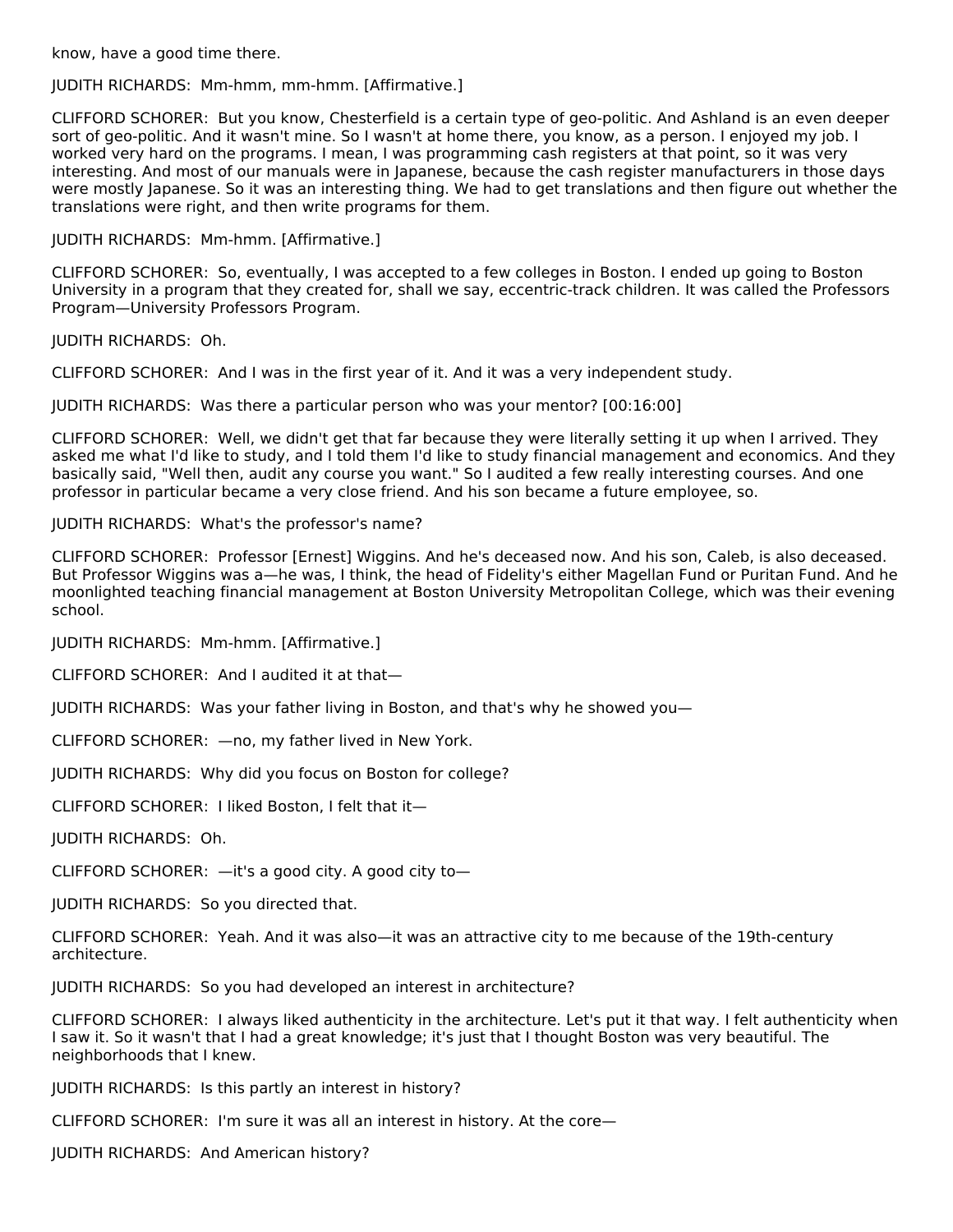know, have a good time there.

JUDITH RICHARDS: Mm-hmm, mm-hmm. [Affirmative.]

CLIFFORD SCHORER: But you know, Chesterfield is a certain type of geo-politic. And Ashland is an even deeper sort of geo-politic. And it wasn't mine. So I wasn't at home there, you know, as a person. I enjoyed my job. I worked very hard on the programs. I mean, I was programming cash registers at that point, so it was very interesting. And most of our manuals were in Japanese, because the cash register manufacturers in those days were mostly Japanese. So it was an interesting thing. We had to get translations and then figure out whether the translations were right, and then write programs for them.

JUDITH RICHARDS: Mm-hmm. [Affirmative.]

CLIFFORD SCHORER: So, eventually, I was accepted to a few colleges in Boston. I ended up going to Boston University in a program that they created for, shall we say, eccentric-track children. It was called the Professors Program—University Professors Program.

JUDITH RICHARDS: Oh.

CLIFFORD SCHORER: And I was in the first year of it. And it was a very independent study.

JUDITH RICHARDS: Was there a particular person who was your mentor? [00:16:00]

CLIFFORD SCHORER: Well, we didn't get that far because they were literally setting it up when I arrived. They asked me what I'd like to study, and I told them I'd like to study financial management and economics. And they basically said, "Well then, audit any course you want." So I audited a few really interesting courses. And one professor in particular became a very close friend. And his son became a future employee, so.

JUDITH RICHARDS: What's the professor's name?

CLIFFORD SCHORER: Professor [Ernest] Wiggins. And he's deceased now. And his son, Caleb, is also deceased. But Professor Wiggins was a—he was, I think, the head of Fidelity's either Magellan Fund or Puritan Fund. And he moonlighted teaching financial management at Boston University Metropolitan College, which was their evening school.

JUDITH RICHARDS: Mm-hmm. [Affirmative.]

CLIFFORD SCHORER: And I audited it at that—

JUDITH RICHARDS: Was your father living in Boston, and that's why he showed you—

CLIFFORD SCHORER: —no, my father lived in New York.

JUDITH RICHARDS: Why did you focus on Boston for college?

CLIFFORD SCHORER: I liked Boston, I felt that it—

JUDITH RICHARDS: Oh.

CLIFFORD SCHORER: —it's a good city. A good city to—

JUDITH RICHARDS: So you directed that.

CLIFFORD SCHORER: Yeah. And it was also—it was an attractive city to me because of the 19th-century architecture.

JUDITH RICHARDS: So you had developed an interest in architecture?

CLIFFORD SCHORER: I always liked authenticity in the architecture. Let's put it that way. I felt authenticity when I saw it. So it wasn't that I had a great knowledge; it's just that I thought Boston was very beautiful. The neighborhoods that I knew.

JUDITH RICHARDS: Is this partly an interest in history?

CLIFFORD SCHORER: I'm sure it was all an interest in history. At the core—

JUDITH RICHARDS: And American history?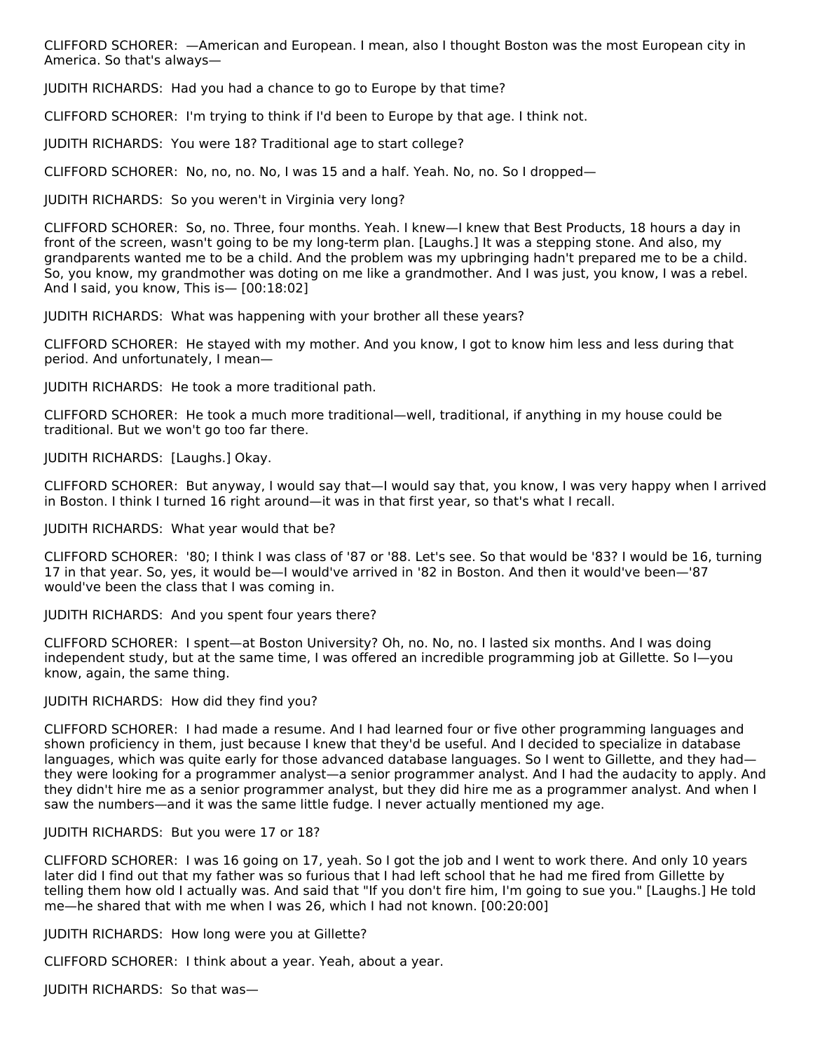CLIFFORD SCHORER: —American and European. I mean, also I thought Boston was the most European city in America. So that's always—

JUDITH RICHARDS: Had you had a chance to go to Europe by that time?

CLIFFORD SCHORER: I'm trying to think if I'd been to Europe by that age. I think not.

JUDITH RICHARDS: You were 18? Traditional age to start college?

CLIFFORD SCHORER: No, no, no. No, I was 15 and a half. Yeah. No, no. So I dropped—

JUDITH RICHARDS: So you weren't in Virginia very long?

CLIFFORD SCHORER: So, no. Three, four months. Yeah. I knew—I knew that Best Products, 18 hours a day in front of the screen, wasn't going to be my long-term plan. [Laughs.] It was a stepping stone. And also, my grandparents wanted me to be a child. And the problem was my upbringing hadn't prepared me to be a child. So, you know, my grandmother was doting on me like a grandmother. And I was just, you know, I was a rebel. And I said, you know, This is— [00:18:02]

JUDITH RICHARDS: What was happening with your brother all these years?

CLIFFORD SCHORER: He stayed with my mother. And you know, I got to know him less and less during that period. And unfortunately, I mean—

JUDITH RICHARDS: He took a more traditional path.

CLIFFORD SCHORER: He took a much more traditional—well, traditional, if anything in my house could be traditional. But we won't go too far there.

JUDITH RICHARDS: [Laughs.] Okay.

CLIFFORD SCHORER: But anyway, I would say that—I would say that, you know, I was very happy when I arrived in Boston. I think I turned 16 right around—it was in that first year, so that's what I recall.

JUDITH RICHARDS: What year would that be?

CLIFFORD SCHORER: '80; I think I was class of '87 or '88. Let's see. So that would be '83? I would be 16, turning 17 in that year. So, yes, it would be—I would've arrived in '82 in Boston. And then it would've been—'87 would've been the class that I was coming in.

JUDITH RICHARDS: And you spent four years there?

CLIFFORD SCHORER: I spent—at Boston University? Oh, no. No, no. I lasted six months. And I was doing independent study, but at the same time, I was offered an incredible programming job at Gillette. So I—you know, again, the same thing.

JUDITH RICHARDS: How did they find you?

CLIFFORD SCHORER: I had made a resume. And I had learned four or five other programming languages and shown proficiency in them, just because I knew that they'd be useful. And I decided to specialize in database languages, which was quite early for those advanced database languages. So I went to Gillette, and they had—they were looking for a programmer analyst—a senior programmer analyst. And I had the audacity to apply. And they didn't hire me as a senior programmer analyst, but they did hire me as a programmer analyst. And when I saw the numbers—and it was the same little fudge. I never actually mentioned my age.

JUDITH RICHARDS: But you were 17 or 18?

CLIFFORD SCHORER: I was 16 going on 17, yeah. So I got the job and I went to work there. And only 10 years later did I find out that my father was so furious that I had left school that he had me fired from Gillette by telling them how old I actually was. And said that "If you don't fire him, I'm going to sue you." [Laughs.] He told me—he shared that with me when I was 26, which I had not known. [00:20:00]

JUDITH RICHARDS: How long were you at Gillette?

CLIFFORD SCHORER: I think about a year. Yeah, about a year.

JUDITH RICHARDS: So that was—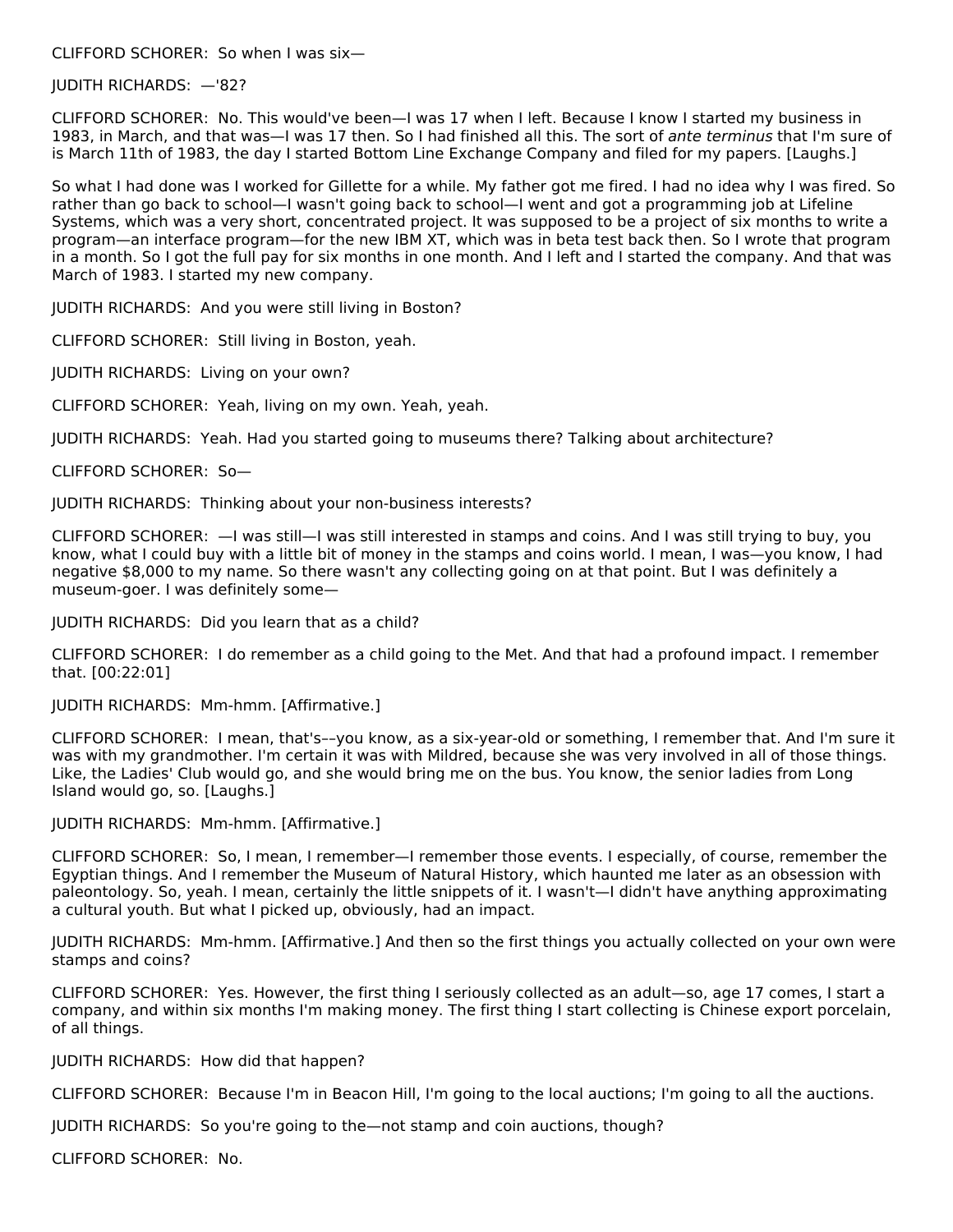CLIFFORD SCHORER: So when I was six—

JUDITH RICHARDS: —'82?

CLIFFORD SCHORER: No. This would've been—I was 17 when I left. Because I know I started my business in 1983, in March, and that was—I was 17 then. So I had finished all this. The sort of *ante terminus* that I'm sure of is March 11th of 1983, the day I started Bottom Line Exchange Company and filed for my papers. [Laughs.]

So what I had done was I worked for Gillette for a while. My father got me fired. I had no idea why I was fired. So rather than go back to school—I wasn't going back to school—I went and got a programming job at Lifeline Systems, which was a very short, concentrated project. It was supposed to be a project of six months to write a program—an interface program—for the new IBM XT, which was in beta test back then. So I wrote that program in a month. So I got the full pay for six months in one month. And I left and I started the company. And that was March of 1983. I started my new company.

JUDITH RICHARDS: And you were still living in Boston?

CLIFFORD SCHORER: Still living in Boston, yeah.

JUDITH RICHARDS: Living on your own?

CLIFFORD SCHORER: Yeah, living on my own. Yeah, yeah.

JUDITH RICHARDS: Yeah. Had you started going to museums there? Talking about architecture?

CLIFFORD SCHORER: So—

JUDITH RICHARDS: Thinking about your non-business interests?

CLIFFORD SCHORER: —I was still—I was still interested in stamps and coins. And I was still trying to buy, you know, what I could buy with a little bit of money in the stamps and coins world. I mean, I was—you know, I had negative $8,000 to my name. So there wasn't any collecting going on at that point. But I was definitely a museum-goer. I was definitely some—

JUDITH RICHARDS: Did you learn that as a child?

CLIFFORD SCHORER: I do remember as a child going to the Met. And that had a profound impact. I remember that. [00:22:01]

JUDITH RICHARDS: Mm-hmm. [Affirmative.]

CLIFFORD SCHORER: I mean, that's––you know, as a six-year-old or something, I remember that. And I'm sure it was with my grandmother. I'm certain it was with Mildred, because she was very involved in all of those things. Like, the Ladies' Club would go, and she would bring me on the bus. You know, the senior ladies from Long Island would go, so. [Laughs.]

JUDITH RICHARDS: Mm-hmm. [Affirmative.]

CLIFFORD SCHORER: So, I mean, I remember—I remember those events. I especially, of course, remember the Egyptian things. And I remember the Museum of Natural History, which haunted me later as an obsession with paleontology. So, yeah. I mean, certainly the little snippets of it. I wasn't—I didn't have anything approximating a cultural youth. But what I picked up, obviously, had an impact.

JUDITH RICHARDS: Mm-hmm. [Affirmative.] And then so the first things you actually collected on your own were stamps and coins?

CLIFFORD SCHORER: Yes. However, the first thing I seriously collected as an adult—so, age 17 comes, I start a company, and within six months I'm making money. The first thing I start collecting is Chinese export porcelain, of all things.

JUDITH RICHARDS: How did that happen?

CLIFFORD SCHORER: Because I'm in Beacon Hill, I'm going to the local auctions; I'm going to all the auctions.

JUDITH RICHARDS: So you're going to the—not stamp and coin auctions, though?

CLIFFORD SCHORER: No.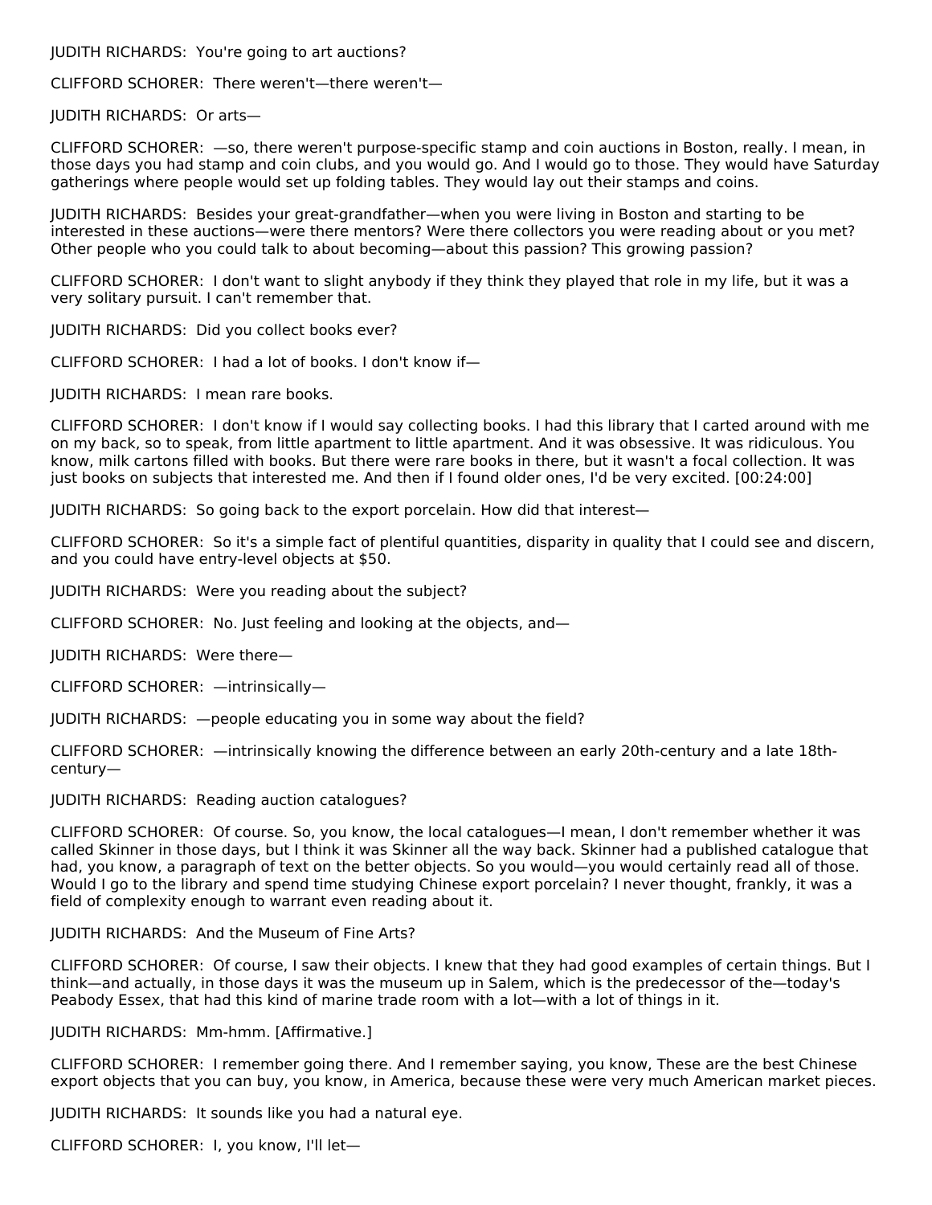JUDITH RICHARDS: You're going to art auctions?

CLIFFORD SCHORER: There weren't—there weren't—

JUDITH RICHARDS: Or arts—

CLIFFORD SCHORER: —so, there weren't purpose-specific stamp and coin auctions in Boston, really. I mean, in those days you had stamp and coin clubs, and you would go. And I would go to those. They would have Saturday gatherings where people would set up folding tables. They would lay out their stamps and coins.

JUDITH RICHARDS: Besides your great-grandfather—when you were living in Boston and starting to be interested in these auctions—were there mentors? Were there collectors you were reading about or you met? Other people who you could talk to about becoming—about this passion? This growing passion?

CLIFFORD SCHORER: I don't want to slight anybody if they think they played that role in my life, but it was a very solitary pursuit. I can't remember that.

JUDITH RICHARDS: Did you collect books ever?

CLIFFORD SCHORER: I had a lot of books. I don't know if—

JUDITH RICHARDS: I mean rare books.

CLIFFORD SCHORER: I don't know if I would say collecting books. I had this library that I carted around with me on my back, so to speak, from little apartment to little apartment. And it was obsessive. It was ridiculous. You know, milk cartons filled with books. But there were rare books in there, but it wasn't a focal collection. It was just books on subjects that interested me. And then if I found older ones, I'd be very excited. [00:24:00]

JUDITH RICHARDS: So going back to the export porcelain. How did that interest—

CLIFFORD SCHORER: So it's a simple fact of plentiful quantities, disparity in quality that I could see and discern, and you could have entry-level objects at $50.

JUDITH RICHARDS: Were you reading about the subject?

CLIFFORD SCHORER: No. Just feeling and looking at the objects, and—

JUDITH RICHARDS: Were there—

CLIFFORD SCHORER: —intrinsically—

JUDITH RICHARDS: —people educating you in some way about the field?

CLIFFORD SCHORER: —intrinsically knowing the difference between an early 20th-century and a late 18th-century—

JUDITH RICHARDS: Reading auction catalogues?

CLIFFORD SCHORER: Of course. So, you know, the local catalogues—I mean, I don't remember whether it was called Skinner in those days, but I think it was Skinner all the way back. Skinner had a published catalogue that had, you know, a paragraph of text on the better objects. So you would—you would certainly read all of those. Would I go to the library and spend time studying Chinese export porcelain? I never thought, frankly, it was a field of complexity enough to warrant even reading about it.

JUDITH RICHARDS: And the Museum of Fine Arts?

CLIFFORD SCHORER: Of course, I saw their objects. I knew that they had good examples of certain things. But I think—and actually, in those days it was the museum up in Salem, which is the predecessor of the—today's Peabody Essex, that had this kind of marine trade room with a lot—with a lot of things in it.

JUDITH RICHARDS: Mm-hmm. [Affirmative.]

CLIFFORD SCHORER: I remember going there. And I remember saying, you know, These are the best Chinese export objects that you can buy, you know, in America, because these were very much American market pieces.

JUDITH RICHARDS: It sounds like you had a natural eye.

CLIFFORD SCHORER: I, you know, I'll let—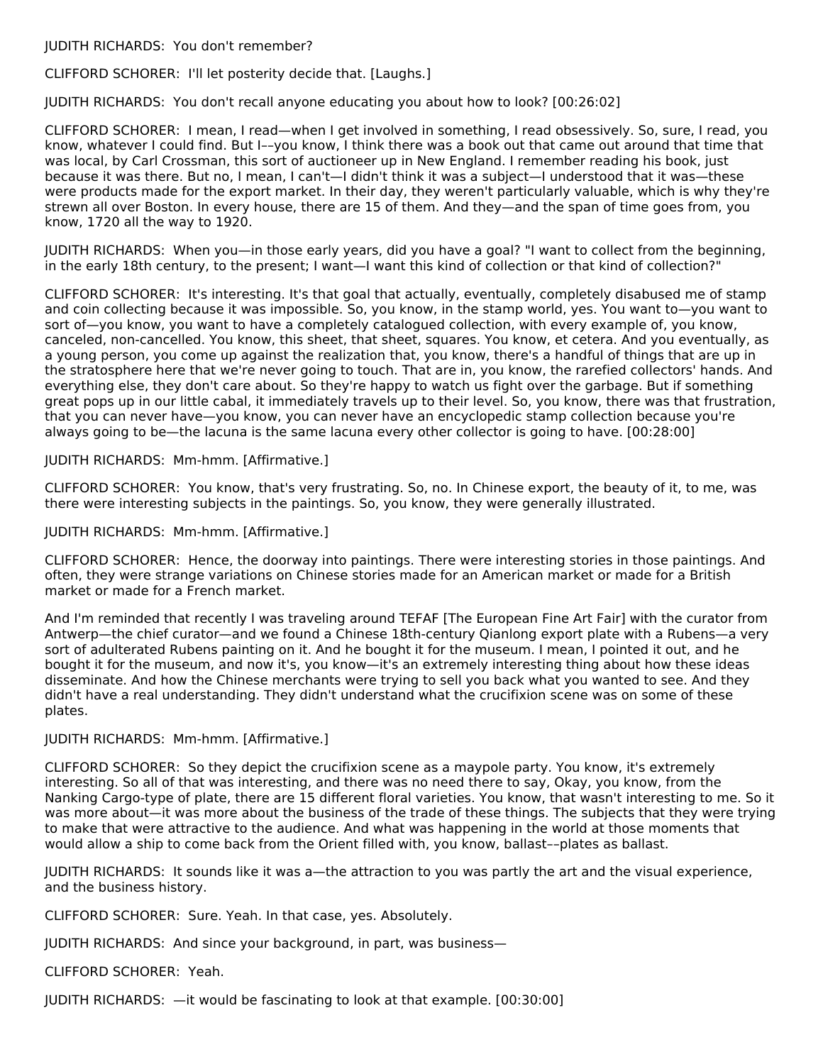JUDITH RICHARDS: You don't remember?

CLIFFORD SCHORER: I'll let posterity decide that. [Laughs.]

JUDITH RICHARDS: You don't recall anyone educating you about how to look? [00:26:02]

CLIFFORD SCHORER: I mean, I read—when I get involved in something, I read obsessively. So, sure, I read, you know, whatever I could find. But I––you know, I think there was a book out that came out around that time that was local, by Carl Crossman, this sort of auctioneer up in New England. I remember reading his book, just because it was there. But no, I mean, I can't—I didn't think it was a subject—I understood that it was—these were products made for the export market. In their day, they weren't particularly valuable, which is why they're strewn all over Boston. In every house, there are 15 of them. And they—and the span of time goes from, you know, 1720 all the way to 1920.

JUDITH RICHARDS: When you—in those early years, did you have a goal? "I want to collect from the beginning, in the early 18th century, to the present; I want—I want this kind of collection or that kind of collection?"

CLIFFORD SCHORER: It's interesting. It's that goal that actually, eventually, completely disabused me of stamp and coin collecting because it was impossible. So, you know, in the stamp world, yes. You want to—you want to sort of—you know, you want to have a completely catalogued collection, with every example of, you know, canceled, non-cancelled. You know, this sheet, that sheet, squares. You know, et cetera. And you eventually, as a young person, you come up against the realization that, you know, there's a handful of things that are up in the stratosphere here that we're never going to touch. That are in, you know, the rarefied collectors' hands. And everything else, they don't care about. So they're happy to watch us fight over the garbage. But if something great pops up in our little cabal, it immediately travels up to their level. So, you know, there was that frustration, that you can never have—you know, you can never have an encyclopedic stamp collection because you're always going to be—the lacuna is the same lacuna every other collector is going to have. [00:28:00]

JUDITH RICHARDS: Mm-hmm. [Affirmative.]

CLIFFORD SCHORER: You know, that's very frustrating. So, no. In Chinese export, the beauty of it, to me, was there were interesting subjects in the paintings. So, you know, they were generally illustrated.

JUDITH RICHARDS: Mm-hmm. [Affirmative.]

CLIFFORD SCHORER: Hence, the doorway into paintings. There were interesting stories in those paintings. And often, they were strange variations on Chinese stories made for an American market or made for a British market or made for a French market.

And I'm reminded that recently I was traveling around TEFAF [The European Fine Art Fair] with the curator from Antwerp—the chief curator—and we found a Chinese 18th-century Qianlong export plate with a Rubens—a very sort of adulterated Rubens painting on it. And he bought it for the museum. I mean, I pointed it out, and he bought it for the museum, and now it's, you know—it's an extremely interesting thing about how these ideas disseminate. And how the Chinese merchants were trying to sell you back what you wanted to see. And they didn't have a real understanding. They didn't understand what the crucifixion scene was on some of these plates.

JUDITH RICHARDS: Mm-hmm. [Affirmative.]

CLIFFORD SCHORER: So they depict the crucifixion scene as a maypole party. You know, it's extremely interesting. So all of that was interesting, and there was no need there to say, Okay, you know, from the Nanking Cargo-type of plate, there are 15 different floral varieties. You know, that wasn't interesting to me. So it was more about—it was more about the business of the trade of these things. The subjects that they were trying to make that were attractive to the audience. And what was happening in the world at those moments that would allow a ship to come back from the Orient filled with, you know, ballast––plates as ballast.

JUDITH RICHARDS: It sounds like it was a—the attraction to you was partly the art and the visual experience, and the business history.

CLIFFORD SCHORER: Sure. Yeah. In that case, yes. Absolutely.

JUDITH RICHARDS: And since your background, in part, was business—

CLIFFORD SCHORER: Yeah.

JUDITH RICHARDS: —it would be fascinating to look at that example. [00:30:00]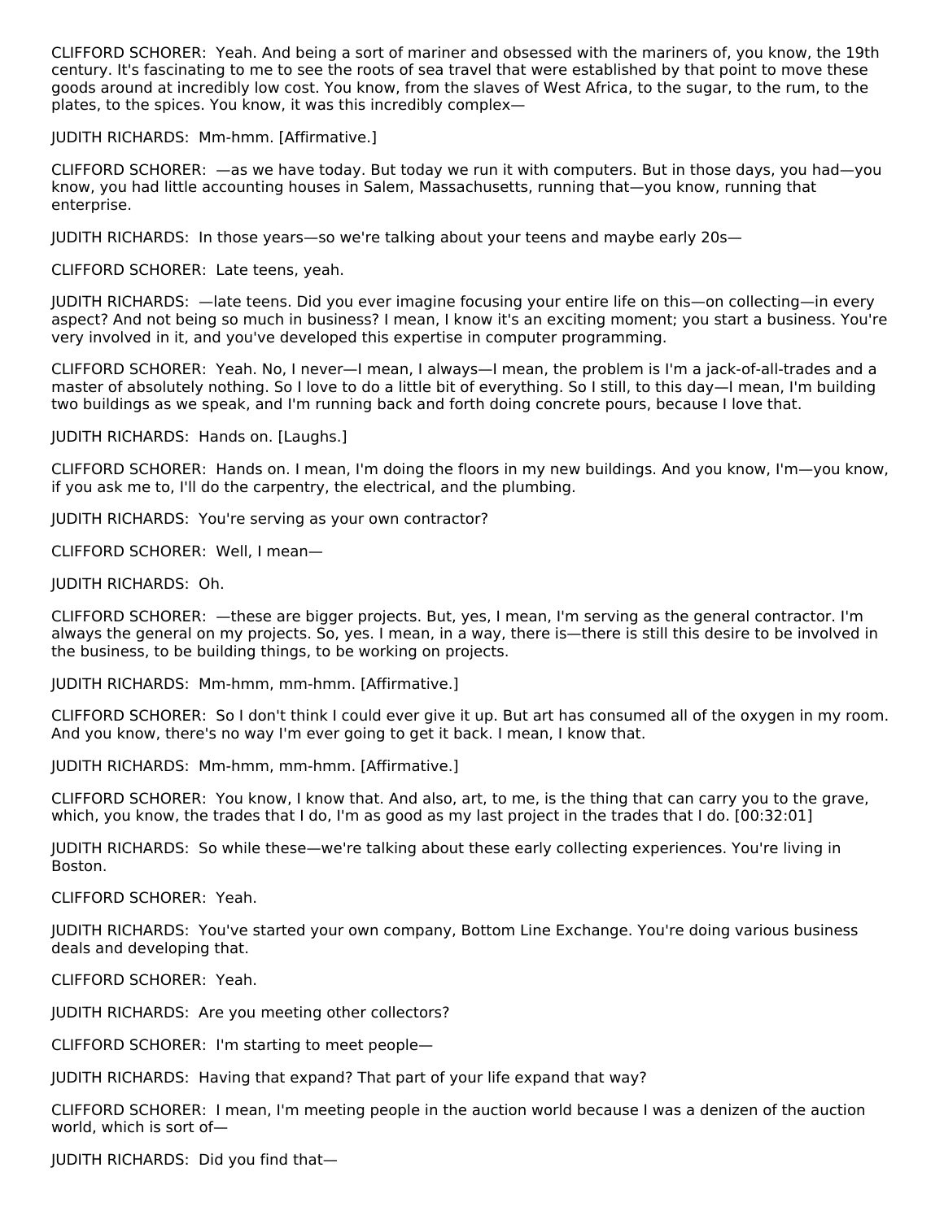CLIFFORD SCHORER: Yeah. And being a sort of mariner and obsessed with the mariners of, you know, the 19th century. It's fascinating to me to see the roots of sea travel that were established by that point to move these goods around at incredibly low cost. You know, from the slaves of West Africa, to the sugar, to the rum, to the plates, to the spices. You know, it was this incredibly complex—

JUDITH RICHARDS: Mm-hmm. [Affirmative.]

CLIFFORD SCHORER: —as we have today. But today we run it with computers. But in those days, you had—you know, you had little accounting houses in Salem, Massachusetts, running that—you know, running that enterprise.

JUDITH RICHARDS: In those years—so we're talking about your teens and maybe early 20s—

CLIFFORD SCHORER: Late teens, yeah.

JUDITH RICHARDS: —late teens. Did you ever imagine focusing your entire life on this—on collecting—in every aspect? And not being so much in business? I mean, I know it's an exciting moment; you start a business. You're very involved in it, and you've developed this expertise in computer programming.

CLIFFORD SCHORER: Yeah. No, I never—I mean, I always—I mean, the problem is I'm a jack-of-all-trades and a master of absolutely nothing. So I love to do a little bit of everything. So I still, to this day—I mean, I'm building two buildings as we speak, and I'm running back and forth doing concrete pours, because I love that.

JUDITH RICHARDS: Hands on. [Laughs.]

CLIFFORD SCHORER: Hands on. I mean, I'm doing the floors in my new buildings. And you know, I'm—you know, if you ask me to, I'll do the carpentry, the electrical, and the plumbing.

JUDITH RICHARDS: You're serving as your own contractor?

CLIFFORD SCHORER: Well, I mean—

JUDITH RICHARDS: Oh.

CLIFFORD SCHORER: —these are bigger projects. But, yes, I mean, I'm serving as the general contractor. I'm always the general on my projects. So, yes. I mean, in a way, there is—there is still this desire to be involved in the business, to be building things, to be working on projects.

JUDITH RICHARDS: Mm-hmm, mm-hmm. [Affirmative.]

CLIFFORD SCHORER: So I don't think I could ever give it up. But art has consumed all of the oxygen in my room. And you know, there's no way I'm ever going to get it back. I mean, I know that.

JUDITH RICHARDS: Mm-hmm, mm-hmm. [Affirmative.]

CLIFFORD SCHORER: You know, I know that. And also, art, to me, is the thing that can carry you to the grave, which, you know, the trades that I do, I'm as good as my last project in the trades that I do. [00:32:01]

JUDITH RICHARDS: So while these—we're talking about these early collecting experiences. You're living in Boston.

CLIFFORD SCHORER: Yeah.

JUDITH RICHARDS: You've started your own company, Bottom Line Exchange. You're doing various business deals and developing that.

CLIFFORD SCHORER: Yeah.

JUDITH RICHARDS: Are you meeting other collectors?

CLIFFORD SCHORER: I'm starting to meet people—

JUDITH RICHARDS: Having that expand? That part of your life expand that way?

CLIFFORD SCHORER: I mean, I'm meeting people in the auction world because I was a denizen of the auction world, which is sort of—

JUDITH RICHARDS: Did you find that—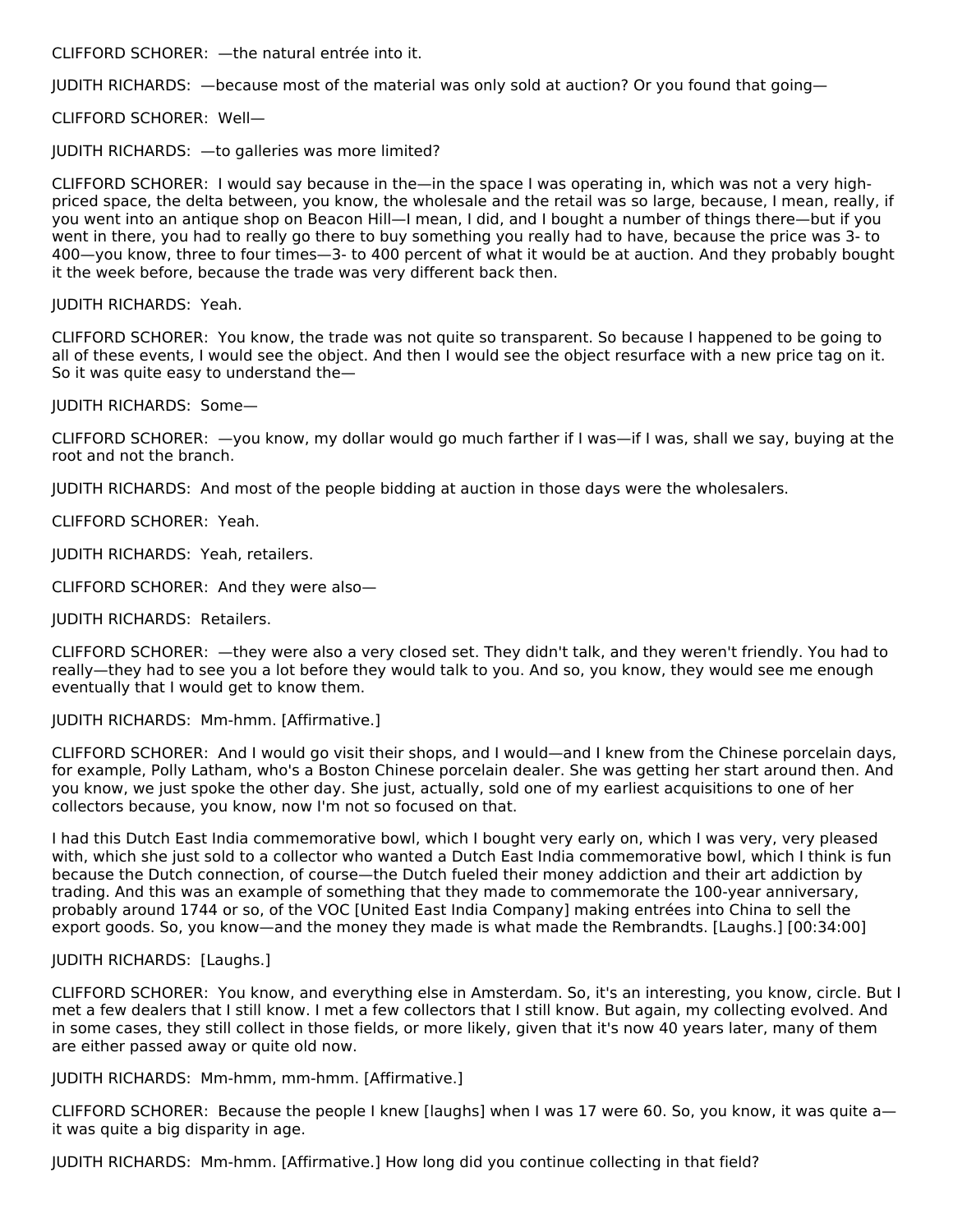CLIFFORD SCHORER: —the natural entrée into it.

JUDITH RICHARDS: —because most of the material was only sold at auction? Or you found that going—

CLIFFORD SCHORER: Well—

JUDITH RICHARDS: —to galleries was more limited?

CLIFFORD SCHORER: I would say because in the—in the space I was operating in, which was not a very high-priced space, the delta between, you know, the wholesale and the retail was so large, because, I mean, really, if you went into an antique shop on Beacon Hill—I mean, I did, and I bought a number of things there—but if you went in there, you had to really go there to buy something you really had to have, because the price was 3- to 400—you know, three to four times—3- to 400 percent of what it would be at auction. And they probably bought it the week before, because the trade was very different back then.

JUDITH RICHARDS: Yeah.

CLIFFORD SCHORER: You know, the trade was not quite so transparent. So because I happened to be going to all of these events, I would see the object. And then I would see the object resurface with a new price tag on it. So it was quite easy to understand the—

JUDITH RICHARDS: Some—

CLIFFORD SCHORER: —you know, my dollar would go much farther if I was—if I was, shall we say, buying at the root and not the branch.

JUDITH RICHARDS: And most of the people bidding at auction in those days were the wholesalers.

CLIFFORD SCHORER: Yeah.

JUDITH RICHARDS: Yeah, retailers.

CLIFFORD SCHORER: And they were also—

JUDITH RICHARDS: Retailers.

CLIFFORD SCHORER: —they were also a very closed set. They didn't talk, and they weren't friendly. You had to really—they had to see you a lot before they would talk to you. And so, you know, they would see me enough eventually that I would get to know them.

JUDITH RICHARDS: Mm-hmm. [Affirmative.]

CLIFFORD SCHORER: And I would go visit their shops, and I would—and I knew from the Chinese porcelain days, for example, Polly Latham, who's a Boston Chinese porcelain dealer. She was getting her start around then. And you know, we just spoke the other day. She just, actually, sold one of my earliest acquisitions to one of her collectors because, you know, now I'm not so focused on that.

I had this Dutch East India commemorative bowl, which I bought very early on, which I was very, very pleased with, which she just sold to a collector who wanted a Dutch East India commemorative bowl, which I think is fun because the Dutch connection, of course—the Dutch fueled their money addiction and their art addiction by trading. And this was an example of something that they made to commemorate the 100-year anniversary, probably around 1744 or so, of the VOC [United East India Company] making entrées into China to sell the export goods. So, you know—and the money they made is what made the Rembrandts. [Laughs.] [00:34:00]

JUDITH RICHARDS: [Laughs.]

CLIFFORD SCHORER: You know, and everything else in Amsterdam. So, it's an interesting, you know, circle. But I met a few dealers that I still know. I met a few collectors that I still know. But again, my collecting evolved. And in some cases, they still collect in those fields, or more likely, given that it's now 40 years later, many of them are either passed away or quite old now.

JUDITH RICHARDS: Mm-hmm, mm-hmm. [Affirmative.]

CLIFFORD SCHORER: Because the people I knew [laughs] when I was 17 were 60. So, you know, it was quite a—it was quite a big disparity in age.

JUDITH RICHARDS: Mm-hmm. [Affirmative.] How long did you continue collecting in that field?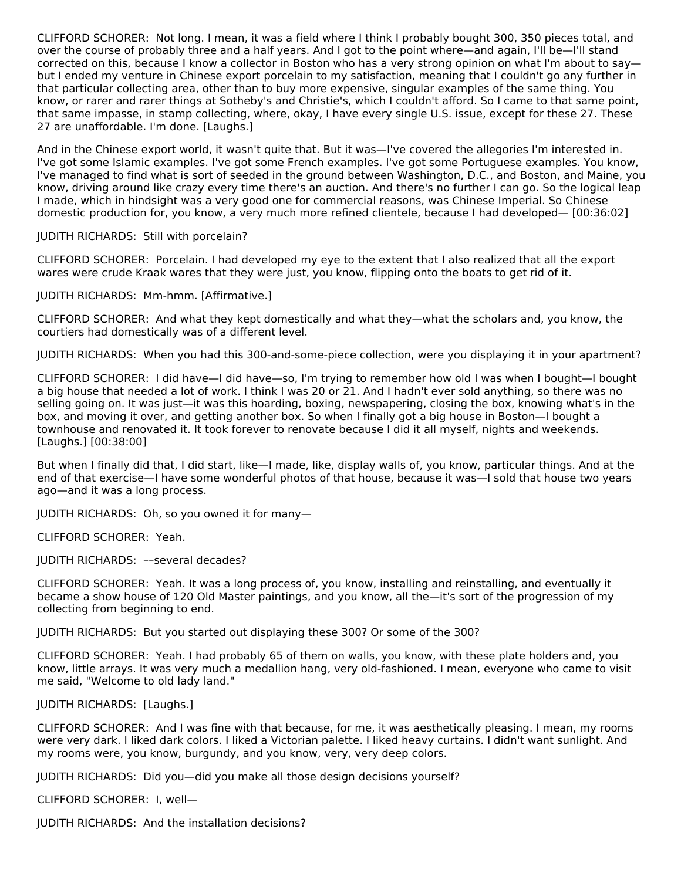CLIFFORD SCHORER: Not long. I mean, it was a field where I think I probably bought 300, 350 pieces total, and over the course of probably three and a half years. And I got to the point where—and again, I'll be—I'll stand corrected on this, because I know a collector in Boston who has a very strong opinion on what I'm about to say—but I ended my venture in Chinese export porcelain to my satisfaction, meaning that I couldn't go any further in that particular collecting area, other than to buy more expensive, singular examples of the same thing. You know, or rarer and rarer things at Sotheby's and Christie's, which I couldn't afford. So I came to that same point, that same impasse, in stamp collecting, where, okay, I have every single U.S. issue, except for these 27. These 27 are unaffordable. I'm done. [Laughs.]

And in the Chinese export world, it wasn't quite that. But it was—I've covered the allegories I'm interested in. I've got some Islamic examples. I've got some French examples. I've got some Portuguese examples. You know, I've managed to find what is sort of seeded in the ground between Washington, D.C., and Boston, and Maine, you know, driving around like crazy every time there's an auction. And there's no further I can go. So the logical leap I made, which in hindsight was a very good one for commercial reasons, was Chinese Imperial. So Chinese domestic production for, you know, a very much more refined clientele, because I had developed— [00:36:02]

JUDITH RICHARDS: Still with porcelain?

CLIFFORD SCHORER: Porcelain. I had developed my eye to the extent that I also realized that all the export wares were crude Kraak wares that they were just, you know, flipping onto the boats to get rid of it.

JUDITH RICHARDS: Mm-hmm. [Affirmative.]

CLIFFORD SCHORER: And what they kept domestically and what they—what the scholars and, you know, the courtiers had domestically was of a different level.

JUDITH RICHARDS: When you had this 300-and-some-piece collection, were you displaying it in your apartment?

CLIFFORD SCHORER: I did have—I did have—so, I'm trying to remember how old I was when I bought—I bought a big house that needed a lot of work. I think I was 20 or 21. And I hadn't ever sold anything, so there was no selling going on. It was just—it was this hoarding, boxing, newspapering, closing the box, knowing what's in the box, and moving it over, and getting another box. So when I finally got a big house in Boston—I bought a townhouse and renovated it. It took forever to renovate because I did it all myself, nights and weekends. [Laughs.] [00:38:00]

But when I finally did that, I did start, like—I made, like, display walls of, you know, particular things. And at the end of that exercise—I have some wonderful photos of that house, because it was—I sold that house two years ago—and it was a long process.

JUDITH RICHARDS: Oh, so you owned it for many—

CLIFFORD SCHORER: Yeah.

JUDITH RICHARDS: ––several decades?

CLIFFORD SCHORER: Yeah. It was a long process of, you know, installing and reinstalling, and eventually it became a show house of 120 Old Master paintings, and you know, all the—it's sort of the progression of my collecting from beginning to end.

JUDITH RICHARDS: But you started out displaying these 300? Or some of the 300?

CLIFFORD SCHORER: Yeah. I had probably 65 of them on walls, you know, with these plate holders and, you know, little arrays. It was very much a medallion hang, very old-fashioned. I mean, everyone who came to visit me said, "Welcome to old lady land."

JUDITH RICHARDS: [Laughs.]

CLIFFORD SCHORER: And I was fine with that because, for me, it was aesthetically pleasing. I mean, my rooms were very dark. I liked dark colors. I liked a Victorian palette. I liked heavy curtains. I didn't want sunlight. And my rooms were, you know, burgundy, and you know, very, very deep colors.

JUDITH RICHARDS: Did you—did you make all those design decisions yourself?

CLIFFORD SCHORER: I, well—

JUDITH RICHARDS: And the installation decisions?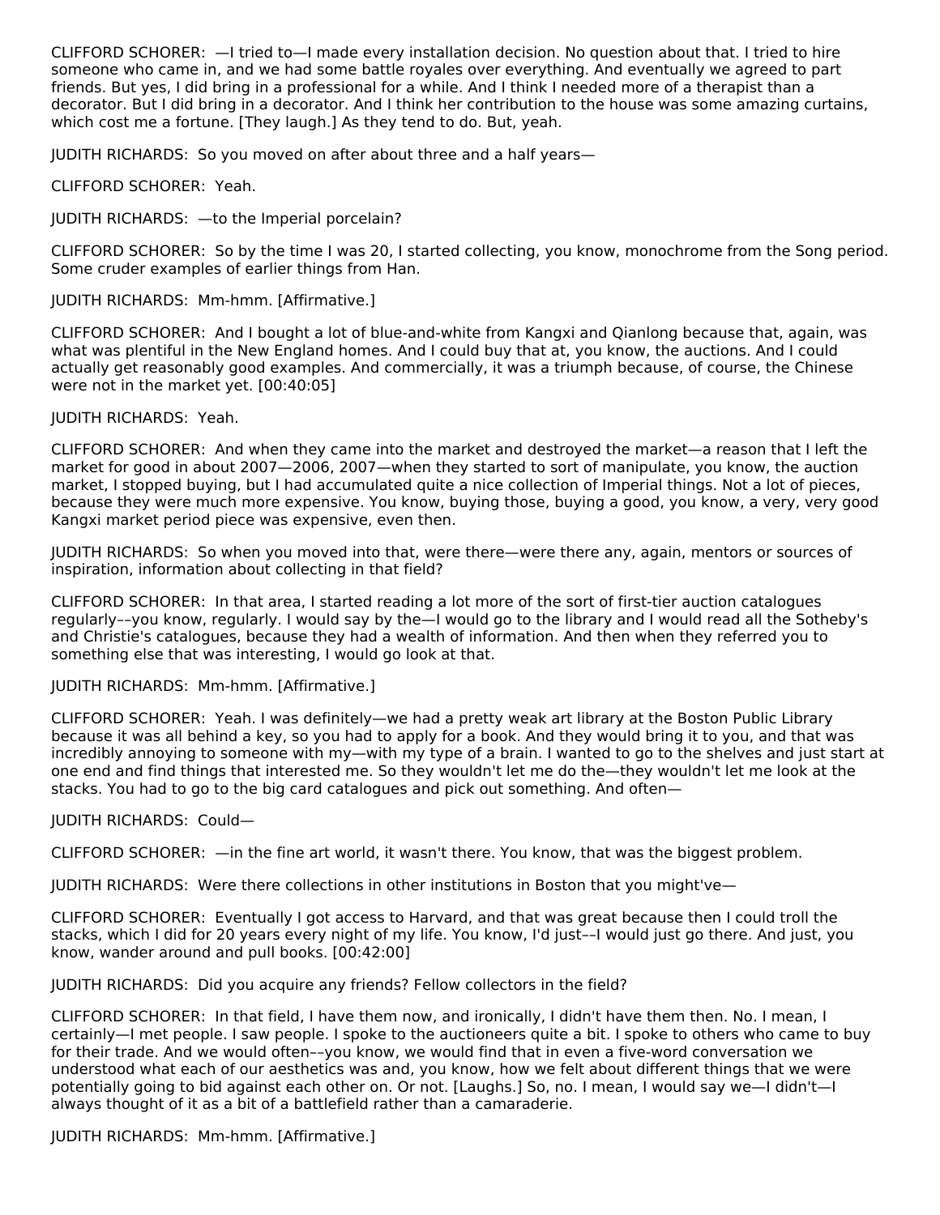CLIFFORD SCHORER: —I tried to—I made every installation decision. No question about that. I tried to hire someone who came in, and we had some battle royales over everything. And eventually we agreed to part friends. But yes, I did bring in a professional for a while. And I think I needed more of a therapist than a decorator. But I did bring in a decorator. And I think her contribution to the house was some amazing curtains, which cost me a fortune. [They laugh.] As they tend to do. But, yeah.

JUDITH RICHARDS: So you moved on after about three and a half years—

CLIFFORD SCHORER: Yeah.

JUDITH RICHARDS: —to the Imperial porcelain?

CLIFFORD SCHORER: So by the time I was 20, I started collecting, you know, monochrome from the Song period. Some cruder examples of earlier things from Han.

JUDITH RICHARDS: Mm-hmm. [Affirmative.]

CLIFFORD SCHORER: And I bought a lot of blue-and-white from Kangxi and Qianlong because that, again, was what was plentiful in the New England homes. And I could buy that at, you know, the auctions. And I could actually get reasonably good examples. And commercially, it was a triumph because, of course, the Chinese were not in the market yet. [00:40:05]

JUDITH RICHARDS: Yeah.

CLIFFORD SCHORER: And when they came into the market and destroyed the market—a reason that I left the market for good in about 2007—2006, 2007—when they started to sort of manipulate, you know, the auction market, I stopped buying, but I had accumulated quite a nice collection of Imperial things. Not a lot of pieces, because they were much more expensive. You know, buying those, buying a good, you know, a very, very good Kangxi market period piece was expensive, even then.

JUDITH RICHARDS: So when you moved into that, were there—were there any, again, mentors or sources of inspiration, information about collecting in that field?

CLIFFORD SCHORER: In that area, I started reading a lot more of the sort of first-tier auction catalogues regularly––you know, regularly. I would say by the—I would go to the library and I would read all the Sotheby's and Christie's catalogues, because they had a wealth of information. And then when they referred you to something else that was interesting, I would go look at that.

JUDITH RICHARDS: Mm-hmm. [Affirmative.]

CLIFFORD SCHORER: Yeah. I was definitely—we had a pretty weak art library at the Boston Public Library because it was all behind a key, so you had to apply for a book. And they would bring it to you, and that was incredibly annoying to someone with my—with my type of a brain. I wanted to go to the shelves and just start at one end and find things that interested me. So they wouldn't let me do the—they wouldn't let me look at the stacks. You had to go to the big card catalogues and pick out something. And often—

JUDITH RICHARDS: Could—

CLIFFORD SCHORER: —in the fine art world, it wasn't there. You know, that was the biggest problem.

JUDITH RICHARDS: Were there collections in other institutions in Boston that you might've—

CLIFFORD SCHORER: Eventually I got access to Harvard, and that was great because then I could troll the stacks, which I did for 20 years every night of my life. You know, I'd just––I would just go there. And just, you know, wander around and pull books. [00:42:00]

JUDITH RICHARDS: Did you acquire any friends? Fellow collectors in the field?

CLIFFORD SCHORER: In that field, I have them now, and ironically, I didn't have them then. No. I mean, I certainly—I met people. I saw people. I spoke to the auctioneers quite a bit. I spoke to others who came to buy for their trade. And we would often––you know, we would find that in even a five-word conversation we understood what each of our aesthetics was and, you know, how we felt about different things that we were potentially going to bid against each other on. Or not. [Laughs.] So, no. I mean, I would say we—I didn't—I always thought of it as a bit of a battlefield rather than a camaraderie.

JUDITH RICHARDS: Mm-hmm. [Affirmative.]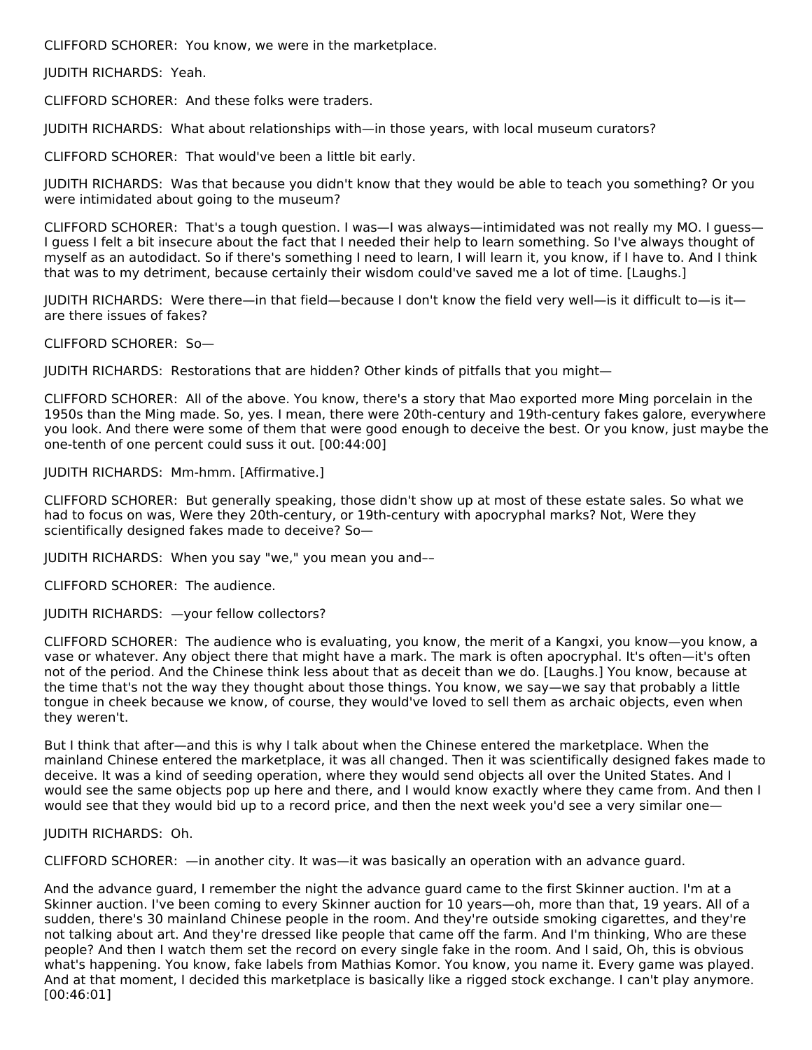CLIFFORD SCHORER: You know, we were in the marketplace.

JUDITH RICHARDS: Yeah.

CLIFFORD SCHORER: And these folks were traders.

JUDITH RICHARDS: What about relationships with—in those years, with local museum curators?

CLIFFORD SCHORER: That would've been a little bit early.

JUDITH RICHARDS: Was that because you didn't know that they would be able to teach you something? Or you were intimidated about going to the museum?

CLIFFORD SCHORER: That's a tough question. I was—I was always—intimidated was not really my MO. I guess—I guess I felt a bit insecure about the fact that I needed their help to learn something. So I've always thought of myself as an autodidact. So if there's something I need to learn, I will learn it, you know, if I have to. And I think that was to my detriment, because certainly their wisdom could've saved me a lot of time. [Laughs.]

JUDITH RICHARDS: Were there—in that field—because I don't know the field very well—is it difficult to—is it—are there issues of fakes?

CLIFFORD SCHORER: So—

JUDITH RICHARDS: Restorations that are hidden? Other kinds of pitfalls that you might—

CLIFFORD SCHORER: All of the above. You know, there's a story that Mao exported more Ming porcelain in the 1950s than the Ming made. So, yes. I mean, there were 20th-century and 19th-century fakes galore, everywhere you look. And there were some of them that were good enough to deceive the best. Or you know, just maybe the one-tenth of one percent could suss it out. [00:44:00]

JUDITH RICHARDS: Mm-hmm. [Affirmative.]

CLIFFORD SCHORER: But generally speaking, those didn't show up at most of these estate sales. So what we had to focus on was, Were they 20th-century, or 19th-century with apocryphal marks? Not, Were they scientifically designed fakes made to deceive? So—

JUDITH RICHARDS: When you say "we," you mean you and––

CLIFFORD SCHORER: The audience.

JUDITH RICHARDS: —your fellow collectors?

CLIFFORD SCHORER: The audience who is evaluating, you know, the merit of a Kangxi, you know—you know, a vase or whatever. Any object there that might have a mark. The mark is often apocryphal. It's often—it's often not of the period. And the Chinese think less about that as deceit than we do. [Laughs.] You know, because at the time that's not the way they thought about those things. You know, we say—we say that probably a little tongue in cheek because we know, of course, they would've loved to sell them as archaic objects, even when they weren't.

But I think that after—and this is why I talk about when the Chinese entered the marketplace. When the mainland Chinese entered the marketplace, it was all changed. Then it was scientifically designed fakes made to deceive. It was a kind of seeding operation, where they would send objects all over the United States. And I would see the same objects pop up here and there, and I would know exactly where they came from. And then I would see that they would bid up to a record price, and then the next week you'd see a very similar one—

JUDITH RICHARDS: Oh.

CLIFFORD SCHORER: —in another city. It was—it was basically an operation with an advance guard.

And the advance guard, I remember the night the advance guard came to the first Skinner auction. I'm at a Skinner auction. I've been coming to every Skinner auction for 10 years—oh, more than that, 19 years. All of a sudden, there's 30 mainland Chinese people in the room. And they're outside smoking cigarettes, and they're not talking about art. And they're dressed like people that came off the farm. And I'm thinking, Who are these people? And then I watch them set the record on every single fake in the room. And I said, Oh, this is obvious what's happening. You know, fake labels from Mathias Komor. You know, you name it. Every game was played. And at that moment, I decided this marketplace is basically like a rigged stock exchange. I can't play anymore. [00:46:01]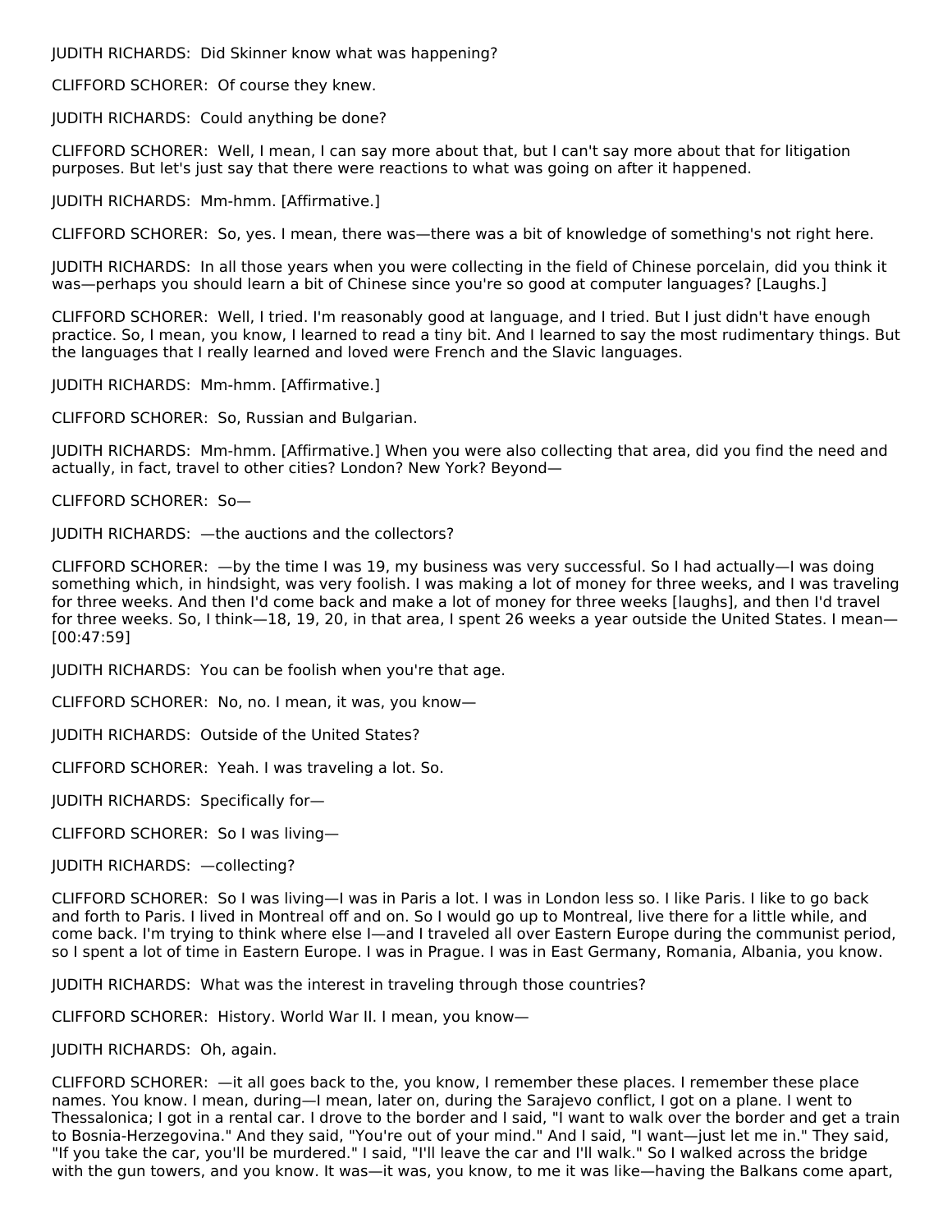JUDITH RICHARDS: Did Skinner know what was happening?

CLIFFORD SCHORER: Of course they knew.

JUDITH RICHARDS: Could anything be done?

CLIFFORD SCHORER: Well, I mean, I can say more about that, but I can't say more about that for litigation purposes. But let's just say that there were reactions to what was going on after it happened.

JUDITH RICHARDS: Mm-hmm. [Affirmative.]

CLIFFORD SCHORER: So, yes. I mean, there was—there was a bit of knowledge of something's not right here.

JUDITH RICHARDS: In all those years when you were collecting in the field of Chinese porcelain, did you think it was—perhaps you should learn a bit of Chinese since you're so good at computer languages? [Laughs.]

CLIFFORD SCHORER: Well, I tried. I'm reasonably good at language, and I tried. But I just didn't have enough practice. So, I mean, you know, I learned to read a tiny bit. And I learned to say the most rudimentary things. But the languages that I really learned and loved were French and the Slavic languages.

JUDITH RICHARDS: Mm-hmm. [Affirmative.]

CLIFFORD SCHORER: So, Russian and Bulgarian.

JUDITH RICHARDS: Mm-hmm. [Affirmative.] When you were also collecting that area, did you find the need and actually, in fact, travel to other cities? London? New York? Beyond—

CLIFFORD SCHORER: So—

JUDITH RICHARDS: —the auctions and the collectors?

CLIFFORD SCHORER: —by the time I was 19, my business was very successful. So I had actually—I was doing something which, in hindsight, was very foolish. I was making a lot of money for three weeks, and I was traveling for three weeks. And then I'd come back and make a lot of money for three weeks [laughs], and then I'd travel for three weeks. So, I think—18, 19, 20, in that area, I spent 26 weeks a year outside the United States. I mean—[00:47:59]

JUDITH RICHARDS: You can be foolish when you're that age.

CLIFFORD SCHORER: No, no. I mean, it was, you know—

JUDITH RICHARDS: Outside of the United States?

CLIFFORD SCHORER: Yeah. I was traveling a lot. So.

JUDITH RICHARDS: Specifically for—

CLIFFORD SCHORER: So I was living—

JUDITH RICHARDS: —collecting?

CLIFFORD SCHORER: So I was living—I was in Paris a lot. I was in London less so. I like Paris. I like to go back and forth to Paris. I lived in Montreal off and on. So I would go up to Montreal, live there for a little while, and come back. I'm trying to think where else I—and I traveled all over Eastern Europe during the communist period, so I spent a lot of time in Eastern Europe. I was in Prague. I was in East Germany, Romania, Albania, you know.

JUDITH RICHARDS: What was the interest in traveling through those countries?

CLIFFORD SCHORER: History. World War II. I mean, you know—

JUDITH RICHARDS: Oh, again.

CLIFFORD SCHORER: —it all goes back to the, you know, I remember these places. I remember these place names. You know. I mean, during—I mean, later on, during the Sarajevo conflict, I got on a plane. I went to Thessalonica; I got in a rental car. I drove to the border and I said, "I want to walk over the border and get a train to Bosnia-Herzegovina." And they said, "You're out of your mind." And I said, "I want—just let me in." They said, "If you take the car, you'll be murdered." I said, "I'll leave the car and I'll walk." So I walked across the bridge with the gun towers, and you know. It was—it was, you know, to me it was like—having the Balkans come apart,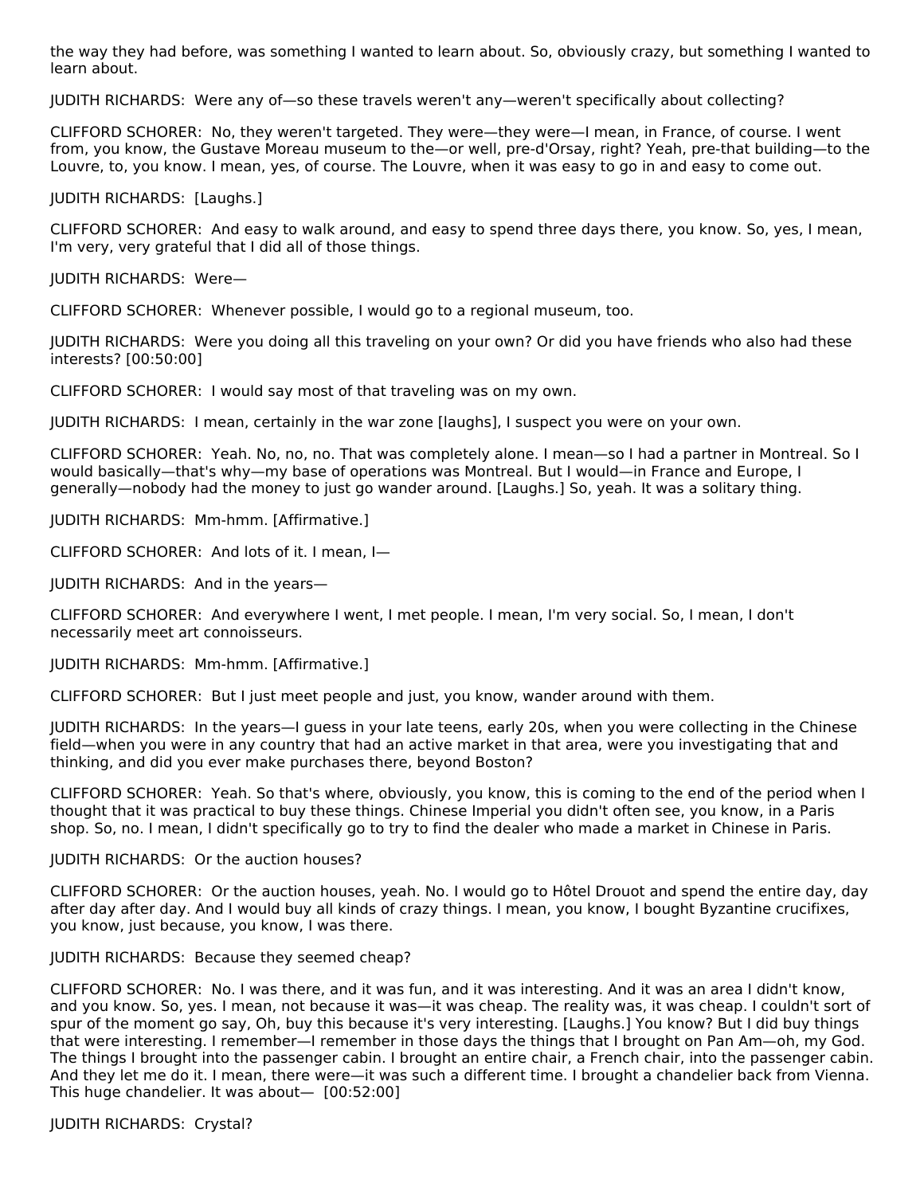the way they had before, was something I wanted to learn about. So, obviously crazy, but something I wanted to learn about.

JUDITH RICHARDS: Were any of—so these travels weren't any—weren't specifically about collecting?

CLIFFORD SCHORER: No, they weren't targeted. They were—they were—I mean, in France, of course. I went from, you know, the Gustave Moreau museum to the—or well, pre-d'Orsay, right? Yeah, pre-that building—to the Louvre, to, you know. I mean, yes, of course. The Louvre, when it was easy to go in and easy to come out.

JUDITH RICHARDS: [Laughs.]

CLIFFORD SCHORER: And easy to walk around, and easy to spend three days there, you know. So, yes, I mean, I'm very, very grateful that I did all of those things.

JUDITH RICHARDS: Were—

CLIFFORD SCHORER: Whenever possible, I would go to a regional museum, too.

JUDITH RICHARDS: Were you doing all this traveling on your own? Or did you have friends who also had these interests? [00:50:00]

CLIFFORD SCHORER: I would say most of that traveling was on my own.

JUDITH RICHARDS: I mean, certainly in the war zone [laughs], I suspect you were on your own.

CLIFFORD SCHORER: Yeah. No, no, no. That was completely alone. I mean—so I had a partner in Montreal. So I would basically—that's why—my base of operations was Montreal. But I would—in France and Europe, I generally—nobody had the money to just go wander around. [Laughs.] So, yeah. It was a solitary thing.

JUDITH RICHARDS: Mm-hmm. [Affirmative.]

CLIFFORD SCHORER: And lots of it. I mean, I—

JUDITH RICHARDS: And in the years—

CLIFFORD SCHORER: And everywhere I went, I met people. I mean, I'm very social. So, I mean, I don't necessarily meet art connoisseurs.

JUDITH RICHARDS: Mm-hmm. [Affirmative.]

CLIFFORD SCHORER: But I just meet people and just, you know, wander around with them.

JUDITH RICHARDS: In the years—I guess in your late teens, early 20s, when you were collecting in the Chinese field—when you were in any country that had an active market in that area, were you investigating that and thinking, and did you ever make purchases there, beyond Boston?

CLIFFORD SCHORER: Yeah. So that's where, obviously, you know, this is coming to the end of the period when I thought that it was practical to buy these things. Chinese Imperial you didn't often see, you know, in a Paris shop. So, no. I mean, I didn't specifically go to try to find the dealer who made a market in Chinese in Paris.

JUDITH RICHARDS: Or the auction houses?

CLIFFORD SCHORER: Or the auction houses, yeah. No. I would go to Hôtel Drouot and spend the entire day, day after day after day. And I would buy all kinds of crazy things. I mean, you know, I bought Byzantine crucifixes, you know, just because, you know, I was there.

JUDITH RICHARDS: Because they seemed cheap?

CLIFFORD SCHORER: No. I was there, and it was fun, and it was interesting. And it was an area I didn't know, and you know. So, yes. I mean, not because it was—it was cheap. The reality was, it was cheap. I couldn't sort of spur of the moment go say, Oh, buy this because it's very interesting. [Laughs.] You know? But I did buy things that were interesting. I remember—I remember in those days the things that I brought on Pan Am—oh, my God. The things I brought into the passenger cabin. I brought an entire chair, a French chair, into the passenger cabin. And they let me do it. I mean, there were—it was such a different time. I brought a chandelier back from Vienna. This huge chandelier. It was about— [00:52:00]

JUDITH RICHARDS: Crystal?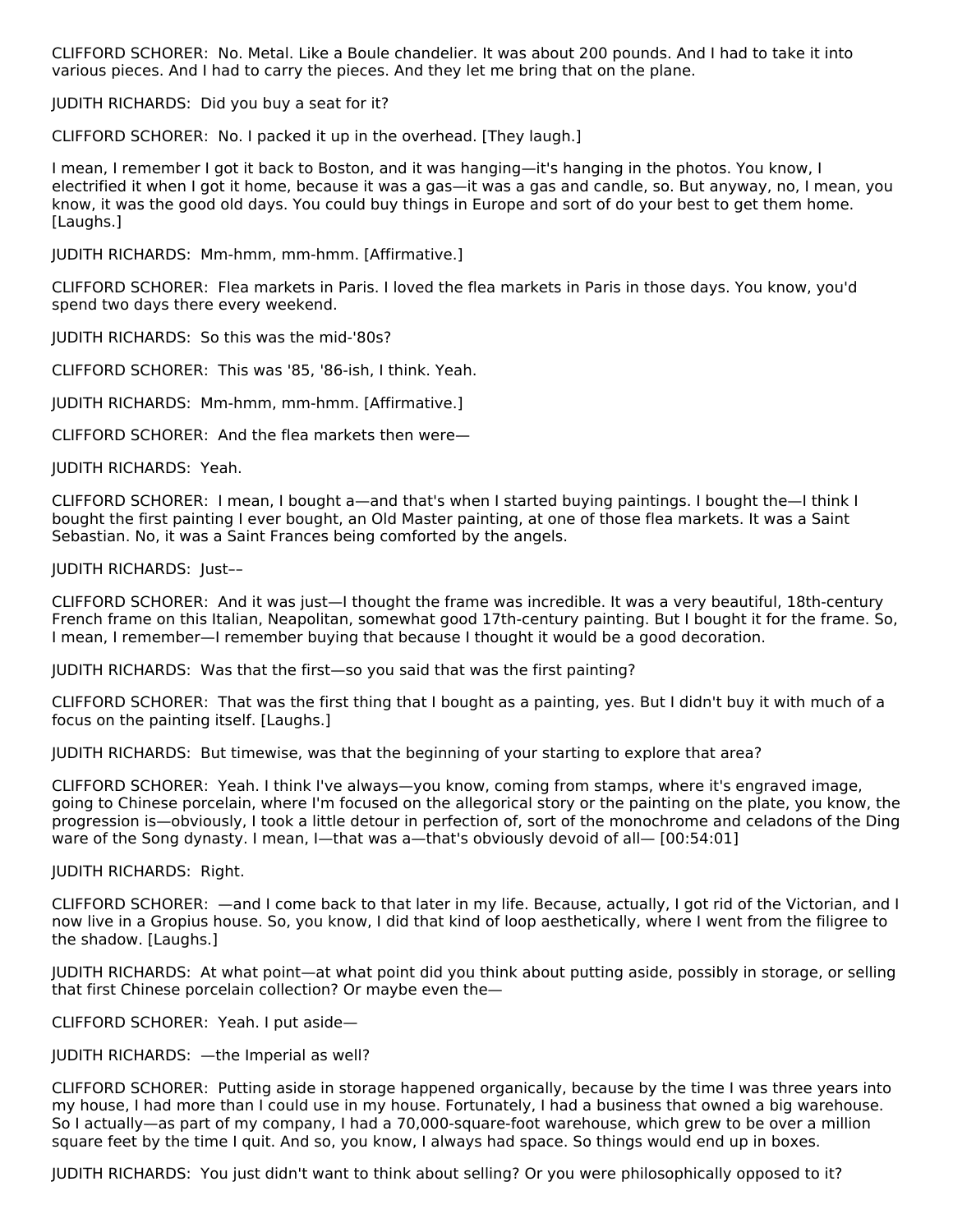CLIFFORD SCHORER: No. Metal. Like a Boule chandelier. It was about 200 pounds. And I had to take it into various pieces. And I had to carry the pieces. And they let me bring that on the plane.

JUDITH RICHARDS: Did you buy a seat for it?

CLIFFORD SCHORER: No. I packed it up in the overhead. [They laugh.]

I mean, I remember I got it back to Boston, and it was hanging—it's hanging in the photos. You know, I electrified it when I got it home, because it was a gas—it was a gas and candle, so. But anyway, no, I mean, you know, it was the good old days. You could buy things in Europe and sort of do your best to get them home. [Laughs.]

JUDITH RICHARDS: Mm-hmm, mm-hmm. [Affirmative.]

CLIFFORD SCHORER: Flea markets in Paris. I loved the flea markets in Paris in those days. You know, you'd spend two days there every weekend.

JUDITH RICHARDS: So this was the mid-'80s?

CLIFFORD SCHORER: This was '85, '86-ish, I think. Yeah.

JUDITH RICHARDS: Mm-hmm, mm-hmm. [Affirmative.]

CLIFFORD SCHORER: And the flea markets then were—

JUDITH RICHARDS: Yeah.

CLIFFORD SCHORER: I mean, I bought a—and that's when I started buying paintings. I bought the—I think I bought the first painting I ever bought, an Old Master painting, at one of those flea markets. It was a Saint Sebastian. No, it was a Saint Frances being comforted by the angels.

JUDITH RICHARDS: Just––

CLIFFORD SCHORER: And it was just—I thought the frame was incredible. It was a very beautiful, 18th-century French frame on this Italian, Neapolitan, somewhat good 17th-century painting. But I bought it for the frame. So, I mean, I remember—I remember buying that because I thought it would be a good decoration.

JUDITH RICHARDS: Was that the first—so you said that was the first painting?

CLIFFORD SCHORER: That was the first thing that I bought as a painting, yes. But I didn't buy it with much of a focus on the painting itself. [Laughs.]

JUDITH RICHARDS: But timewise, was that the beginning of your starting to explore that area?

CLIFFORD SCHORER: Yeah. I think I've always—you know, coming from stamps, where it's engraved image, going to Chinese porcelain, where I'm focused on the allegorical story or the painting on the plate, you know, the progression is—obviously, I took a little detour in perfection of, sort of the monochrome and celadons of the Ding ware of the Song dynasty. I mean, I—that was a—that's obviously devoid of all— [00:54:01]

JUDITH RICHARDS: Right.

CLIFFORD SCHORER: —and I come back to that later in my life. Because, actually, I got rid of the Victorian, and I now live in a Gropius house. So, you know, I did that kind of loop aesthetically, where I went from the filigree to the shadow. [Laughs.]

JUDITH RICHARDS: At what point—at what point did you think about putting aside, possibly in storage, or selling that first Chinese porcelain collection? Or maybe even the—

CLIFFORD SCHORER: Yeah. I put aside—

JUDITH RICHARDS: —the Imperial as well?

CLIFFORD SCHORER: Putting aside in storage happened organically, because by the time I was three years into my house, I had more than I could use in my house. Fortunately, I had a business that owned a big warehouse. So I actually—as part of my company, I had a 70,000-square-foot warehouse, which grew to be over a million square feet by the time I quit. And so, you know, I always had space. So things would end up in boxes.

JUDITH RICHARDS: You just didn't want to think about selling? Or you were philosophically opposed to it?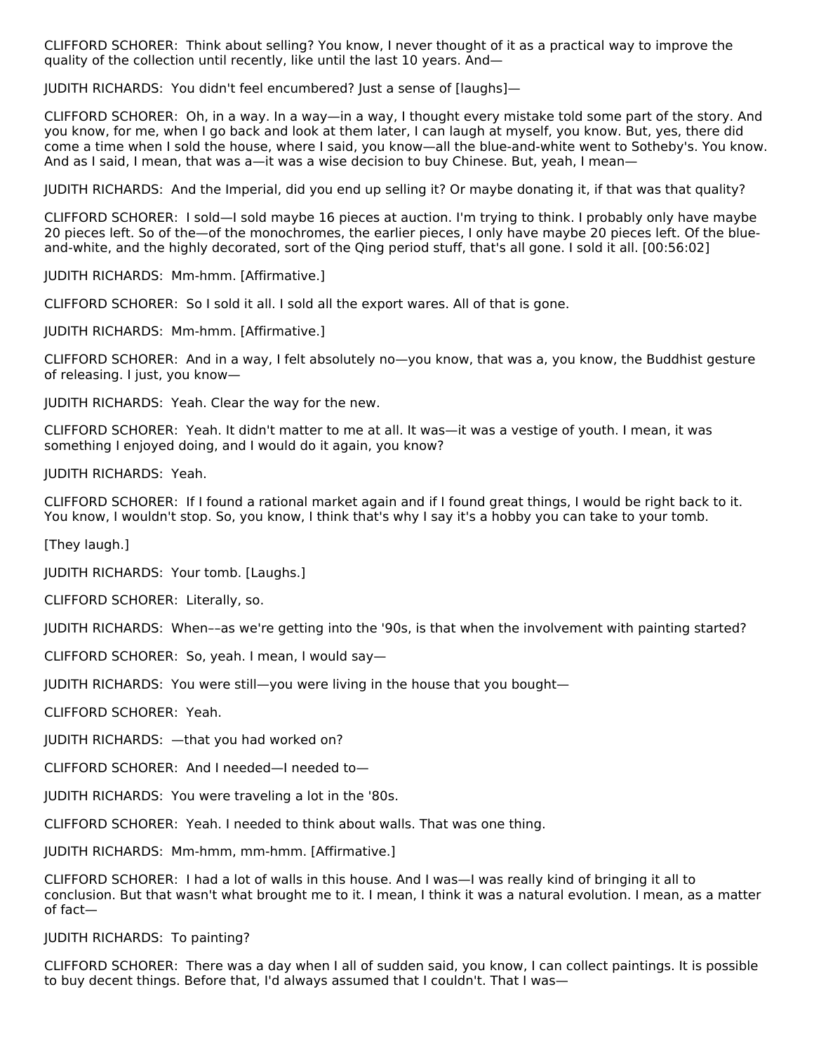CLIFFORD SCHORER: Think about selling? You know, I never thought of it as a practical way to improve the quality of the collection until recently, like until the last 10 years. And—

JUDITH RICHARDS: You didn't feel encumbered? Just a sense of [laughs]—

CLIFFORD SCHORER: Oh, in a way. In a way—in a way, I thought every mistake told some part of the story. And you know, for me, when I go back and look at them later, I can laugh at myself, you know. But, yes, there did come a time when I sold the house, where I said, you know—all the blue-and-white went to Sotheby's. You know. And as I said, I mean, that was a—it was a wise decision to buy Chinese. But, yeah, I mean—

JUDITH RICHARDS: And the Imperial, did you end up selling it? Or maybe donating it, if that was that quality?

CLIFFORD SCHORER: I sold—I sold maybe 16 pieces at auction. I'm trying to think. I probably only have maybe 20 pieces left. So of the—of the monochromes, the earlier pieces, I only have maybe 20 pieces left. Of the blue-and-white, and the highly decorated, sort of the Qing period stuff, that's all gone. I sold it all. [00:56:02]

JUDITH RICHARDS: Mm-hmm. [Affirmative.]

CLIFFORD SCHORER: So I sold it all. I sold all the export wares. All of that is gone.

JUDITH RICHARDS: Mm-hmm. [Affirmative.]

CLIFFORD SCHORER: And in a way, I felt absolutely no—you know, that was a, you know, the Buddhist gesture of releasing. I just, you know—

JUDITH RICHARDS: Yeah. Clear the way for the new.

CLIFFORD SCHORER: Yeah. It didn't matter to me at all. It was—it was a vestige of youth. I mean, it was something I enjoyed doing, and I would do it again, you know?

JUDITH RICHARDS: Yeah.

CLIFFORD SCHORER: If I found a rational market again and if I found great things, I would be right back to it. You know, I wouldn't stop. So, you know, I think that's why I say it's a hobby you can take to your tomb.

[They laugh.]

JUDITH RICHARDS: Your tomb. [Laughs.]

CLIFFORD SCHORER: Literally, so.

JUDITH RICHARDS: When––as we're getting into the '90s, is that when the involvement with painting started?

CLIFFORD SCHORER: So, yeah. I mean, I would say—

JUDITH RICHARDS: You were still—you were living in the house that you bought—

CLIFFORD SCHORER: Yeah.

JUDITH RICHARDS: —that you had worked on?

CLIFFORD SCHORER: And I needed—I needed to—

JUDITH RICHARDS: You were traveling a lot in the '80s.

CLIFFORD SCHORER: Yeah. I needed to think about walls. That was one thing.

JUDITH RICHARDS: Mm-hmm, mm-hmm. [Affirmative.]

CLIFFORD SCHORER: I had a lot of walls in this house. And I was—I was really kind of bringing it all to conclusion. But that wasn't what brought me to it. I mean, I think it was a natural evolution. I mean, as a matter of fact—

JUDITH RICHARDS: To painting?

CLIFFORD SCHORER: There was a day when I all of sudden said, you know, I can collect paintings. It is possible to buy decent things. Before that, I'd always assumed that I couldn't. That I was—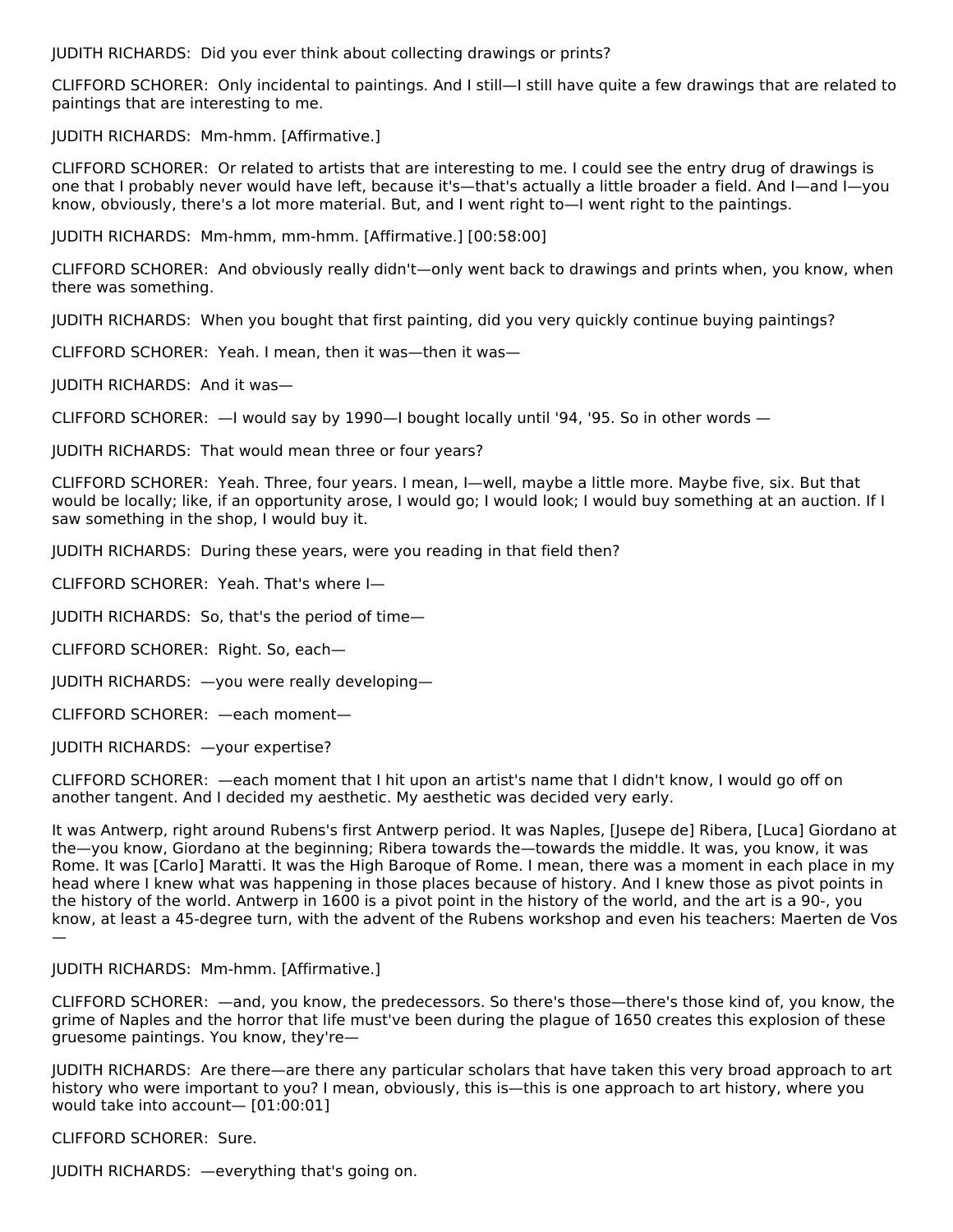JUDITH RICHARDS: Did you ever think about collecting drawings or prints?

CLIFFORD SCHORER: Only incidental to paintings. And I still—I still have quite a few drawings that are related to paintings that are interesting to me.

JUDITH RICHARDS: Mm-hmm. [Affirmative.]

CLIFFORD SCHORER: Or related to artists that are interesting to me. I could see the entry drug of drawings is one that I probably never would have left, because it's—that's actually a little broader a field. And I—and I—you know, obviously, there's a lot more material. But, and I went right to—I went right to the paintings.

JUDITH RICHARDS: Mm-hmm, mm-hmm. [Affirmative.] [00:58:00]

CLIFFORD SCHORER: And obviously really didn't—only went back to drawings and prints when, you know, when there was something.

JUDITH RICHARDS: When you bought that first painting, did you very quickly continue buying paintings?

CLIFFORD SCHORER: Yeah. I mean, then it was—then it was—

JUDITH RICHARDS: And it was—

CLIFFORD SCHORER: —I would say by 1990—I bought locally until '94, '95. So in other words —

JUDITH RICHARDS: That would mean three or four years?

CLIFFORD SCHORER: Yeah. Three, four years. I mean, I—well, maybe a little more. Maybe five, six. But that would be locally; like, if an opportunity arose, I would go; I would look; I would buy something at an auction. If I saw something in the shop, I would buy it.

JUDITH RICHARDS: During these years, were you reading in that field then?

CLIFFORD SCHORER: Yeah. That's where I—

JUDITH RICHARDS: So, that's the period of time—

CLIFFORD SCHORER: Right. So, each—

JUDITH RICHARDS: —you were really developing—

CLIFFORD SCHORER: —each moment—

JUDITH RICHARDS: —your expertise?

CLIFFORD SCHORER: —each moment that I hit upon an artist's name that I didn't know, I would go off on another tangent. And I decided my aesthetic. My aesthetic was decided very early.

It was Antwerp, right around Rubens's first Antwerp period. It was Naples, [Jusepe de] Ribera, [Luca] Giordano at the—you know, Giordano at the beginning; Ribera towards the—towards the middle. It was, you know, it was Rome. It was [Carlo] Maratti. It was the High Baroque of Rome. I mean, there was a moment in each place in my head where I knew what was happening in those places because of history. And I knew those as pivot points in the history of the world. Antwerp in 1600 is a pivot point in the history of the world, and the art is a 90-, you know, at least a 45-degree turn, with the advent of the Rubens workshop and even his teachers: Maerten de Vos —

JUDITH RICHARDS: Mm-hmm. [Affirmative.]

CLIFFORD SCHORER: —and, you know, the predecessors. So there's those—there's those kind of, you know, the grime of Naples and the horror that life must've been during the plague of 1650 creates this explosion of these gruesome paintings. You know, they're—

JUDITH RICHARDS: Are there—are there any particular scholars that have taken this very broad approach to art history who were important to you? I mean, obviously, this is—this is one approach to art history, where you would take into account— [01:00:01]

CLIFFORD SCHORER: Sure.

JUDITH RICHARDS: —everything that's going on.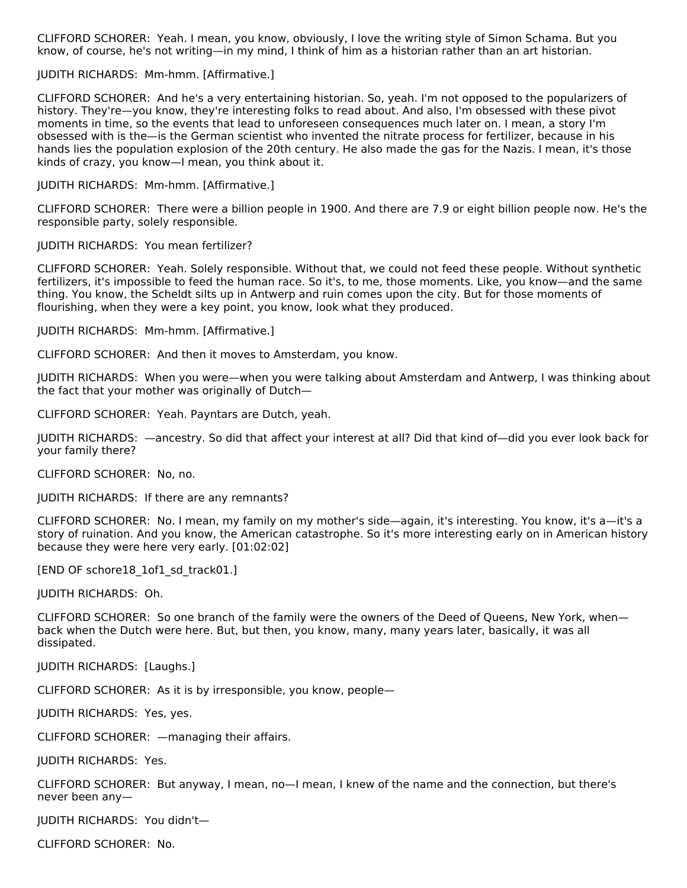CLIFFORD SCHORER: Yeah. I mean, you know, obviously, I love the writing style of Simon Schama. But you know, of course, he's not writing—in my mind, I think of him as a historian rather than an art historian.

JUDITH RICHARDS: Mm-hmm. [Affirmative.]

CLIFFORD SCHORER: And he's a very entertaining historian. So, yeah. I'm not opposed to the popularizers of history. They're—you know, they're interesting folks to read about. And also, I'm obsessed with these pivot moments in time, so the events that lead to unforeseen consequences much later on. I mean, a story I'm obsessed with is the—is the German scientist who invented the nitrate process for fertilizer, because in his hands lies the population explosion of the 20th century. He also made the gas for the Nazis. I mean, it's those kinds of crazy, you know—I mean, you think about it.

JUDITH RICHARDS: Mm-hmm. [Affirmative.]

CLIFFORD SCHORER: There were a billion people in 1900. And there are 7.9 or eight billion people now. He's the responsible party, solely responsible.

JUDITH RICHARDS: You mean fertilizer?

CLIFFORD SCHORER: Yeah. Solely responsible. Without that, we could not feed these people. Without synthetic fertilizers, it's impossible to feed the human race. So it's, to me, those moments. Like, you know—and the same thing. You know, the Scheldt silts up in Antwerp and ruin comes upon the city. But for those moments of flourishing, when they were a key point, you know, look what they produced.

JUDITH RICHARDS: Mm-hmm. [Affirmative.]

CLIFFORD SCHORER: And then it moves to Amsterdam, you know.

JUDITH RICHARDS: When you were—when you were talking about Amsterdam and Antwerp, I was thinking about the fact that your mother was originally of Dutch—

CLIFFORD SCHORER: Yeah. Payntars are Dutch, yeah.

JUDITH RICHARDS: —ancestry. So did that affect your interest at all? Did that kind of—did you ever look back for your family there?

CLIFFORD SCHORER: No, no.

JUDITH RICHARDS: If there are any remnants?

CLIFFORD SCHORER: No. I mean, my family on my mother's side—again, it's interesting. You know, it's a—it's a story of ruination. And you know, the American catastrophe. So it's more interesting early on in American history because they were here very early. [01:02:02]

[END OF schore18_1of1_sd_track01.]

JUDITH RICHARDS: Oh.

CLIFFORD SCHORER: So one branch of the family were the owners of the Deed of Queens, New York, when—back when the Dutch were here. But, but then, you know, many, many years later, basically, it was all dissipated.

JUDITH RICHARDS: [Laughs.]

CLIFFORD SCHORER: As it is by irresponsible, you know, people—

JUDITH RICHARDS: Yes, yes.

CLIFFORD SCHORER: —managing their affairs.

JUDITH RICHARDS: Yes.

CLIFFORD SCHORER: But anyway, I mean, no—I mean, I knew of the name and the connection, but there's never been any—

JUDITH RICHARDS: You didn't—

CLIFFORD SCHORER: No.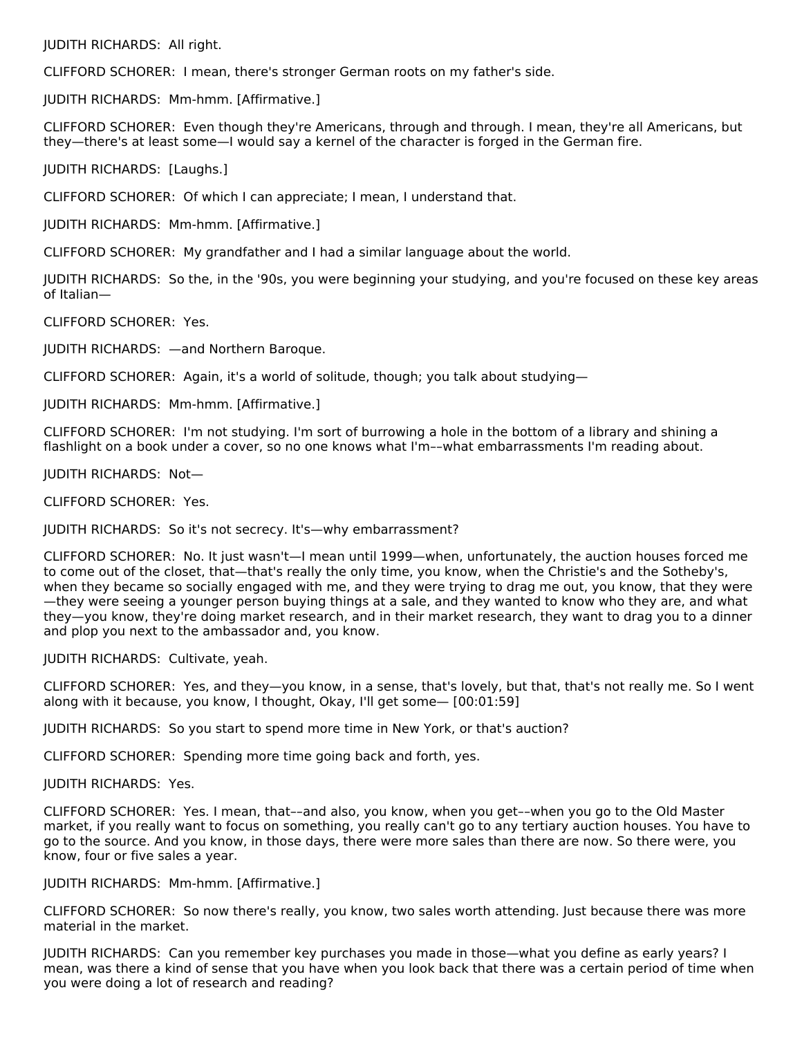JUDITH RICHARDS: All right.

CLIFFORD SCHORER: I mean, there's stronger German roots on my father's side.

JUDITH RICHARDS: Mm-hmm. [Affirmative.]

CLIFFORD SCHORER: Even though they're Americans, through and through. I mean, they're all Americans, but they—there's at least some—I would say a kernel of the character is forged in the German fire.

JUDITH RICHARDS: [Laughs.]

CLIFFORD SCHORER: Of which I can appreciate; I mean, I understand that.

JUDITH RICHARDS: Mm-hmm. [Affirmative.]

CLIFFORD SCHORER: My grandfather and I had a similar language about the world.

JUDITH RICHARDS: So the, in the '90s, you were beginning your studying, and you're focused on these key areas of Italian—

CLIFFORD SCHORER: Yes.

JUDITH RICHARDS: —and Northern Baroque.

CLIFFORD SCHORER: Again, it's a world of solitude, though; you talk about studying—

JUDITH RICHARDS: Mm-hmm. [Affirmative.]

CLIFFORD SCHORER: I'm not studying. I'm sort of burrowing a hole in the bottom of a library and shining a flashlight on a book under a cover, so no one knows what I'm––what embarrassments I'm reading about.

JUDITH RICHARDS: Not—

CLIFFORD SCHORER: Yes.

JUDITH RICHARDS: So it's not secrecy. It's—why embarrassment?

CLIFFORD SCHORER: No. It just wasn't—I mean until 1999—when, unfortunately, the auction houses forced me to come out of the closet, that—that's really the only time, you know, when the Christie's and the Sotheby's, when they became so socially engaged with me, and they were trying to drag me out, you know, that they were—they were seeing a younger person buying things at a sale, and they wanted to know who they are, and what they—you know, they're doing market research, and in their market research, they want to drag you to a dinner and plop you next to the ambassador and, you know.

JUDITH RICHARDS: Cultivate, yeah.

CLIFFORD SCHORER: Yes, and they—you know, in a sense, that's lovely, but that, that's not really me. So I went along with it because, you know, I thought, Okay, I'll get some— [00:01:59]

JUDITH RICHARDS: So you start to spend more time in New York, or that's auction?

CLIFFORD SCHORER: Spending more time going back and forth, yes.

JUDITH RICHARDS: Yes.

CLIFFORD SCHORER: Yes. I mean, that––and also, you know, when you get––when you go to the Old Master market, if you really want to focus on something, you really can't go to any tertiary auction houses. You have to go to the source. And you know, in those days, there were more sales than there are now. So there were, you know, four or five sales a year.

JUDITH RICHARDS: Mm-hmm. [Affirmative.]

CLIFFORD SCHORER: So now there's really, you know, two sales worth attending. Just because there was more material in the market.

JUDITH RICHARDS: Can you remember key purchases you made in those—what you define as early years? I mean, was there a kind of sense that you have when you look back that there was a certain period of time when you were doing a lot of research and reading?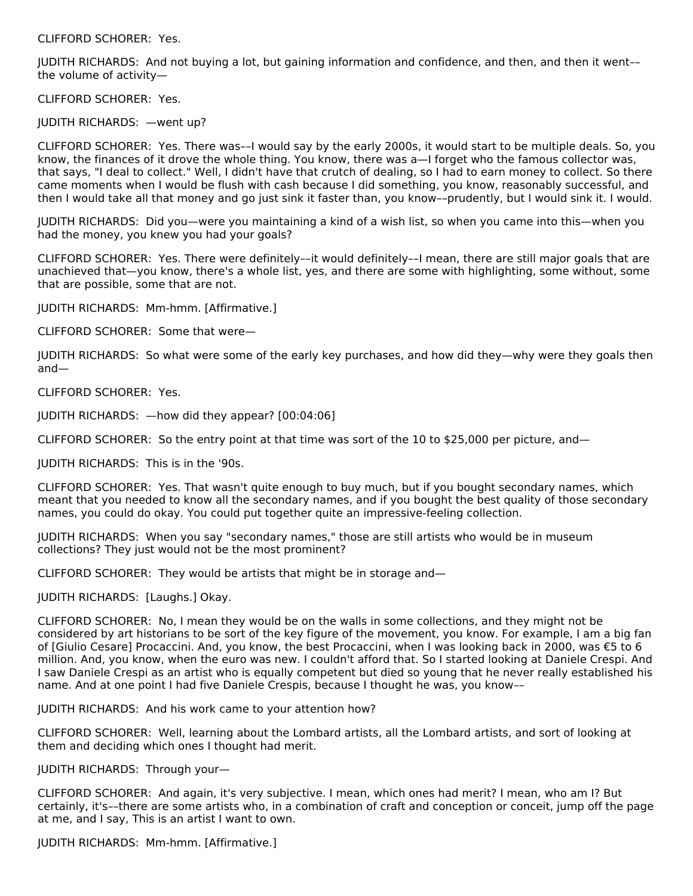CLIFFORD SCHORER: Yes.

JUDITH RICHARDS: And not buying a lot, but gaining information and confidence, and then, and then it went–– the volume of activity—

CLIFFORD SCHORER: Yes.

JUDITH RICHARDS: —went up?

CLIFFORD SCHORER: Yes. There was––I would say by the early 2000s, it would start to be multiple deals. So, you know, the finances of it drove the whole thing. You know, there was a—I forget who the famous collector was, that says, "I deal to collect." Well, I didn't have that crutch of dealing, so I had to earn money to collect. So there came moments when I would be flush with cash because I did something, you know, reasonably successful, and then I would take all that money and go just sink it faster than, you know––prudently, but I would sink it. I would.

JUDITH RICHARDS: Did you—were you maintaining a kind of a wish list, so when you came into this—when you had the money, you knew you had your goals?

CLIFFORD SCHORER: Yes. There were definitely––it would definitely––I mean, there are still major goals that are unachieved that—you know, there's a whole list, yes, and there are some with highlighting, some without, some that are possible, some that are not.

JUDITH RICHARDS: Mm-hmm. [Affirmative.]

CLIFFORD SCHORER: Some that were—

JUDITH RICHARDS: So what were some of the early key purchases, and how did they—why were they goals then and—

CLIFFORD SCHORER: Yes.

JUDITH RICHARDS: —how did they appear? [00:04:06]

CLIFFORD SCHORER: So the entry point at that time was sort of the 10 to $25,000 per picture, and—

JUDITH RICHARDS: This is in the '90s.

CLIFFORD SCHORER: Yes. That wasn't quite enough to buy much, but if you bought secondary names, which meant that you needed to know all the secondary names, and if you bought the best quality of those secondary names, you could do okay. You could put together quite an impressive-feeling collection.

JUDITH RICHARDS: When you say "secondary names," those are still artists who would be in museum collections? They just would not be the most prominent?

CLIFFORD SCHORER: They would be artists that might be in storage and—

JUDITH RICHARDS: [Laughs.] Okay.

CLIFFORD SCHORER: No, I mean they would be on the walls in some collections, and they might not be considered by art historians to be sort of the key figure of the movement, you know. For example, I am a big fan of [Giulio Cesare] Procaccini. And, you know, the best Procaccini, when I was looking back in 2000, was €5 to 6 million. And, you know, when the euro was new. I couldn't afford that. So I started looking at Daniele Crespi. And I saw Daniele Crespi as an artist who is equally competent but died so young that he never really established his name. And at one point I had five Daniele Crespis, because I thought he was, you know––

JUDITH RICHARDS: And his work came to your attention how?

CLIFFORD SCHORER: Well, learning about the Lombard artists, all the Lombard artists, and sort of looking at them and deciding which ones I thought had merit.

JUDITH RICHARDS: Through your—

CLIFFORD SCHORER: And again, it's very subjective. I mean, which ones had merit? I mean, who am I? But certainly, it's––there are some artists who, in a combination of craft and conception or conceit, jump off the page at me, and I say, This is an artist I want to own.

JUDITH RICHARDS: Mm-hmm. [Affirmative.]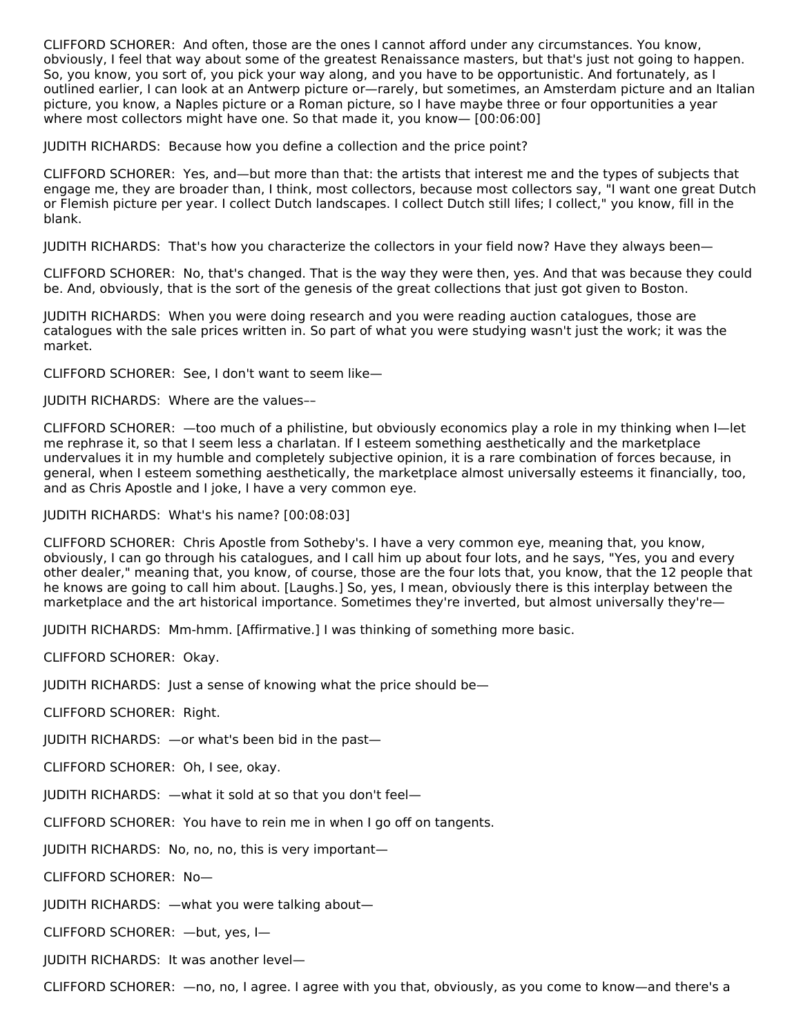CLIFFORD SCHORER: And often, those are the ones I cannot afford under any circumstances. You know, obviously, I feel that way about some of the greatest Renaissance masters, but that's just not going to happen. So, you know, you sort of, you pick your way along, and you have to be opportunistic. And fortunately, as I outlined earlier, I can look at an Antwerp picture or—rarely, but sometimes, an Amsterdam picture and an Italian picture, you know, a Naples picture or a Roman picture, so I have maybe three or four opportunities a year where most collectors might have one. So that made it, you know— [00:06:00]

JUDITH RICHARDS: Because how you define a collection and the price point?

CLIFFORD SCHORER: Yes, and—but more than that: the artists that interest me and the types of subjects that engage me, they are broader than, I think, most collectors, because most collectors say, "I want one great Dutch or Flemish picture per year. I collect Dutch landscapes. I collect Dutch still lifes; I collect," you know, fill in the blank.

JUDITH RICHARDS: That's how you characterize the collectors in your field now? Have they always been—

CLIFFORD SCHORER: No, that's changed. That is the way they were then, yes. And that was because they could be. And, obviously, that is the sort of the genesis of the great collections that just got given to Boston.

JUDITH RICHARDS: When you were doing research and you were reading auction catalogues, those are catalogues with the sale prices written in. So part of what you were studying wasn't just the work; it was the market.

CLIFFORD SCHORER: See, I don't want to seem like—

JUDITH RICHARDS: Where are the values––

CLIFFORD SCHORER: —too much of a philistine, but obviously economics play a role in my thinking when I—let me rephrase it, so that I seem less a charlatan. If I esteem something aesthetically and the marketplace undervalues it in my humble and completely subjective opinion, it is a rare combination of forces because, in general, when I esteem something aesthetically, the marketplace almost universally esteems it financially, too, and as Chris Apostle and I joke, I have a very common eye.

JUDITH RICHARDS: What's his name? [00:08:03]

CLIFFORD SCHORER: Chris Apostle from Sotheby's. I have a very common eye, meaning that, you know, obviously, I can go through his catalogues, and I call him up about four lots, and he says, "Yes, you and every other dealer," meaning that, you know, of course, those are the four lots that, you know, that the 12 people that he knows are going to call him about. [Laughs.] So, yes, I mean, obviously there is this interplay between the marketplace and the art historical importance. Sometimes they're inverted, but almost universally they're—

JUDITH RICHARDS: Mm-hmm. [Affirmative.] I was thinking of something more basic.

CLIFFORD SCHORER: Okay.

JUDITH RICHARDS: Just a sense of knowing what the price should be—

CLIFFORD SCHORER: Right.

JUDITH RICHARDS: —or what's been bid in the past—

CLIFFORD SCHORER: Oh, I see, okay.

JUDITH RICHARDS: —what it sold at so that you don't feel—

CLIFFORD SCHORER: You have to rein me in when I go off on tangents.

JUDITH RICHARDS: No, no, no, this is very important—

CLIFFORD SCHORER: No—

JUDITH RICHARDS: —what you were talking about—

CLIFFORD SCHORER: —but, yes, I—

JUDITH RICHARDS: It was another level—

CLIFFORD SCHORER: —no, no, I agree. I agree with you that, obviously, as you come to know—and there's a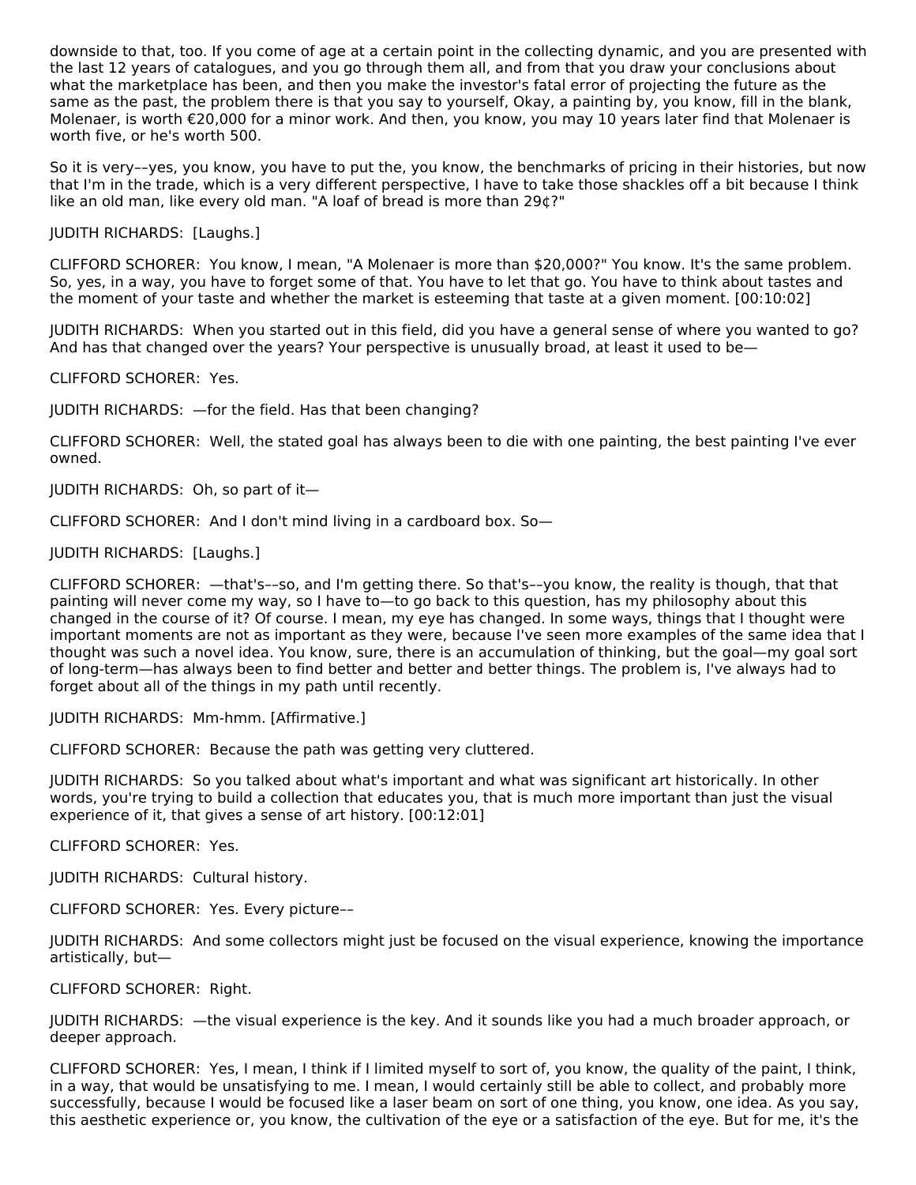downside to that, too. If you come of age at a certain point in the collecting dynamic, and you are presented with the last 12 years of catalogues, and you go through them all, and from that you draw your conclusions about what the marketplace has been, and then you make the investor's fatal error of projecting the future as the same as the past, the problem there is that you say to yourself, Okay, a painting by, you know, fill in the blank, Molenaer, is worth €20,000 for a minor work. And then, you know, you may 10 years later find that Molenaer is worth five, or he's worth 500.

So it is very––yes, you know, you have to put the, you know, the benchmarks of pricing in their histories, but now that I'm in the trade, which is a very different perspective, I have to take those shackles off a bit because I think like an old man, like every old man. "A loaf of bread is more than 29¢?"

JUDITH RICHARDS: [Laughs.]

CLIFFORD SCHORER: You know, I mean, "A Molenaer is more than $20,000?" You know. It's the same problem. So, yes, in a way, you have to forget some of that. You have to let that go. You have to think about tastes and the moment of your taste and whether the market is esteeming that taste at a given moment. [00:10:02]

JUDITH RICHARDS: When you started out in this field, did you have a general sense of where you wanted to go? And has that changed over the years? Your perspective is unusually broad, at least it used to be—

CLIFFORD SCHORER: Yes.

JUDITH RICHARDS: —for the field. Has that been changing?

CLIFFORD SCHORER: Well, the stated goal has always been to die with one painting, the best painting I've ever owned.

JUDITH RICHARDS: Oh, so part of it—

CLIFFORD SCHORER: And I don't mind living in a cardboard box. So—

JUDITH RICHARDS: [Laughs.]

CLIFFORD SCHORER: —that's––so, and I'm getting there. So that's––you know, the reality is though, that that painting will never come my way, so I have to—to go back to this question, has my philosophy about this changed in the course of it? Of course. I mean, my eye has changed. In some ways, things that I thought were important moments are not as important as they were, because I've seen more examples of the same idea that I thought was such a novel idea. You know, sure, there is an accumulation of thinking, but the goal—my goal sort of long-term—has always been to find better and better and better things. The problem is, I've always had to forget about all of the things in my path until recently.

JUDITH RICHARDS: Mm-hmm. [Affirmative.]

CLIFFORD SCHORER: Because the path was getting very cluttered.

JUDITH RICHARDS: So you talked about what's important and what was significant art historically. In other words, you're trying to build a collection that educates you, that is much more important than just the visual experience of it, that gives a sense of art history. [00:12:01]

CLIFFORD SCHORER: Yes.

JUDITH RICHARDS: Cultural history.

CLIFFORD SCHORER: Yes. Every picture––

JUDITH RICHARDS: And some collectors might just be focused on the visual experience, knowing the importance artistically, but—

CLIFFORD SCHORER: Right.

JUDITH RICHARDS: —the visual experience is the key. And it sounds like you had a much broader approach, or deeper approach.

CLIFFORD SCHORER: Yes, I mean, I think if I limited myself to sort of, you know, the quality of the paint, I think, in a way, that would be unsatisfying to me. I mean, I would certainly still be able to collect, and probably more successfully, because I would be focused like a laser beam on sort of one thing, you know, one idea. As you say, this aesthetic experience or, you know, the cultivation of the eye or a satisfaction of the eye. But for me, it's the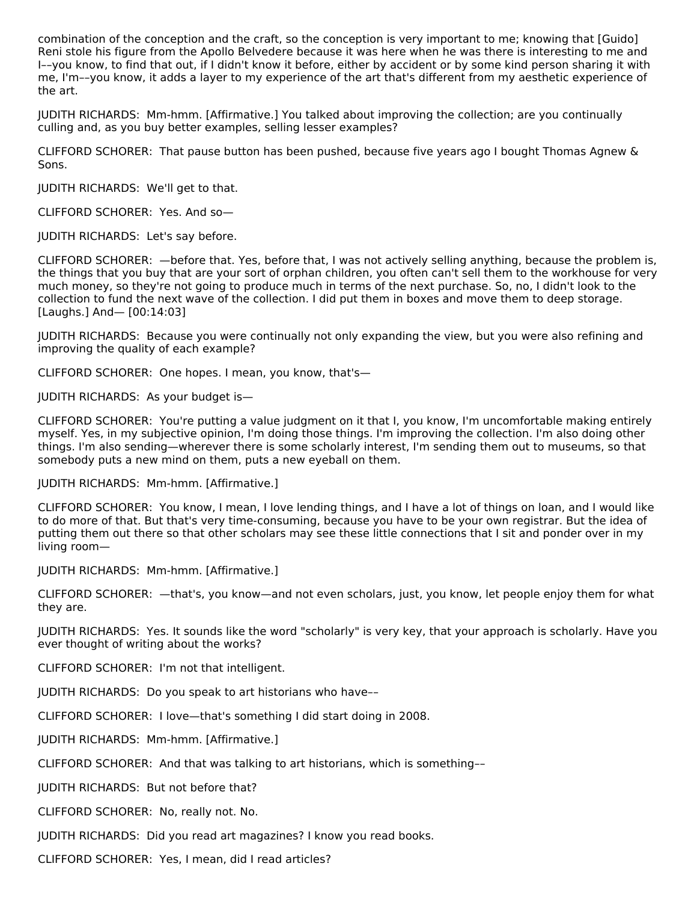combination of the conception and the craft, so the conception is very important to me; knowing that [Guido] Reni stole his figure from the Apollo Belvedere because it was here when he was there is interesting to me and I––you know, to find that out, if I didn't know it before, either by accident or by some kind person sharing it with me, I'm––you know, it adds a layer to my experience of the art that's different from my aesthetic experience of the art.

JUDITH RICHARDS: Mm-hmm. [Affirmative.] You talked about improving the collection; are you continually culling and, as you buy better examples, selling lesser examples?

CLIFFORD SCHORER: That pause button has been pushed, because five years ago I bought Thomas Agnew & Sons.

JUDITH RICHARDS: We'll get to that.

CLIFFORD SCHORER: Yes. And so—

JUDITH RICHARDS: Let's say before.

CLIFFORD SCHORER: —before that. Yes, before that, I was not actively selling anything, because the problem is, the things that you buy that are your sort of orphan children, you often can't sell them to the workhouse for very much money, so they're not going to produce much in terms of the next purchase. So, no, I didn't look to the collection to fund the next wave of the collection. I did put them in boxes and move them to deep storage. [Laughs.] And— [00:14:03]

JUDITH RICHARDS: Because you were continually not only expanding the view, but you were also refining and improving the quality of each example?

CLIFFORD SCHORER: One hopes. I mean, you know, that's—

JUDITH RICHARDS: As your budget is—

CLIFFORD SCHORER: You're putting a value judgment on it that I, you know, I'm uncomfortable making entirely myself. Yes, in my subjective opinion, I'm doing those things. I'm improving the collection. I'm also doing other things. I'm also sending—wherever there is some scholarly interest, I'm sending them out to museums, so that somebody puts a new mind on them, puts a new eyeball on them.

JUDITH RICHARDS: Mm-hmm. [Affirmative.]

CLIFFORD SCHORER: You know, I mean, I love lending things, and I have a lot of things on loan, and I would like to do more of that. But that's very time-consuming, because you have to be your own registrar. But the idea of putting them out there so that other scholars may see these little connections that I sit and ponder over in my living room—

JUDITH RICHARDS: Mm-hmm. [Affirmative.]

CLIFFORD SCHORER: —that's, you know—and not even scholars, just, you know, let people enjoy them for what they are.

JUDITH RICHARDS: Yes. It sounds like the word "scholarly" is very key, that your approach is scholarly. Have you ever thought of writing about the works?

CLIFFORD SCHORER: I'm not that intelligent.

JUDITH RICHARDS: Do you speak to art historians who have––

CLIFFORD SCHORER: I love—that's something I did start doing in 2008.

JUDITH RICHARDS: Mm-hmm. [Affirmative.]

CLIFFORD SCHORER: And that was talking to art historians, which is something––

JUDITH RICHARDS: But not before that?

CLIFFORD SCHORER: No, really not. No.

JUDITH RICHARDS: Did you read art magazines? I know you read books.

CLIFFORD SCHORER: Yes, I mean, did I read articles?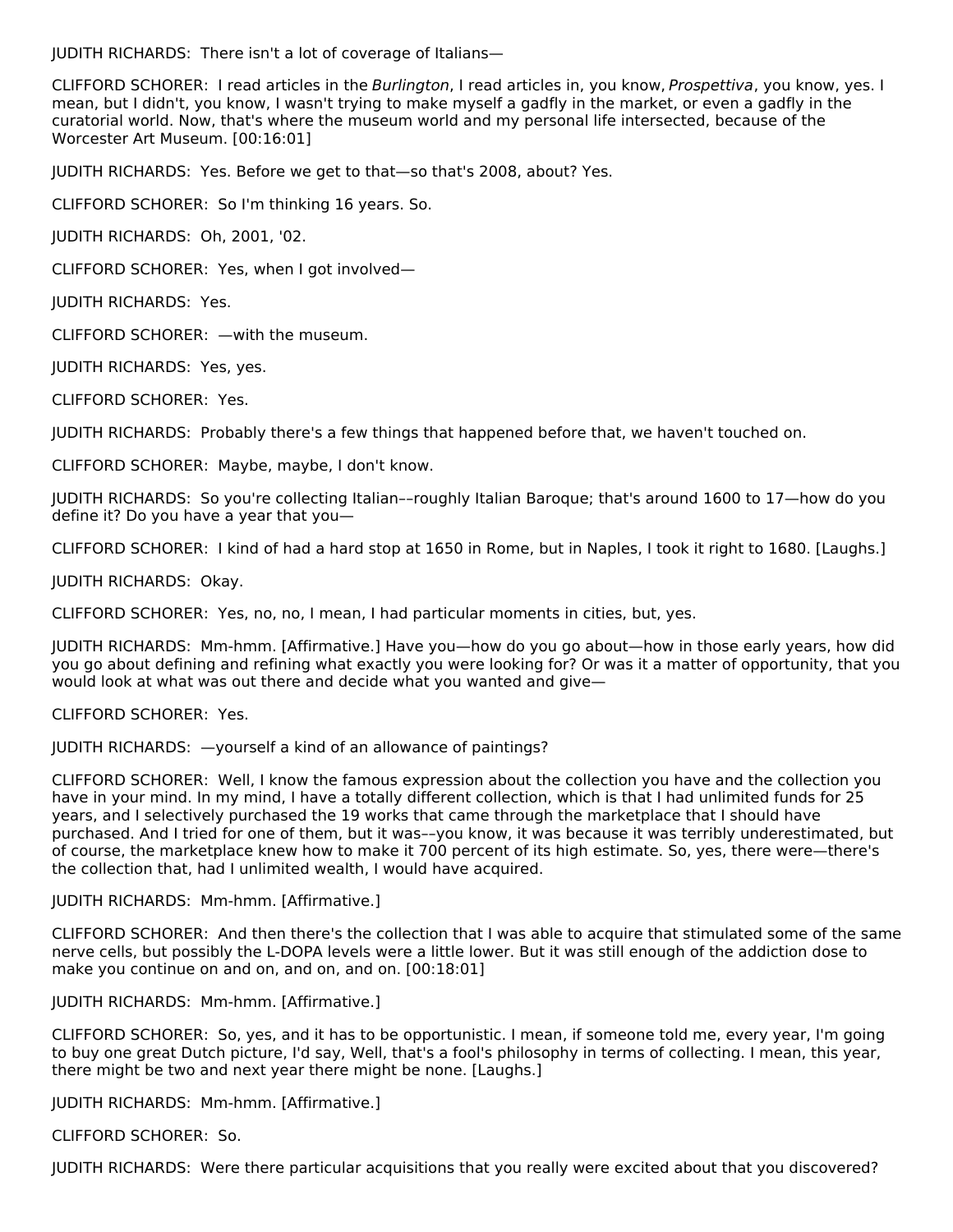JUDITH RICHARDS: There isn't a lot of coverage of Italians—

CLIFFORD SCHORER: I read articles in the *Burlington*, I read articles in, you know, *Prospettiva*, you know, yes. I mean, but I didn't, you know, I wasn't trying to make myself a gadfly in the market, or even a gadfly in the curatorial world. Now, that's where the museum world and my personal life intersected, because of the Worcester Art Museum. [00:16:01]

JUDITH RICHARDS: Yes. Before we get to that—so that's 2008, about? Yes.

CLIFFORD SCHORER: So I'm thinking 16 years. So.

JUDITH RICHARDS: Oh, 2001, '02.

CLIFFORD SCHORER: Yes, when I got involved—

JUDITH RICHARDS: Yes.

CLIFFORD SCHORER: —with the museum.

JUDITH RICHARDS: Yes, yes.

CLIFFORD SCHORER: Yes.

JUDITH RICHARDS: Probably there's a few things that happened before that, we haven't touched on.

CLIFFORD SCHORER: Maybe, maybe, I don't know.

JUDITH RICHARDS: So you're collecting Italian––roughly Italian Baroque; that's around 1600 to 17—how do you define it? Do you have a year that you—

CLIFFORD SCHORER: I kind of had a hard stop at 1650 in Rome, but in Naples, I took it right to 1680. [Laughs.]

JUDITH RICHARDS: Okay.

CLIFFORD SCHORER: Yes, no, no, I mean, I had particular moments in cities, but, yes.

JUDITH RICHARDS: Mm-hmm. [Affirmative.] Have you—how do you go about—how in those early years, how did you go about defining and refining what exactly you were looking for? Or was it a matter of opportunity, that you would look at what was out there and decide what you wanted and give—

CLIFFORD SCHORER: Yes.

JUDITH RICHARDS: —yourself a kind of an allowance of paintings?

CLIFFORD SCHORER: Well, I know the famous expression about the collection you have and the collection you have in your mind. In my mind, I have a totally different collection, which is that I had unlimited funds for 25 years, and I selectively purchased the 19 works that came through the marketplace that I should have purchased. And I tried for one of them, but it was––you know, it was because it was terribly underestimated, but of course, the marketplace knew how to make it 700 percent of its high estimate. So, yes, there were—there's the collection that, had I unlimited wealth, I would have acquired.

JUDITH RICHARDS: Mm-hmm. [Affirmative.]

CLIFFORD SCHORER: And then there's the collection that I was able to acquire that stimulated some of the same nerve cells, but possibly the L-DOPA levels were a little lower. But it was still enough of the addiction dose to make you continue on and on, and on, and on. [00:18:01]

JUDITH RICHARDS: Mm-hmm. [Affirmative.]

CLIFFORD SCHORER: So, yes, and it has to be opportunistic. I mean, if someone told me, every year, I'm going to buy one great Dutch picture, I'd say, Well, that's a fool's philosophy in terms of collecting. I mean, this year, there might be two and next year there might be none. [Laughs.]

JUDITH RICHARDS: Mm-hmm. [Affirmative.]

CLIFFORD SCHORER: So.

JUDITH RICHARDS: Were there particular acquisitions that you really were excited about that you discovered?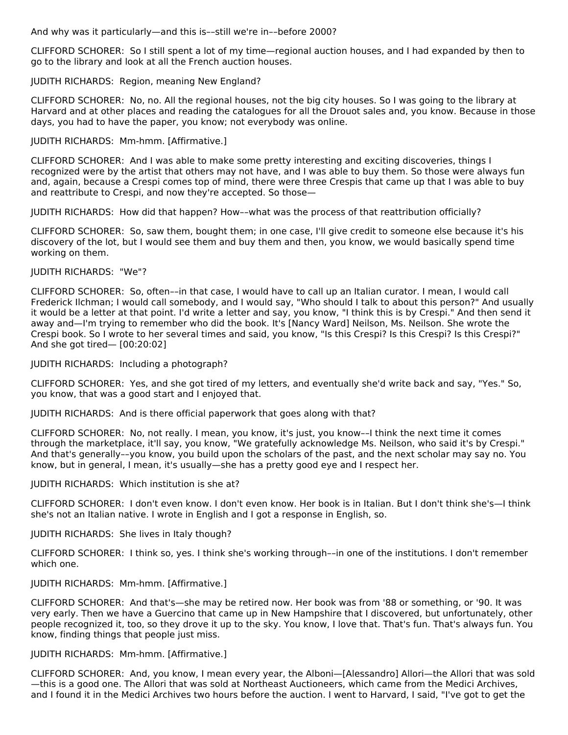And why was it particularly—and this is––still we're in––before 2000?

CLIFFORD SCHORER: So I still spent a lot of my time—regional auction houses, and I had expanded by then to go to the library and look at all the French auction houses.

JUDITH RICHARDS: Region, meaning New England?

CLIFFORD SCHORER: No, no. All the regional houses, not the big city houses. So I was going to the library at Harvard and at other places and reading the catalogues for all the Drouot sales and, you know. Because in those days, you had to have the paper, you know; not everybody was online.

JUDITH RICHARDS: Mm-hmm. [Affirmative.]

CLIFFORD SCHORER: And I was able to make some pretty interesting and exciting discoveries, things I recognized were by the artist that others may not have, and I was able to buy them. So those were always fun and, again, because a Crespi comes top of mind, there were three Crespis that came up that I was able to buy and reattribute to Crespi, and now they're accepted. So those—

JUDITH RICHARDS: How did that happen? How––what was the process of that reattribution officially?

CLIFFORD SCHORER: So, saw them, bought them; in one case, I'll give credit to someone else because it's his discovery of the lot, but I would see them and buy them and then, you know, we would basically spend time working on them.

JUDITH RICHARDS: "We"?

CLIFFORD SCHORER: So, often––in that case, I would have to call up an Italian curator. I mean, I would call Frederick Ilchman; I would call somebody, and I would say, "Who should I talk to about this person?" And usually it would be a letter at that point. I'd write a letter and say, you know, "I think this is by Crespi." And then send it away and—I'm trying to remember who did the book. It's [Nancy Ward] Neilson, Ms. Neilson. She wrote the Crespi book. So I wrote to her several times and said, you know, "Is this Crespi? Is this Crespi? Is this Crespi?" And she got tired— [00:20:02]

JUDITH RICHARDS: Including a photograph?

CLIFFORD SCHORER: Yes, and she got tired of my letters, and eventually she'd write back and say, "Yes." So, you know, that was a good start and I enjoyed that.

JUDITH RICHARDS: And is there official paperwork that goes along with that?

CLIFFORD SCHORER: No, not really. I mean, you know, it's just, you know––I think the next time it comes through the marketplace, it'll say, you know, "We gratefully acknowledge Ms. Neilson, who said it's by Crespi." And that's generally––you know, you build upon the scholars of the past, and the next scholar may say no. You know, but in general, I mean, it's usually—she has a pretty good eye and I respect her.

JUDITH RICHARDS: Which institution is she at?

CLIFFORD SCHORER: I don't even know. I don't even know. Her book is in Italian. But I don't think she's—I think she's not an Italian native. I wrote in English and I got a response in English, so.

JUDITH RICHARDS: She lives in Italy though?

CLIFFORD SCHORER: I think so, yes. I think she's working through––in one of the institutions. I don't remember which one.

JUDITH RICHARDS: Mm-hmm. [Affirmative.]

CLIFFORD SCHORER: And that's—she may be retired now. Her book was from '88 or something, or '90. It was very early. Then we have a Guercino that came up in New Hampshire that I discovered, but unfortunately, other people recognized it, too, so they drove it up to the sky. You know, I love that. That's fun. That's always fun. You know, finding things that people just miss.

JUDITH RICHARDS: Mm-hmm. [Affirmative.]

CLIFFORD SCHORER: And, you know, I mean every year, the Alboni—[Alessandro] Allori—the Allori that was sold —this is a good one. The Allori that was sold at Northeast Auctioneers, which came from the Medici Archives, and I found it in the Medici Archives two hours before the auction. I went to Harvard, I said, "I've got to get the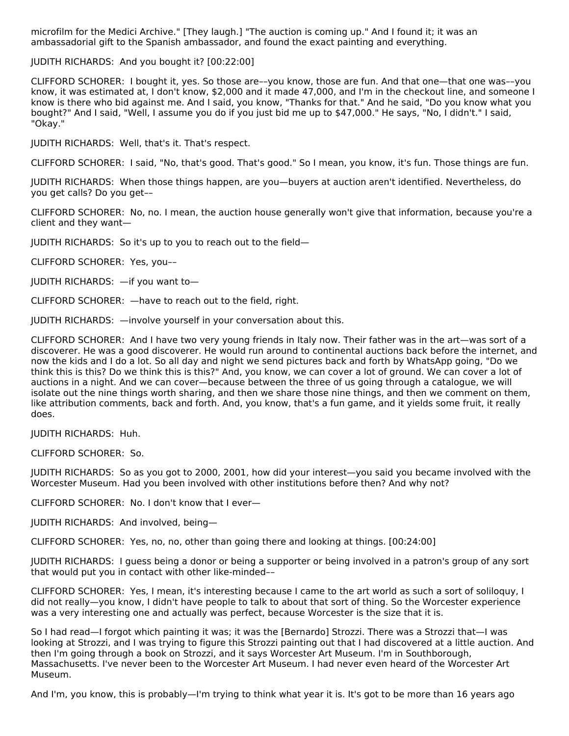microfilm for the Medici Archive." [They laugh.] "The auction is coming up." And I found it; it was an ambassadorial gift to the Spanish ambassador, and found the exact painting and everything.

JUDITH RICHARDS: And you bought it? [00:22:00]

CLIFFORD SCHORER: I bought it, yes. So those are––you know, those are fun. And that one—that one was––you know, it was estimated at, I don't know, $2,000 and it made 47,000, and I'm in the checkout line, and someone I know is there who bid against me. And I said, you know, "Thanks for that." And he said, "Do you know what you bought?" And I said, "Well, I assume you do if you just bid me up to $47,000." He says, "No, I didn't." I said, "Okay."

JUDITH RICHARDS: Well, that's it. That's respect.

CLIFFORD SCHORER: I said, "No, that's good. That's good." So I mean, you know, it's fun. Those things are fun.

JUDITH RICHARDS: When those things happen, are you—buyers at auction aren't identified. Nevertheless, do you get calls? Do you get––

CLIFFORD SCHORER: No, no. I mean, the auction house generally won't give that information, because you're a client and they want—

JUDITH RICHARDS: So it's up to you to reach out to the field—

CLIFFORD SCHORER: Yes, you––

JUDITH RICHARDS: —if you want to—

CLIFFORD SCHORER: —have to reach out to the field, right.

JUDITH RICHARDS: —involve yourself in your conversation about this.

CLIFFORD SCHORER: And I have two very young friends in Italy now. Their father was in the art—was sort of a discoverer. He was a good discoverer. He would run around to continental auctions back before the internet, and now the kids and I do a lot. So all day and night we send pictures back and forth by WhatsApp going, "Do we think this is this? Do we think this is this?" And, you know, we can cover a lot of ground. We can cover a lot of auctions in a night. And we can cover—because between the three of us going through a catalogue, we will isolate out the nine things worth sharing, and then we share those nine things, and then we comment on them, like attribution comments, back and forth. And, you know, that's a fun game, and it yields some fruit, it really does.

JUDITH RICHARDS: Huh.

CLIFFORD SCHORER: So.

JUDITH RICHARDS: So as you got to 2000, 2001, how did your interest—you said you became involved with the Worcester Museum. Had you been involved with other institutions before then? And why not?

CLIFFORD SCHORER: No. I don't know that I ever—

JUDITH RICHARDS: And involved, being—

CLIFFORD SCHORER: Yes, no, no, other than going there and looking at things. [00:24:00]

JUDITH RICHARDS: I guess being a donor or being a supporter or being involved in a patron's group of any sort that would put you in contact with other like-minded––

CLIFFORD SCHORER: Yes, I mean, it's interesting because I came to the art world as such a sort of soliloquy, I did not really—you know, I didn't have people to talk to about that sort of thing. So the Worcester experience was a very interesting one and actually was perfect, because Worcester is the size that it is.

So I had read—I forgot which painting it was; it was the [Bernardo] Strozzi. There was a Strozzi that—I was looking at Strozzi, and I was trying to figure this Strozzi painting out that I had discovered at a little auction. And then I'm going through a book on Strozzi, and it says Worcester Art Museum. I'm in Southborough, Massachusetts. I've never been to the Worcester Art Museum. I had never even heard of the Worcester Art Museum.

And I'm, you know, this is probably—I'm trying to think what year it is. It's got to be more than 16 years ago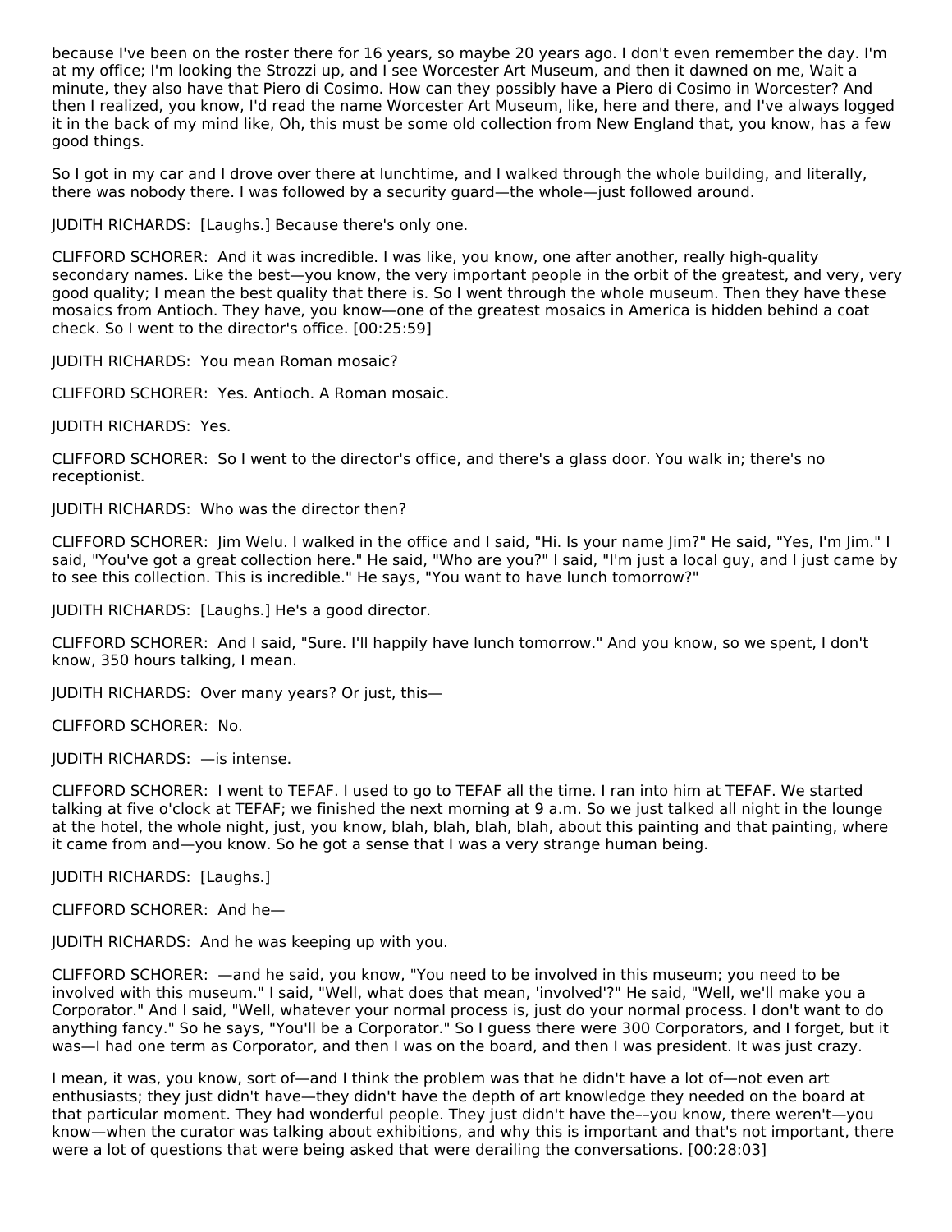because I've been on the roster there for 16 years, so maybe 20 years ago. I don't even remember the day. I'm at my office; I'm looking the Strozzi up, and I see Worcester Art Museum, and then it dawned on me, Wait a minute, they also have that Piero di Cosimo. How can they possibly have a Piero di Cosimo in Worcester? And then I realized, you know, I'd read the name Worcester Art Museum, like, here and there, and I've always logged it in the back of my mind like, Oh, this must be some old collection from New England that, you know, has a few good things.

So I got in my car and I drove over there at lunchtime, and I walked through the whole building, and literally, there was nobody there. I was followed by a security guard—the whole—just followed around.

JUDITH RICHARDS: [Laughs.] Because there's only one.

CLIFFORD SCHORER: And it was incredible. I was like, you know, one after another, really high-quality secondary names. Like the best—you know, the very important people in the orbit of the greatest, and very, very good quality; I mean the best quality that there is. So I went through the whole museum. Then they have these mosaics from Antioch. They have, you know—one of the greatest mosaics in America is hidden behind a coat check. So I went to the director's office. [00:25:59]

JUDITH RICHARDS: You mean Roman mosaic?

CLIFFORD SCHORER: Yes. Antioch. A Roman mosaic.

JUDITH RICHARDS: Yes.

CLIFFORD SCHORER: So I went to the director's office, and there's a glass door. You walk in; there's no receptionist.

JUDITH RICHARDS: Who was the director then?

CLIFFORD SCHORER: Jim Welu. I walked in the office and I said, "Hi. Is your name Jim?" He said, "Yes, I'm Jim." I said, "You've got a great collection here." He said, "Who are you?" I said, "I'm just a local guy, and I just came by to see this collection. This is incredible." He says, "You want to have lunch tomorrow?"

JUDITH RICHARDS: [Laughs.] He's a good director.

CLIFFORD SCHORER: And I said, "Sure. I'll happily have lunch tomorrow." And you know, so we spent, I don't know, 350 hours talking, I mean.

JUDITH RICHARDS: Over many years? Or just, this—

CLIFFORD SCHORER: No.

JUDITH RICHARDS: —is intense.

CLIFFORD SCHORER: I went to TEFAF. I used to go to TEFAF all the time. I ran into him at TEFAF. We started talking at five o'clock at TEFAF; we finished the next morning at 9 a.m. So we just talked all night in the lounge at the hotel, the whole night, just, you know, blah, blah, blah, blah, about this painting and that painting, where it came from and—you know. So he got a sense that I was a very strange human being.

JUDITH RICHARDS: [Laughs.]

CLIFFORD SCHORER: And he—

JUDITH RICHARDS: And he was keeping up with you.

CLIFFORD SCHORER: —and he said, you know, "You need to be involved in this museum; you need to be involved with this museum." I said, "Well, what does that mean, 'involved'?" He said, "Well, we'll make you a Corporator." And I said, "Well, whatever your normal process is, just do your normal process. I don't want to do anything fancy." So he says, "You'll be a Corporator." So I guess there were 300 Corporators, and I forget, but it was—I had one term as Corporator, and then I was on the board, and then I was president. It was just crazy.

I mean, it was, you know, sort of—and I think the problem was that he didn't have a lot of—not even art enthusiasts; they just didn't have—they didn't have the depth of art knowledge they needed on the board at that particular moment. They had wonderful people. They just didn't have the––you know, there weren't—you know—when the curator was talking about exhibitions, and why this is important and that's not important, there were a lot of questions that were being asked that were derailing the conversations. [00:28:03]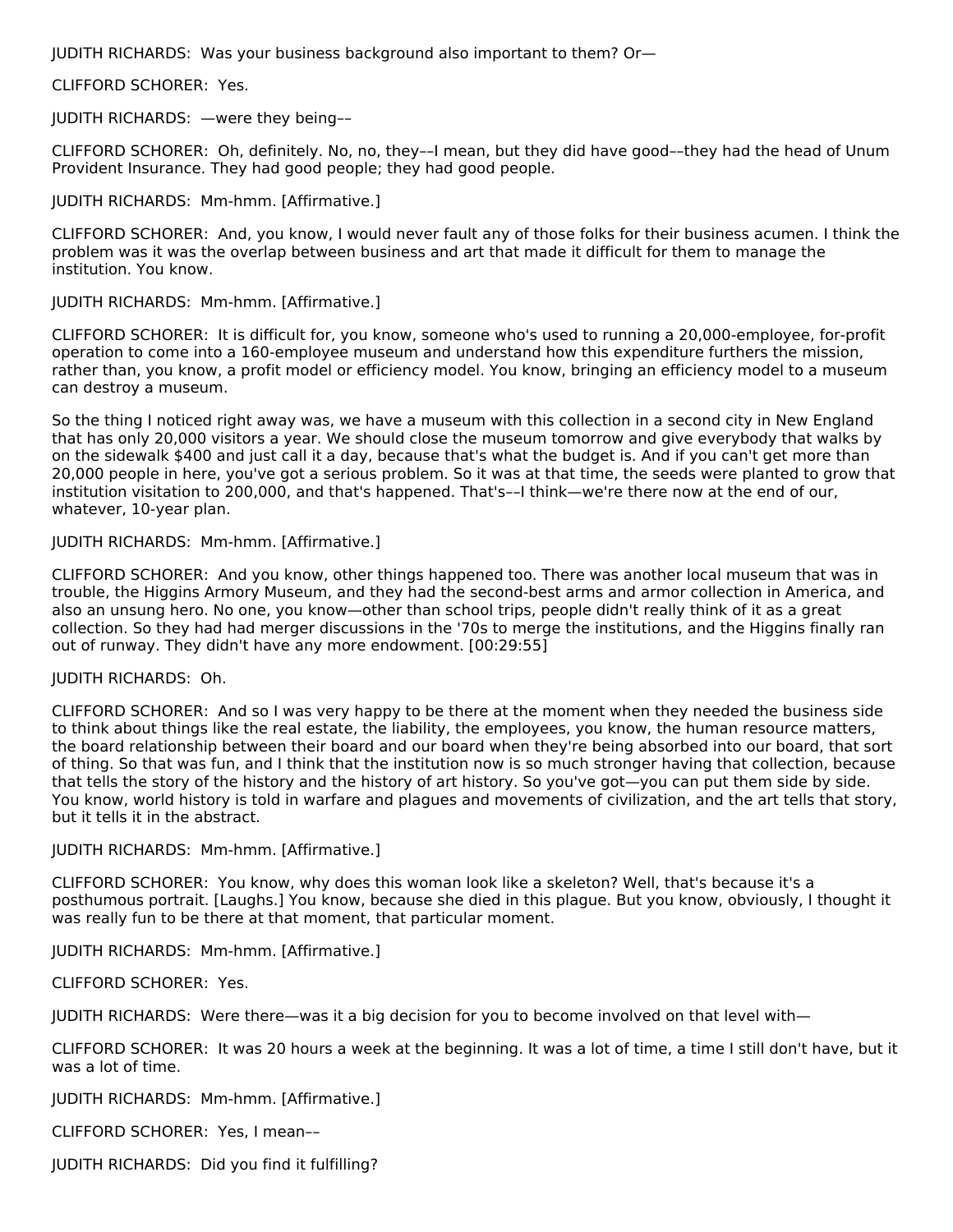JUDITH RICHARDS: Was your business background also important to them? Or—

CLIFFORD SCHORER: Yes.

JUDITH RICHARDS: —were they being––

CLIFFORD SCHORER: Oh, definitely. No, no, they––I mean, but they did have good––they had the head of Unum Provident Insurance. They had good people; they had good people.

JUDITH RICHARDS: Mm-hmm. [Affirmative.]

CLIFFORD SCHORER: And, you know, I would never fault any of those folks for their business acumen. I think the problem was it was the overlap between business and art that made it difficult for them to manage the institution. You know.

JUDITH RICHARDS: Mm-hmm. [Affirmative.]

CLIFFORD SCHORER: It is difficult for, you know, someone who's used to running a 20,000-employee, for-profit operation to come into a 160-employee museum and understand how this expenditure furthers the mission, rather than, you know, a profit model or efficiency model. You know, bringing an efficiency model to a museum can destroy a museum.

So the thing I noticed right away was, we have a museum with this collection in a second city in New England that has only 20,000 visitors a year. We should close the museum tomorrow and give everybody that walks by on the sidewalk $400 and just call it a day, because that's what the budget is. And if you can't get more than 20,000 people in here, you've got a serious problem. So it was at that time, the seeds were planted to grow that institution visitation to 200,000, and that's happened. That's––I think—we're there now at the end of our, whatever, 10-year plan.

JUDITH RICHARDS: Mm-hmm. [Affirmative.]

CLIFFORD SCHORER: And you know, other things happened too. There was another local museum that was in trouble, the Higgins Armory Museum, and they had the second-best arms and armor collection in America, and also an unsung hero. No one, you know—other than school trips, people didn't really think of it as a great collection. So they had had merger discussions in the '70s to merge the institutions, and the Higgins finally ran out of runway. They didn't have any more endowment. [00:29:55]

JUDITH RICHARDS: Oh.

CLIFFORD SCHORER: And so I was very happy to be there at the moment when they needed the business side to think about things like the real estate, the liability, the employees, you know, the human resource matters, the board relationship between their board and our board when they're being absorbed into our board, that sort of thing. So that was fun, and I think that the institution now is so much stronger having that collection, because that tells the story of the history and the history of art history. So you've got—you can put them side by side. You know, world history is told in warfare and plagues and movements of civilization, and the art tells that story, but it tells it in the abstract.

JUDITH RICHARDS: Mm-hmm. [Affirmative.]

CLIFFORD SCHORER: You know, why does this woman look like a skeleton? Well, that's because it's a posthumous portrait. [Laughs.] You know, because she died in this plague. But you know, obviously, I thought it was really fun to be there at that moment, that particular moment.

JUDITH RICHARDS: Mm-hmm. [Affirmative.]

CLIFFORD SCHORER: Yes.

JUDITH RICHARDS: Were there—was it a big decision for you to become involved on that level with—

CLIFFORD SCHORER: It was 20 hours a week at the beginning. It was a lot of time, a time I still don't have, but it was a lot of time.

JUDITH RICHARDS: Mm-hmm. [Affirmative.]

CLIFFORD SCHORER: Yes, I mean––

JUDITH RICHARDS: Did you find it fulfilling?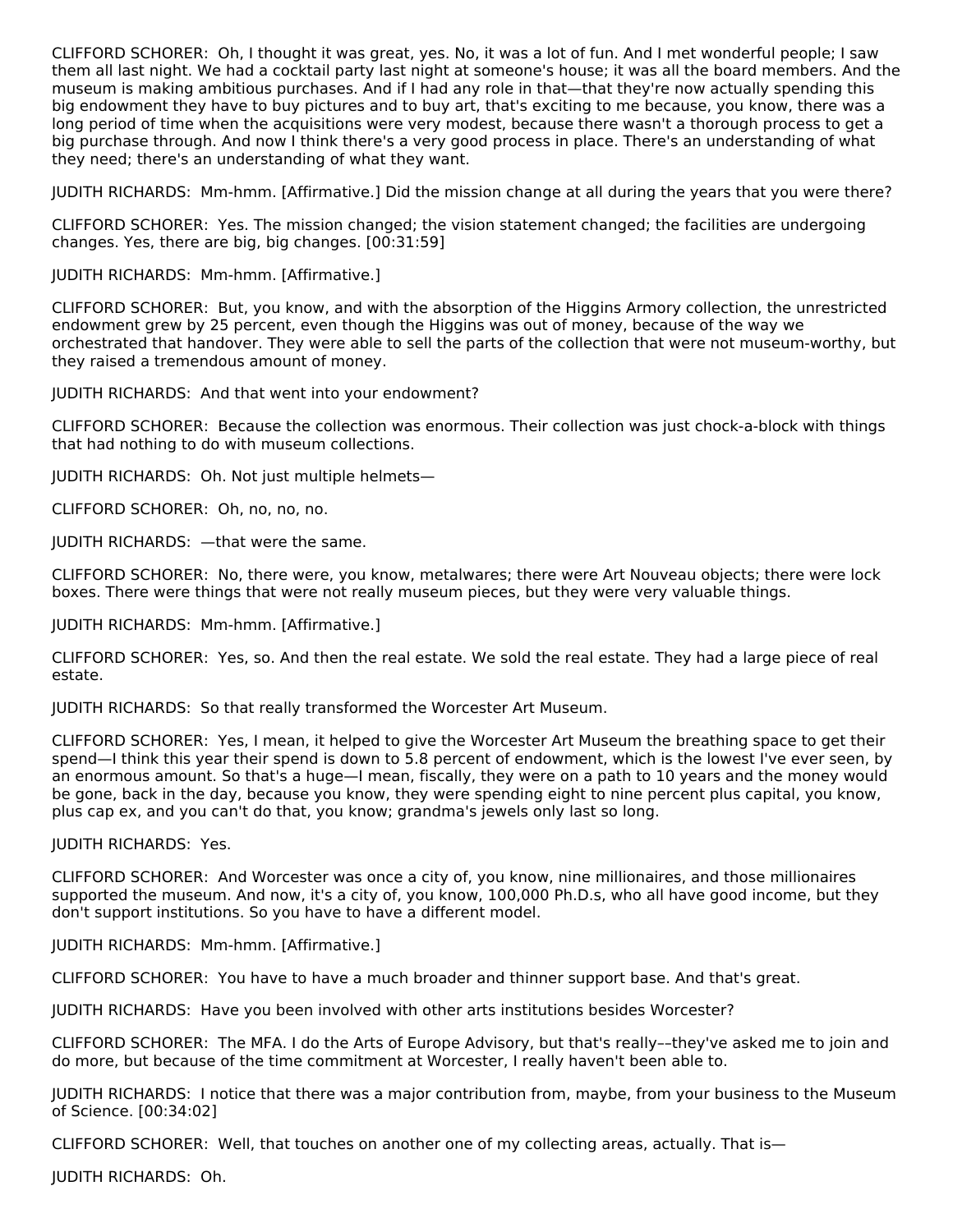CLIFFORD SCHORER: Oh, I thought it was great, yes. No, it was a lot of fun. And I met wonderful people; I saw them all last night. We had a cocktail party last night at someone's house; it was all the board members. And the museum is making ambitious purchases. And if I had any role in that—that they're now actually spending this big endowment they have to buy pictures and to buy art, that's exciting to me because, you know, there was a long period of time when the acquisitions were very modest, because there wasn't a thorough process to get a big purchase through. And now I think there's a very good process in place. There's an understanding of what they need; there's an understanding of what they want.

JUDITH RICHARDS: Mm-hmm. [Affirmative.] Did the mission change at all during the years that you were there?

CLIFFORD SCHORER: Yes. The mission changed; the vision statement changed; the facilities are undergoing changes. Yes, there are big, big changes. [00:31:59]

JUDITH RICHARDS: Mm-hmm. [Affirmative.]

CLIFFORD SCHORER: But, you know, and with the absorption of the Higgins Armory collection, the unrestricted endowment grew by 25 percent, even though the Higgins was out of money, because of the way we orchestrated that handover. They were able to sell the parts of the collection that were not museum-worthy, but they raised a tremendous amount of money.

JUDITH RICHARDS: And that went into your endowment?

CLIFFORD SCHORER: Because the collection was enormous. Their collection was just chock-a-block with things that had nothing to do with museum collections.

JUDITH RICHARDS: Oh. Not just multiple helmets—

CLIFFORD SCHORER: Oh, no, no, no.

JUDITH RICHARDS: —that were the same.

CLIFFORD SCHORER: No, there were, you know, metalwares; there were Art Nouveau objects; there were lock boxes. There were things that were not really museum pieces, but they were very valuable things.

JUDITH RICHARDS: Mm-hmm. [Affirmative.]

CLIFFORD SCHORER: Yes, so. And then the real estate. We sold the real estate. They had a large piece of real estate.

JUDITH RICHARDS: So that really transformed the Worcester Art Museum.

CLIFFORD SCHORER: Yes, I mean, it helped to give the Worcester Art Museum the breathing space to get their spend—I think this year their spend is down to 5.8 percent of endowment, which is the lowest I've ever seen, by an enormous amount. So that's a huge—I mean, fiscally, they were on a path to 10 years and the money would be gone, back in the day, because you know, they were spending eight to nine percent plus capital, you know, plus cap ex, and you can't do that, you know; grandma's jewels only last so long.

JUDITH RICHARDS: Yes.

CLIFFORD SCHORER: And Worcester was once a city of, you know, nine millionaires, and those millionaires supported the museum. And now, it's a city of, you know, 100,000 Ph.D.s, who all have good income, but they don't support institutions. So you have to have a different model.

JUDITH RICHARDS: Mm-hmm. [Affirmative.]

CLIFFORD SCHORER: You have to have a much broader and thinner support base. And that's great.

JUDITH RICHARDS: Have you been involved with other arts institutions besides Worcester?

CLIFFORD SCHORER: The MFA. I do the Arts of Europe Advisory, but that's really––they've asked me to join and do more, but because of the time commitment at Worcester, I really haven't been able to.

JUDITH RICHARDS: I notice that there was a major contribution from, maybe, from your business to the Museum of Science. [00:34:02]

CLIFFORD SCHORER: Well, that touches on another one of my collecting areas, actually. That is—

JUDITH RICHARDS: Oh.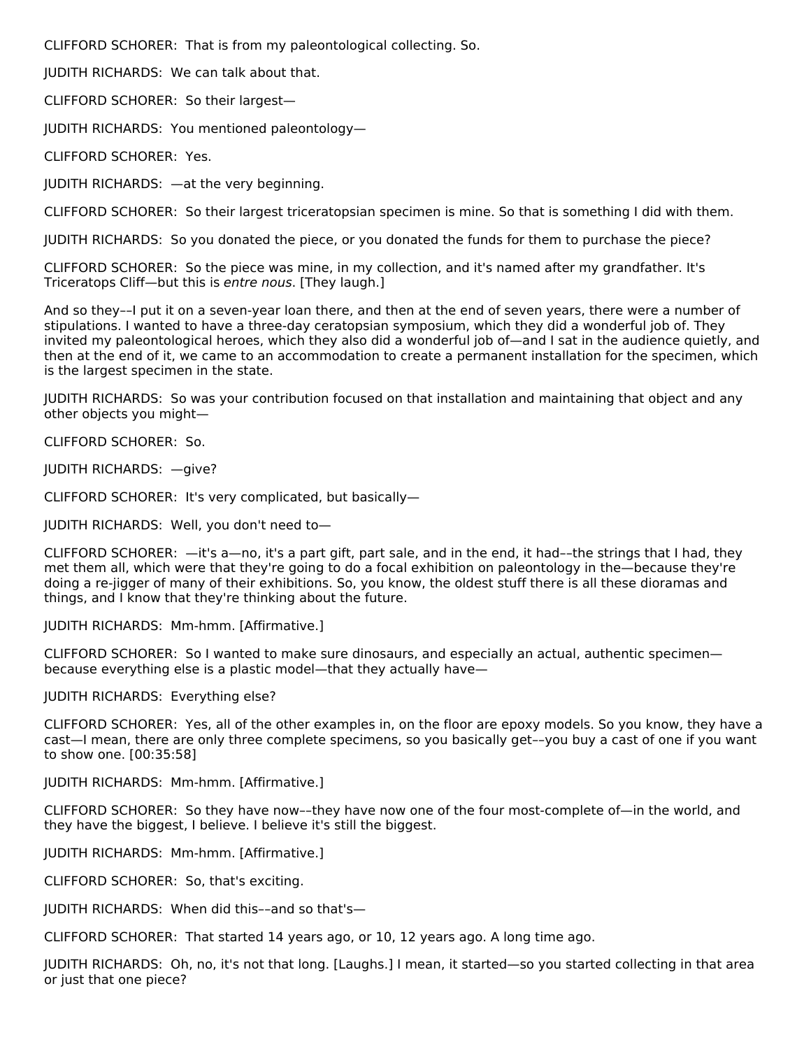CLIFFORD SCHORER: That is from my paleontological collecting. So.

JUDITH RICHARDS: We can talk about that.

CLIFFORD SCHORER: So their largest—

JUDITH RICHARDS: You mentioned paleontology—

CLIFFORD SCHORER: Yes.

JUDITH RICHARDS: —at the very beginning.

CLIFFORD SCHORER: So their largest triceratopsian specimen is mine. So that is something I did with them.

JUDITH RICHARDS: So you donated the piece, or you donated the funds for them to purchase the piece?

CLIFFORD SCHORER: So the piece was mine, in my collection, and it's named after my grandfather. It's Triceratops Cliff—but this is *entre nous*. [They laugh.]

And so they––I put it on a seven-year loan there, and then at the end of seven years, there were a number of stipulations. I wanted to have a three-day ceratopsian symposium, which they did a wonderful job of. They invited my paleontological heroes, which they also did a wonderful job of—and I sat in the audience quietly, and then at the end of it, we came to an accommodation to create a permanent installation for the specimen, which is the largest specimen in the state.

JUDITH RICHARDS: So was your contribution focused on that installation and maintaining that object and any other objects you might—

CLIFFORD SCHORER: So.

JUDITH RICHARDS: —give?

CLIFFORD SCHORER: It's very complicated, but basically—

JUDITH RICHARDS: Well, you don't need to—

CLIFFORD SCHORER: —it's a—no, it's a part gift, part sale, and in the end, it had––the strings that I had, they met them all, which were that they're going to do a focal exhibition on paleontology in the—because they're doing a re-jigger of many of their exhibitions. So, you know, the oldest stuff there is all these dioramas and things, and I know that they're thinking about the future.

JUDITH RICHARDS: Mm-hmm. [Affirmative.]

CLIFFORD SCHORER: So I wanted to make sure dinosaurs, and especially an actual, authentic specimen—because everything else is a plastic model—that they actually have—

JUDITH RICHARDS: Everything else?

CLIFFORD SCHORER: Yes, all of the other examples in, on the floor are epoxy models. So you know, they have a cast—I mean, there are only three complete specimens, so you basically get––you buy a cast of one if you want to show one. [00:35:58]

JUDITH RICHARDS: Mm-hmm. [Affirmative.]

CLIFFORD SCHORER: So they have now––they have now one of the four most-complete of—in the world, and they have the biggest, I believe. I believe it's still the biggest.

JUDITH RICHARDS: Mm-hmm. [Affirmative.]

CLIFFORD SCHORER: So, that's exciting.

JUDITH RICHARDS: When did this––and so that's—

CLIFFORD SCHORER: That started 14 years ago, or 10, 12 years ago. A long time ago.

JUDITH RICHARDS: Oh, no, it's not that long. [Laughs.] I mean, it started—so you started collecting in that area or just that one piece?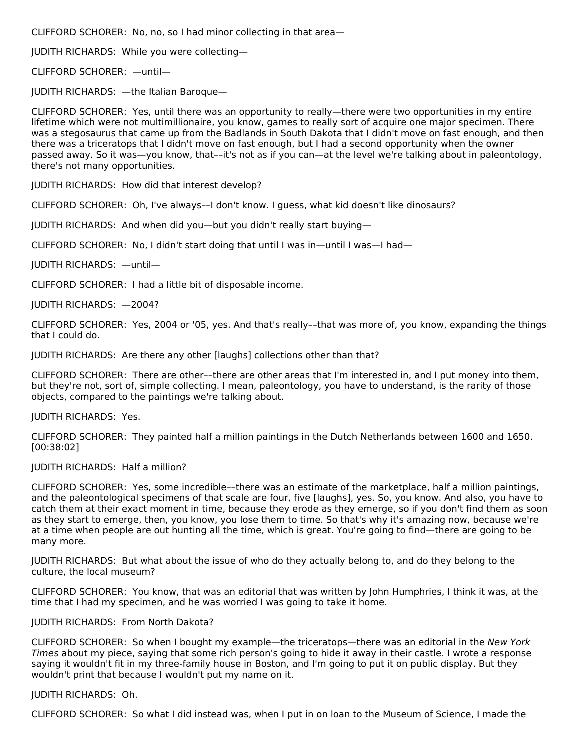CLIFFORD SCHORER: No, no, so I had minor collecting in that area—

JUDITH RICHARDS: While you were collecting—

CLIFFORD SCHORER: —until—

JUDITH RICHARDS: —the Italian Baroque—

CLIFFORD SCHORER: Yes, until there was an opportunity to really—there were two opportunities in my entire lifetime which were not multimillionaire, you know, games to really sort of acquire one major specimen. There was a stegosaurus that came up from the Badlands in South Dakota that I didn't move on fast enough, and then there was a triceratops that I didn't move on fast enough, but I had a second opportunity when the owner passed away. So it was—you know, that––it's not as if you can—at the level we're talking about in paleontology, there's not many opportunities.

JUDITH RICHARDS: How did that interest develop?

CLIFFORD SCHORER: Oh, I've always––I don't know. I guess, what kid doesn't like dinosaurs?

JUDITH RICHARDS: And when did you—but you didn't really start buying—

CLIFFORD SCHORER: No, I didn't start doing that until I was in—until I was—I had—

JUDITH RICHARDS: —until—

CLIFFORD SCHORER: I had a little bit of disposable income.

JUDITH RICHARDS: —2004?

CLIFFORD SCHORER: Yes, 2004 or '05, yes. And that's really––that was more of, you know, expanding the things that I could do.

JUDITH RICHARDS: Are there any other [laughs] collections other than that?

CLIFFORD SCHORER: There are other––there are other areas that I'm interested in, and I put money into them, but they're not, sort of, simple collecting. I mean, paleontology, you have to understand, is the rarity of those objects, compared to the paintings we're talking about.

JUDITH RICHARDS: Yes.

CLIFFORD SCHORER: They painted half a million paintings in the Dutch Netherlands between 1600 and 1650. [00:38:02]

JUDITH RICHARDS: Half a million?

CLIFFORD SCHORER: Yes, some incredible––there was an estimate of the marketplace, half a million paintings, and the paleontological specimens of that scale are four, five [laughs], yes. So, you know. And also, you have to catch them at their exact moment in time, because they erode as they emerge, so if you don't find them as soon as they start to emerge, then, you know, you lose them to time. So that's why it's amazing now, because we're at a time when people are out hunting all the time, which is great. You're going to find—there are going to be many more.

JUDITH RICHARDS: But what about the issue of who do they actually belong to, and do they belong to the culture, the local museum?

CLIFFORD SCHORER: You know, that was an editorial that was written by John Humphries, I think it was, at the time that I had my specimen, and he was worried I was going to take it home.

JUDITH RICHARDS: From North Dakota?

CLIFFORD SCHORER: So when I bought my example—the triceratops—there was an editorial in the *New York Times* about my piece, saying that some rich person's going to hide it away in their castle. I wrote a response saying it wouldn't fit in my three-family house in Boston, and I'm going to put it on public display. But they wouldn't print that because I wouldn't put my name on it.

JUDITH RICHARDS: Oh.

CLIFFORD SCHORER: So what I did instead was, when I put in on loan to the Museum of Science, I made the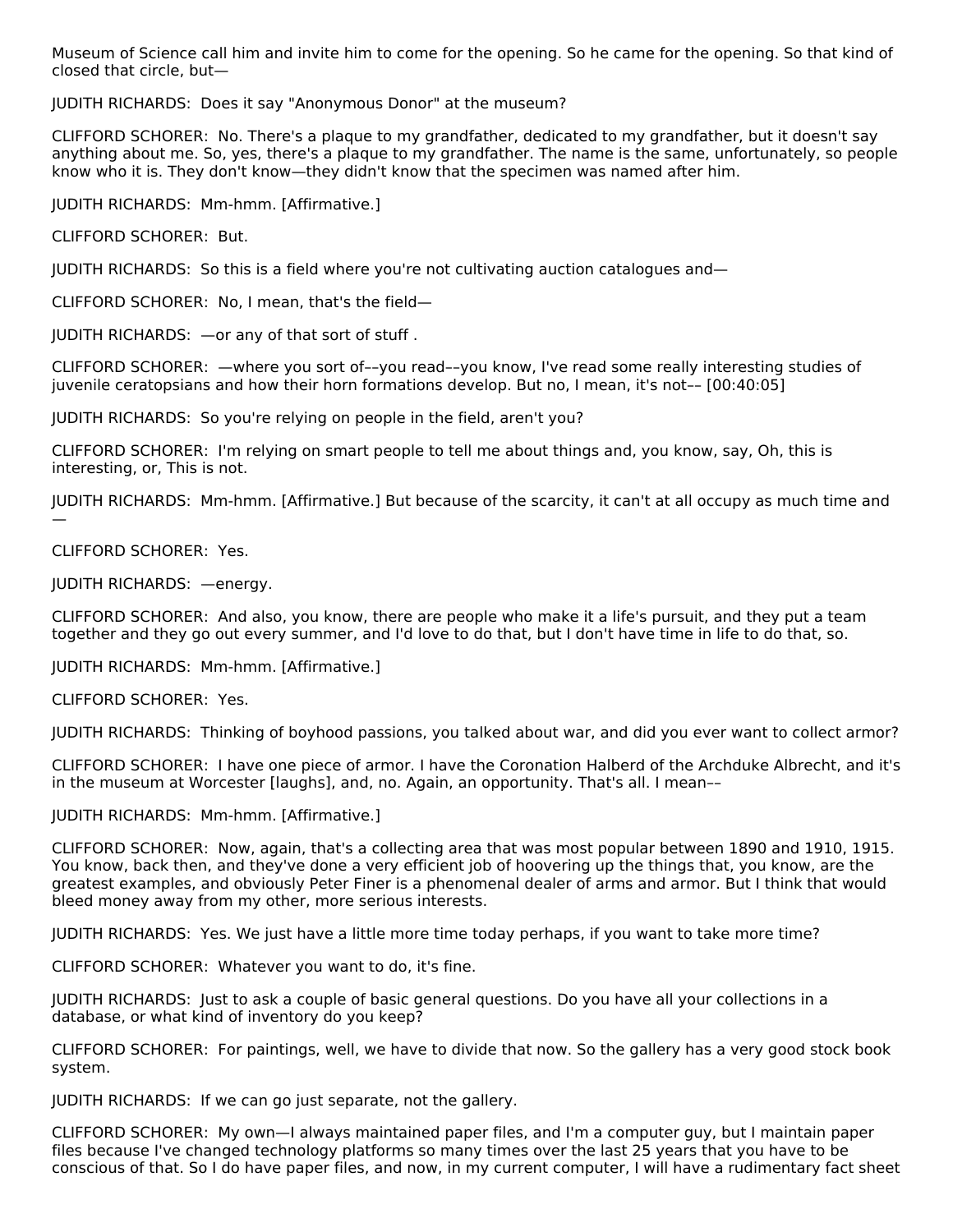Museum of Science call him and invite him to come for the opening. So he came for the opening. So that kind of closed that circle, but—

JUDITH RICHARDS:  Does it say "Anonymous Donor" at the museum?

CLIFFORD SCHORER:  No. There's a plaque to my grandfather, dedicated to my grandfather, but it doesn't say anything about me. So, yes, there's a plaque to my grandfather. The name is the same, unfortunately, so people know who it is. They don't know—they didn't know that the specimen was named after him.

JUDITH RICHARDS:  Mm-hmm. [Affirmative.]

CLIFFORD SCHORER:  But.

JUDITH RICHARDS:  So this is a field where you're not cultivating auction catalogues and—

CLIFFORD SCHORER:  No, I mean, that's the field—

JUDITH RICHARDS:  —or any of that sort of stuff .

CLIFFORD SCHORER:  —where you sort of––you read––you know, I've read some really interesting studies of juvenile ceratopsians and how their horn formations develop. But no, I mean, it's not–– [00:40:05]

JUDITH RICHARDS:  So you're relying on people in the field, aren't you?

CLIFFORD SCHORER:  I'm relying on smart people to tell me about things and, you know, say, Oh, this is interesting, or, This is not.

JUDITH RICHARDS:  Mm-hmm. [Affirmative.] But because of the scarcity, it can't at all occupy as much time and —

CLIFFORD SCHORER:  Yes.

JUDITH RICHARDS:  —energy.

CLIFFORD SCHORER:  And also, you know, there are people who make it a life's pursuit, and they put a team together and they go out every summer, and I'd love to do that, but I don't have time in life to do that, so.

JUDITH RICHARDS:  Mm-hmm. [Affirmative.]

CLIFFORD SCHORER:  Yes.

JUDITH RICHARDS:  Thinking of boyhood passions, you talked about war, and did you ever want to collect armor?

CLIFFORD SCHORER:  I have one piece of armor. I have the Coronation Halberd of the Archduke Albrecht, and it's in the museum at Worcester [laughs], and, no. Again, an opportunity. That's all. I mean––

JUDITH RICHARDS:  Mm-hmm. [Affirmative.]

CLIFFORD SCHORER:  Now, again, that's a collecting area that was most popular between 1890 and 1910, 1915. You know, back then, and they've done a very efficient job of hoovering up the things that, you know, are the greatest examples, and obviously Peter Finer is a phenomenal dealer of arms and armor. But I think that would bleed money away from my other, more serious interests.

JUDITH RICHARDS:  Yes. We just have a little more time today perhaps, if you want to take more time?

CLIFFORD SCHORER:  Whatever you want to do, it's fine.

JUDITH RICHARDS:  Just to ask a couple of basic general questions. Do you have all your collections in a database, or what kind of inventory do you keep?

CLIFFORD SCHORER:  For paintings, well, we have to divide that now. So the gallery has a very good stock book system.

JUDITH RICHARDS:  If we can go just separate, not the gallery.

CLIFFORD SCHORER:  My own—I always maintained paper files, and I'm a computer guy, but I maintain paper files because I've changed technology platforms so many times over the last 25 years that you have to be conscious of that. So I do have paper files, and now, in my current computer, I will have a rudimentary fact sheet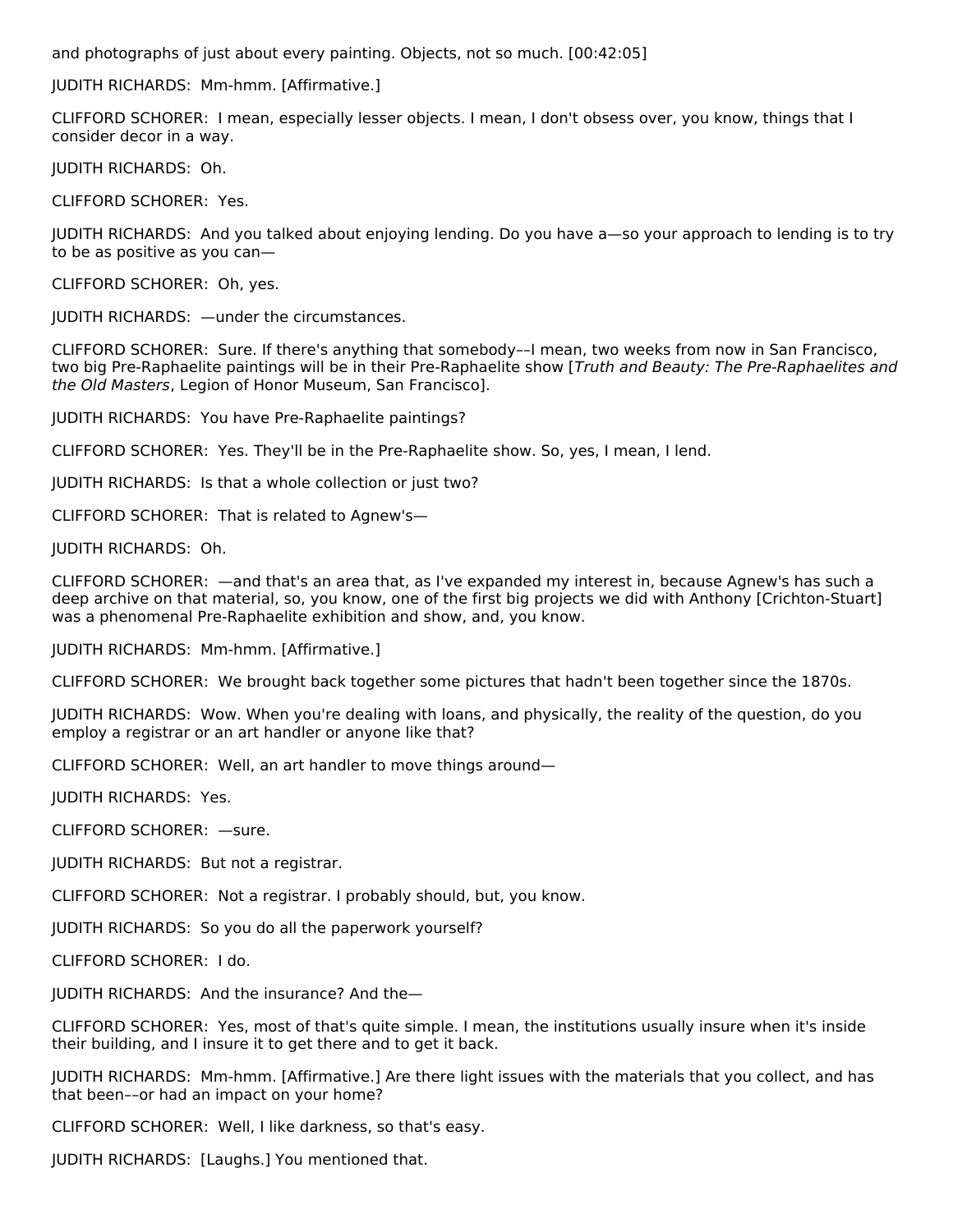and photographs of just about every painting. Objects, not so much. [00:42:05]

JUDITH RICHARDS: Mm-hmm. [Affirmative.]

CLIFFORD SCHORER: I mean, especially lesser objects. I mean, I don't obsess over, you know, things that I consider decor in a way.

JUDITH RICHARDS: Oh.

CLIFFORD SCHORER: Yes.

JUDITH RICHARDS: And you talked about enjoying lending. Do you have a—so your approach to lending is to try to be as positive as you can—

CLIFFORD SCHORER: Oh, yes.

JUDITH RICHARDS: —under the circumstances.

CLIFFORD SCHORER: Sure. If there's anything that somebody––I mean, two weeks from now in San Francisco, two big Pre-Raphaelite paintings will be in their Pre-Raphaelite show [*Truth and Beauty: The Pre-Raphaelites and the Old Masters*, Legion of Honor Museum, San Francisco].

JUDITH RICHARDS: You have Pre-Raphaelite paintings?

CLIFFORD SCHORER: Yes. They'll be in the Pre-Raphaelite show. So, yes, I mean, I lend.

JUDITH RICHARDS: Is that a whole collection or just two?

CLIFFORD SCHORER: That is related to Agnew's—

JUDITH RICHARDS: Oh.

CLIFFORD SCHORER: —and that's an area that, as I've expanded my interest in, because Agnew's has such a deep archive on that material, so, you know, one of the first big projects we did with Anthony [Crichton-Stuart] was a phenomenal Pre-Raphaelite exhibition and show, and, you know.

JUDITH RICHARDS: Mm-hmm. [Affirmative.]

CLIFFORD SCHORER: We brought back together some pictures that hadn't been together since the 1870s.

JUDITH RICHARDS: Wow. When you're dealing with loans, and physically, the reality of the question, do you employ a registrar or an art handler or anyone like that?

CLIFFORD SCHORER: Well, an art handler to move things around—

JUDITH RICHARDS: Yes.

CLIFFORD SCHORER: —sure.

JUDITH RICHARDS: But not a registrar.

CLIFFORD SCHORER: Not a registrar. I probably should, but, you know.

JUDITH RICHARDS: So you do all the paperwork yourself?

CLIFFORD SCHORER: I do.

JUDITH RICHARDS: And the insurance? And the—

CLIFFORD SCHORER: Yes, most of that's quite simple. I mean, the institutions usually insure when it's inside their building, and I insure it to get there and to get it back.

JUDITH RICHARDS: Mm-hmm. [Affirmative.] Are there light issues with the materials that you collect, and has that been––or had an impact on your home?

CLIFFORD SCHORER: Well, I like darkness, so that's easy.

JUDITH RICHARDS: [Laughs.] You mentioned that.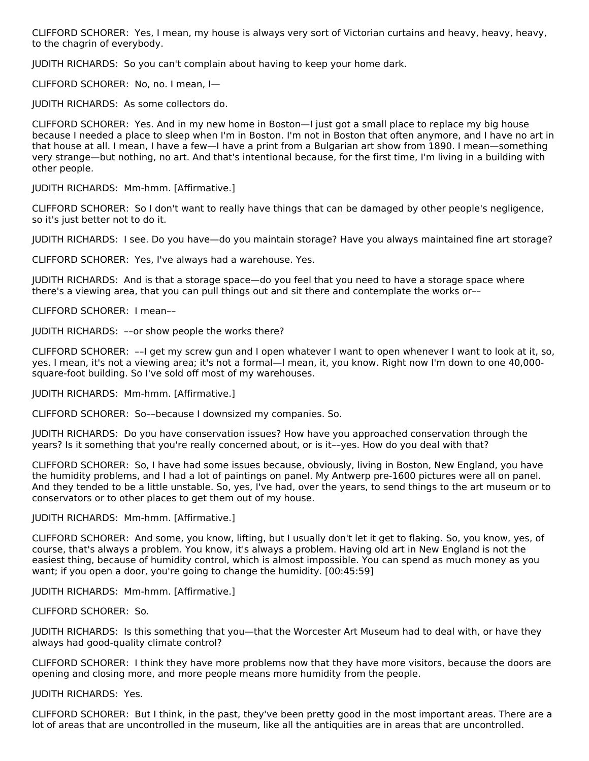CLIFFORD SCHORER:  Yes, I mean, my house is always very sort of Victorian curtains and heavy, heavy, heavy, to the chagrin of everybody.

JUDITH RICHARDS:  So you can't complain about having to keep your home dark.

CLIFFORD SCHORER:  No, no. I mean, I—

JUDITH RICHARDS:  As some collectors do.

CLIFFORD SCHORER:  Yes. And in my new home in Boston—I just got a small place to replace my big house because I needed a place to sleep when I'm in Boston. I'm not in Boston that often anymore, and I have no art in that house at all. I mean, I have a few—I have a print from a Bulgarian art show from 1890. I mean—something very strange—but nothing, no art. And that's intentional because, for the first time, I'm living in a building with other people.

JUDITH RICHARDS:  Mm-hmm. [Affirmative.]

CLIFFORD SCHORER:  So I don't want to really have things that can be damaged by other people's negligence, so it's just better not to do it.

JUDITH RICHARDS:  I see. Do you have—do you maintain storage? Have you always maintained fine art storage?

CLIFFORD SCHORER:  Yes, I've always had a warehouse. Yes.

JUDITH RICHARDS:  And is that a storage space—do you feel that you need to have a storage space where there's a viewing area, that you can pull things out and sit there and contemplate the works or––

CLIFFORD SCHORER:  I mean––

JUDITH RICHARDS:  ––or show people the works there?

CLIFFORD SCHORER:  ––I get my screw gun and I open whatever I want to open whenever I want to look at it, so, yes. I mean, it's not a viewing area; it's not a formal—I mean, it, you know. Right now I'm down to one 40,000-square-foot building. So I've sold off most of my warehouses.

JUDITH RICHARDS:  Mm-hmm. [Affirmative.]

CLIFFORD SCHORER:  So––because I downsized my companies. So.

JUDITH RICHARDS:  Do you have conservation issues? How have you approached conservation through the years? Is it something that you're really concerned about, or is it––yes. How do you deal with that?

CLIFFORD SCHORER:  So, I have had some issues because, obviously, living in Boston, New England, you have the humidity problems, and I had a lot of paintings on panel. My Antwerp pre-1600 pictures were all on panel. And they tended to be a little unstable. So, yes, I've had, over the years, to send things to the art museum or to conservators or to other places to get them out of my house.

JUDITH RICHARDS:  Mm-hmm. [Affirmative.]

CLIFFORD SCHORER:  And some, you know, lifting, but I usually don't let it get to flaking. So, you know, yes, of course, that's always a problem. You know, it's always a problem. Having old art in New England is not the easiest thing, because of humidity control, which is almost impossible. You can spend as much money as you want; if you open a door, you're going to change the humidity. [00:45:59]

JUDITH RICHARDS:  Mm-hmm. [Affirmative.]

CLIFFORD SCHORER:  So.

JUDITH RICHARDS:  Is this something that you—that the Worcester Art Museum had to deal with, or have they always had good-quality climate control?

CLIFFORD SCHORER:  I think they have more problems now that they have more visitors, because the doors are opening and closing more, and more people means more humidity from the people.

JUDITH RICHARDS:  Yes.

CLIFFORD SCHORER:  But I think, in the past, they've been pretty good in the most important areas. There are a lot of areas that are uncontrolled in the museum, like all the antiquities are in areas that are uncontrolled.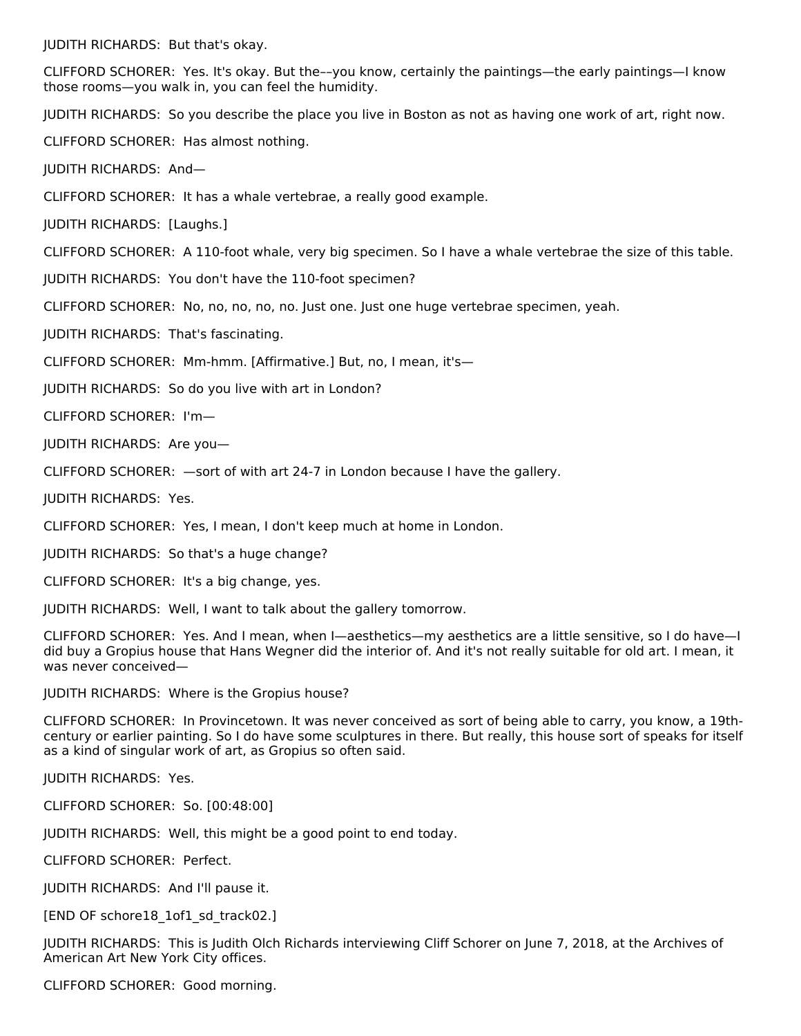JUDITH RICHARDS: But that's okay.

CLIFFORD SCHORER: Yes. It's okay. But the––you know, certainly the paintings—the early paintings—I know those rooms—you walk in, you can feel the humidity.

JUDITH RICHARDS: So you describe the place you live in Boston as not as having one work of art, right now.

CLIFFORD SCHORER: Has almost nothing.

JUDITH RICHARDS: And—

CLIFFORD SCHORER: It has a whale vertebrae, a really good example.

JUDITH RICHARDS: [Laughs.]

CLIFFORD SCHORER: A 110-foot whale, very big specimen. So I have a whale vertebrae the size of this table.

JUDITH RICHARDS: You don't have the 110-foot specimen?

CLIFFORD SCHORER: No, no, no, no, no. Just one. Just one huge vertebrae specimen, yeah.

JUDITH RICHARDS: That's fascinating.

CLIFFORD SCHORER: Mm-hmm. [Affirmative.] But, no, I mean, it's—

JUDITH RICHARDS: So do you live with art in London?

CLIFFORD SCHORER: I'm—

JUDITH RICHARDS: Are you—

CLIFFORD SCHORER: —sort of with art 24-7 in London because I have the gallery.

JUDITH RICHARDS: Yes.

CLIFFORD SCHORER: Yes, I mean, I don't keep much at home in London.

JUDITH RICHARDS: So that's a huge change?

CLIFFORD SCHORER: It's a big change, yes.

JUDITH RICHARDS: Well, I want to talk about the gallery tomorrow.

CLIFFORD SCHORER: Yes. And I mean, when I—aesthetics—my aesthetics are a little sensitive, so I do have—I did buy a Gropius house that Hans Wegner did the interior of. And it's not really suitable for old art. I mean, it was never conceived—

JUDITH RICHARDS: Where is the Gropius house?

CLIFFORD SCHORER: In Provincetown. It was never conceived as sort of being able to carry, you know, a 19th-century or earlier painting. So I do have some sculptures in there. But really, this house sort of speaks for itself as a kind of singular work of art, as Gropius so often said.

JUDITH RICHARDS: Yes.

CLIFFORD SCHORER: So. [00:48:00]

JUDITH RICHARDS: Well, this might be a good point to end today.

CLIFFORD SCHORER: Perfect.

JUDITH RICHARDS: And I'll pause it.

[END OF schore18_1of1_sd_track02.]

JUDITH RICHARDS: This is Judith Olch Richards interviewing Cliff Schorer on June 7, 2018, at the Archives of American Art New York City offices.

CLIFFORD SCHORER: Good morning.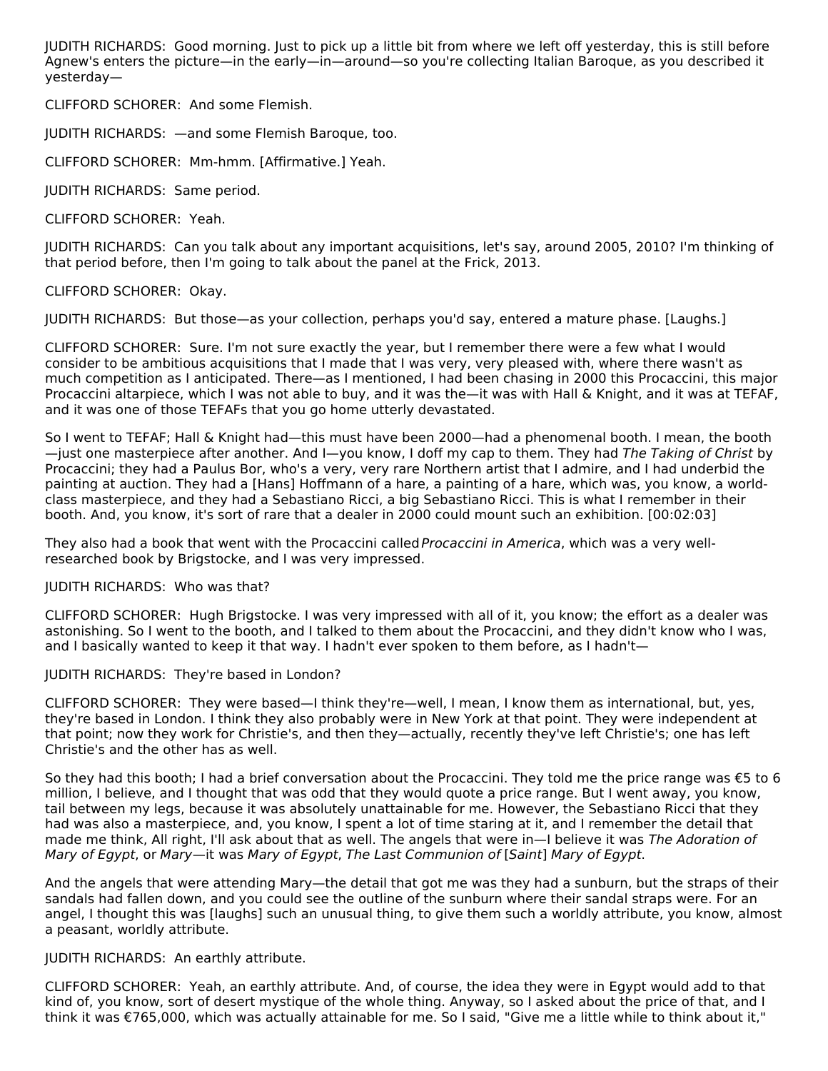JUDITH RICHARDS: Good morning. Just to pick up a little bit from where we left off yesterday, this is still before Agnew's enters the picture—in the early—in—around—so you're collecting Italian Baroque, as you described it yesterday—

CLIFFORD SCHORER: And some Flemish.

JUDITH RICHARDS: —and some Flemish Baroque, too.

CLIFFORD SCHORER: Mm-hmm. [Affirmative.] Yeah.

JUDITH RICHARDS: Same period.

CLIFFORD SCHORER: Yeah.

JUDITH RICHARDS: Can you talk about any important acquisitions, let's say, around 2005, 2010? I'm thinking of that period before, then I'm going to talk about the panel at the Frick, 2013.

CLIFFORD SCHORER: Okay.

JUDITH RICHARDS: But those—as your collection, perhaps you'd say, entered a mature phase. [Laughs.]

CLIFFORD SCHORER: Sure. I'm not sure exactly the year, but I remember there were a few what I would consider to be ambitious acquisitions that I made that I was very, very pleased with, where there wasn't as much competition as I anticipated. There—as I mentioned, I had been chasing in 2000 this Procaccini, this major Procaccini altarpiece, which I was not able to buy, and it was the—it was with Hall & Knight, and it was at TEFAF, and it was one of those TEFAFs that you go home utterly devastated.

So I went to TEFAF; Hall & Knight had—this must have been 2000—had a phenomenal booth. I mean, the booth—just one masterpiece after another. And I—you know, I doff my cap to them. They had *The Taking of Christ* by Procaccini; they had a Paulus Bor, who's a very, very rare Northern artist that I admire, and I had underbid the painting at auction. They had a [Hans] Hoffmann of a hare, a painting of a hare, which was, you know, a world-class masterpiece, and they had a Sebastiano Ricci, a big Sebastiano Ricci. This is what I remember in their booth. And, you know, it's sort of rare that a dealer in 2000 could mount such an exhibition. [00:02:03]

They also had a book that went with the Procaccini called *Procaccini in America*, which was a very well-researched book by Brigstocke, and I was very impressed.

JUDITH RICHARDS: Who was that?

CLIFFORD SCHORER: Hugh Brigstocke. I was very impressed with all of it, you know; the effort as a dealer was astonishing. So I went to the booth, and I talked to them about the Procaccini, and they didn't know who I was, and I basically wanted to keep it that way. I hadn't ever spoken to them before, as I hadn't—

JUDITH RICHARDS: They're based in London?

CLIFFORD SCHORER: They were based—I think they're—well, I mean, I know them as international, but, yes, they're based in London. I think they also probably were in New York at that point. They were independent at that point; now they work for Christie's, and then they—actually, recently they've left Christie's; one has left Christie's and the other has as well.

So they had this booth; I had a brief conversation about the Procaccini. They told me the price range was €5 to 6 million, I believe, and I thought that was odd that they would quote a price range. But I went away, you know, tail between my legs, because it was absolutely unattainable for me. However, the Sebastiano Ricci that they had was also a masterpiece, and, you know, I spent a lot of time staring at it, and I remember the detail that made me think, All right, I'll ask about that as well. The angels that were in—I believe it was *The Adoration of Mary of Egypt*, or *Mary*—it was *Mary of Egypt*, *The Last Communion of* [*Saint*] *Mary of Egypt*.

And the angels that were attending Mary—the detail that got me was they had a sunburn, but the straps of their sandals had fallen down, and you could see the outline of the sunburn where their sandal straps were. For an angel, I thought this was [laughs] such an unusual thing, to give them such a worldly attribute, you know, almost a peasant, worldly attribute.

JUDITH RICHARDS: An earthly attribute.

CLIFFORD SCHORER: Yeah, an earthly attribute. And, of course, the idea they were in Egypt would add to that kind of, you know, sort of desert mystique of the whole thing. Anyway, so I asked about the price of that, and I think it was €765,000, which was actually attainable for me. So I said, "Give me a little while to think about it,"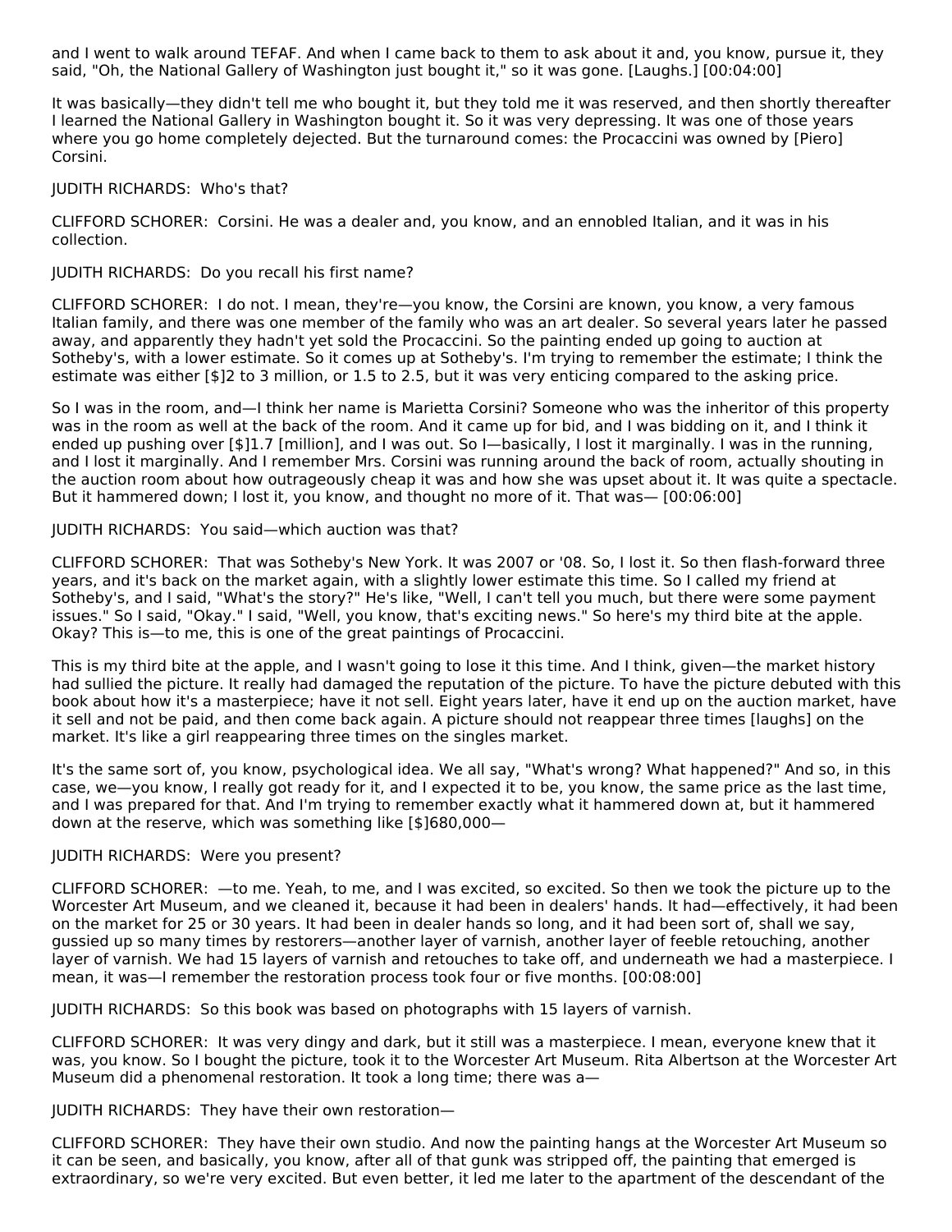and I went to walk around TEFAF. And when I came back to them to ask about it and, you know, pursue it, they said, "Oh, the National Gallery of Washington just bought it," so it was gone. [Laughs.] [00:04:00]

It was basically—they didn't tell me who bought it, but they told me it was reserved, and then shortly thereafter I learned the National Gallery in Washington bought it. So it was very depressing. It was one of those years where you go home completely dejected. But the turnaround comes: the Procaccini was owned by [Piero] Corsini.

JUDITH RICHARDS: Who's that?

CLIFFORD SCHORER: Corsini. He was a dealer and, you know, and an ennobled Italian, and it was in his collection.

JUDITH RICHARDS: Do you recall his first name?

CLIFFORD SCHORER: I do not. I mean, they're—you know, the Corsini are known, you know, a very famous Italian family, and there was one member of the family who was an art dealer. So several years later he passed away, and apparently they hadn't yet sold the Procaccini. So the painting ended up going to auction at Sotheby's, with a lower estimate. So it comes up at Sotheby's. I'm trying to remember the estimate; I think the estimate was either [$]2 to 3 million, or 1.5 to 2.5, but it was very enticing compared to the asking price.

So I was in the room, and—I think her name is Marietta Corsini? Someone who was the inheritor of this property was in the room as well at the back of the room. And it came up for bid, and I was bidding on it, and I think it ended up pushing over [$]1.7 [million], and I was out. So I—basically, I lost it marginally. I was in the running, and I lost it marginally. And I remember Mrs. Corsini was running around the back of room, actually shouting in the auction room about how outrageously cheap it was and how she was upset about it. It was quite a spectacle. But it hammered down; I lost it, you know, and thought no more of it. That was— [00:06:00]

JUDITH RICHARDS: You said—which auction was that?

CLIFFORD SCHORER: That was Sotheby's New York. It was 2007 or '08. So, I lost it. So then flash-forward three years, and it's back on the market again, with a slightly lower estimate this time. So I called my friend at Sotheby's, and I said, "What's the story?" He's like, "Well, I can't tell you much, but there were some payment issues." So I said, "Okay." I said, "Well, you know, that's exciting news." So here's my third bite at the apple. Okay? This is—to me, this is one of the great paintings of Procaccini.

This is my third bite at the apple, and I wasn't going to lose it this time. And I think, given—the market history had sullied the picture. It really had damaged the reputation of the picture. To have the picture debuted with this book about how it's a masterpiece; have it not sell. Eight years later, have it end up on the auction market, have it sell and not be paid, and then come back again. A picture should not reappear three times [laughs] on the market. It's like a girl reappearing three times on the singles market.

It's the same sort of, you know, psychological idea. We all say, "What's wrong? What happened?" And so, in this case, we—you know, I really got ready for it, and I expected it to be, you know, the same price as the last time, and I was prepared for that. And I'm trying to remember exactly what it hammered down at, but it hammered down at the reserve, which was something like [$]680,000—

JUDITH RICHARDS: Were you present?

CLIFFORD SCHORER: —to me. Yeah, to me, and I was excited, so excited. So then we took the picture up to the Worcester Art Museum, and we cleaned it, because it had been in dealers' hands. It had—effectively, it had been on the market for 25 or 30 years. It had been in dealer hands so long, and it had been sort of, shall we say, gussied up so many times by restorers—another layer of varnish, another layer of feeble retouching, another layer of varnish. We had 15 layers of varnish and retouches to take off, and underneath we had a masterpiece. I mean, it was—I remember the restoration process took four or five months. [00:08:00]

JUDITH RICHARDS: So this book was based on photographs with 15 layers of varnish.

CLIFFORD SCHORER: It was very dingy and dark, but it still was a masterpiece. I mean, everyone knew that it was, you know. So I bought the picture, took it to the Worcester Art Museum. Rita Albertson at the Worcester Art Museum did a phenomenal restoration. It took a long time; there was a—

JUDITH RICHARDS: They have their own restoration—

CLIFFORD SCHORER: They have their own studio. And now the painting hangs at the Worcester Art Museum so it can be seen, and basically, you know, after all of that gunk was stripped off, the painting that emerged is extraordinary, so we're very excited. But even better, it led me later to the apartment of the descendant of the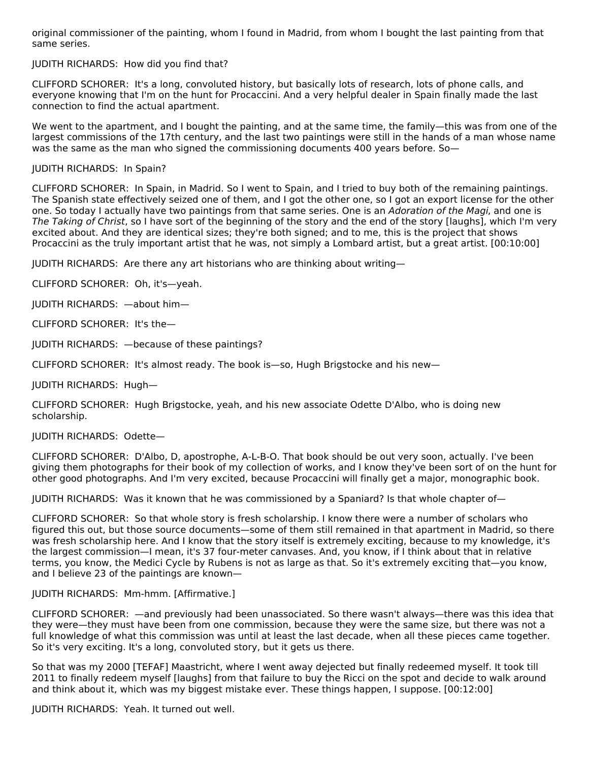original commissioner of the painting, whom I found in Madrid, from whom I bought the last painting from that same series.

JUDITH RICHARDS: How did you find that?

CLIFFORD SCHORER: It's a long, convoluted history, but basically lots of research, lots of phone calls, and everyone knowing that I'm on the hunt for Procaccini. And a very helpful dealer in Spain finally made the last connection to find the actual apartment.

We went to the apartment, and I bought the painting, and at the same time, the family—this was from one of the largest commissions of the 17th century, and the last two paintings were still in the hands of a man whose name was the same as the man who signed the commissioning documents 400 years before. So—

JUDITH RICHARDS: In Spain?

CLIFFORD SCHORER: In Spain, in Madrid. So I went to Spain, and I tried to buy both of the remaining paintings. The Spanish state effectively seized one of them, and I got the other one, so I got an export license for the other one. So today I actually have two paintings from that same series. One is an *Adoration of the Magi*, and one is *The Taking of Christ*, so I have sort of the beginning of the story and the end of the story [laughs], which I'm very excited about. And they are identical sizes; they're both signed; and to me, this is the project that shows Procaccini as the truly important artist that he was, not simply a Lombard artist, but a great artist. [00:10:00]

JUDITH RICHARDS: Are there any art historians who are thinking about writing—

CLIFFORD SCHORER: Oh, it's—yeah.

JUDITH RICHARDS: —about him—

CLIFFORD SCHORER: It's the—

JUDITH RICHARDS: —because of these paintings?

CLIFFORD SCHORER: It's almost ready. The book is—so, Hugh Brigstocke and his new—

JUDITH RICHARDS: Hugh—

CLIFFORD SCHORER: Hugh Brigstocke, yeah, and his new associate Odette D'Albo, who is doing new scholarship.

JUDITH RICHARDS: Odette—

CLIFFORD SCHORER: D'Albo, D, apostrophe, A-L-B-O. That book should be out very soon, actually. I've been giving them photographs for their book of my collection of works, and I know they've been sort of on the hunt for other good photographs. And I'm very excited, because Procaccini will finally get a major, monographic book.

JUDITH RICHARDS: Was it known that he was commissioned by a Spaniard? Is that whole chapter of—

CLIFFORD SCHORER: So that whole story is fresh scholarship. I know there were a number of scholars who figured this out, but those source documents—some of them still remained in that apartment in Madrid, so there was fresh scholarship here. And I know that the story itself is extremely exciting, because to my knowledge, it's the largest commission—I mean, it's 37 four-meter canvases. And, you know, if I think about that in relative terms, you know, the Medici Cycle by Rubens is not as large as that. So it's extremely exciting that—you know, and I believe 23 of the paintings are known—

JUDITH RICHARDS: Mm-hmm. [Affirmative.]

CLIFFORD SCHORER: —and previously had been unassociated. So there wasn't always—there was this idea that they were—they must have been from one commission, because they were the same size, but there was not a full knowledge of what this commission was until at least the last decade, when all these pieces came together. So it's very exciting. It's a long, convoluted story, but it gets us there.

So that was my 2000 [TEFAF] Maastricht, where I went away dejected but finally redeemed myself. It took till 2011 to finally redeem myself [laughs] from that failure to buy the Ricci on the spot and decide to walk around and think about it, which was my biggest mistake ever. These things happen, I suppose. [00:12:00]

JUDITH RICHARDS: Yeah. It turned out well.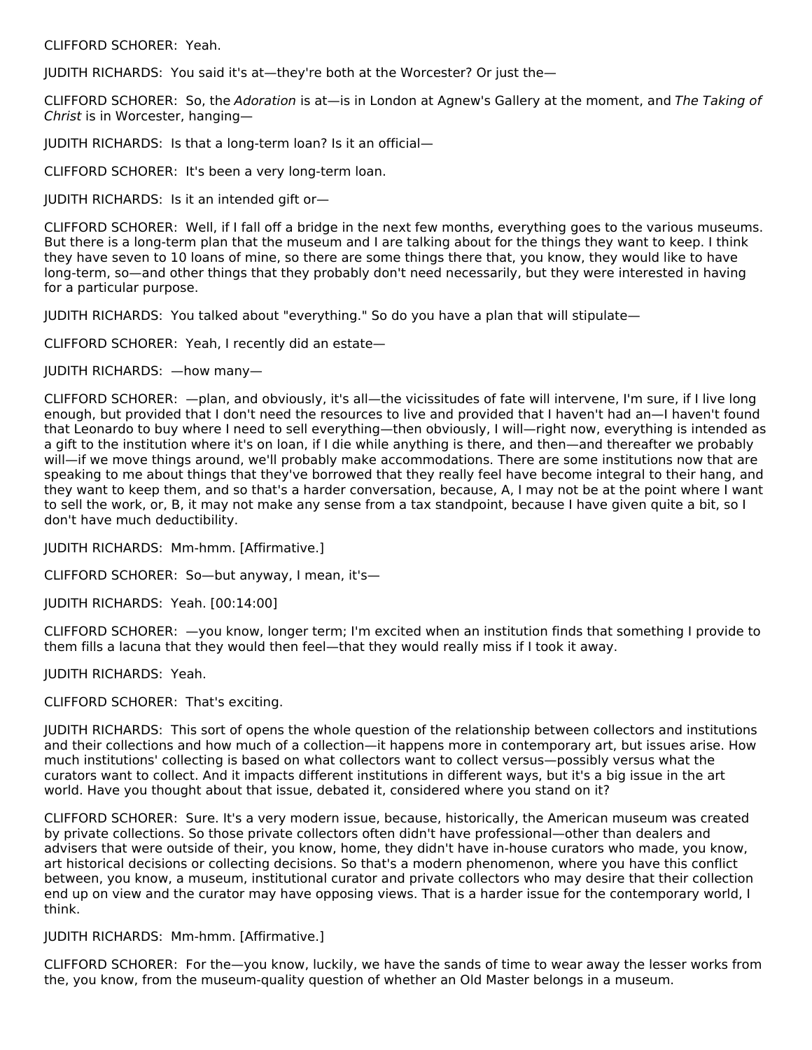CLIFFORD SCHORER: Yeah.

JUDITH RICHARDS: You said it's at—they're both at the Worcester? Or just the—

CLIFFORD SCHORER: So, the *Adoration* is at—is in London at Agnew's Gallery at the moment, and *The Taking of Christ* is in Worcester, hanging—

JUDITH RICHARDS: Is that a long-term loan? Is it an official—

CLIFFORD SCHORER: It's been a very long-term loan.

JUDITH RICHARDS: Is it an intended gift or—

CLIFFORD SCHORER: Well, if I fall off a bridge in the next few months, everything goes to the various museums. But there is a long-term plan that the museum and I are talking about for the things they want to keep. I think they have seven to 10 loans of mine, so there are some things there that, you know, they would like to have long-term, so—and other things that they probably don't need necessarily, but they were interested in having for a particular purpose.

JUDITH RICHARDS: You talked about "everything." So do you have a plan that will stipulate—

CLIFFORD SCHORER: Yeah, I recently did an estate—

JUDITH RICHARDS: —how many—

CLIFFORD SCHORER: —plan, and obviously, it's all—the vicissitudes of fate will intervene, I'm sure, if I live long enough, but provided that I don't need the resources to live and provided that I haven't had an—I haven't found that Leonardo to buy where I need to sell everything—then obviously, I will—right now, everything is intended as a gift to the institution where it's on loan, if I die while anything is there, and then—and thereafter we probably will—if we move things around, we'll probably make accommodations. There are some institutions now that are speaking to me about things that they've borrowed that they really feel have become integral to their hang, and they want to keep them, and so that's a harder conversation, because, A, I may not be at the point where I want to sell the work, or, B, it may not make any sense from a tax standpoint, because I have given quite a bit, so I don't have much deductibility.

JUDITH RICHARDS: Mm-hmm. [Affirmative.]

CLIFFORD SCHORER: So—but anyway, I mean, it's—

JUDITH RICHARDS: Yeah. [00:14:00]

CLIFFORD SCHORER: —you know, longer term; I'm excited when an institution finds that something I provide to them fills a lacuna that they would then feel—that they would really miss if I took it away.

JUDITH RICHARDS: Yeah.

CLIFFORD SCHORER: That's exciting.

JUDITH RICHARDS: This sort of opens the whole question of the relationship between collectors and institutions and their collections and how much of a collection—it happens more in contemporary art, but issues arise. How much institutions' collecting is based on what collectors want to collect versus—possibly versus what the curators want to collect. And it impacts different institutions in different ways, but it's a big issue in the art world. Have you thought about that issue, debated it, considered where you stand on it?

CLIFFORD SCHORER: Sure. It's a very modern issue, because, historically, the American museum was created by private collections. So those private collectors often didn't have professional—other than dealers and advisers that were outside of their, you know, home, they didn't have in-house curators who made, you know, art historical decisions or collecting decisions. So that's a modern phenomenon, where you have this conflict between, you know, a museum, institutional curator and private collectors who may desire that their collection end up on view and the curator may have opposing views. That is a harder issue for the contemporary world, I think.

JUDITH RICHARDS: Mm-hmm. [Affirmative.]

CLIFFORD SCHORER: For the—you know, luckily, we have the sands of time to wear away the lesser works from the, you know, from the museum-quality question of whether an Old Master belongs in a museum.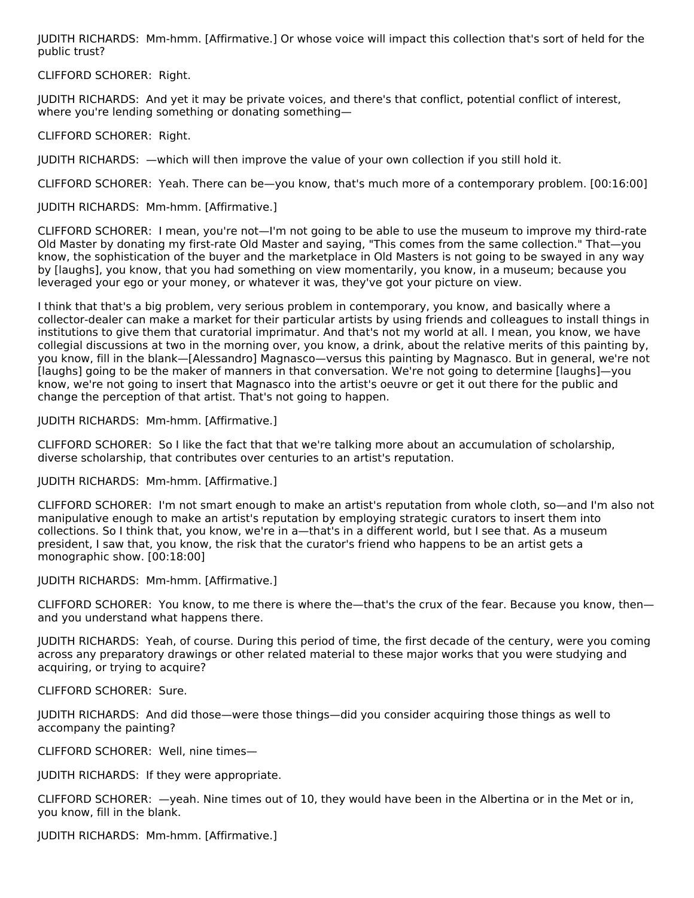JUDITH RICHARDS: Mm-hmm. [Affirmative.] Or whose voice will impact this collection that's sort of held for the public trust?

CLIFFORD SCHORER: Right.

JUDITH RICHARDS: And yet it may be private voices, and there's that conflict, potential conflict of interest, where you're lending something or donating something—

CLIFFORD SCHORER: Right.

JUDITH RICHARDS: —which will then improve the value of your own collection if you still hold it.

CLIFFORD SCHORER: Yeah. There can be—you know, that's much more of a contemporary problem. [00:16:00]

JUDITH RICHARDS: Mm-hmm. [Affirmative.]

CLIFFORD SCHORER: I mean, you're not—I'm not going to be able to use the museum to improve my third-rate Old Master by donating my first-rate Old Master and saying, "This comes from the same collection." That—you know, the sophistication of the buyer and the marketplace in Old Masters is not going to be swayed in any way by [laughs], you know, that you had something on view momentarily, you know, in a museum; because you leveraged your ego or your money, or whatever it was, they've got your picture on view.

I think that that's a big problem, very serious problem in contemporary, you know, and basically where a collector-dealer can make a market for their particular artists by using friends and colleagues to install things in institutions to give them that curatorial imprimatur. And that's not my world at all. I mean, you know, we have collegial discussions at two in the morning over, you know, a drink, about the relative merits of this painting by, you know, fill in the blank—[Alessandro] Magnasco—versus this painting by Magnasco. But in general, we're not [laughs] going to be the maker of manners in that conversation. We're not going to determine [laughs]—you know, we're not going to insert that Magnasco into the artist's oeuvre or get it out there for the public and change the perception of that artist. That's not going to happen.

JUDITH RICHARDS: Mm-hmm. [Affirmative.]

CLIFFORD SCHORER: So I like the fact that that we're talking more about an accumulation of scholarship, diverse scholarship, that contributes over centuries to an artist's reputation.

JUDITH RICHARDS: Mm-hmm. [Affirmative.]

CLIFFORD SCHORER: I'm not smart enough to make an artist's reputation from whole cloth, so—and I'm also not manipulative enough to make an artist's reputation by employing strategic curators to insert them into collections. So I think that, you know, we're in a—that's in a different world, but I see that. As a museum president, I saw that, you know, the risk that the curator's friend who happens to be an artist gets a monographic show. [00:18:00]

JUDITH RICHARDS: Mm-hmm. [Affirmative.]

CLIFFORD SCHORER: You know, to me there is where the—that's the crux of the fear. Because you know, then—and you understand what happens there.

JUDITH RICHARDS: Yeah, of course. During this period of time, the first decade of the century, were you coming across any preparatory drawings or other related material to these major works that you were studying and acquiring, or trying to acquire?

CLIFFORD SCHORER: Sure.

JUDITH RICHARDS: And did those—were those things—did you consider acquiring those things as well to accompany the painting?

CLIFFORD SCHORER: Well, nine times—

JUDITH RICHARDS: If they were appropriate.

CLIFFORD SCHORER: —yeah. Nine times out of 10, they would have been in the Albertina or in the Met or in, you know, fill in the blank.

JUDITH RICHARDS: Mm-hmm. [Affirmative.]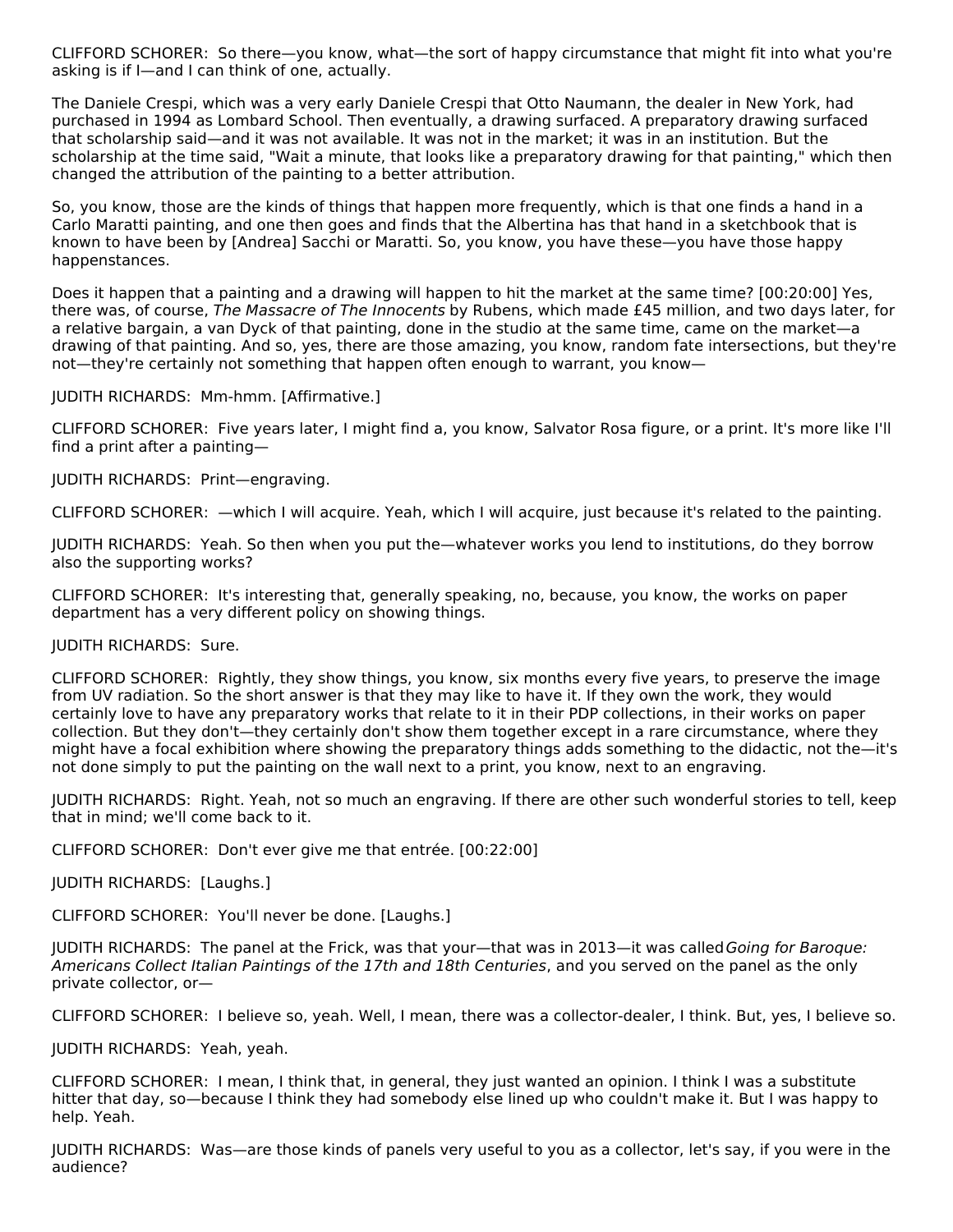CLIFFORD SCHORER: So there—you know, what—the sort of happy circumstance that might fit into what you're asking is if I—and I can think of one, actually.

The Daniele Crespi, which was a very early Daniele Crespi that Otto Naumann, the dealer in New York, had purchased in 1994 as Lombard School. Then eventually, a drawing surfaced. A preparatory drawing surfaced that scholarship said—and it was not available. It was not in the market; it was in an institution. But the scholarship at the time said, "Wait a minute, that looks like a preparatory drawing for that painting," which then changed the attribution of the painting to a better attribution.

So, you know, those are the kinds of things that happen more frequently, which is that one finds a hand in a Carlo Maratti painting, and one then goes and finds that the Albertina has that hand in a sketchbook that is known to have been by [Andrea] Sacchi or Maratti. So, you know, you have these—you have those happy happenstances.

Does it happen that a painting and a drawing will happen to hit the market at the same time? [00:20:00] Yes, there was, of course, *The Massacre of The Innocents* by Rubens, which made £45 million, and two days later, for a relative bargain, a van Dyck of that painting, done in the studio at the same time, came on the market—a drawing of that painting. And so, yes, there are those amazing, you know, random fate intersections, but they're not—they're certainly not something that happen often enough to warrant, you know—

JUDITH RICHARDS: Mm-hmm. [Affirmative.]

CLIFFORD SCHORER: Five years later, I might find a, you know, Salvator Rosa figure, or a print. It's more like I'll find a print after a painting—

JUDITH RICHARDS: Print—engraving.

CLIFFORD SCHORER: —which I will acquire. Yeah, which I will acquire, just because it's related to the painting.

JUDITH RICHARDS: Yeah. So then when you put the—whatever works you lend to institutions, do they borrow also the supporting works?

CLIFFORD SCHORER: It's interesting that, generally speaking, no, because, you know, the works on paper department has a very different policy on showing things.

JUDITH RICHARDS: Sure.

CLIFFORD SCHORER: Rightly, they show things, you know, six months every five years, to preserve the image from UV radiation. So the short answer is that they may like to have it. If they own the work, they would certainly love to have any preparatory works that relate to it in their PDP collections, in their works on paper collection. But they don't—they certainly don't show them together except in a rare circumstance, where they might have a focal exhibition where showing the preparatory things adds something to the didactic, not the—it's not done simply to put the painting on the wall next to a print, you know, next to an engraving.

JUDITH RICHARDS: Right. Yeah, not so much an engraving. If there are other such wonderful stories to tell, keep that in mind; we'll come back to it.

CLIFFORD SCHORER: Don't ever give me that entrée. [00:22:00]

JUDITH RICHARDS: [Laughs.]

CLIFFORD SCHORER: You'll never be done. [Laughs.]

JUDITH RICHARDS: The panel at the Frick, was that your—that was in 2013—it was called *Going for Baroque: Americans Collect Italian Paintings of the 17th and 18th Centuries*, and you served on the panel as the only private collector, or—

CLIFFORD SCHORER: I believe so, yeah. Well, I mean, there was a collector-dealer, I think. But, yes, I believe so.

JUDITH RICHARDS: Yeah, yeah.

CLIFFORD SCHORER: I mean, I think that, in general, they just wanted an opinion. I think I was a substitute hitter that day, so—because I think they had somebody else lined up who couldn't make it. But I was happy to help. Yeah.

JUDITH RICHARDS: Was—are those kinds of panels very useful to you as a collector, let's say, if you were in the audience?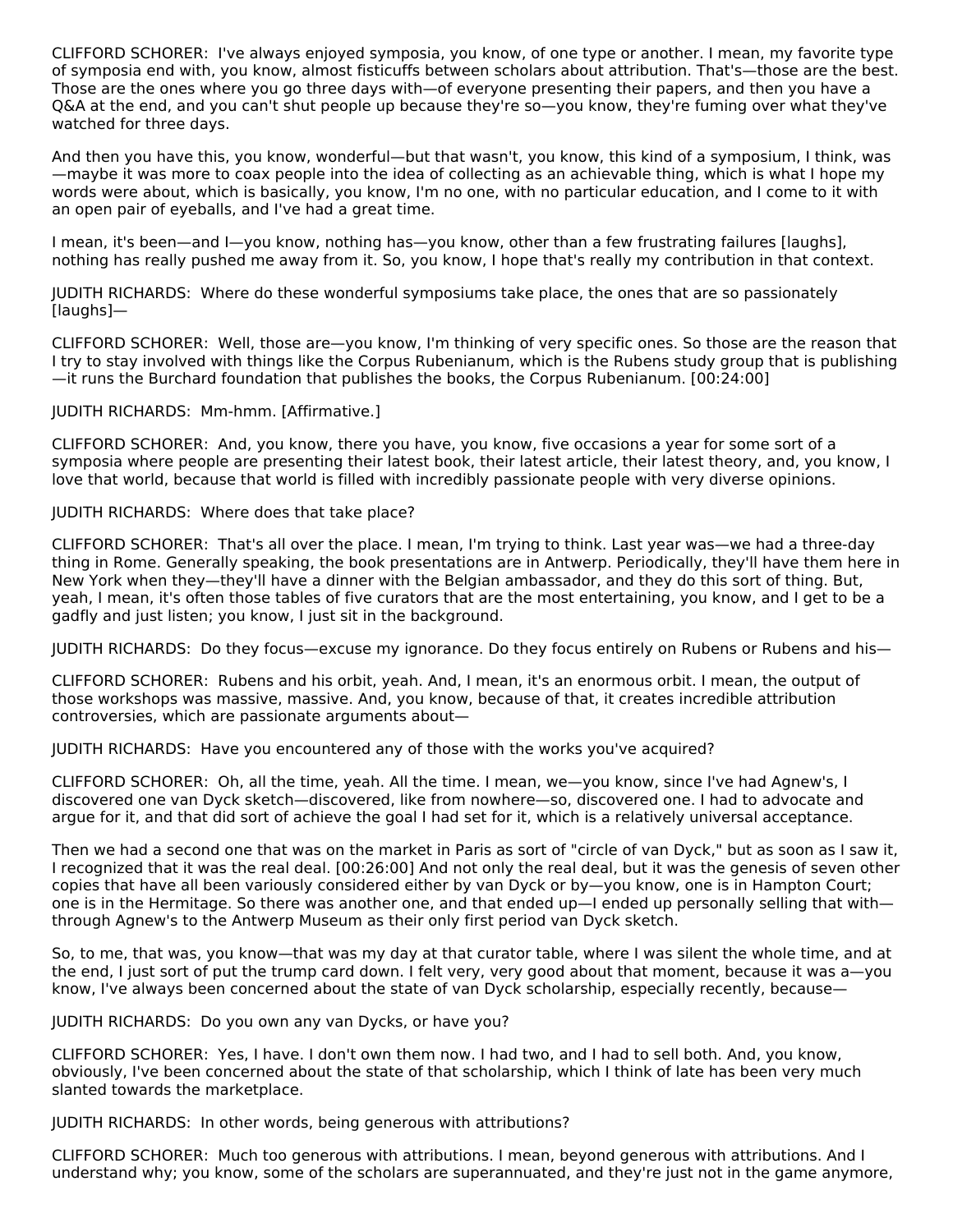CLIFFORD SCHORER: I've always enjoyed symposia, you know, of one type or another. I mean, my favorite type of symposia end with, you know, almost fisticuffs between scholars about attribution. That's—those are the best. Those are the ones where you go three days with—of everyone presenting their papers, and then you have a Q&A at the end, and you can't shut people up because they're so—you know, they're fuming over what they've watched for three days.

And then you have this, you know, wonderful—but that wasn't, you know, this kind of a symposium, I think, was—maybe it was more to coax people into the idea of collecting as an achievable thing, which is what I hope my words were about, which is basically, you know, I'm no one, with no particular education, and I come to it with an open pair of eyeballs, and I've had a great time.

I mean, it's been—and I—you know, nothing has—you know, other than a few frustrating failures [laughs], nothing has really pushed me away from it. So, you know, I hope that's really my contribution in that context.

JUDITH RICHARDS: Where do these wonderful symposiums take place, the ones that are so passionately [laughs]—

CLIFFORD SCHORER: Well, those are—you know, I'm thinking of very specific ones. So those are the reason that I try to stay involved with things like the Corpus Rubenianum, which is the Rubens study group that is publishing—it runs the Burchard foundation that publishes the books, the Corpus Rubenianum. [00:24:00]

JUDITH RICHARDS: Mm-hmm. [Affirmative.]

CLIFFORD SCHORER: And, you know, there you have, you know, five occasions a year for some sort of a symposia where people are presenting their latest book, their latest article, their latest theory, and, you know, I love that world, because that world is filled with incredibly passionate people with very diverse opinions.

JUDITH RICHARDS: Where does that take place?

CLIFFORD SCHORER: That's all over the place. I mean, I'm trying to think. Last year was—we had a three-day thing in Rome. Generally speaking, the book presentations are in Antwerp. Periodically, they'll have them here in New York when they—they'll have a dinner with the Belgian ambassador, and they do this sort of thing. But, yeah, I mean, it's often those tables of five curators that are the most entertaining, you know, and I get to be a gadfly and just listen; you know, I just sit in the background.

JUDITH RICHARDS: Do they focus—excuse my ignorance. Do they focus entirely on Rubens or Rubens and his—

CLIFFORD SCHORER: Rubens and his orbit, yeah. And, I mean, it's an enormous orbit. I mean, the output of those workshops was massive, massive. And, you know, because of that, it creates incredible attribution controversies, which are passionate arguments about—

JUDITH RICHARDS: Have you encountered any of those with the works you've acquired?

CLIFFORD SCHORER: Oh, all the time, yeah. All the time. I mean, we—you know, since I've had Agnew's, I discovered one van Dyck sketch—discovered, like from nowhere—so, discovered one. I had to advocate and argue for it, and that did sort of achieve the goal I had set for it, which is a relatively universal acceptance.

Then we had a second one that was on the market in Paris as sort of "circle of van Dyck," but as soon as I saw it, I recognized that it was the real deal. [00:26:00] And not only the real deal, but it was the genesis of seven other copies that have all been variously considered either by van Dyck or by—you know, one is in Hampton Court; one is in the Hermitage. So there was another one, and that ended up—I ended up personally selling that with—through Agnew's to the Antwerp Museum as their only first period van Dyck sketch.

So, to me, that was, you know—that was my day at that curator table, where I was silent the whole time, and at the end, I just sort of put the trump card down. I felt very, very good about that moment, because it was a—you know, I've always been concerned about the state of van Dyck scholarship, especially recently, because—

JUDITH RICHARDS: Do you own any van Dycks, or have you?

CLIFFORD SCHORER: Yes, I have. I don't own them now. I had two, and I had to sell both. And, you know, obviously, I've been concerned about the state of that scholarship, which I think of late has been very much slanted towards the marketplace.

JUDITH RICHARDS: In other words, being generous with attributions?

CLIFFORD SCHORER: Much too generous with attributions. I mean, beyond generous with attributions. And I understand why; you know, some of the scholars are superannuated, and they're just not in the game anymore,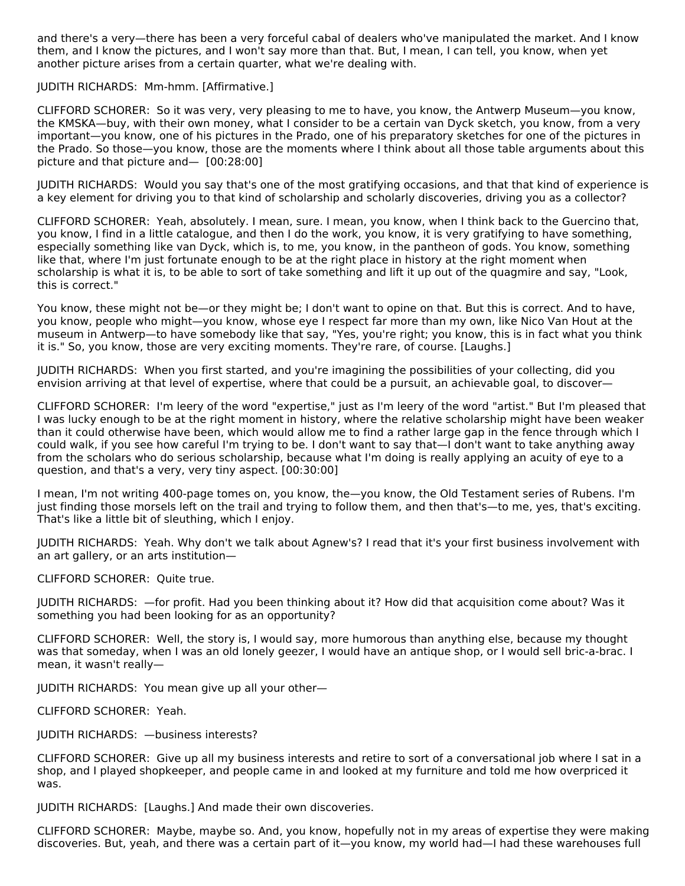and there's a very—there has been a very forceful cabal of dealers who've manipulated the market. And I know them, and I know the pictures, and I won't say more than that. But, I mean, I can tell, you know, when yet another picture arises from a certain quarter, what we're dealing with.

JUDITH RICHARDS: Mm-hmm. [Affirmative.]

CLIFFORD SCHORER: So it was very, very pleasing to me to have, you know, the Antwerp Museum—you know, the KMSKA—buy, with their own money, what I consider to be a certain van Dyck sketch, you know, from a very important—you know, one of his pictures in the Prado, one of his preparatory sketches for one of the pictures in the Prado. So those—you know, those are the moments where I think about all those table arguments about this picture and that picture and— [00:28:00]

JUDITH RICHARDS: Would you say that's one of the most gratifying occasions, and that that kind of experience is a key element for driving you to that kind of scholarship and scholarly discoveries, driving you as a collector?

CLIFFORD SCHORER: Yeah, absolutely. I mean, sure. I mean, you know, when I think back to the Guercino that, you know, I find in a little catalogue, and then I do the work, you know, it is very gratifying to have something, especially something like van Dyck, which is, to me, you know, in the pantheon of gods. You know, something like that, where I'm just fortunate enough to be at the right place in history at the right moment when scholarship is what it is, to be able to sort of take something and lift it up out of the quagmire and say, "Look, this is correct."

You know, these might not be—or they might be; I don't want to opine on that. But this is correct. And to have, you know, people who might—you know, whose eye I respect far more than my own, like Nico Van Hout at the museum in Antwerp—to have somebody like that say, "Yes, you're right; you know, this is in fact what you think it is." So, you know, those are very exciting moments. They're rare, of course. [Laughs.]

JUDITH RICHARDS: When you first started, and you're imagining the possibilities of your collecting, did you envision arriving at that level of expertise, where that could be a pursuit, an achievable goal, to discover—

CLIFFORD SCHORER: I'm leery of the word "expertise," just as I'm leery of the word "artist." But I'm pleased that I was lucky enough to be at the right moment in history, where the relative scholarship might have been weaker than it could otherwise have been, which would allow me to find a rather large gap in the fence through which I could walk, if you see how careful I'm trying to be. I don't want to say that—I don't want to take anything away from the scholars who do serious scholarship, because what I'm doing is really applying an acuity of eye to a question, and that's a very, very tiny aspect. [00:30:00]

I mean, I'm not writing 400-page tomes on, you know, the—you know, the Old Testament series of Rubens. I'm just finding those morsels left on the trail and trying to follow them, and then that's—to me, yes, that's exciting. That's like a little bit of sleuthing, which I enjoy.

JUDITH RICHARDS: Yeah. Why don't we talk about Agnew's? I read that it's your first business involvement with an art gallery, or an arts institution—

CLIFFORD SCHORER: Quite true.

JUDITH RICHARDS: —for profit. Had you been thinking about it? How did that acquisition come about? Was it something you had been looking for as an opportunity?

CLIFFORD SCHORER: Well, the story is, I would say, more humorous than anything else, because my thought was that someday, when I was an old lonely geezer, I would have an antique shop, or I would sell bric-a-brac. I mean, it wasn't really—

JUDITH RICHARDS: You mean give up all your other—

CLIFFORD SCHORER: Yeah.

JUDITH RICHARDS: —business interests?

CLIFFORD SCHORER: Give up all my business interests and retire to sort of a conversational job where I sat in a shop, and I played shopkeeper, and people came in and looked at my furniture and told me how overpriced it was.

JUDITH RICHARDS: [Laughs.] And made their own discoveries.

CLIFFORD SCHORER: Maybe, maybe so. And, you know, hopefully not in my areas of expertise they were making discoveries. But, yeah, and there was a certain part of it—you know, my world had—I had these warehouses full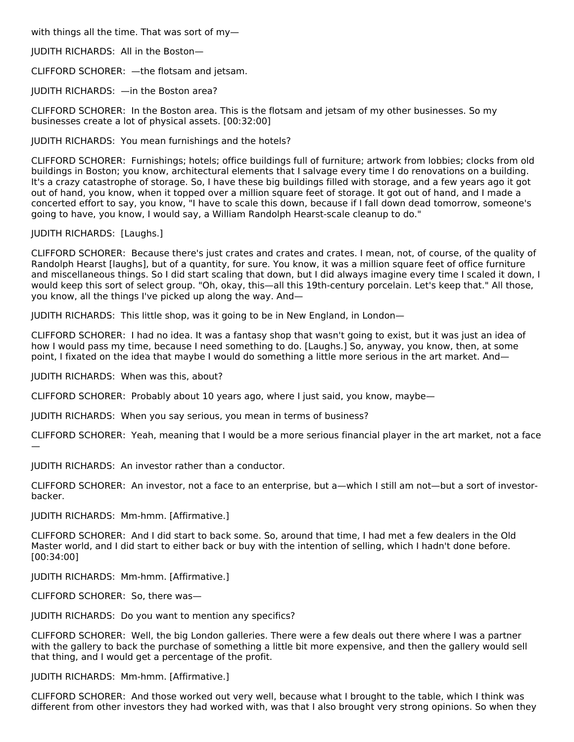with things all the time. That was sort of my—

JUDITH RICHARDS: All in the Boston—

CLIFFORD SCHORER: —the flotsam and jetsam.

JUDITH RICHARDS: —in the Boston area?

CLIFFORD SCHORER: In the Boston area. This is the flotsam and jetsam of my other businesses. So my businesses create a lot of physical assets. [00:32:00]

JUDITH RICHARDS: You mean furnishings and the hotels?

CLIFFORD SCHORER: Furnishings; hotels; office buildings full of furniture; artwork from lobbies; clocks from old buildings in Boston; you know, architectural elements that I salvage every time I do renovations on a building. It's a crazy catastrophe of storage. So, I have these big buildings filled with storage, and a few years ago it got out of hand, you know, when it topped over a million square feet of storage. It got out of hand, and I made a concerted effort to say, you know, "I have to scale this down, because if I fall down dead tomorrow, someone's going to have, you know, I would say, a William Randolph Hearst-scale cleanup to do."

JUDITH RICHARDS: [Laughs.]

CLIFFORD SCHORER: Because there's just crates and crates and crates. I mean, not, of course, of the quality of Randolph Hearst [laughs], but of a quantity, for sure. You know, it was a million square feet of office furniture and miscellaneous things. So I did start scaling that down, but I did always imagine every time I scaled it down, I would keep this sort of select group. "Oh, okay, this—all this 19th-century porcelain. Let's keep that." All those, you know, all the things I've picked up along the way. And—

JUDITH RICHARDS: This little shop, was it going to be in New England, in London—

CLIFFORD SCHORER: I had no idea. It was a fantasy shop that wasn't going to exist, but it was just an idea of how I would pass my time, because I need something to do. [Laughs.] So, anyway, you know, then, at some point, I fixated on the idea that maybe I would do something a little more serious in the art market. And—

JUDITH RICHARDS: When was this, about?

CLIFFORD SCHORER: Probably about 10 years ago, where I just said, you know, maybe—

JUDITH RICHARDS: When you say serious, you mean in terms of business?

CLIFFORD SCHORER: Yeah, meaning that I would be a more serious financial player in the art market, not a face —

JUDITH RICHARDS: An investor rather than a conductor.

CLIFFORD SCHORER: An investor, not a face to an enterprise, but a—which I still am not—but a sort of investor-backer.

JUDITH RICHARDS: Mm-hmm. [Affirmative.]

CLIFFORD SCHORER: And I did start to back some. So, around that time, I had met a few dealers in the Old Master world, and I did start to either back or buy with the intention of selling, which I hadn't done before. [00:34:00]

JUDITH RICHARDS: Mm-hmm. [Affirmative.]

CLIFFORD SCHORER: So, there was—

JUDITH RICHARDS: Do you want to mention any specifics?

CLIFFORD SCHORER: Well, the big London galleries. There were a few deals out there where I was a partner with the gallery to back the purchase of something a little bit more expensive, and then the gallery would sell that thing, and I would get a percentage of the profit.

JUDITH RICHARDS: Mm-hmm. [Affirmative.]

CLIFFORD SCHORER: And those worked out very well, because what I brought to the table, which I think was different from other investors they had worked with, was that I also brought very strong opinions. So when they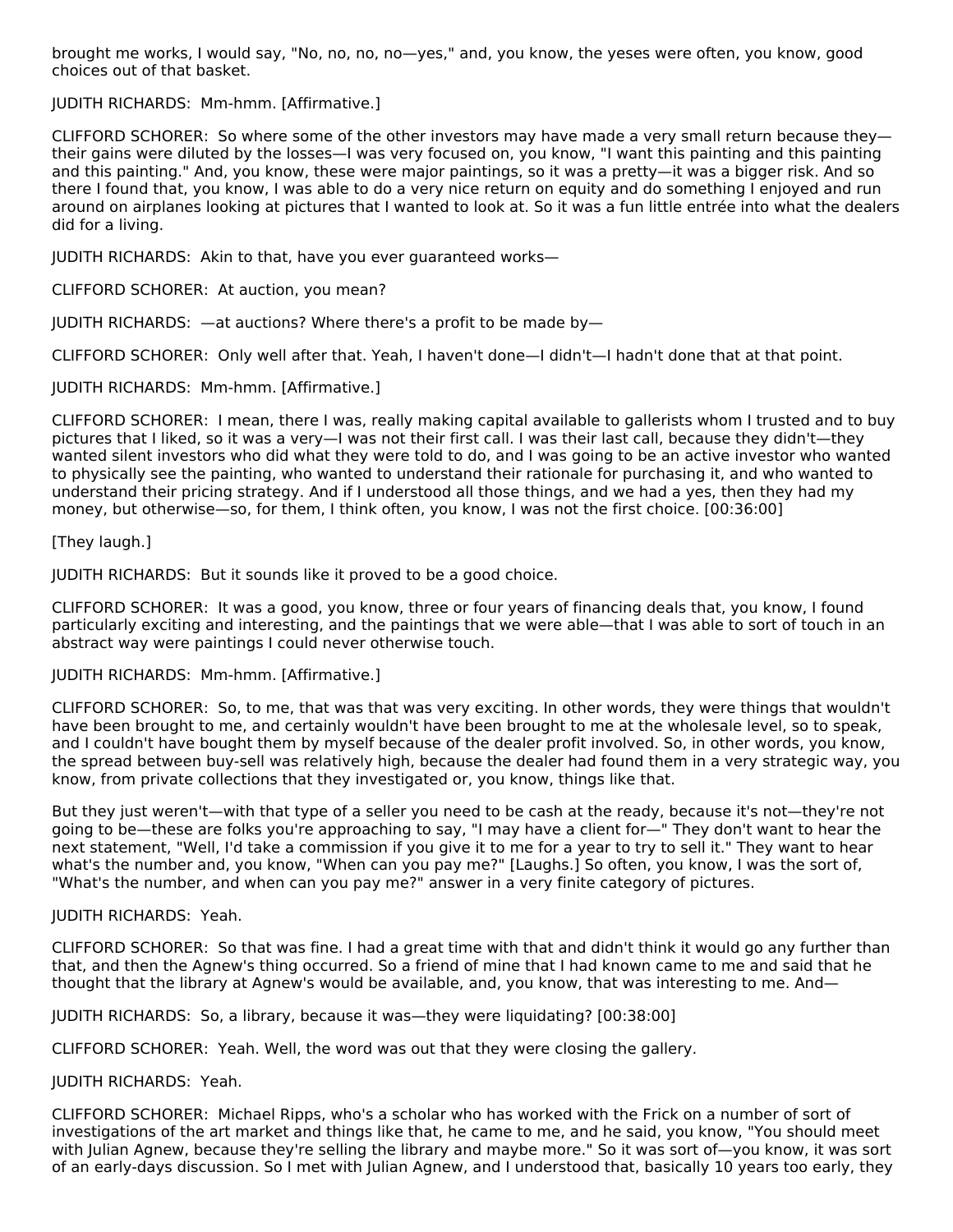brought me works, I would say, "No, no, no, no—yes," and, you know, the yeses were often, you know, good choices out of that basket.

JUDITH RICHARDS: Mm-hmm. [Affirmative.]

CLIFFORD SCHORER: So where some of the other investors may have made a very small return because they—their gains were diluted by the losses—I was very focused on, you know, "I want this painting and this painting and this painting." And, you know, these were major paintings, so it was a pretty—it was a bigger risk. And so there I found that, you know, I was able to do a very nice return on equity and do something I enjoyed and run around on airplanes looking at pictures that I wanted to look at. So it was a fun little entrée into what the dealers did for a living.

JUDITH RICHARDS: Akin to that, have you ever guaranteed works—

CLIFFORD SCHORER: At auction, you mean?

JUDITH RICHARDS: —at auctions? Where there's a profit to be made by—

CLIFFORD SCHORER: Only well after that. Yeah, I haven't done—I didn't—I hadn't done that at that point.

JUDITH RICHARDS: Mm-hmm. [Affirmative.]

CLIFFORD SCHORER: I mean, there I was, really making capital available to gallerists whom I trusted and to buy pictures that I liked, so it was a very—I was not their first call. I was their last call, because they didn't—they wanted silent investors who did what they were told to do, and I was going to be an active investor who wanted to physically see the painting, who wanted to understand their rationale for purchasing it, and who wanted to understand their pricing strategy. And if I understood all those things, and we had a yes, then they had my money, but otherwise—so, for them, I think often, you know, I was not the first choice. [00:36:00]

[They laugh.]

JUDITH RICHARDS: But it sounds like it proved to be a good choice.

CLIFFORD SCHORER: It was a good, you know, three or four years of financing deals that, you know, I found particularly exciting and interesting, and the paintings that we were able—that I was able to sort of touch in an abstract way were paintings I could never otherwise touch.

JUDITH RICHARDS: Mm-hmm. [Affirmative.]

CLIFFORD SCHORER: So, to me, that was that was very exciting. In other words, they were things that wouldn't have been brought to me, and certainly wouldn't have been brought to me at the wholesale level, so to speak, and I couldn't have bought them by myself because of the dealer profit involved. So, in other words, you know, the spread between buy-sell was relatively high, because the dealer had found them in a very strategic way, you know, from private collections that they investigated or, you know, things like that.

But they just weren't—with that type of a seller you need to be cash at the ready, because it's not—they're not going to be—these are folks you're approaching to say, "I may have a client for—" They don't want to hear the next statement, "Well, I'd take a commission if you give it to me for a year to try to sell it." They want to hear what's the number and, you know, "When can you pay me?" [Laughs.] So often, you know, I was the sort of, "What's the number, and when can you pay me?" answer in a very finite category of pictures.

JUDITH RICHARDS: Yeah.

CLIFFORD SCHORER: So that was fine. I had a great time with that and didn't think it would go any further than that, and then the Agnew's thing occurred. So a friend of mine that I had known came to me and said that he thought that the library at Agnew's would be available, and, you know, that was interesting to me. And—

JUDITH RICHARDS: So, a library, because it was—they were liquidating? [00:38:00]

CLIFFORD SCHORER: Yeah. Well, the word was out that they were closing the gallery.

JUDITH RICHARDS: Yeah.

CLIFFORD SCHORER: Michael Ripps, who's a scholar who has worked with the Frick on a number of sort of investigations of the art market and things like that, he came to me, and he said, you know, "You should meet with Julian Agnew, because they're selling the library and maybe more." So it was sort of—you know, it was sort of an early-days discussion. So I met with Julian Agnew, and I understood that, basically 10 years too early, they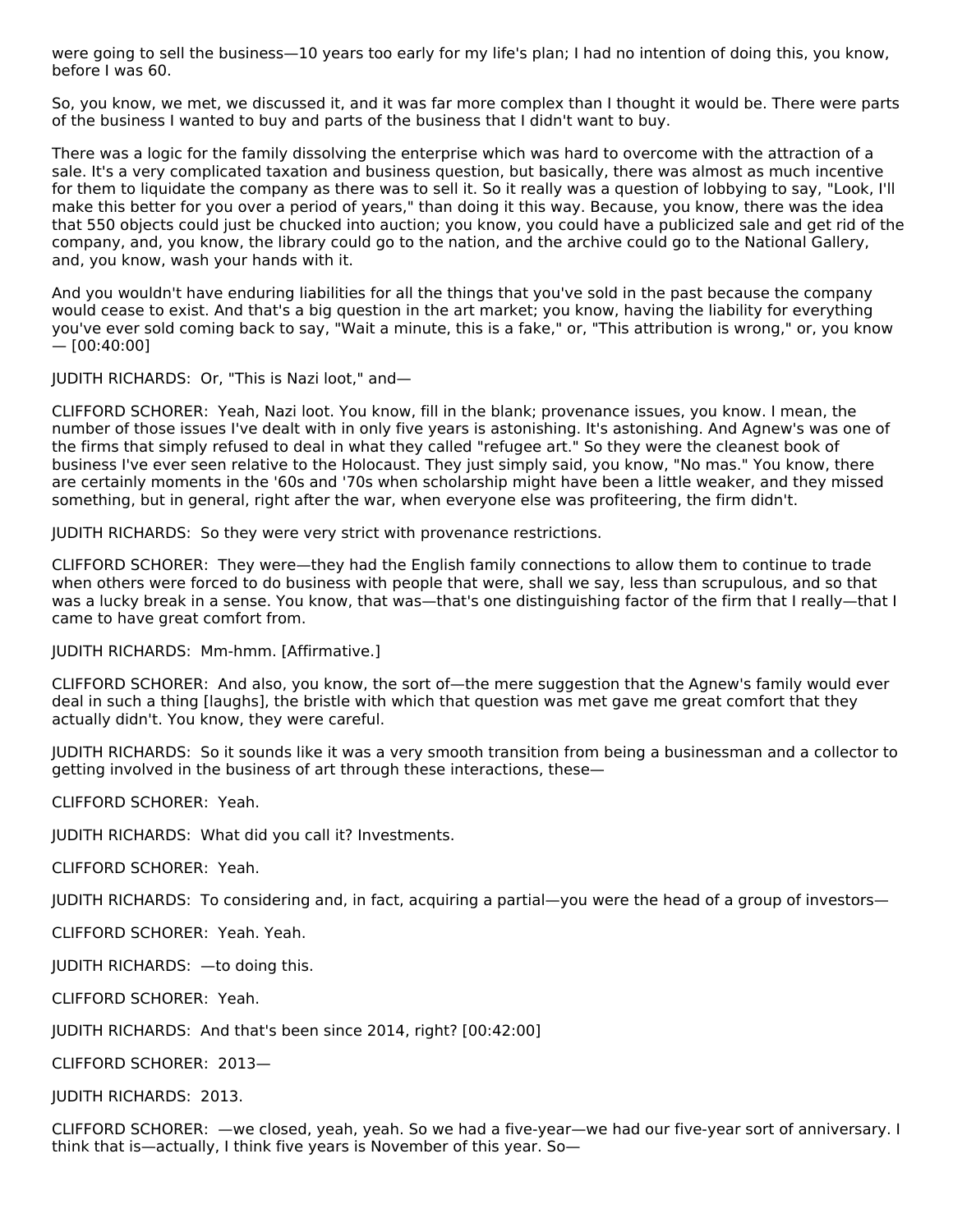were going to sell the business—10 years too early for my life's plan; I had no intention of doing this, you know, before I was 60.

So, you know, we met, we discussed it, and it was far more complex than I thought it would be. There were parts of the business I wanted to buy and parts of the business that I didn't want to buy.

There was a logic for the family dissolving the enterprise which was hard to overcome with the attraction of a sale. It's a very complicated taxation and business question, but basically, there was almost as much incentive for them to liquidate the company as there was to sell it. So it really was a question of lobbying to say, "Look, I'll make this better for you over a period of years," than doing it this way. Because, you know, there was the idea that 550 objects could just be chucked into auction; you know, you could have a publicized sale and get rid of the company, and, you know, the library could go to the nation, and the archive could go to the National Gallery, and, you know, wash your hands with it.

And you wouldn't have enduring liabilities for all the things that you've sold in the past because the company would cease to exist. And that's a big question in the art market; you know, having the liability for everything you've ever sold coming back to say, "Wait a minute, this is a fake," or, "This attribution is wrong," or, you know — [00:40:00]

JUDITH RICHARDS: Or, "This is Nazi loot," and—

CLIFFORD SCHORER: Yeah, Nazi loot. You know, fill in the blank; provenance issues, you know. I mean, the number of those issues I've dealt with in only five years is astonishing. It's astonishing. And Agnew's was one of the firms that simply refused to deal in what they called "refugee art." So they were the cleanest book of business I've ever seen relative to the Holocaust. They just simply said, you know, "No mas." You know, there are certainly moments in the '60s and '70s when scholarship might have been a little weaker, and they missed something, but in general, right after the war, when everyone else was profiteering, the firm didn't.

JUDITH RICHARDS: So they were very strict with provenance restrictions.

CLIFFORD SCHORER: They were—they had the English family connections to allow them to continue to trade when others were forced to do business with people that were, shall we say, less than scrupulous, and so that was a lucky break in a sense. You know, that was—that's one distinguishing factor of the firm that I really—that I came to have great comfort from.

JUDITH RICHARDS: Mm-hmm. [Affirmative.]

CLIFFORD SCHORER: And also, you know, the sort of—the mere suggestion that the Agnew's family would ever deal in such a thing [laughs], the bristle with which that question was met gave me great comfort that they actually didn't. You know, they were careful.

JUDITH RICHARDS: So it sounds like it was a very smooth transition from being a businessman and a collector to getting involved in the business of art through these interactions, these—

CLIFFORD SCHORER: Yeah.

JUDITH RICHARDS: What did you call it? Investments.

CLIFFORD SCHORER: Yeah.

JUDITH RICHARDS: To considering and, in fact, acquiring a partial—you were the head of a group of investors—

CLIFFORD SCHORER: Yeah. Yeah.

JUDITH RICHARDS: —to doing this.

CLIFFORD SCHORER: Yeah.

JUDITH RICHARDS: And that's been since 2014, right? [00:42:00]

CLIFFORD SCHORER: 2013—

JUDITH RICHARDS: 2013.

CLIFFORD SCHORER: —we closed, yeah, yeah. So we had a five-year—we had our five-year sort of anniversary. I think that is—actually, I think five years is November of this year. So—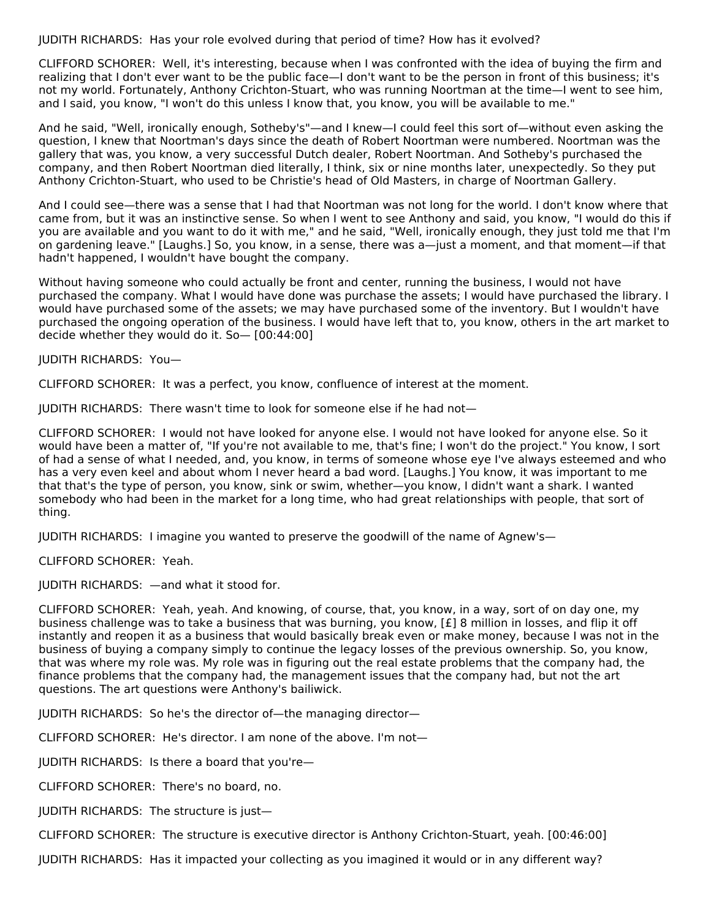JUDITH RICHARDS: Has your role evolved during that period of time? How has it evolved?

CLIFFORD SCHORER: Well, it's interesting, because when I was confronted with the idea of buying the firm and realizing that I don't ever want to be the public face—I don't want to be the person in front of this business; it's not my world. Fortunately, Anthony Crichton-Stuart, who was running Noortman at the time—I went to see him, and I said, you know, "I won't do this unless I know that, you know, you will be available to me."

And he said, "Well, ironically enough, Sotheby's"—and I knew—I could feel this sort of—without even asking the question, I knew that Noortman's days since the death of Robert Noortman were numbered. Noortman was the gallery that was, you know, a very successful Dutch dealer, Robert Noortman. And Sotheby's purchased the company, and then Robert Noortman died literally, I think, six or nine months later, unexpectedly. So they put Anthony Crichton-Stuart, who used to be Christie's head of Old Masters, in charge of Noortman Gallery.

And I could see—there was a sense that I had that Noortman was not long for the world. I don't know where that came from, but it was an instinctive sense. So when I went to see Anthony and said, you know, "I would do this if you are available and you want to do it with me," and he said, "Well, ironically enough, they just told me that I'm on gardening leave." [Laughs.] So, you know, in a sense, there was a—just a moment, and that moment—if that hadn't happened, I wouldn't have bought the company.

Without having someone who could actually be front and center, running the business, I would not have purchased the company. What I would have done was purchase the assets; I would have purchased the library. I would have purchased some of the assets; we may have purchased some of the inventory. But I wouldn't have purchased the ongoing operation of the business. I would have left that to, you know, others in the art market to decide whether they would do it. So— [00:44:00]

JUDITH RICHARDS: You—

CLIFFORD SCHORER: It was a perfect, you know, confluence of interest at the moment.

JUDITH RICHARDS: There wasn't time to look for someone else if he had not—

CLIFFORD SCHORER: I would not have looked for anyone else. I would not have looked for anyone else. So it would have been a matter of, "If you're not available to me, that's fine; I won't do the project." You know, I sort of had a sense of what I needed, and, you know, in terms of someone whose eye I've always esteemed and who has a very even keel and about whom I never heard a bad word. [Laughs.] You know, it was important to me that that's the type of person, you know, sink or swim, whether—you know, I didn't want a shark. I wanted somebody who had been in the market for a long time, who had great relationships with people, that sort of thing.

JUDITH RICHARDS: I imagine you wanted to preserve the goodwill of the name of Agnew's—

CLIFFORD SCHORER: Yeah.

JUDITH RICHARDS: —and what it stood for.

CLIFFORD SCHORER: Yeah, yeah. And knowing, of course, that, you know, in a way, sort of on day one, my business challenge was to take a business that was burning, you know, [£] 8 million in losses, and flip it off instantly and reopen it as a business that would basically break even or make money, because I was not in the business of buying a company simply to continue the legacy losses of the previous ownership. So, you know, that was where my role was. My role was in figuring out the real estate problems that the company had, the finance problems that the company had, the management issues that the company had, but not the art questions. The art questions were Anthony's bailiwick.

JUDITH RICHARDS: So he's the director of—the managing director—

CLIFFORD SCHORER: He's director. I am none of the above. I'm not—

JUDITH RICHARDS: Is there a board that you're—

CLIFFORD SCHORER: There's no board, no.

JUDITH RICHARDS: The structure is just—

CLIFFORD SCHORER: The structure is executive director is Anthony Crichton-Stuart, yeah. [00:46:00]

JUDITH RICHARDS: Has it impacted your collecting as you imagined it would or in any different way?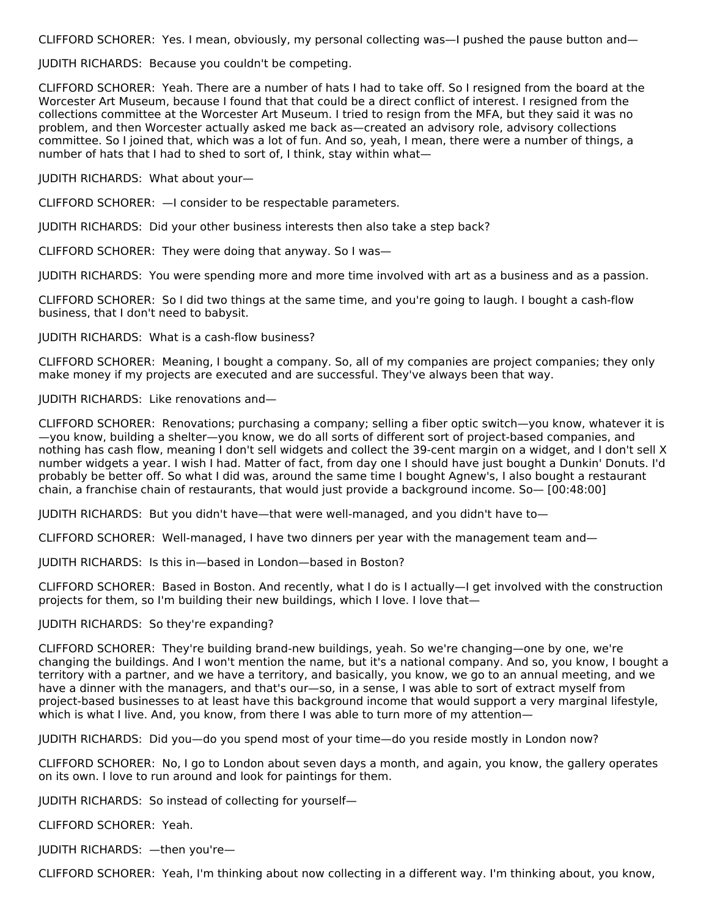CLIFFORD SCHORER: Yes. I mean, obviously, my personal collecting was—I pushed the pause button and—

JUDITH RICHARDS: Because you couldn't be competing.

CLIFFORD SCHORER: Yeah. There are a number of hats I had to take off. So I resigned from the board at the Worcester Art Museum, because I found that that could be a direct conflict of interest. I resigned from the collections committee at the Worcester Art Museum. I tried to resign from the MFA, but they said it was no problem, and then Worcester actually asked me back as—created an advisory role, advisory collections committee. So I joined that, which was a lot of fun. And so, yeah, I mean, there were a number of things, a number of hats that I had to shed to sort of, I think, stay within what—

JUDITH RICHARDS: What about your—

CLIFFORD SCHORER: —I consider to be respectable parameters.

JUDITH RICHARDS: Did your other business interests then also take a step back?

CLIFFORD SCHORER: They were doing that anyway. So I was—

JUDITH RICHARDS: You were spending more and more time involved with art as a business and as a passion.

CLIFFORD SCHORER: So I did two things at the same time, and you're going to laugh. I bought a cash-flow business, that I don't need to babysit.

JUDITH RICHARDS: What is a cash-flow business?

CLIFFORD SCHORER: Meaning, I bought a company. So, all of my companies are project companies; they only make money if my projects are executed and are successful. They've always been that way.

JUDITH RICHARDS: Like renovations and—

CLIFFORD SCHORER: Renovations; purchasing a company; selling a fiber optic switch—you know, whatever it is—you know, building a shelter—you know, we do all sorts of different sort of project-based companies, and nothing has cash flow, meaning I don't sell widgets and collect the 39-cent margin on a widget, and I don't sell X number widgets a year. I wish I had. Matter of fact, from day one I should have just bought a Dunkin' Donuts. I'd probably be better off. So what I did was, around the same time I bought Agnew's, I also bought a restaurant chain, a franchise chain of restaurants, that would just provide a background income. So— [00:48:00]

JUDITH RICHARDS: But you didn't have—that were well-managed, and you didn't have to—

CLIFFORD SCHORER: Well-managed, I have two dinners per year with the management team and—

JUDITH RICHARDS: Is this in—based in London—based in Boston?

CLIFFORD SCHORER: Based in Boston. And recently, what I do is I actually—I get involved with the construction projects for them, so I'm building their new buildings, which I love. I love that—

JUDITH RICHARDS: So they're expanding?

CLIFFORD SCHORER: They're building brand-new buildings, yeah. So we're changing—one by one, we're changing the buildings. And I won't mention the name, but it's a national company. And so, you know, I bought a territory with a partner, and we have a territory, and basically, you know, we go to an annual meeting, and we have a dinner with the managers, and that's our—so, in a sense, I was able to sort of extract myself from project-based businesses to at least have this background income that would support a very marginal lifestyle, which is what I live. And, you know, from there I was able to turn more of my attention—

JUDITH RICHARDS: Did you—do you spend most of your time—do you reside mostly in London now?

CLIFFORD SCHORER: No, I go to London about seven days a month, and again, you know, the gallery operates on its own. I love to run around and look for paintings for them.

JUDITH RICHARDS: So instead of collecting for yourself—

CLIFFORD SCHORER: Yeah.

JUDITH RICHARDS: —then you're—

CLIFFORD SCHORER: Yeah, I'm thinking about now collecting in a different way. I'm thinking about, you know,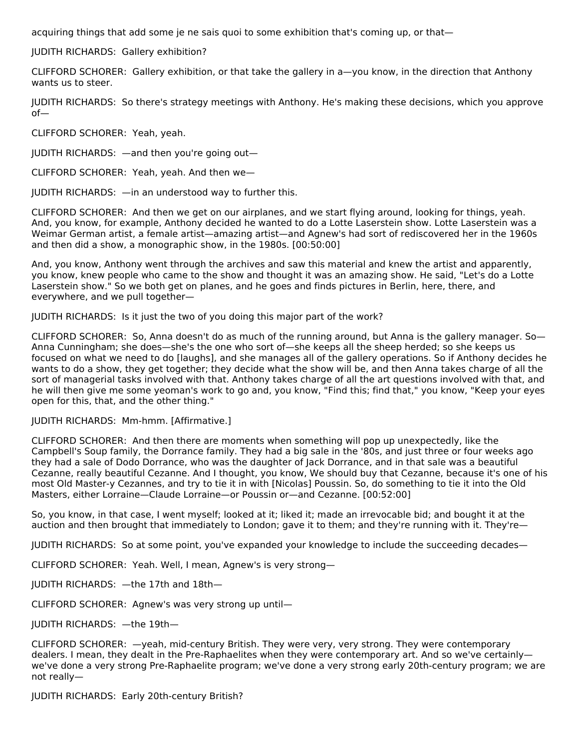acquiring things that add some je ne sais quoi to some exhibition that's coming up, or that—

JUDITH RICHARDS: Gallery exhibition?

CLIFFORD SCHORER: Gallery exhibition, or that take the gallery in a—you know, in the direction that Anthony wants us to steer.

JUDITH RICHARDS: So there's strategy meetings with Anthony. He's making these decisions, which you approve of—

CLIFFORD SCHORER: Yeah, yeah.

JUDITH RICHARDS: —and then you're going out—

CLIFFORD SCHORER: Yeah, yeah. And then we—

JUDITH RICHARDS: —in an understood way to further this.

CLIFFORD SCHORER: And then we get on our airplanes, and we start flying around, looking for things, yeah. And, you know, for example, Anthony decided he wanted to do a Lotte Laserstein show. Lotte Laserstein was a Weimar German artist, a female artist—amazing artist—and Agnew's had sort of rediscovered her in the 1960s and then did a show, a monographic show, in the 1980s. [00:50:00]

And, you know, Anthony went through the archives and saw this material and knew the artist and apparently, you know, knew people who came to the show and thought it was an amazing show. He said, "Let's do a Lotte Laserstein show." So we both get on planes, and he goes and finds pictures in Berlin, here, there, and everywhere, and we pull together—

JUDITH RICHARDS: Is it just the two of you doing this major part of the work?

CLIFFORD SCHORER: So, Anna doesn't do as much of the running around, but Anna is the gallery manager. So—Anna Cunningham; she does—she's the one who sort of—she keeps all the sheep herded; so she keeps us focused on what we need to do [laughs], and she manages all of the gallery operations. So if Anthony decides he wants to do a show, they get together; they decide what the show will be, and then Anna takes charge of all the sort of managerial tasks involved with that. Anthony takes charge of all the art questions involved with that, and he will then give me some yeoman's work to go and, you know, "Find this; find that," you know, "Keep your eyes open for this, that, and the other thing."

JUDITH RICHARDS: Mm-hmm. [Affirmative.]

CLIFFORD SCHORER: And then there are moments when something will pop up unexpectedly, like the Campbell's Soup family, the Dorrance family. They had a big sale in the '80s, and just three or four weeks ago they had a sale of Dodo Dorrance, who was the daughter of Jack Dorrance, and in that sale was a beautiful Cezanne, really beautiful Cezanne. And I thought, you know, We should buy that Cezanne, because it's one of his most Old Master-y Cezannes, and try to tie it in with [Nicolas] Poussin. So, do something to tie it into the Old Masters, either Lorraine—Claude Lorraine—or Poussin or—and Cezanne. [00:52:00]

So, you know, in that case, I went myself; looked at it; liked it; made an irrevocable bid; and bought it at the auction and then brought that immediately to London; gave it to them; and they're running with it. They're—

JUDITH RICHARDS: So at some point, you've expanded your knowledge to include the succeeding decades—

CLIFFORD SCHORER: Yeah. Well, I mean, Agnew's is very strong—

JUDITH RICHARDS: —the 17th and 18th—

CLIFFORD SCHORER: Agnew's was very strong up until—

JUDITH RICHARDS: —the 19th—

CLIFFORD SCHORER: —yeah, mid-century British. They were very, very strong. They were contemporary dealers. I mean, they dealt in the Pre-Raphaelites when they were contemporary art. And so we've certainly—we've done a very strong Pre-Raphaelite program; we've done a very strong early 20th-century program; we are not really—

JUDITH RICHARDS: Early 20th-century British?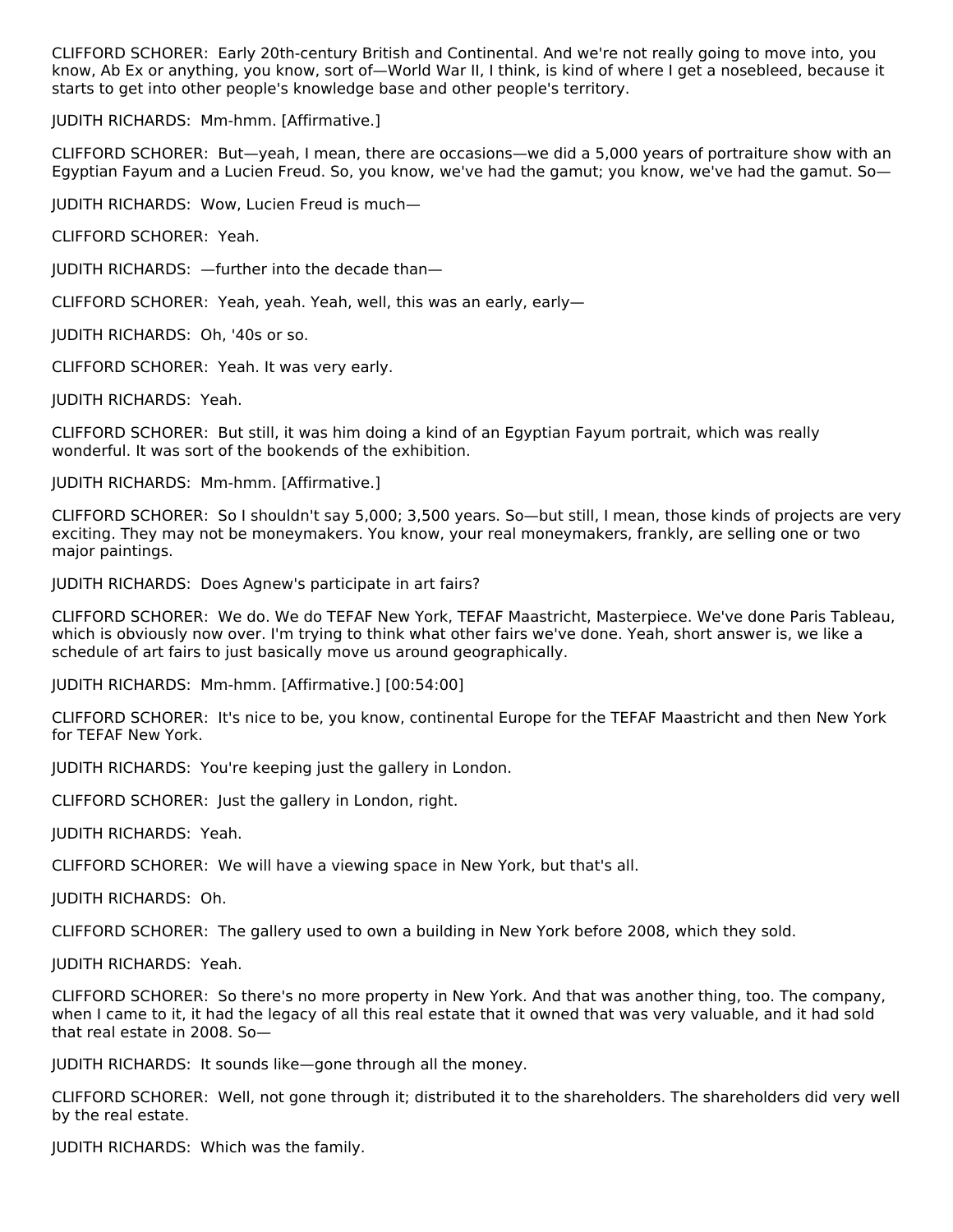CLIFFORD SCHORER: Early 20th-century British and Continental. And we're not really going to move into, you know, Ab Ex or anything, you know, sort of—World War II, I think, is kind of where I get a nosebleed, because it starts to get into other people's knowledge base and other people's territory.

JUDITH RICHARDS: Mm-hmm. [Affirmative.]

CLIFFORD SCHORER: But—yeah, I mean, there are occasions—we did a 5,000 years of portraiture show with an Egyptian Fayum and a Lucien Freud. So, you know, we've had the gamut; you know, we've had the gamut. So—

JUDITH RICHARDS: Wow, Lucien Freud is much—

CLIFFORD SCHORER: Yeah.

JUDITH RICHARDS: —further into the decade than—

CLIFFORD SCHORER: Yeah, yeah. Yeah, well, this was an early, early—

JUDITH RICHARDS: Oh, '40s or so.

CLIFFORD SCHORER: Yeah. It was very early.

JUDITH RICHARDS: Yeah.

CLIFFORD SCHORER: But still, it was him doing a kind of an Egyptian Fayum portrait, which was really wonderful. It was sort of the bookends of the exhibition.

JUDITH RICHARDS: Mm-hmm. [Affirmative.]

CLIFFORD SCHORER: So I shouldn't say 5,000; 3,500 years. So—but still, I mean, those kinds of projects are very exciting. They may not be moneymakers. You know, your real moneymakers, frankly, are selling one or two major paintings.

JUDITH RICHARDS: Does Agnew's participate in art fairs?

CLIFFORD SCHORER: We do. We do TEFAF New York, TEFAF Maastricht, Masterpiece. We've done Paris Tableau, which is obviously now over. I'm trying to think what other fairs we've done. Yeah, short answer is, we like a schedule of art fairs to just basically move us around geographically.

JUDITH RICHARDS: Mm-hmm. [Affirmative.] [00:54:00]

CLIFFORD SCHORER: It's nice to be, you know, continental Europe for the TEFAF Maastricht and then New York for TEFAF New York.

JUDITH RICHARDS: You're keeping just the gallery in London.

CLIFFORD SCHORER: Just the gallery in London, right.

JUDITH RICHARDS: Yeah.

CLIFFORD SCHORER: We will have a viewing space in New York, but that's all.

JUDITH RICHARDS: Oh.

CLIFFORD SCHORER: The gallery used to own a building in New York before 2008, which they sold.

JUDITH RICHARDS: Yeah.

CLIFFORD SCHORER: So there's no more property in New York. And that was another thing, too. The company, when I came to it, it had the legacy of all this real estate that it owned that was very valuable, and it had sold that real estate in 2008. So—

JUDITH RICHARDS: It sounds like—gone through all the money.

CLIFFORD SCHORER: Well, not gone through it; distributed it to the shareholders. The shareholders did very well by the real estate.

JUDITH RICHARDS: Which was the family.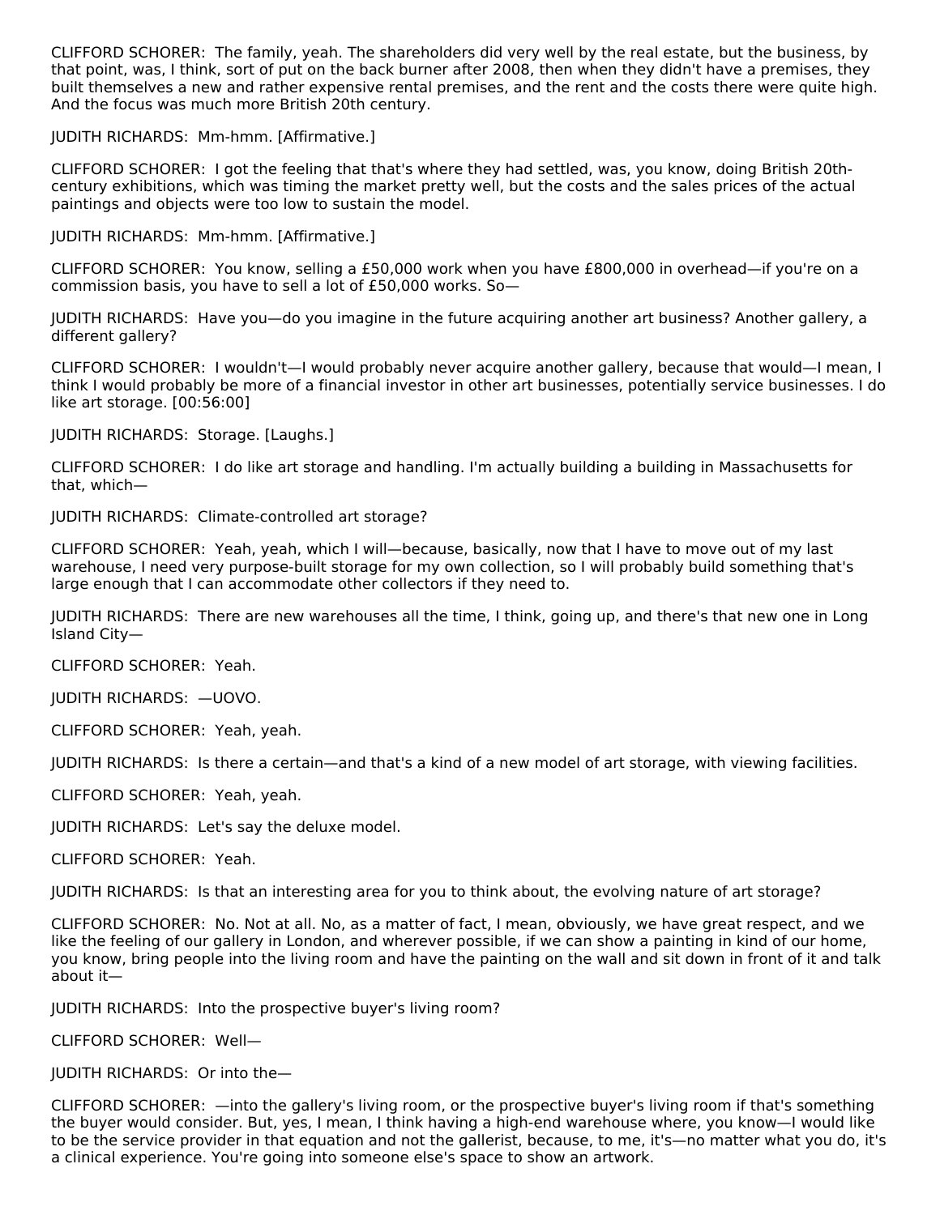CLIFFORD SCHORER: The family, yeah. The shareholders did very well by the real estate, but the business, by that point, was, I think, sort of put on the back burner after 2008, then when they didn't have a premises, they built themselves a new and rather expensive rental premises, and the rent and the costs there were quite high. And the focus was much more British 20th century.

JUDITH RICHARDS: Mm-hmm. [Affirmative.]

CLIFFORD SCHORER: I got the feeling that that's where they had settled, was, you know, doing British 20th-century exhibitions, which was timing the market pretty well, but the costs and the sales prices of the actual paintings and objects were too low to sustain the model.

JUDITH RICHARDS: Mm-hmm. [Affirmative.]

CLIFFORD SCHORER: You know, selling a £50,000 work when you have £800,000 in overhead—if you're on a commission basis, you have to sell a lot of £50,000 works. So—

JUDITH RICHARDS: Have you—do you imagine in the future acquiring another art business? Another gallery, a different gallery?

CLIFFORD SCHORER: I wouldn't—I would probably never acquire another gallery, because that would—I mean, I think I would probably be more of a financial investor in other art businesses, potentially service businesses. I do like art storage. [00:56:00]

JUDITH RICHARDS: Storage. [Laughs.]

CLIFFORD SCHORER: I do like art storage and handling. I'm actually building a building in Massachusetts for that, which—

JUDITH RICHARDS: Climate-controlled art storage?

CLIFFORD SCHORER: Yeah, yeah, which I will—because, basically, now that I have to move out of my last warehouse, I need very purpose-built storage for my own collection, so I will probably build something that's large enough that I can accommodate other collectors if they need to.

JUDITH RICHARDS: There are new warehouses all the time, I think, going up, and there's that new one in Long Island City—

CLIFFORD SCHORER: Yeah.

JUDITH RICHARDS: —UOVO.

CLIFFORD SCHORER: Yeah, yeah.

JUDITH RICHARDS: Is there a certain—and that's a kind of a new model of art storage, with viewing facilities.

CLIFFORD SCHORER: Yeah, yeah.

JUDITH RICHARDS: Let's say the deluxe model.

CLIFFORD SCHORER: Yeah.

JUDITH RICHARDS: Is that an interesting area for you to think about, the evolving nature of art storage?

CLIFFORD SCHORER: No. Not at all. No, as a matter of fact, I mean, obviously, we have great respect, and we like the feeling of our gallery in London, and wherever possible, if we can show a painting in kind of our home, you know, bring people into the living room and have the painting on the wall and sit down in front of it and talk about it—

JUDITH RICHARDS: Into the prospective buyer's living room?

CLIFFORD SCHORER: Well—

JUDITH RICHARDS: Or into the—

CLIFFORD SCHORER: —into the gallery's living room, or the prospective buyer's living room if that's something the buyer would consider. But, yes, I mean, I think having a high-end warehouse where, you know—I would like to be the service provider in that equation and not the gallerist, because, to me, it's—no matter what you do, it's a clinical experience. You're going into someone else's space to show an artwork.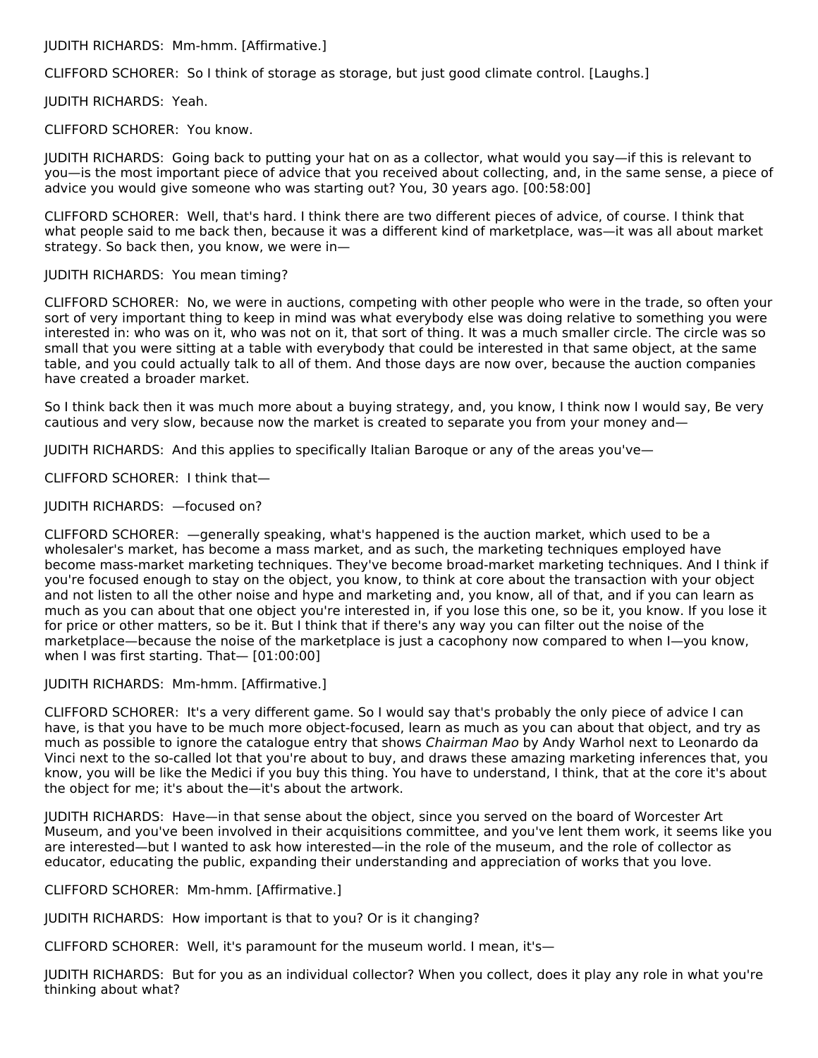JUDITH RICHARDS: Mm-hmm. [Affirmative.]

CLIFFORD SCHORER: So I think of storage as storage, but just good climate control. [Laughs.]

JUDITH RICHARDS: Yeah.

CLIFFORD SCHORER: You know.

JUDITH RICHARDS: Going back to putting your hat on as a collector, what would you say—if this is relevant to you—is the most important piece of advice that you received about collecting, and, in the same sense, a piece of advice you would give someone who was starting out? You, 30 years ago. [00:58:00]

CLIFFORD SCHORER: Well, that's hard. I think there are two different pieces of advice, of course. I think that what people said to me back then, because it was a different kind of marketplace, was—it was all about market strategy. So back then, you know, we were in—

JUDITH RICHARDS: You mean timing?

CLIFFORD SCHORER: No, we were in auctions, competing with other people who were in the trade, so often your sort of very important thing to keep in mind was what everybody else was doing relative to something you were interested in: who was on it, who was not on it, that sort of thing. It was a much smaller circle. The circle was so small that you were sitting at a table with everybody that could be interested in that same object, at the same table, and you could actually talk to all of them. And those days are now over, because the auction companies have created a broader market.

So I think back then it was much more about a buying strategy, and, you know, I think now I would say, Be very cautious and very slow, because now the market is created to separate you from your money and—

JUDITH RICHARDS: And this applies to specifically Italian Baroque or any of the areas you've—

CLIFFORD SCHORER: I think that—

JUDITH RICHARDS: —focused on?

CLIFFORD SCHORER: —generally speaking, what's happened is the auction market, which used to be a wholesaler's market, has become a mass market, and as such, the marketing techniques employed have become mass-market marketing techniques. They've become broad-market marketing techniques. And I think if you're focused enough to stay on the object, you know, to think at core about the transaction with your object and not listen to all the other noise and hype and marketing and, you know, all of that, and if you can learn as much as you can about that one object you're interested in, if you lose this one, so be it, you know. If you lose it for price or other matters, so be it. But I think that if there's any way you can filter out the noise of the marketplace—because the noise of the marketplace is just a cacophony now compared to when I—you know, when I was first starting. That— [01:00:00]

JUDITH RICHARDS: Mm-hmm. [Affirmative.]

CLIFFORD SCHORER: It's a very different game. So I would say that's probably the only piece of advice I can have, is that you have to be much more object-focused, learn as much as you can about that object, and try as much as possible to ignore the catalogue entry that shows *Chairman Mao* by Andy Warhol next to Leonardo da Vinci next to the so-called lot that you're about to buy, and draws these amazing marketing inferences that, you know, you will be like the Medici if you buy this thing. You have to understand, I think, that at the core it's about the object for me; it's about the—it's about the artwork.

JUDITH RICHARDS: Have—in that sense about the object, since you served on the board of Worcester Art Museum, and you've been involved in their acquisitions committee, and you've lent them work, it seems like you are interested—but I wanted to ask how interested—in the role of the museum, and the role of collector as educator, educating the public, expanding their understanding and appreciation of works that you love.

CLIFFORD SCHORER: Mm-hmm. [Affirmative.]

JUDITH RICHARDS: How important is that to you? Or is it changing?

CLIFFORD SCHORER: Well, it's paramount for the museum world. I mean, it's—

JUDITH RICHARDS: But for you as an individual collector? When you collect, does it play any role in what you're thinking about what?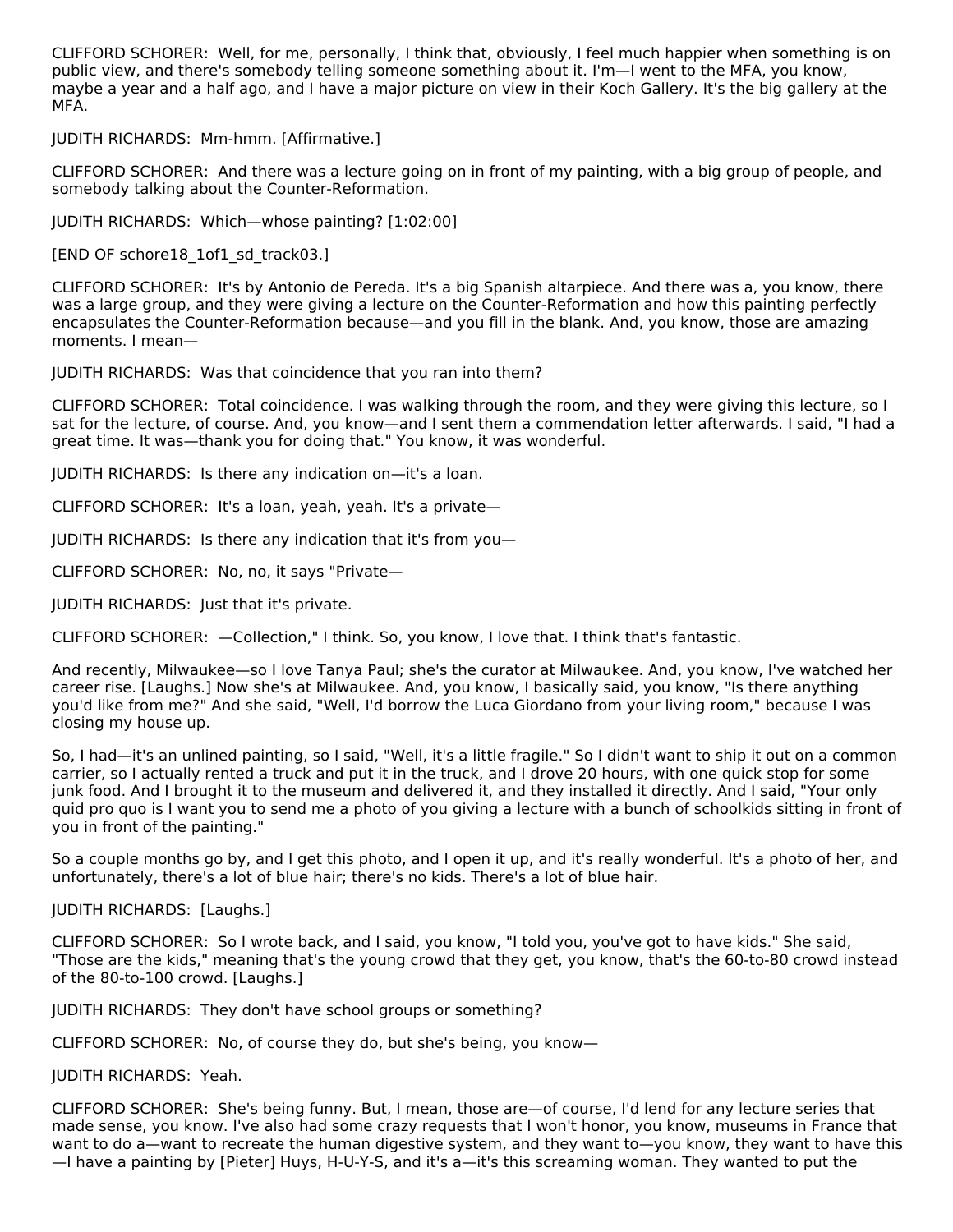CLIFFORD SCHORER: Well, for me, personally, I think that, obviously, I feel much happier when something is on public view, and there's somebody telling someone something about it. I'm—I went to the MFA, you know, maybe a year and a half ago, and I have a major picture on view in their Koch Gallery. It's the big gallery at the MFA.

JUDITH RICHARDS: Mm-hmm. [Affirmative.]

CLIFFORD SCHORER: And there was a lecture going on in front of my painting, with a big group of people, and somebody talking about the Counter-Reformation.

JUDITH RICHARDS: Which—whose painting? [1:02:00]

[END OF schore18_1of1_sd_track03.]

CLIFFORD SCHORER: It's by Antonio de Pereda. It's a big Spanish altarpiece. And there was a, you know, there was a large group, and they were giving a lecture on the Counter-Reformation and how this painting perfectly encapsulates the Counter-Reformation because—and you fill in the blank. And, you know, those are amazing moments. I mean—

JUDITH RICHARDS: Was that coincidence that you ran into them?

CLIFFORD SCHORER: Total coincidence. I was walking through the room, and they were giving this lecture, so I sat for the lecture, of course. And, you know—and I sent them a commendation letter afterwards. I said, "I had a great time. It was—thank you for doing that." You know, it was wonderful.

JUDITH RICHARDS: Is there any indication on—it's a loan.

CLIFFORD SCHORER: It's a loan, yeah, yeah. It's a private—

JUDITH RICHARDS: Is there any indication that it's from you—

CLIFFORD SCHORER: No, no, it says "Private—

JUDITH RICHARDS: Just that it's private.

CLIFFORD SCHORER: —Collection," I think. So, you know, I love that. I think that's fantastic.

And recently, Milwaukee—so I love Tanya Paul; she's the curator at Milwaukee. And, you know, I've watched her career rise. [Laughs.] Now she's at Milwaukee. And, you know, I basically said, you know, "Is there anything you'd like from me?" And she said, "Well, I'd borrow the Luca Giordano from your living room," because I was closing my house up.

So, I had—it's an unlined painting, so I said, "Well, it's a little fragile." So I didn't want to ship it out on a common carrier, so I actually rented a truck and put it in the truck, and I drove 20 hours, with one quick stop for some junk food. And I brought it to the museum and delivered it, and they installed it directly. And I said, "Your only quid pro quo is I want you to send me a photo of you giving a lecture with a bunch of schoolkids sitting in front of you in front of the painting."

So a couple months go by, and I get this photo, and I open it up, and it's really wonderful. It's a photo of her, and unfortunately, there's a lot of blue hair; there's no kids. There's a lot of blue hair.

JUDITH RICHARDS: [Laughs.]

CLIFFORD SCHORER: So I wrote back, and I said, you know, "I told you, you've got to have kids." She said, "Those are the kids," meaning that's the young crowd that they get, you know, that's the 60-to-80 crowd instead of the 80-to-100 crowd. [Laughs.]

JUDITH RICHARDS: They don't have school groups or something?

CLIFFORD SCHORER: No, of course they do, but she's being, you know—

JUDITH RICHARDS: Yeah.

CLIFFORD SCHORER: She's being funny. But, I mean, those are—of course, I'd lend for any lecture series that made sense, you know. I've also had some crazy requests that I won't honor, you know, museums in France that want to do a—want to recreate the human digestive system, and they want to—you know, they want to have this—I have a painting by [Pieter] Huys, H-U-Y-S, and it's a—it's this screaming woman. They wanted to put the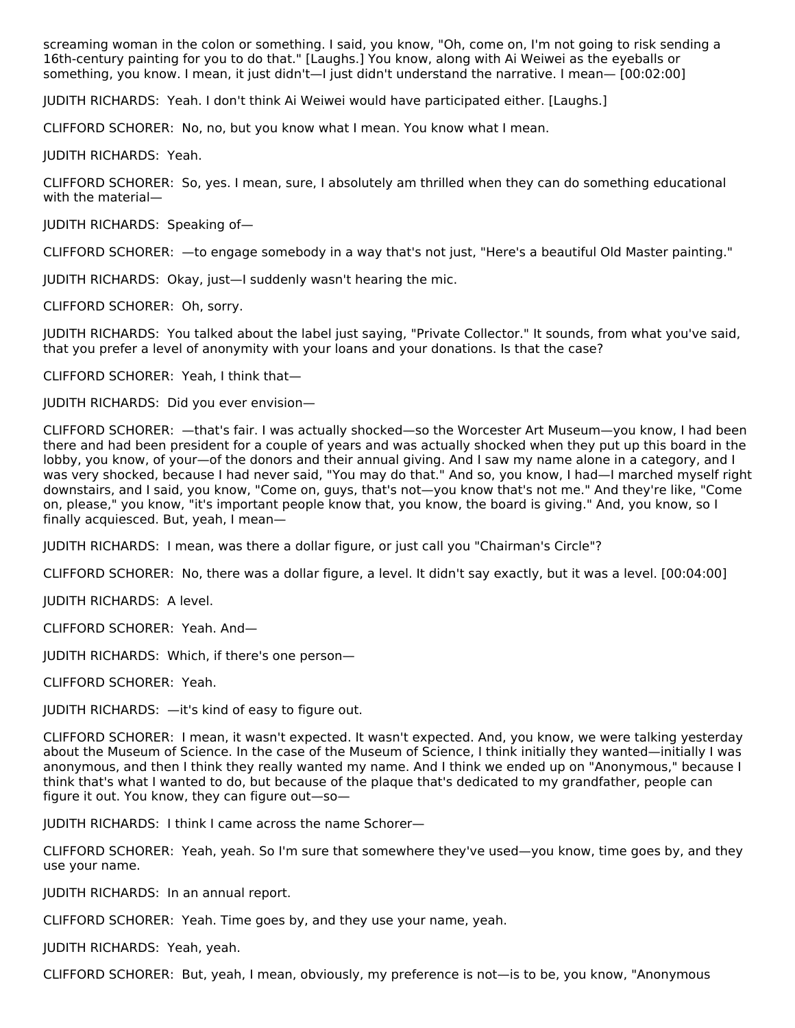screaming woman in the colon or something. I said, you know, "Oh, come on, I'm not going to risk sending a 16th-century painting for you to do that." [Laughs.] You know, along with Ai Weiwei as the eyeballs or something, you know. I mean, it just didn't—I just didn't understand the narrative. I mean— [00:02:00]

JUDITH RICHARDS: Yeah. I don't think Ai Weiwei would have participated either. [Laughs.]

CLIFFORD SCHORER: No, no, but you know what I mean. You know what I mean.

JUDITH RICHARDS: Yeah.

CLIFFORD SCHORER: So, yes. I mean, sure, I absolutely am thrilled when they can do something educational with the material—

JUDITH RICHARDS: Speaking of—

CLIFFORD SCHORER: —to engage somebody in a way that's not just, "Here's a beautiful Old Master painting."

JUDITH RICHARDS: Okay, just—I suddenly wasn't hearing the mic.

CLIFFORD SCHORER: Oh, sorry.

JUDITH RICHARDS: You talked about the label just saying, "Private Collector." It sounds, from what you've said, that you prefer a level of anonymity with your loans and your donations. Is that the case?

CLIFFORD SCHORER: Yeah, I think that—

JUDITH RICHARDS: Did you ever envision—

CLIFFORD SCHORER: —that's fair. I was actually shocked—so the Worcester Art Museum—you know, I had been there and had been president for a couple of years and was actually shocked when they put up this board in the lobby, you know, of your—of the donors and their annual giving. And I saw my name alone in a category, and I was very shocked, because I had never said, "You may do that." And so, you know, I had—I marched myself right downstairs, and I said, you know, "Come on, guys, that's not—you know that's not me." And they're like, "Come on, please," you know, "it's important people know that, you know, the board is giving." And, you know, so I finally acquiesced. But, yeah, I mean—

JUDITH RICHARDS: I mean, was there a dollar figure, or just call you "Chairman's Circle"?

CLIFFORD SCHORER: No, there was a dollar figure, a level. It didn't say exactly, but it was a level. [00:04:00]

JUDITH RICHARDS: A level.

CLIFFORD SCHORER: Yeah. And—

JUDITH RICHARDS: Which, if there's one person—

CLIFFORD SCHORER: Yeah.

JUDITH RICHARDS: —it's kind of easy to figure out.

CLIFFORD SCHORER: I mean, it wasn't expected. It wasn't expected. And, you know, we were talking yesterday about the Museum of Science. In the case of the Museum of Science, I think initially they wanted—initially I was anonymous, and then I think they really wanted my name. And I think we ended up on "Anonymous," because I think that's what I wanted to do, but because of the plaque that's dedicated to my grandfather, people can figure it out. You know, they can figure out—so—

JUDITH RICHARDS: I think I came across the name Schorer—

CLIFFORD SCHORER: Yeah, yeah. So I'm sure that somewhere they've used—you know, time goes by, and they use your name.

JUDITH RICHARDS: In an annual report.

CLIFFORD SCHORER: Yeah. Time goes by, and they use your name, yeah.

JUDITH RICHARDS: Yeah, yeah.

CLIFFORD SCHORER: But, yeah, I mean, obviously, my preference is not—is to be, you know, "Anonymous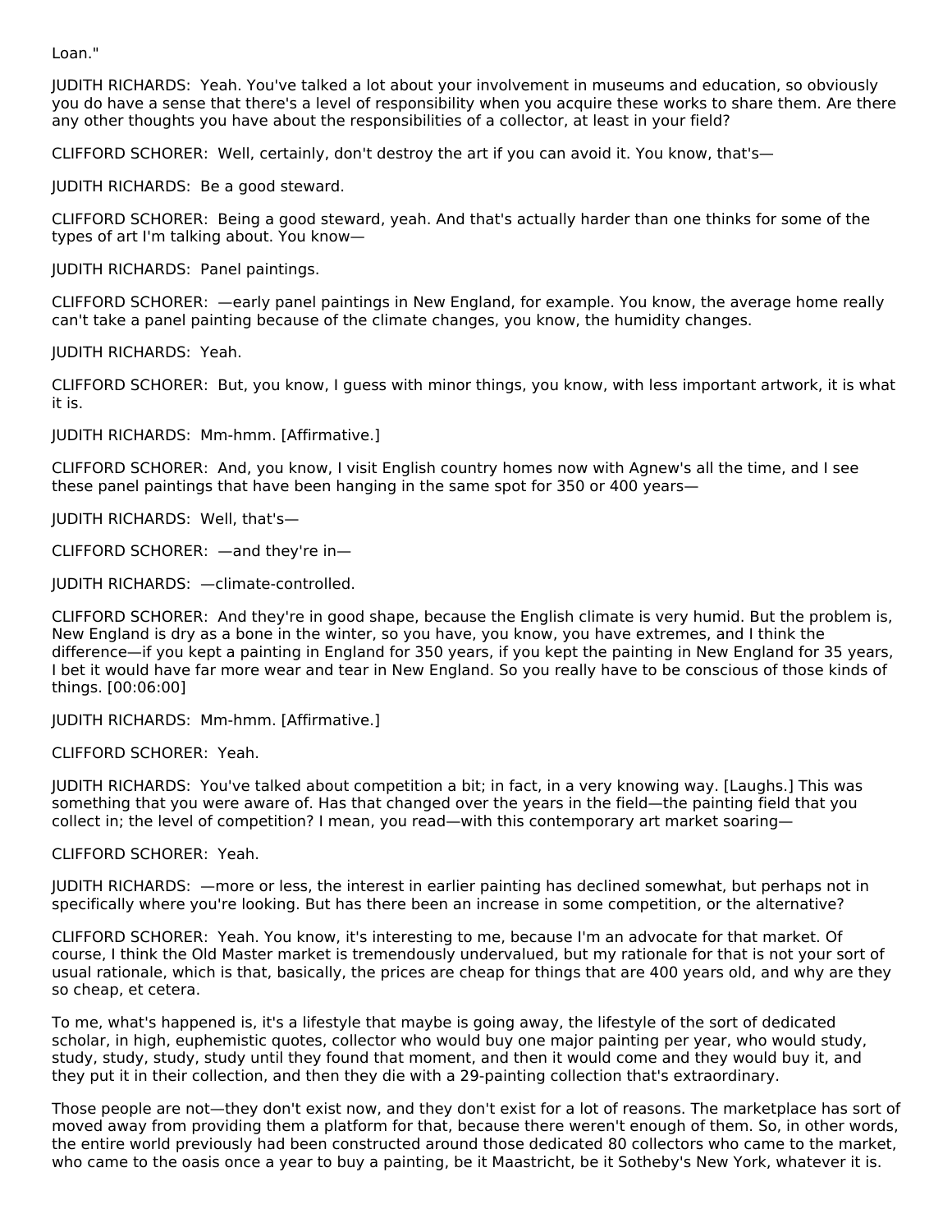Loan."

JUDITH RICHARDS: Yeah. You've talked a lot about your involvement in museums and education, so obviously you do have a sense that there's a level of responsibility when you acquire these works to share them. Are there any other thoughts you have about the responsibilities of a collector, at least in your field?

CLIFFORD SCHORER: Well, certainly, don't destroy the art if you can avoid it. You know, that's—

JUDITH RICHARDS: Be a good steward.

CLIFFORD SCHORER: Being a good steward, yeah. And that's actually harder than one thinks for some of the types of art I'm talking about. You know—

JUDITH RICHARDS: Panel paintings.

CLIFFORD SCHORER: —early panel paintings in New England, for example. You know, the average home really can't take a panel painting because of the climate changes, you know, the humidity changes.

JUDITH RICHARDS: Yeah.

CLIFFORD SCHORER: But, you know, I guess with minor things, you know, with less important artwork, it is what it is.

JUDITH RICHARDS: Mm-hmm. [Affirmative.]

CLIFFORD SCHORER: And, you know, I visit English country homes now with Agnew's all the time, and I see these panel paintings that have been hanging in the same spot for 350 or 400 years—

JUDITH RICHARDS: Well, that's—

CLIFFORD SCHORER: —and they're in—

JUDITH RICHARDS: —climate-controlled.

CLIFFORD SCHORER: And they're in good shape, because the English climate is very humid. But the problem is, New England is dry as a bone in the winter, so you have, you know, you have extremes, and I think the difference—if you kept a painting in England for 350 years, if you kept the painting in New England for 35 years, I bet it would have far more wear and tear in New England. So you really have to be conscious of those kinds of things. [00:06:00]

JUDITH RICHARDS: Mm-hmm. [Affirmative.]

CLIFFORD SCHORER: Yeah.

JUDITH RICHARDS: You've talked about competition a bit; in fact, in a very knowing way. [Laughs.] This was something that you were aware of. Has that changed over the years in the field—the painting field that you collect in; the level of competition? I mean, you read—with this contemporary art market soaring—

CLIFFORD SCHORER: Yeah.

JUDITH RICHARDS: —more or less, the interest in earlier painting has declined somewhat, but perhaps not in specifically where you're looking. But has there been an increase in some competition, or the alternative?

CLIFFORD SCHORER: Yeah. You know, it's interesting to me, because I'm an advocate for that market. Of course, I think the Old Master market is tremendously undervalued, but my rationale for that is not your sort of usual rationale, which is that, basically, the prices are cheap for things that are 400 years old, and why are they so cheap, et cetera.

To me, what's happened is, it's a lifestyle that maybe is going away, the lifestyle of the sort of dedicated scholar, in high, euphemistic quotes, collector who would buy one major painting per year, who would study, study, study, study, study until they found that moment, and then it would come and they would buy it, and they put it in their collection, and then they die with a 29-painting collection that's extraordinary.

Those people are not—they don't exist now, and they don't exist for a lot of reasons. The marketplace has sort of moved away from providing them a platform for that, because there weren't enough of them. So, in other words, the entire world previously had been constructed around those dedicated 80 collectors who came to the market, who came to the oasis once a year to buy a painting, be it Maastricht, be it Sotheby's New York, whatever it is.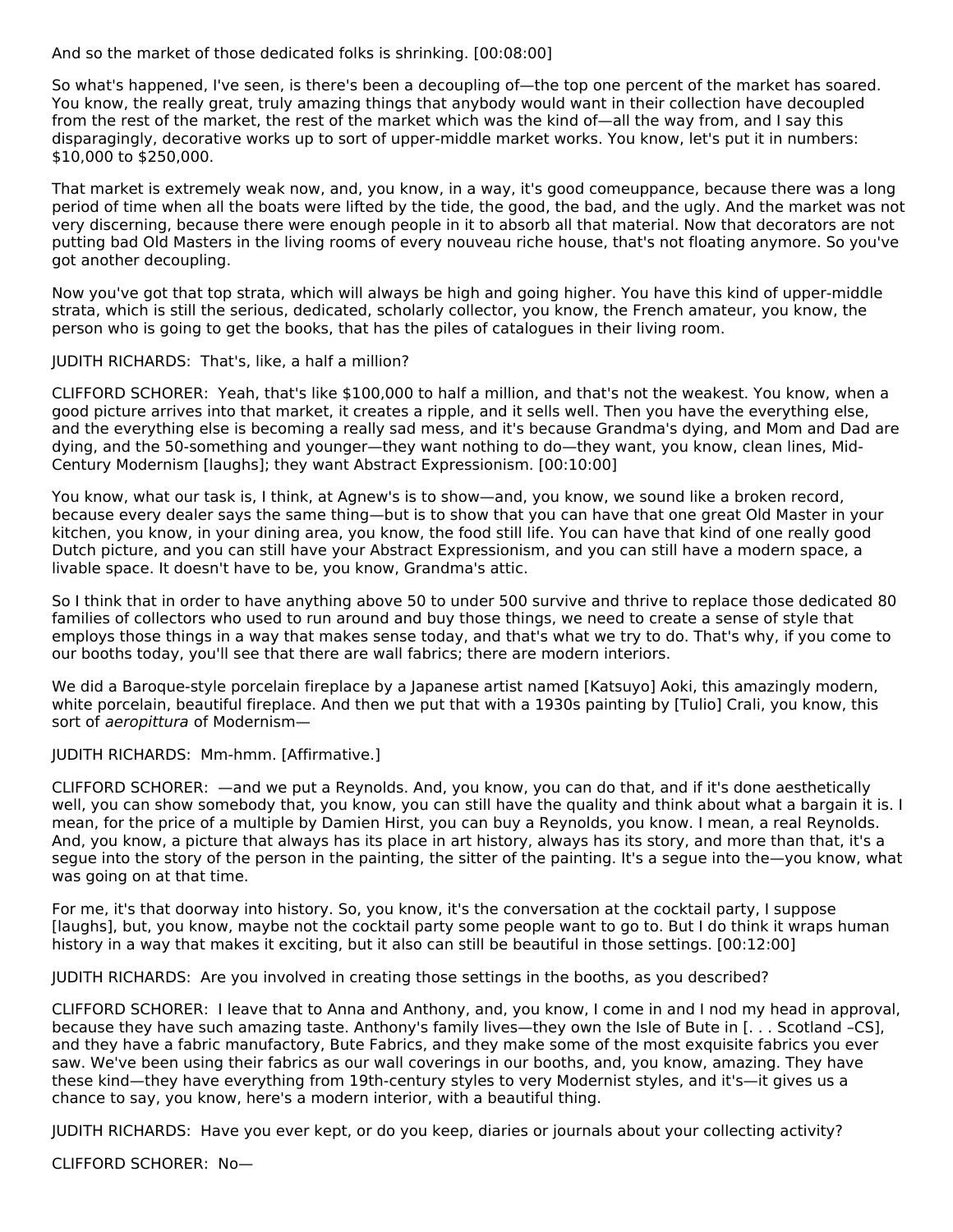And so the market of those dedicated folks is shrinking. [00:08:00]

So what's happened, I've seen, is there's been a decoupling of—the top one percent of the market has soared. You know, the really great, truly amazing things that anybody would want in their collection have decoupled from the rest of the market, the rest of the market which was the kind of—all the way from, and I say this disparagingly, decorative works up to sort of upper-middle market works. You know, let's put it in numbers: $10,000 to $250,000.

That market is extremely weak now, and, you know, in a way, it's good comeuppance, because there was a long period of time when all the boats were lifted by the tide, the good, the bad, and the ugly. And the market was not very discerning, because there were enough people in it to absorb all that material. Now that decorators are not putting bad Old Masters in the living rooms of every nouveau riche house, that's not floating anymore. So you've got another decoupling.

Now you've got that top strata, which will always be high and going higher. You have this kind of upper-middle strata, which is still the serious, dedicated, scholarly collector, you know, the French amateur, you know, the person who is going to get the books, that has the piles of catalogues in their living room.

JUDITH RICHARDS: That's, like, a half a million?

CLIFFORD SCHORER: Yeah, that's like $100,000 to half a million, and that's not the weakest. You know, when a good picture arrives into that market, it creates a ripple, and it sells well. Then you have the everything else, and the everything else is becoming a really sad mess, and it's because Grandma's dying, and Mom and Dad are dying, and the 50-something and younger—they want nothing to do—they want, you know, clean lines, Mid-Century Modernism [laughs]; they want Abstract Expressionism. [00:10:00]

You know, what our task is, I think, at Agnew's is to show—and, you know, we sound like a broken record, because every dealer says the same thing—but is to show that you can have that one great Old Master in your kitchen, you know, in your dining area, you know, the food still life. You can have that kind of one really good Dutch picture, and you can still have your Abstract Expressionism, and you can still have a modern space, a livable space. It doesn't have to be, you know, Grandma's attic.

So I think that in order to have anything above 50 to under 500 survive and thrive to replace those dedicated 80 families of collectors who used to run around and buy those things, we need to create a sense of style that employs those things in a way that makes sense today, and that's what we try to do. That's why, if you come to our booths today, you'll see that there are wall fabrics; there are modern interiors.

We did a Baroque-style porcelain fireplace by a Japanese artist named [Katsuyo] Aoki, this amazingly modern, white porcelain, beautiful fireplace. And then we put that with a 1930s painting by [Tulio] Crali, you know, this sort of *aeropittura* of Modernism—

JUDITH RICHARDS: Mm-hmm. [Affirmative.]

CLIFFORD SCHORER: —and we put a Reynolds. And, you know, you can do that, and if it's done aesthetically well, you can show somebody that, you know, you can still have the quality and think about what a bargain it is. I mean, for the price of a multiple by Damien Hirst, you can buy a Reynolds, you know. I mean, a real Reynolds. And, you know, a picture that always has its place in art history, always has its story, and more than that, it's a segue into the story of the person in the painting, the sitter of the painting. It's a segue into the—you know, what was going on at that time.

For me, it's that doorway into history. So, you know, it's the conversation at the cocktail party, I suppose [laughs], but, you know, maybe not the cocktail party some people want to go to. But I do think it wraps human history in a way that makes it exciting, but it also can still be beautiful in those settings. [00:12:00]

JUDITH RICHARDS: Are you involved in creating those settings in the booths, as you described?

CLIFFORD SCHORER: I leave that to Anna and Anthony, and, you know, I come in and I nod my head in approval, because they have such amazing taste. Anthony's family lives—they own the Isle of Bute in [. . . Scotland –CS], and they have a fabric manufactory, Bute Fabrics, and they make some of the most exquisite fabrics you ever saw. We've been using their fabrics as our wall coverings in our booths, and, you know, amazing. They have these kind—they have everything from 19th-century styles to very Modernist styles, and it's—it gives us a chance to say, you know, here's a modern interior, with a beautiful thing.

JUDITH RICHARDS: Have you ever kept, or do you keep, diaries or journals about your collecting activity?

CLIFFORD SCHORER: No—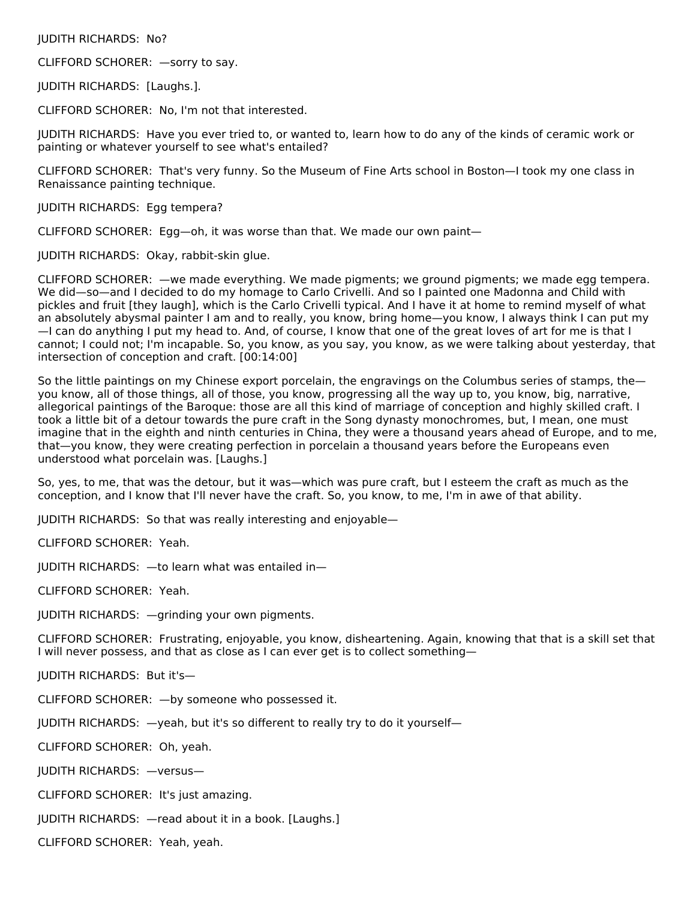JUDITH RICHARDS: No?

CLIFFORD SCHORER: —sorry to say.

JUDITH RICHARDS: [Laughs.].

CLIFFORD SCHORER: No, I'm not that interested.

JUDITH RICHARDS: Have you ever tried to, or wanted to, learn how to do any of the kinds of ceramic work or painting or whatever yourself to see what's entailed?

CLIFFORD SCHORER: That's very funny. So the Museum of Fine Arts school in Boston—I took my one class in Renaissance painting technique.

JUDITH RICHARDS: Egg tempera?

CLIFFORD SCHORER: Egg—oh, it was worse than that. We made our own paint—

JUDITH RICHARDS: Okay, rabbit-skin glue.

CLIFFORD SCHORER: —we made everything. We made pigments; we ground pigments; we made egg tempera. We did—so—and I decided to do my homage to Carlo Crivelli. And so I painted one Madonna and Child with pickles and fruit [they laugh], which is the Carlo Crivelli typical. And I have it at home to remind myself of what an absolutely abysmal painter I am and to really, you know, bring home—you know, I always think I can put my—I can do anything I put my head to. And, of course, I know that one of the great loves of art for me is that I cannot; I could not; I'm incapable. So, you know, as you say, you know, as we were talking about yesterday, that intersection of conception and craft. [00:14:00]

So the little paintings on my Chinese export porcelain, the engravings on the Columbus series of stamps, the—you know, all of those things, all of those, you know, progressing all the way up to, you know, big, narrative, allegorical paintings of the Baroque: those are all this kind of marriage of conception and highly skilled craft. I took a little bit of a detour towards the pure craft in the Song dynasty monochromes, but, I mean, one must imagine that in the eighth and ninth centuries in China, they were a thousand years ahead of Europe, and to me, that—you know, they were creating perfection in porcelain a thousand years before the Europeans even understood what porcelain was. [Laughs.]

So, yes, to me, that was the detour, but it was—which was pure craft, but I esteem the craft as much as the conception, and I know that I'll never have the craft. So, you know, to me, I'm in awe of that ability.

JUDITH RICHARDS: So that was really interesting and enjoyable—

CLIFFORD SCHORER: Yeah.

JUDITH RICHARDS: —to learn what was entailed in—

CLIFFORD SCHORER: Yeah.

JUDITH RICHARDS: —grinding your own pigments.

CLIFFORD SCHORER: Frustrating, enjoyable, you know, disheartening. Again, knowing that that is a skill set that I will never possess, and that as close as I can ever get is to collect something—

JUDITH RICHARDS: But it's—

CLIFFORD SCHORER: —by someone who possessed it.

JUDITH RICHARDS: —yeah, but it's so different to really try to do it yourself—

CLIFFORD SCHORER: Oh, yeah.

JUDITH RICHARDS: —versus—

CLIFFORD SCHORER: It's just amazing.

JUDITH RICHARDS: —read about it in a book. [Laughs.]

CLIFFORD SCHORER: Yeah, yeah.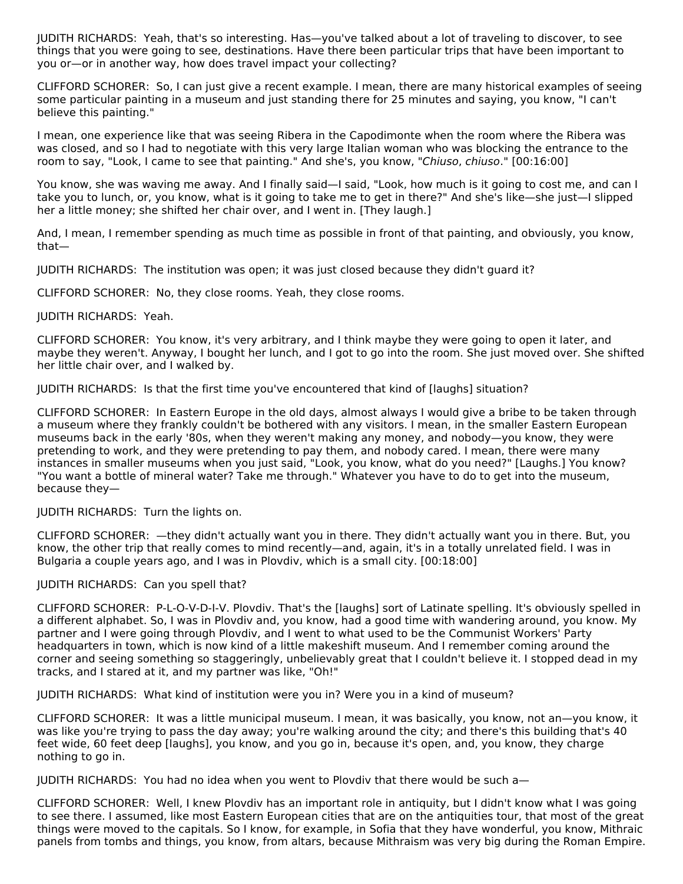JUDITH RICHARDS: Yeah, that's so interesting. Has—you've talked about a lot of traveling to discover, to see things that you were going to see, destinations. Have there been particular trips that have been important to you or—or in another way, how does travel impact your collecting?

CLIFFORD SCHORER: So, I can just give a recent example. I mean, there are many historical examples of seeing some particular painting in a museum and just standing there for 25 minutes and saying, you know, "I can't believe this painting."

I mean, one experience like that was seeing Ribera in the Capodimonte when the room where the Ribera was was closed, and so I had to negotiate with this very large Italian woman who was blocking the entrance to the room to say, "Look, I came to see that painting." And she's, you know, "*Chiuso*, *chiuso*." [00:16:00]

You know, she was waving me away. And I finally said—I said, "Look, how much is it going to cost me, and can I take you to lunch, or, you know, what is it going to take me to get in there?" And she's like—she just—I slipped her a little money; she shifted her chair over, and I went in. [They laugh.]

And, I mean, I remember spending as much time as possible in front of that painting, and obviously, you know, that—

JUDITH RICHARDS: The institution was open; it was just closed because they didn't guard it?

CLIFFORD SCHORER: No, they close rooms. Yeah, they close rooms.

JUDITH RICHARDS: Yeah.

CLIFFORD SCHORER: You know, it's very arbitrary, and I think maybe they were going to open it later, and maybe they weren't. Anyway, I bought her lunch, and I got to go into the room. She just moved over. She shifted her little chair over, and I walked by.

JUDITH RICHARDS: Is that the first time you've encountered that kind of [laughs] situation?

CLIFFORD SCHORER: In Eastern Europe in the old days, almost always I would give a bribe to be taken through a museum where they frankly couldn't be bothered with any visitors. I mean, in the smaller Eastern European museums back in the early '80s, when they weren't making any money, and nobody—you know, they were pretending to work, and they were pretending to pay them, and nobody cared. I mean, there were many instances in smaller museums when you just said, "Look, you know, what do you need?" [Laughs.] You know? "You want a bottle of mineral water? Take me through." Whatever you have to do to get into the museum, because they—

JUDITH RICHARDS: Turn the lights on.

CLIFFORD SCHORER: —they didn't actually want you in there. They didn't actually want you in there. But, you know, the other trip that really comes to mind recently—and, again, it's in a totally unrelated field. I was in Bulgaria a couple years ago, and I was in Plovdiv, which is a small city. [00:18:00]

JUDITH RICHARDS: Can you spell that?

CLIFFORD SCHORER: P-L-O-V-D-I-V. Plovdiv. That's the [laughs] sort of Latinate spelling. It's obviously spelled in a different alphabet. So, I was in Plovdiv and, you know, had a good time with wandering around, you know. My partner and I were going through Plovdiv, and I went to what used to be the Communist Workers' Party headquarters in town, which is now kind of a little makeshift museum. And I remember coming around the corner and seeing something so staggeringly, unbelievably great that I couldn't believe it. I stopped dead in my tracks, and I stared at it, and my partner was like, "Oh!"

JUDITH RICHARDS: What kind of institution were you in? Were you in a kind of museum?

CLIFFORD SCHORER: It was a little municipal museum. I mean, it was basically, you know, not an—you know, it was like you're trying to pass the day away; you're walking around the city; and there's this building that's 40 feet wide, 60 feet deep [laughs], you know, and you go in, because it's open, and, you know, they charge nothing to go in.

JUDITH RICHARDS: You had no idea when you went to Plovdiv that there would be such a—

CLIFFORD SCHORER: Well, I knew Plovdiv has an important role in antiquity, but I didn't know what I was going to see there. I assumed, like most Eastern European cities that are on the antiquities tour, that most of the great things were moved to the capitals. So I know, for example, in Sofia that they have wonderful, you know, Mithraic panels from tombs and things, you know, from altars, because Mithraism was very big during the Roman Empire.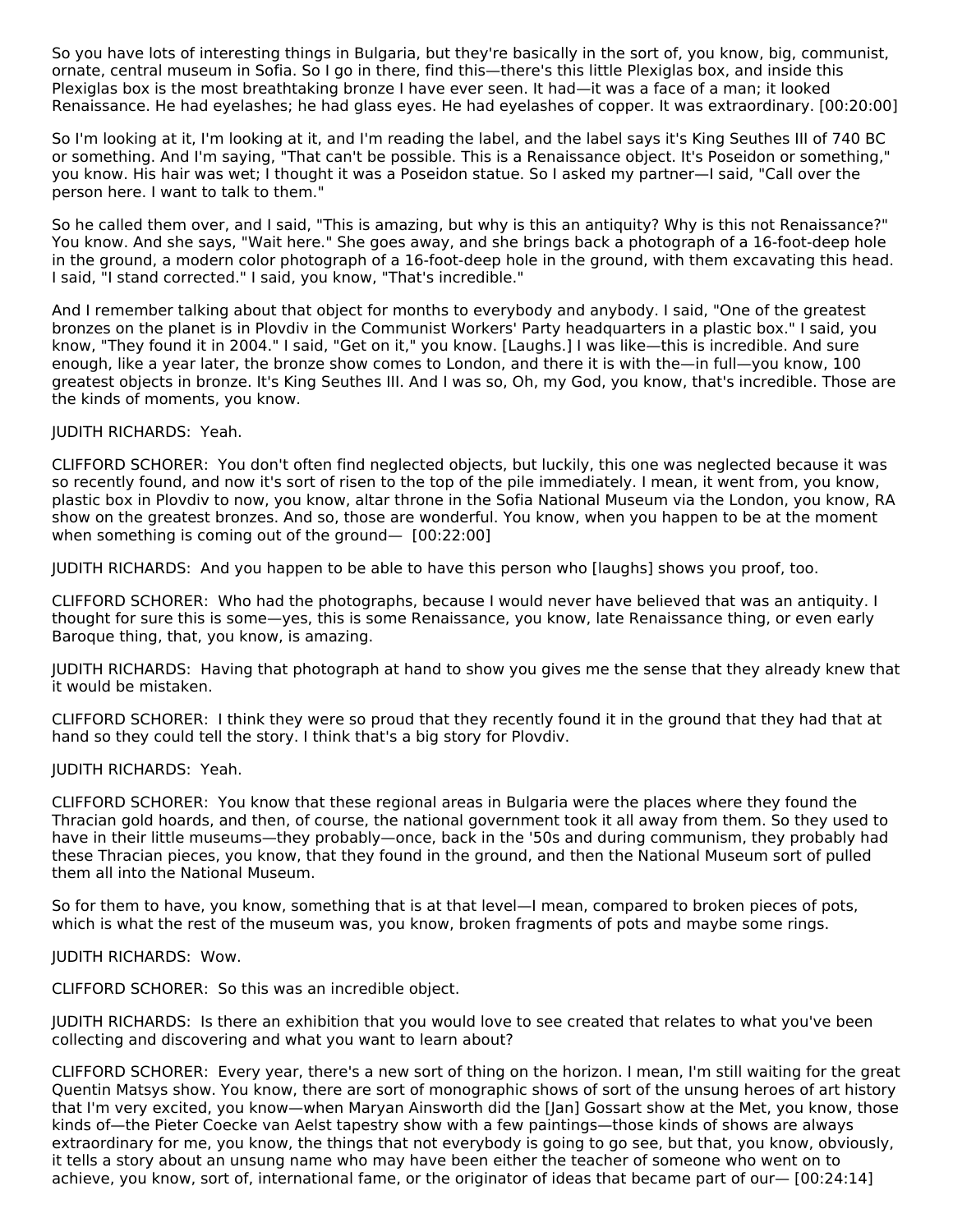So you have lots of interesting things in Bulgaria, but they're basically in the sort of, you know, big, communist, ornate, central museum in Sofia. So I go in there, find this—there's this little Plexiglas box, and inside this Plexiglas box is the most breathtaking bronze I have ever seen. It had—it was a face of a man; it looked Renaissance. He had eyelashes; he had glass eyes. He had eyelashes of copper. It was extraordinary. [00:20:00]

So I'm looking at it, I'm looking at it, and I'm reading the label, and the label says it's King Seuthes III of 740 BC or something. And I'm saying, "That can't be possible. This is a Renaissance object. It's Poseidon or something," you know. His hair was wet; I thought it was a Poseidon statue. So I asked my partner—I said, "Call over the person here. I want to talk to them."

So he called them over, and I said, "This is amazing, but why is this an antiquity? Why is this not Renaissance?" You know. And she says, "Wait here." She goes away, and she brings back a photograph of a 16-foot-deep hole in the ground, a modern color photograph of a 16-foot-deep hole in the ground, with them excavating this head. I said, "I stand corrected." I said, you know, "That's incredible."

And I remember talking about that object for months to everybody and anybody. I said, "One of the greatest bronzes on the planet is in Plovdiv in the Communist Workers' Party headquarters in a plastic box." I said, you know, "They found it in 2004." I said, "Get on it," you know. [Laughs.] I was like—this is incredible. And sure enough, like a year later, the bronze show comes to London, and there it is with the—in full—you know, 100 greatest objects in bronze. It's King Seuthes III. And I was so, Oh, my God, you know, that's incredible. Those are the kinds of moments, you know.

JUDITH RICHARDS: Yeah.

CLIFFORD SCHORER: You don't often find neglected objects, but luckily, this one was neglected because it was so recently found, and now it's sort of risen to the top of the pile immediately. I mean, it went from, you know, plastic box in Plovdiv to now, you know, altar throne in the Sofia National Museum via the London, you know, RA show on the greatest bronzes. And so, those are wonderful. You know, when you happen to be at the moment when something is coming out of the ground— [00:22:00]

JUDITH RICHARDS: And you happen to be able to have this person who [laughs] shows you proof, too.

CLIFFORD SCHORER: Who had the photographs, because I would never have believed that was an antiquity. I thought for sure this is some—yes, this is some Renaissance, you know, late Renaissance thing, or even early Baroque thing, that, you know, is amazing.

JUDITH RICHARDS: Having that photograph at hand to show you gives me the sense that they already knew that it would be mistaken.

CLIFFORD SCHORER: I think they were so proud that they recently found it in the ground that they had that at hand so they could tell the story. I think that's a big story for Plovdiv.

JUDITH RICHARDS: Yeah.

CLIFFORD SCHORER: You know that these regional areas in Bulgaria were the places where they found the Thracian gold hoards, and then, of course, the national government took it all away from them. So they used to have in their little museums—they probably—once, back in the '50s and during communism, they probably had these Thracian pieces, you know, that they found in the ground, and then the National Museum sort of pulled them all into the National Museum.

So for them to have, you know, something that is at that level—I mean, compared to broken pieces of pots, which is what the rest of the museum was, you know, broken fragments of pots and maybe some rings.

JUDITH RICHARDS: Wow.

CLIFFORD SCHORER: So this was an incredible object.

JUDITH RICHARDS: Is there an exhibition that you would love to see created that relates to what you've been collecting and discovering and what you want to learn about?

CLIFFORD SCHORER: Every year, there's a new sort of thing on the horizon. I mean, I'm still waiting for the great Quentin Matsys show. You know, there are sort of monographic shows of sort of the unsung heroes of art history that I'm very excited, you know—when Maryan Ainsworth did the [Jan] Gossart show at the Met, you know, those kinds of—the Pieter Coecke van Aelst tapestry show with a few paintings—those kinds of shows are always extraordinary for me, you know, the things that not everybody is going to go see, but that, you know, obviously, it tells a story about an unsung name who may have been either the teacher of someone who went on to achieve, you know, sort of, international fame, or the originator of ideas that became part of our— [00:24:14]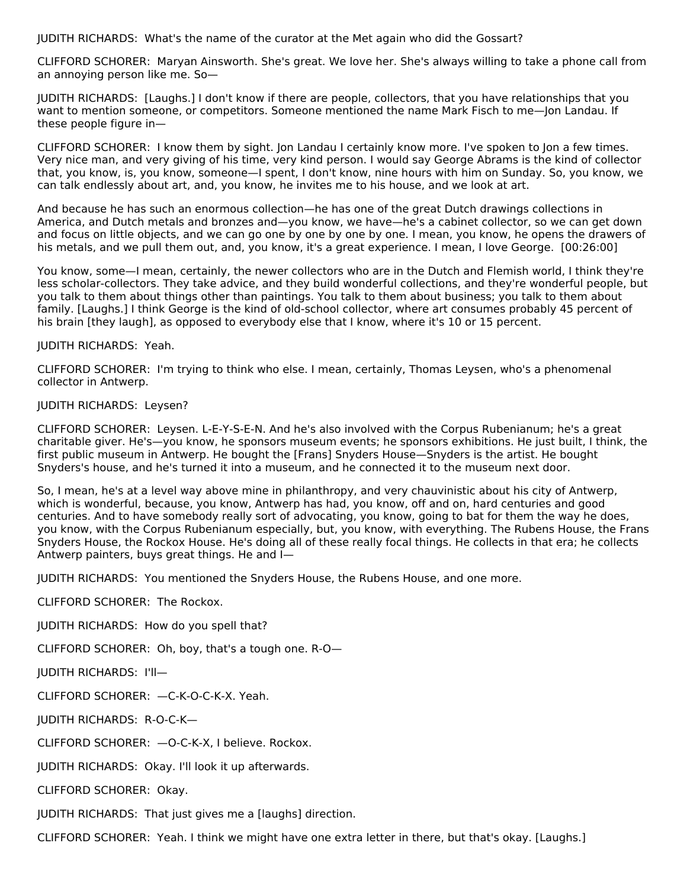JUDITH RICHARDS: What's the name of the curator at the Met again who did the Gossart?

CLIFFORD SCHORER: Maryan Ainsworth. She's great. We love her. She's always willing to take a phone call from an annoying person like me. So—

JUDITH RICHARDS: [Laughs.] I don't know if there are people, collectors, that you have relationships that you want to mention someone, or competitors. Someone mentioned the name Mark Fisch to me—Jon Landau. If these people figure in—

CLIFFORD SCHORER: I know them by sight. Jon Landau I certainly know more. I've spoken to Jon a few times. Very nice man, and very giving of his time, very kind person. I would say George Abrams is the kind of collector that, you know, is, you know, someone—I spent, I don't know, nine hours with him on Sunday. So, you know, we can talk endlessly about art, and, you know, he invites me to his house, and we look at art.

And because he has such an enormous collection—he has one of the great Dutch drawings collections in America, and Dutch metals and bronzes and—you know, we have—he's a cabinet collector, so we can get down and focus on little objects, and we can go one by one by one by one. I mean, you know, he opens the drawers of his metals, and we pull them out, and, you know, it's a great experience. I mean, I love George. [00:26:00]

You know, some—I mean, certainly, the newer collectors who are in the Dutch and Flemish world, I think they're less scholar-collectors. They take advice, and they build wonderful collections, and they're wonderful people, but you talk to them about things other than paintings. You talk to them about business; you talk to them about family. [Laughs.] I think George is the kind of old-school collector, where art consumes probably 45 percent of his brain [they laugh], as opposed to everybody else that I know, where it's 10 or 15 percent.

JUDITH RICHARDS: Yeah.

CLIFFORD SCHORER: I'm trying to think who else. I mean, certainly, Thomas Leysen, who's a phenomenal collector in Antwerp.

JUDITH RICHARDS: Leysen?

CLIFFORD SCHORER: Leysen. L-E-Y-S-E-N. And he's also involved with the Corpus Rubenianum; he's a great charitable giver. He's—you know, he sponsors museum events; he sponsors exhibitions. He just built, I think, the first public museum in Antwerp. He bought the [Frans] Snyders House—Snyders is the artist. He bought Snyders's house, and he's turned it into a museum, and he connected it to the museum next door.

So, I mean, he's at a level way above mine in philanthropy, and very chauvinistic about his city of Antwerp, which is wonderful, because, you know, Antwerp has had, you know, off and on, hard centuries and good centuries. And to have somebody really sort of advocating, you know, going to bat for them the way he does, you know, with the Corpus Rubenianum especially, but, you know, with everything. The Rubens House, the Frans Snyders House, the Rockox House. He's doing all of these really focal things. He collects in that era; he collects Antwerp painters, buys great things. He and I—

JUDITH RICHARDS: You mentioned the Snyders House, the Rubens House, and one more.

CLIFFORD SCHORER: The Rockox.

JUDITH RICHARDS: How do you spell that?

CLIFFORD SCHORER: Oh, boy, that's a tough one. R-O—

JUDITH RICHARDS: I'll—

CLIFFORD SCHORER: —C-K-O-C-K-X. Yeah.

JUDITH RICHARDS: R-O-C-K—

CLIFFORD SCHORER: —O-C-K-X, I believe. Rockox.

JUDITH RICHARDS: Okay. I'll look it up afterwards.

CLIFFORD SCHORER: Okay.

JUDITH RICHARDS: That just gives me a [laughs] direction.

CLIFFORD SCHORER: Yeah. I think we might have one extra letter in there, but that's okay. [Laughs.]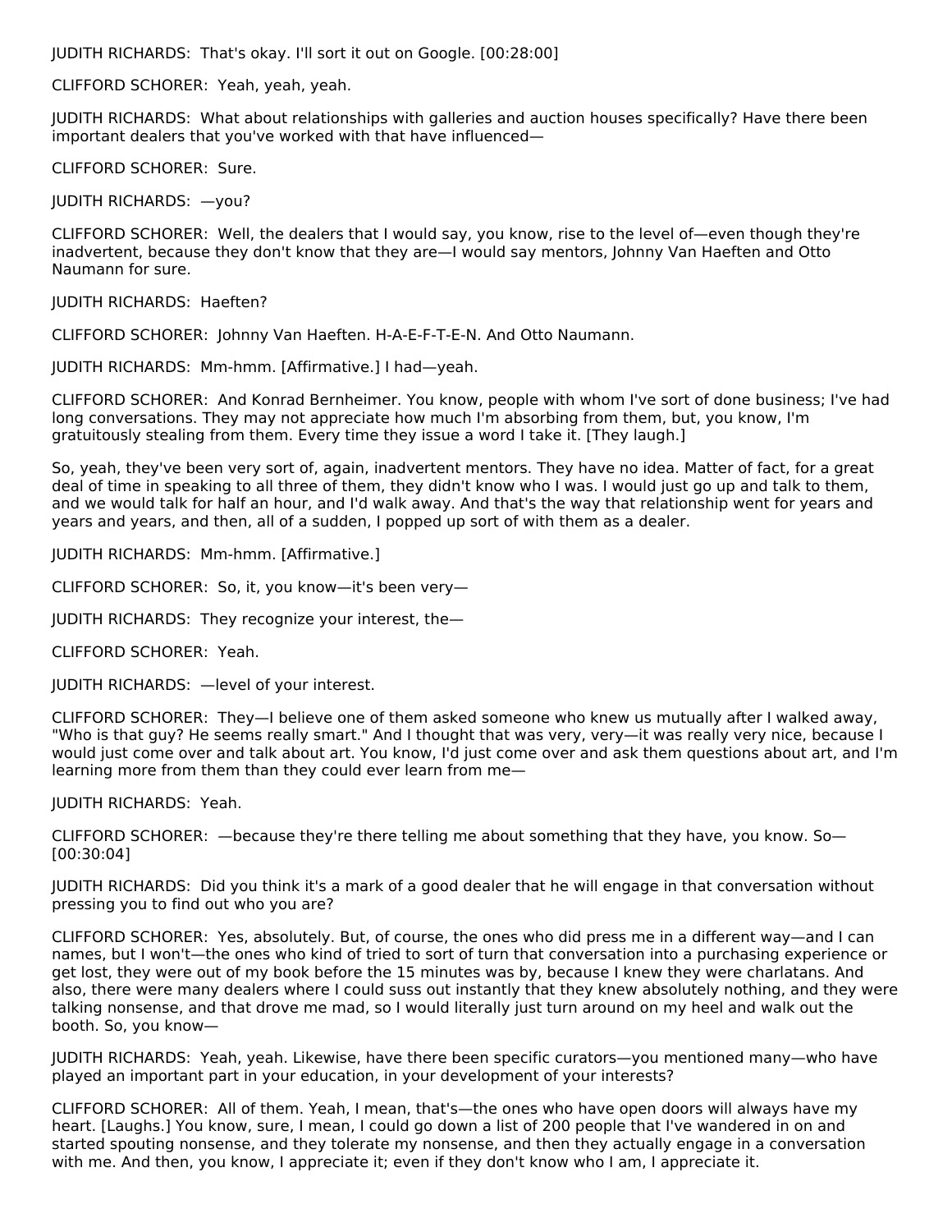JUDITH RICHARDS: That's okay. I'll sort it out on Google. [00:28:00]

CLIFFORD SCHORER: Yeah, yeah, yeah.

JUDITH RICHARDS: What about relationships with galleries and auction houses specifically? Have there been important dealers that you've worked with that have influenced—

CLIFFORD SCHORER: Sure.

JUDITH RICHARDS: —you?

CLIFFORD SCHORER: Well, the dealers that I would say, you know, rise to the level of—even though they're inadvertent, because they don't know that they are—I would say mentors, Johnny Van Haeften and Otto Naumann for sure.

JUDITH RICHARDS: Haeften?

CLIFFORD SCHORER: Johnny Van Haeften. H-A-E-F-T-E-N. And Otto Naumann.

JUDITH RICHARDS: Mm-hmm. [Affirmative.] I had—yeah.

CLIFFORD SCHORER: And Konrad Bernheimer. You know, people with whom I've sort of done business; I've had long conversations. They may not appreciate how much I'm absorbing from them, but, you know, I'm gratuitously stealing from them. Every time they issue a word I take it. [They laugh.]

So, yeah, they've been very sort of, again, inadvertent mentors. They have no idea. Matter of fact, for a great deal of time in speaking to all three of them, they didn't know who I was. I would just go up and talk to them, and we would talk for half an hour, and I'd walk away. And that's the way that relationship went for years and years and years, and then, all of a sudden, I popped up sort of with them as a dealer.

JUDITH RICHARDS: Mm-hmm. [Affirmative.]

CLIFFORD SCHORER: So, it, you know—it's been very—

JUDITH RICHARDS: They recognize your interest, the—

CLIFFORD SCHORER: Yeah.

JUDITH RICHARDS: —level of your interest.

CLIFFORD SCHORER: They—I believe one of them asked someone who knew us mutually after I walked away, "Who is that guy? He seems really smart." And I thought that was very, very—it was really very nice, because I would just come over and talk about art. You know, I'd just come over and ask them questions about art, and I'm learning more from them than they could ever learn from me—

JUDITH RICHARDS: Yeah.

CLIFFORD SCHORER: —because they're there telling me about something that they have, you know. So— [00:30:04]

JUDITH RICHARDS: Did you think it's a mark of a good dealer that he will engage in that conversation without pressing you to find out who you are?

CLIFFORD SCHORER: Yes, absolutely. But, of course, the ones who did press me in a different way—and I can names, but I won't—the ones who kind of tried to sort of turn that conversation into a purchasing experience or get lost, they were out of my book before the 15 minutes was by, because I knew they were charlatans. And also, there were many dealers where I could suss out instantly that they knew absolutely nothing, and they were talking nonsense, and that drove me mad, so I would literally just turn around on my heel and walk out the booth. So, you know—

JUDITH RICHARDS: Yeah, yeah. Likewise, have there been specific curators—you mentioned many—who have played an important part in your education, in your development of your interests?

CLIFFORD SCHORER: All of them. Yeah, I mean, that's—the ones who have open doors will always have my heart. [Laughs.] You know, sure, I mean, I could go down a list of 200 people that I've wandered in on and started spouting nonsense, and they tolerate my nonsense, and then they actually engage in a conversation with me. And then, you know, I appreciate it; even if they don't know who I am, I appreciate it.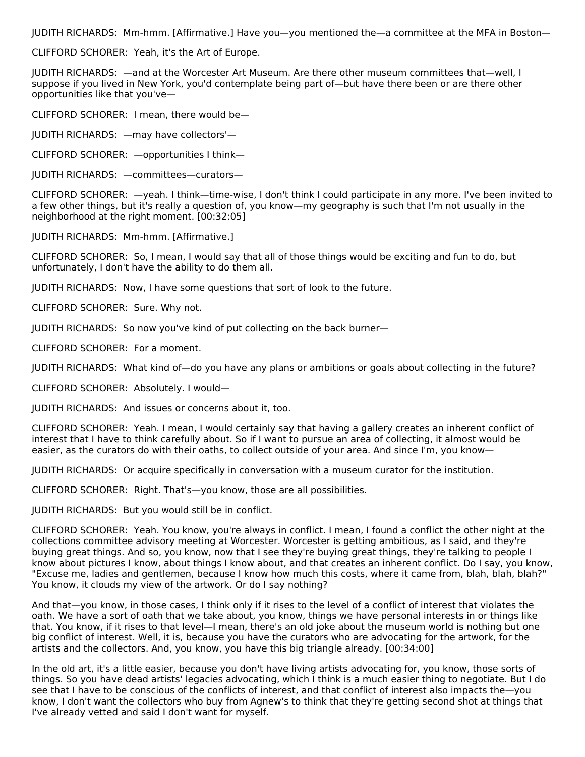JUDITH RICHARDS: Mm-hmm. [Affirmative.] Have you—you mentioned the—a committee at the MFA in Boston—

CLIFFORD SCHORER: Yeah, it's the Art of Europe.

JUDITH RICHARDS: —and at the Worcester Art Museum. Are there other museum committees that—well, I suppose if you lived in New York, you'd contemplate being part of—but have there been or are there other opportunities like that you've—

CLIFFORD SCHORER: I mean, there would be—

JUDITH RICHARDS: —may have collectors'—

CLIFFORD SCHORER: —opportunities I think—

JUDITH RICHARDS: —committees—curators—

CLIFFORD SCHORER: —yeah. I think—time-wise, I don't think I could participate in any more. I've been invited to a few other things, but it's really a question of, you know—my geography is such that I'm not usually in the neighborhood at the right moment. [00:32:05]

JUDITH RICHARDS: Mm-hmm. [Affirmative.]

CLIFFORD SCHORER: So, I mean, I would say that all of those things would be exciting and fun to do, but unfortunately, I don't have the ability to do them all.

JUDITH RICHARDS: Now, I have some questions that sort of look to the future.

CLIFFORD SCHORER: Sure. Why not.

JUDITH RICHARDS: So now you've kind of put collecting on the back burner—

CLIFFORD SCHORER: For a moment.

JUDITH RICHARDS: What kind of—do you have any plans or ambitions or goals about collecting in the future?

CLIFFORD SCHORER: Absolutely. I would—

JUDITH RICHARDS: And issues or concerns about it, too.

CLIFFORD SCHORER: Yeah. I mean, I would certainly say that having a gallery creates an inherent conflict of interest that I have to think carefully about. So if I want to pursue an area of collecting, it almost would be easier, as the curators do with their oaths, to collect outside of your area. And since I'm, you know—

JUDITH RICHARDS: Or acquire specifically in conversation with a museum curator for the institution.

CLIFFORD SCHORER: Right. That's—you know, those are all possibilities.

JUDITH RICHARDS: But you would still be in conflict.

CLIFFORD SCHORER: Yeah. You know, you're always in conflict. I mean, I found a conflict the other night at the collections committee advisory meeting at Worcester. Worcester is getting ambitious, as I said, and they're buying great things. And so, you know, now that I see they're buying great things, they're talking to people I know about pictures I know, about things I know about, and that creates an inherent conflict. Do I say, you know, "Excuse me, ladies and gentlemen, because I know how much this costs, where it came from, blah, blah, blah?" You know, it clouds my view of the artwork. Or do I say nothing?

And that—you know, in those cases, I think only if it rises to the level of a conflict of interest that violates the oath. We have a sort of oath that we take about, you know, things we have personal interests in or things like that. You know, if it rises to that level—I mean, there's an old joke about the museum world is nothing but one big conflict of interest. Well, it is, because you have the curators who are advocating for the artwork, for the artists and the collectors. And, you know, you have this big triangle already. [00:34:00]

In the old art, it's a little easier, because you don't have living artists advocating for, you know, those sorts of things. So you have dead artists' legacies advocating, which I think is a much easier thing to negotiate. But I do see that I have to be conscious of the conflicts of interest, and that conflict of interest also impacts the—you know, I don't want the collectors who buy from Agnew's to think that they're getting second shot at things that I've already vetted and said I don't want for myself.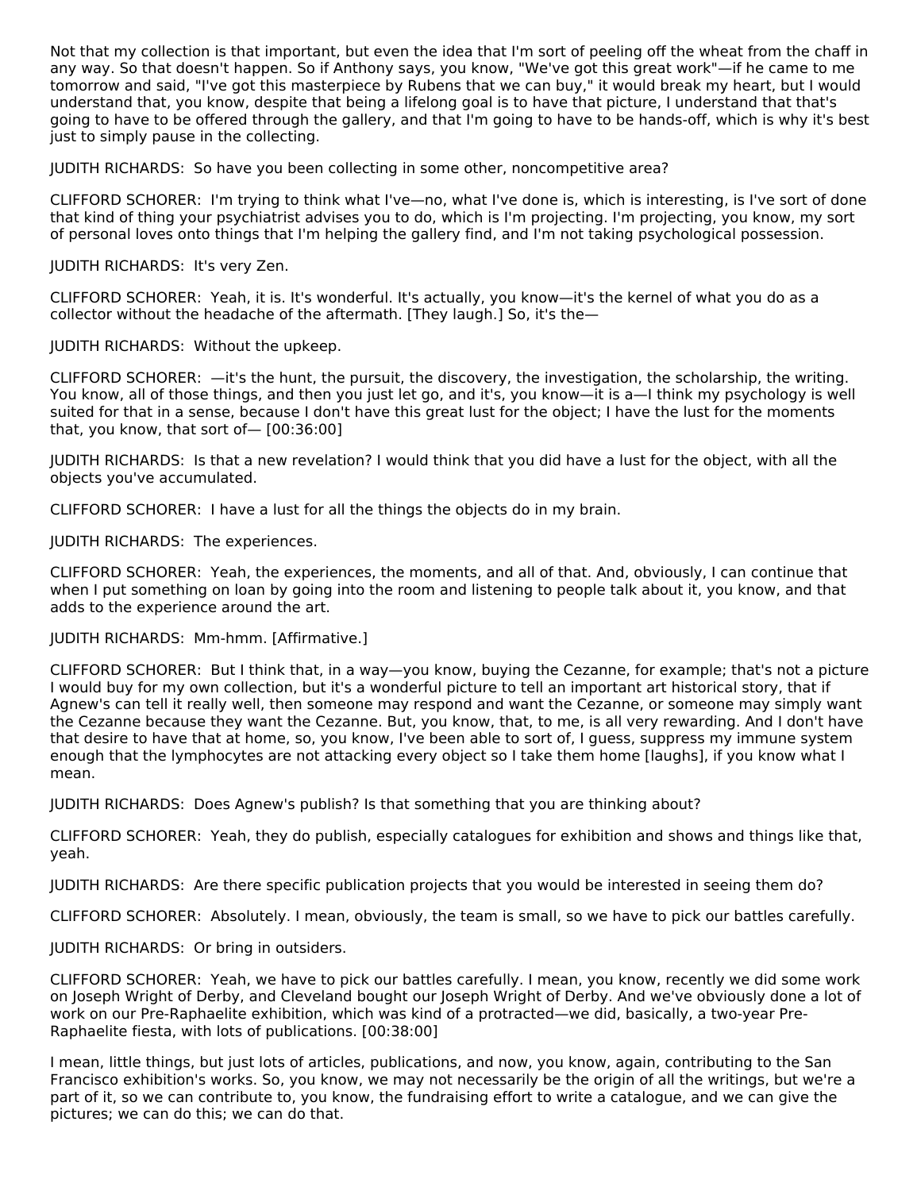Not that my collection is that important, but even the idea that I'm sort of peeling off the wheat from the chaff in any way. So that doesn't happen. So if Anthony says, you know, "We've got this great work"—if he came to me tomorrow and said, "I've got this masterpiece by Rubens that we can buy," it would break my heart, but I would understand that, you know, despite that being a lifelong goal is to have that picture, I understand that that's going to have to be offered through the gallery, and that I'm going to have to be hands-off, which is why it's best just to simply pause in the collecting.

JUDITH RICHARDS: So have you been collecting in some other, noncompetitive area?

CLIFFORD SCHORER: I'm trying to think what I've—no, what I've done is, which is interesting, is I've sort of done that kind of thing your psychiatrist advises you to do, which is I'm projecting. I'm projecting, you know, my sort of personal loves onto things that I'm helping the gallery find, and I'm not taking psychological possession.

JUDITH RICHARDS: It's very Zen.

CLIFFORD SCHORER: Yeah, it is. It's wonderful. It's actually, you know—it's the kernel of what you do as a collector without the headache of the aftermath. [They laugh.] So, it's the—

JUDITH RICHARDS: Without the upkeep.

CLIFFORD SCHORER: —it's the hunt, the pursuit, the discovery, the investigation, the scholarship, the writing. You know, all of those things, and then you just let go, and it's, you know—it is a—I think my psychology is well suited for that in a sense, because I don't have this great lust for the object; I have the lust for the moments that, you know, that sort of— [00:36:00]

JUDITH RICHARDS: Is that a new revelation? I would think that you did have a lust for the object, with all the objects you've accumulated.

CLIFFORD SCHORER: I have a lust for all the things the objects do in my brain.

JUDITH RICHARDS: The experiences.

CLIFFORD SCHORER: Yeah, the experiences, the moments, and all of that. And, obviously, I can continue that when I put something on loan by going into the room and listening to people talk about it, you know, and that adds to the experience around the art.

JUDITH RICHARDS: Mm-hmm. [Affirmative.]

CLIFFORD SCHORER: But I think that, in a way—you know, buying the Cezanne, for example; that's not a picture I would buy for my own collection, but it's a wonderful picture to tell an important art historical story, that if Agnew's can tell it really well, then someone may respond and want the Cezanne, or someone may simply want the Cezanne because they want the Cezanne. But, you know, that, to me, is all very rewarding. And I don't have that desire to have that at home, so, you know, I've been able to sort of, I guess, suppress my immune system enough that the lymphocytes are not attacking every object so I take them home [laughs], if you know what I mean.

JUDITH RICHARDS: Does Agnew's publish? Is that something that you are thinking about?

CLIFFORD SCHORER: Yeah, they do publish, especially catalogues for exhibition and shows and things like that, yeah.

JUDITH RICHARDS: Are there specific publication projects that you would be interested in seeing them do?

CLIFFORD SCHORER: Absolutely. I mean, obviously, the team is small, so we have to pick our battles carefully.

JUDITH RICHARDS: Or bring in outsiders.

CLIFFORD SCHORER: Yeah, we have to pick our battles carefully. I mean, you know, recently we did some work on Joseph Wright of Derby, and Cleveland bought our Joseph Wright of Derby. And we've obviously done a lot of work on our Pre-Raphaelite exhibition, which was kind of a protracted—we did, basically, a two-year Pre-Raphaelite fiesta, with lots of publications. [00:38:00]

I mean, little things, but just lots of articles, publications, and now, you know, again, contributing to the San Francisco exhibition's works. So, you know, we may not necessarily be the origin of all the writings, but we're a part of it, so we can contribute to, you know, the fundraising effort to write a catalogue, and we can give the pictures; we can do this; we can do that.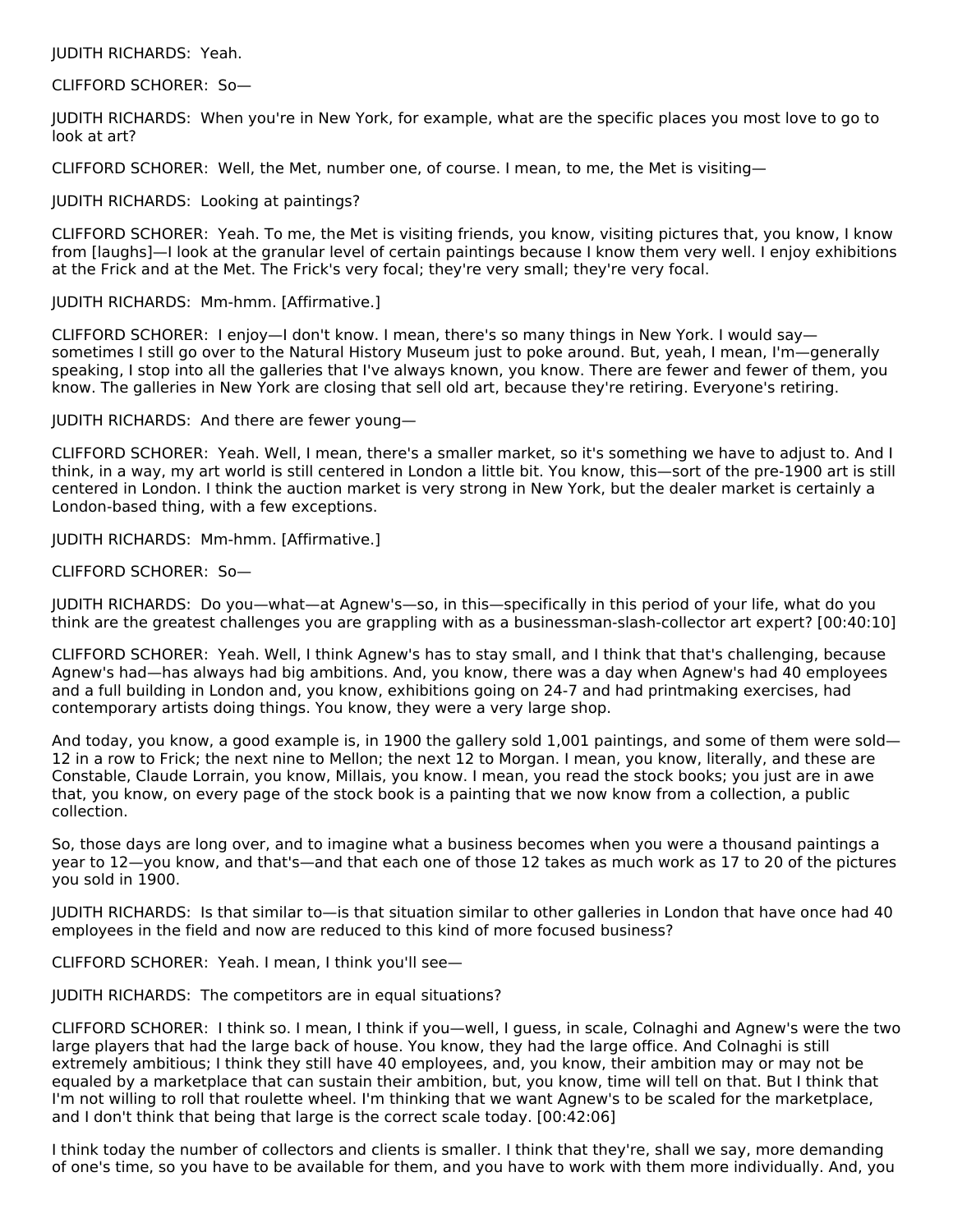JUDITH RICHARDS: Yeah.

CLIFFORD SCHORER: So—

JUDITH RICHARDS: When you're in New York, for example, what are the specific places you most love to go to look at art?

CLIFFORD SCHORER: Well, the Met, number one, of course. I mean, to me, the Met is visiting—

JUDITH RICHARDS: Looking at paintings?

CLIFFORD SCHORER: Yeah. To me, the Met is visiting friends, you know, visiting pictures that, you know, I know from [laughs]—I look at the granular level of certain paintings because I know them very well. I enjoy exhibitions at the Frick and at the Met. The Frick's very focal; they're very small; they're very focal.

JUDITH RICHARDS: Mm-hmm. [Affirmative.]

CLIFFORD SCHORER: I enjoy—I don't know. I mean, there's so many things in New York. I would say—sometimes I still go over to the Natural History Museum just to poke around. But, yeah, I mean, I'm—generally speaking, I stop into all the galleries that I've always known, you know. There are fewer and fewer of them, you know. The galleries in New York are closing that sell old art, because they're retiring. Everyone's retiring.

JUDITH RICHARDS: And there are fewer young—

CLIFFORD SCHORER: Yeah. Well, I mean, there's a smaller market, so it's something we have to adjust to. And I think, in a way, my art world is still centered in London a little bit. You know, this—sort of the pre-1900 art is still centered in London. I think the auction market is very strong in New York, but the dealer market is certainly a London-based thing, with a few exceptions.

JUDITH RICHARDS: Mm-hmm. [Affirmative.]

CLIFFORD SCHORER: So—

JUDITH RICHARDS: Do you—what—at Agnew's—so, in this—specifically in this period of your life, what do you think are the greatest challenges you are grappling with as a businessman-slash-collector art expert? [00:40:10]

CLIFFORD SCHORER: Yeah. Well, I think Agnew's has to stay small, and I think that that's challenging, because Agnew's had—has always had big ambitions. And, you know, there was a day when Agnew's had 40 employees and a full building in London and, you know, exhibitions going on 24-7 and had printmaking exercises, had contemporary artists doing things. You know, they were a very large shop.

And today, you know, a good example is, in 1900 the gallery sold 1,001 paintings, and some of them were sold—12 in a row to Frick; the next nine to Mellon; the next 12 to Morgan. I mean, you know, literally, and these are Constable, Claude Lorrain, you know, Millais, you know. I mean, you read the stock books; you just are in awe that, you know, on every page of the stock book is a painting that we now know from a collection, a public collection.

So, those days are long over, and to imagine what a business becomes when you were a thousand paintings a year to 12—you know, and that's—and that each one of those 12 takes as much work as 17 to 20 of the pictures you sold in 1900.

JUDITH RICHARDS: Is that similar to—is that situation similar to other galleries in London that have once had 40 employees in the field and now are reduced to this kind of more focused business?

CLIFFORD SCHORER: Yeah. I mean, I think you'll see—

JUDITH RICHARDS: The competitors are in equal situations?

CLIFFORD SCHORER: I think so. I mean, I think if you—well, I guess, in scale, Colnaghi and Agnew's were the two large players that had the large back of house. You know, they had the large office. And Colnaghi is still extremely ambitious; I think they still have 40 employees, and, you know, their ambition may or may not be equaled by a marketplace that can sustain their ambition, but, you know, time will tell on that. But I think that I'm not willing to roll that roulette wheel. I'm thinking that we want Agnew's to be scaled for the marketplace, and I don't think that being that large is the correct scale today. [00:42:06]

I think today the number of collectors and clients is smaller. I think that they're, shall we say, more demanding of one's time, so you have to be available for them, and you have to work with them more individually. And, you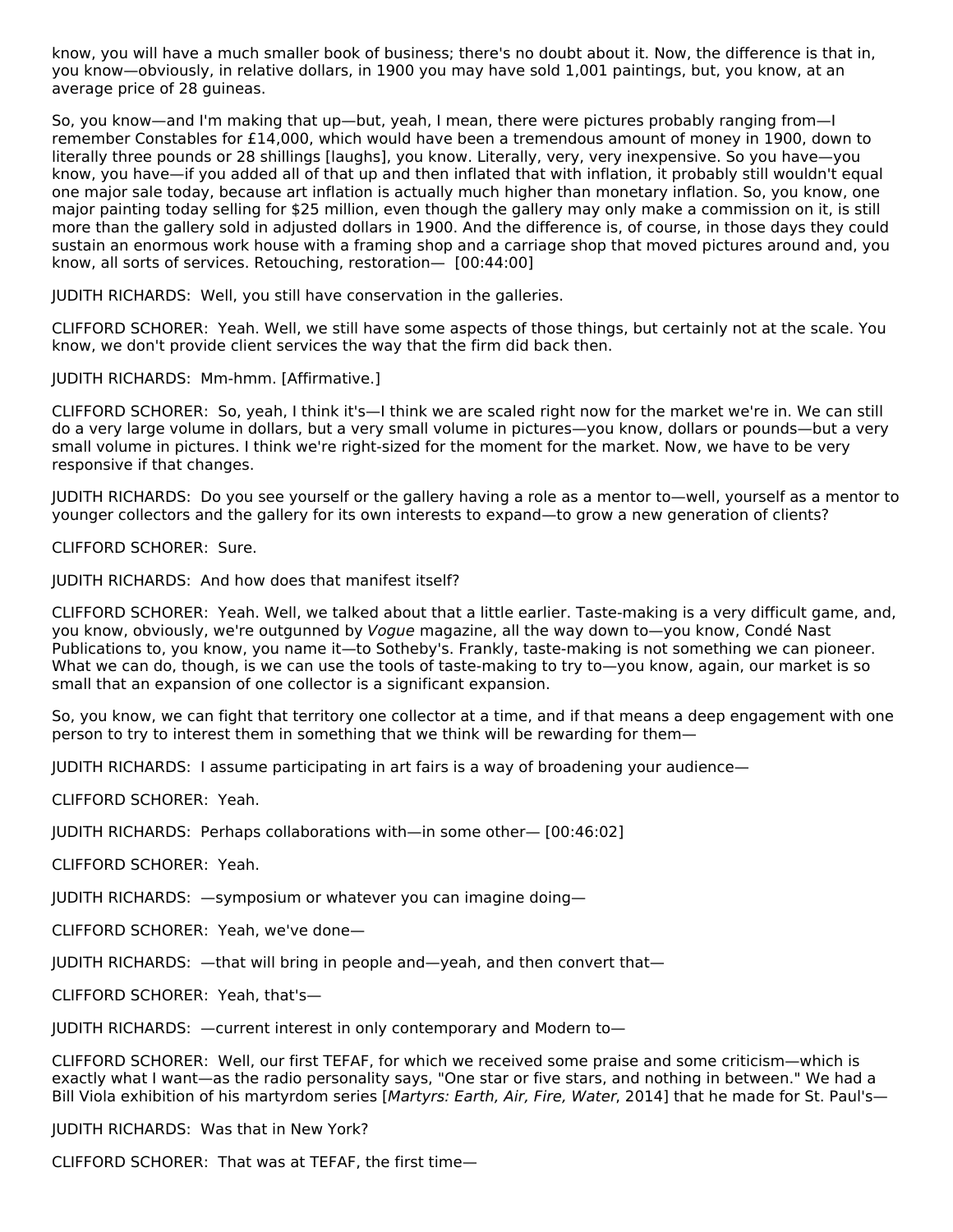know, you will have a much smaller book of business; there's no doubt about it. Now, the difference is that in, you know—obviously, in relative dollars, in 1900 you may have sold 1,001 paintings, but, you know, at an average price of 28 guineas.

So, you know—and I'm making that up—but, yeah, I mean, there were pictures probably ranging from—I remember Constables for £14,000, which would have been a tremendous amount of money in 1900, down to literally three pounds or 28 shillings [laughs], you know. Literally, very, very inexpensive. So you have—you know, you have—if you added all of that up and then inflated that with inflation, it probably still wouldn't equal one major sale today, because art inflation is actually much higher than monetary inflation. So, you know, one major painting today selling for $25 million, even though the gallery may only make a commission on it, is still more than the gallery sold in adjusted dollars in 1900. And the difference is, of course, in those days they could sustain an enormous work house with a framing shop and a carriage shop that moved pictures around and, you know, all sorts of services. Retouching, restoration— [00:44:00]

JUDITH RICHARDS: Well, you still have conservation in the galleries.

CLIFFORD SCHORER: Yeah. Well, we still have some aspects of those things, but certainly not at the scale. You know, we don't provide client services the way that the firm did back then.

JUDITH RICHARDS: Mm-hmm. [Affirmative.]

CLIFFORD SCHORER: So, yeah, I think it's—I think we are scaled right now for the market we're in. We can still do a very large volume in dollars, but a very small volume in pictures—you know, dollars or pounds—but a very small volume in pictures. I think we're right-sized for the moment for the market. Now, we have to be very responsive if that changes.

JUDITH RICHARDS: Do you see yourself or the gallery having a role as a mentor to—well, yourself as a mentor to younger collectors and the gallery for its own interests to expand—to grow a new generation of clients?

CLIFFORD SCHORER: Sure.

JUDITH RICHARDS: And how does that manifest itself?

CLIFFORD SCHORER: Yeah. Well, we talked about that a little earlier. Taste-making is a very difficult game, and, you know, obviously, we're outgunned by *Vogue* magazine, all the way down to—you know, Condé Nast Publications to, you know, you name it—to Sotheby's. Frankly, taste-making is not something we can pioneer. What we can do, though, is we can use the tools of taste-making to try to—you know, again, our market is so small that an expansion of one collector is a significant expansion.

So, you know, we can fight that territory one collector at a time, and if that means a deep engagement with one person to try to interest them in something that we think will be rewarding for them—

JUDITH RICHARDS: I assume participating in art fairs is a way of broadening your audience—

CLIFFORD SCHORER: Yeah.

JUDITH RICHARDS: Perhaps collaborations with—in some other— [00:46:02]

CLIFFORD SCHORER: Yeah.

JUDITH RICHARDS: —symposium or whatever you can imagine doing—

CLIFFORD SCHORER: Yeah, we've done—

JUDITH RICHARDS: —that will bring in people and—yeah, and then convert that—

CLIFFORD SCHORER: Yeah, that's—

JUDITH RICHARDS: —current interest in only contemporary and Modern to—

CLIFFORD SCHORER: Well, our first TEFAF, for which we received some praise and some criticism—which is exactly what I want—as the radio personality says, "One star or five stars, and nothing in between." We had a Bill Viola exhibition of his martyrdom series [*Martyrs: Earth, Air, Fire, Water*, 2014] that he made for St. Paul's—

JUDITH RICHARDS: Was that in New York?

CLIFFORD SCHORER: That was at TEFAF, the first time—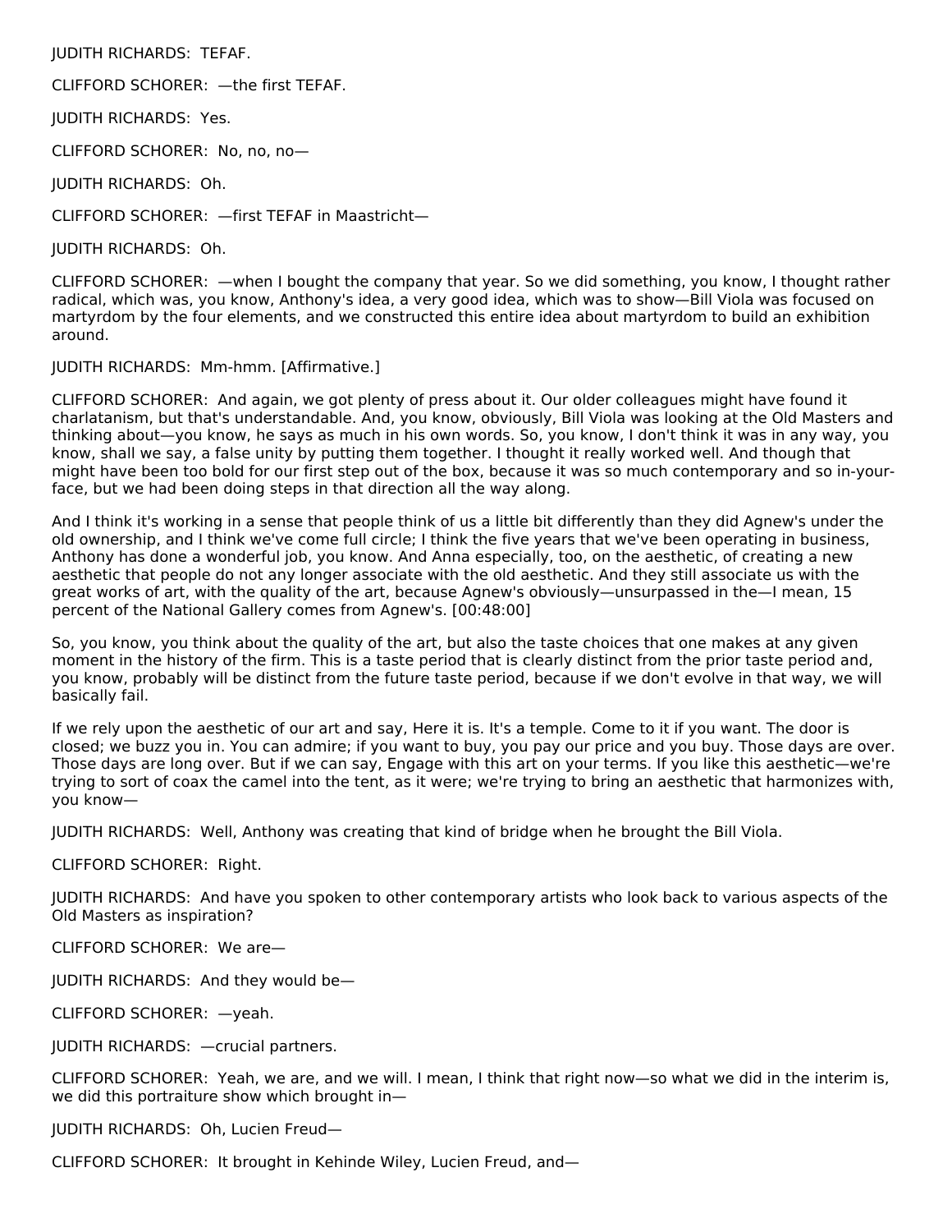JUDITH RICHARDS: TEFAF.

CLIFFORD SCHORER: —the first TEFAF.

JUDITH RICHARDS: Yes.

CLIFFORD SCHORER: No, no, no—

JUDITH RICHARDS: Oh.

CLIFFORD SCHORER: —first TEFAF in Maastricht—

JUDITH RICHARDS: Oh.

CLIFFORD SCHORER: —when I bought the company that year. So we did something, you know, I thought rather radical, which was, you know, Anthony's idea, a very good idea, which was to show—Bill Viola was focused on martyrdom by the four elements, and we constructed this entire idea about martyrdom to build an exhibition around.

JUDITH RICHARDS: Mm-hmm. [Affirmative.]

CLIFFORD SCHORER: And again, we got plenty of press about it. Our older colleagues might have found it charlatanism, but that's understandable. And, you know, obviously, Bill Viola was looking at the Old Masters and thinking about—you know, he says as much in his own words. So, you know, I don't think it was in any way, you know, shall we say, a false unity by putting them together. I thought it really worked well. And though that might have been too bold for our first step out of the box, because it was so much contemporary and so in-your-face, but we had been doing steps in that direction all the way along.

And I think it's working in a sense that people think of us a little bit differently than they did Agnew's under the old ownership, and I think we've come full circle; I think the five years that we've been operating in business, Anthony has done a wonderful job, you know. And Anna especially, too, on the aesthetic, of creating a new aesthetic that people do not any longer associate with the old aesthetic. And they still associate us with the great works of art, with the quality of the art, because Agnew's obviously—unsurpassed in the—I mean, 15 percent of the National Gallery comes from Agnew's. [00:48:00]

So, you know, you think about the quality of the art, but also the taste choices that one makes at any given moment in the history of the firm. This is a taste period that is clearly distinct from the prior taste period and, you know, probably will be distinct from the future taste period, because if we don't evolve in that way, we will basically fail.

If we rely upon the aesthetic of our art and say, Here it is. It's a temple. Come to it if you want. The door is closed; we buzz you in. You can admire; if you want to buy, you pay our price and you buy. Those days are over. Those days are long over. But if we can say, Engage with this art on your terms. If you like this aesthetic—we're trying to sort of coax the camel into the tent, as it were; we're trying to bring an aesthetic that harmonizes with, you know—

JUDITH RICHARDS: Well, Anthony was creating that kind of bridge when he brought the Bill Viola.

CLIFFORD SCHORER: Right.

JUDITH RICHARDS: And have you spoken to other contemporary artists who look back to various aspects of the Old Masters as inspiration?

CLIFFORD SCHORER: We are—

JUDITH RICHARDS: And they would be—

CLIFFORD SCHORER: —yeah.

JUDITH RICHARDS: —crucial partners.

CLIFFORD SCHORER: Yeah, we are, and we will. I mean, I think that right now—so what we did in the interim is, we did this portraiture show which brought in—

JUDITH RICHARDS: Oh, Lucien Freud—

CLIFFORD SCHORER: It brought in Kehinde Wiley, Lucien Freud, and—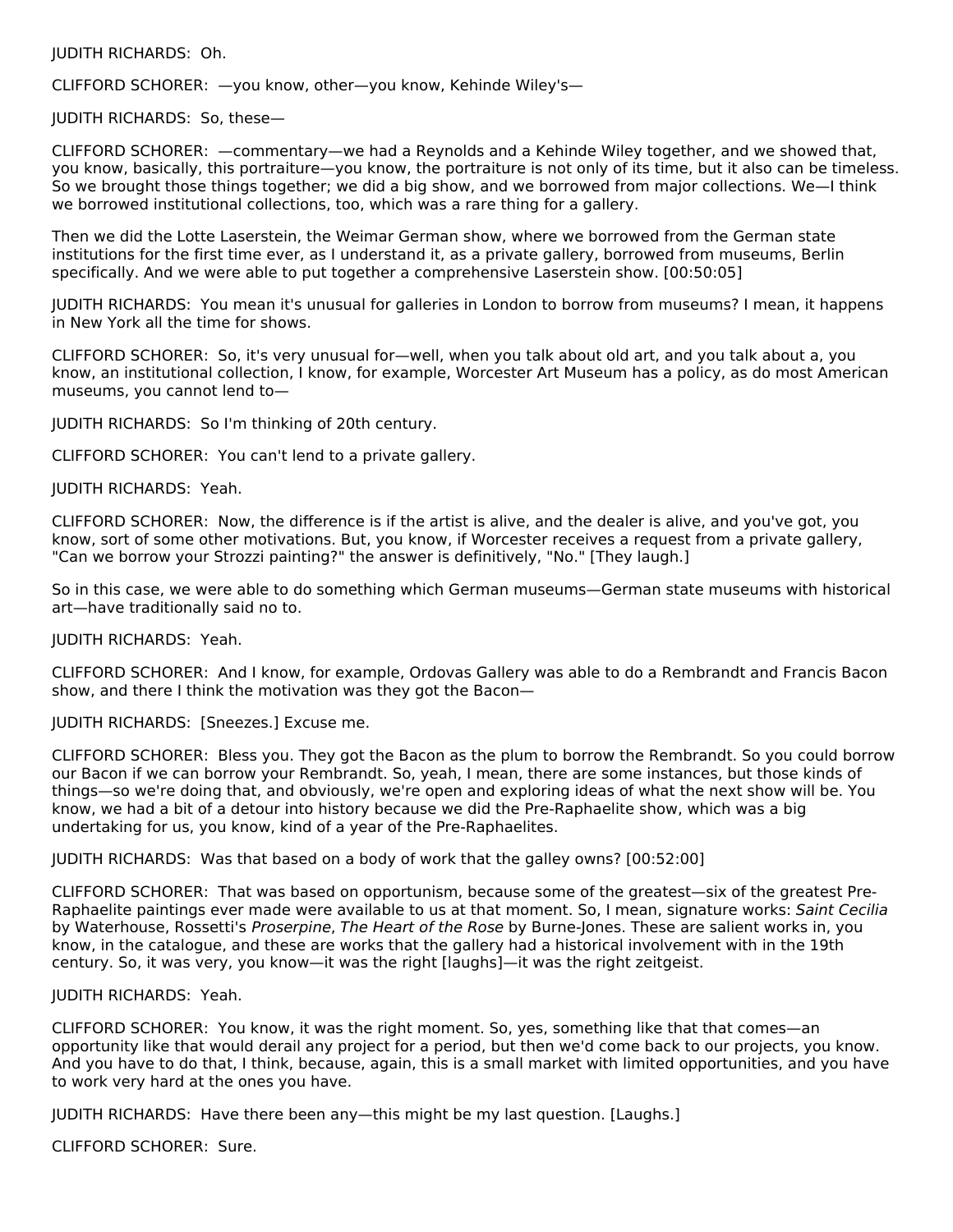JUDITH RICHARDS: Oh.

CLIFFORD SCHORER: —you know, other—you know, Kehinde Wiley's—

JUDITH RICHARDS: So, these—

CLIFFORD SCHORER: —commentary—we had a Reynolds and a Kehinde Wiley together, and we showed that, you know, basically, this portraiture—you know, the portraiture is not only of its time, but it also can be timeless. So we brought those things together; we did a big show, and we borrowed from major collections. We—I think we borrowed institutional collections, too, which was a rare thing for a gallery.

Then we did the Lotte Laserstein, the Weimar German show, where we borrowed from the German state institutions for the first time ever, as I understand it, as a private gallery, borrowed from museums, Berlin specifically. And we were able to put together a comprehensive Laserstein show. [00:50:05]

JUDITH RICHARDS: You mean it's unusual for galleries in London to borrow from museums? I mean, it happens in New York all the time for shows.

CLIFFORD SCHORER: So, it's very unusual for—well, when you talk about old art, and you talk about a, you know, an institutional collection, I know, for example, Worcester Art Museum has a policy, as do most American museums, you cannot lend to—

JUDITH RICHARDS: So I'm thinking of 20th century.

CLIFFORD SCHORER: You can't lend to a private gallery.

JUDITH RICHARDS: Yeah.

CLIFFORD SCHORER: Now, the difference is if the artist is alive, and the dealer is alive, and you've got, you know, sort of some other motivations. But, you know, if Worcester receives a request from a private gallery, "Can we borrow your Strozzi painting?" the answer is definitively, "No." [They laugh.]

So in this case, we were able to do something which German museums—German state museums with historical art—have traditionally said no to.

JUDITH RICHARDS: Yeah.

CLIFFORD SCHORER: And I know, for example, Ordovas Gallery was able to do a Rembrandt and Francis Bacon show, and there I think the motivation was they got the Bacon—

JUDITH RICHARDS: [Sneezes.] Excuse me.

CLIFFORD SCHORER: Bless you. They got the Bacon as the plum to borrow the Rembrandt. So you could borrow our Bacon if we can borrow your Rembrandt. So, yeah, I mean, there are some instances, but those kinds of things—so we're doing that, and obviously, we're open and exploring ideas of what the next show will be. You know, we had a bit of a detour into history because we did the Pre-Raphaelite show, which was a big undertaking for us, you know, kind of a year of the Pre-Raphaelites.

JUDITH RICHARDS: Was that based on a body of work that the galley owns? [00:52:00]

CLIFFORD SCHORER: That was based on opportunism, because some of the greatest—six of the greatest Pre-Raphaelite paintings ever made were available to us at that moment. So, I mean, signature works: *Saint Cecilia* by Waterhouse, Rossetti's *Proserpine*, *The Heart of the Rose* by Burne-Jones. These are salient works in, you know, in the catalogue, and these are works that the gallery had a historical involvement with in the 19th century. So, it was very, you know—it was the right [laughs]—it was the right zeitgeist.

JUDITH RICHARDS: Yeah.

CLIFFORD SCHORER: You know, it was the right moment. So, yes, something like that that comes—an opportunity like that would derail any project for a period, but then we'd come back to our projects, you know. And you have to do that, I think, because, again, this is a small market with limited opportunities, and you have to work very hard at the ones you have.

JUDITH RICHARDS: Have there been any—this might be my last question. [Laughs.]

CLIFFORD SCHORER: Sure.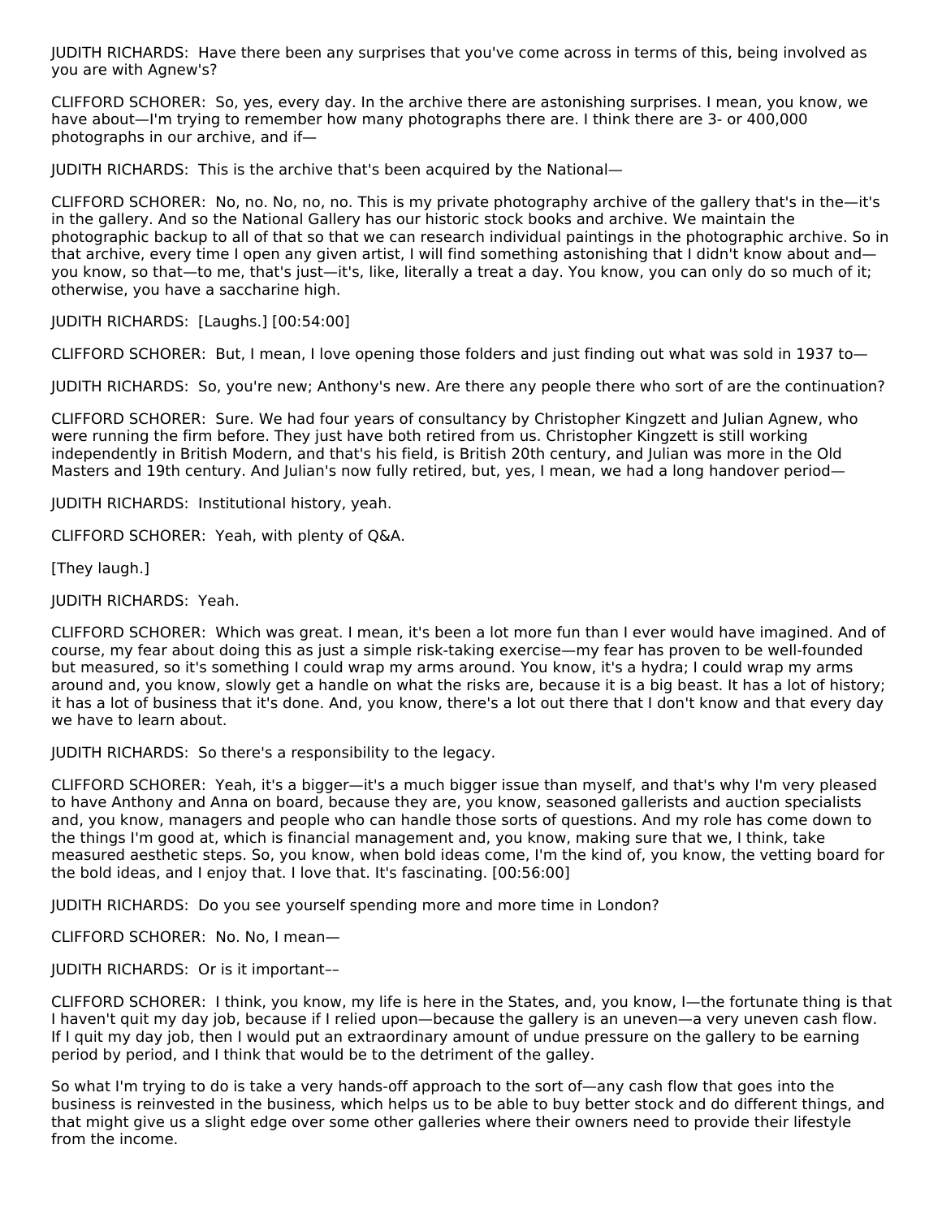JUDITH RICHARDS: Have there been any surprises that you've come across in terms of this, being involved as you are with Agnew's?

CLIFFORD SCHORER: So, yes, every day. In the archive there are astonishing surprises. I mean, you know, we have about—I'm trying to remember how many photographs there are. I think there are 3- or 400,000 photographs in our archive, and if—

JUDITH RICHARDS: This is the archive that's been acquired by the National—

CLIFFORD SCHORER: No, no. No, no, no. This is my private photography archive of the gallery that's in the—it's in the gallery. And so the National Gallery has our historic stock books and archive. We maintain the photographic backup to all of that so that we can research individual paintings in the photographic archive. So in that archive, every time I open any given artist, I will find something astonishing that I didn't know about and—you know, so that—to me, that's just—it's, like, literally a treat a day. You know, you can only do so much of it; otherwise, you have a saccharine high.

JUDITH RICHARDS: [Laughs.] [00:54:00]

CLIFFORD SCHORER: But, I mean, I love opening those folders and just finding out what was sold in 1937 to—

JUDITH RICHARDS: So, you're new; Anthony's new. Are there any people there who sort of are the continuation?

CLIFFORD SCHORER: Sure. We had four years of consultancy by Christopher Kingzett and Julian Agnew, who were running the firm before. They just have both retired from us. Christopher Kingzett is still working independently in British Modern, and that's his field, is British 20th century, and Julian was more in the Old Masters and 19th century. And Julian's now fully retired, but, yes, I mean, we had a long handover period—

JUDITH RICHARDS: Institutional history, yeah.

CLIFFORD SCHORER: Yeah, with plenty of Q&A.

[They laugh.]

JUDITH RICHARDS: Yeah.

CLIFFORD SCHORER: Which was great. I mean, it's been a lot more fun than I ever would have imagined. And of course, my fear about doing this as just a simple risk-taking exercise—my fear has proven to be well-founded but measured, so it's something I could wrap my arms around. You know, it's a hydra; I could wrap my arms around and, you know, slowly get a handle on what the risks are, because it is a big beast. It has a lot of history; it has a lot of business that it's done. And, you know, there's a lot out there that I don't know and that every day we have to learn about.

JUDITH RICHARDS: So there's a responsibility to the legacy.

CLIFFORD SCHORER: Yeah, it's a bigger—it's a much bigger issue than myself, and that's why I'm very pleased to have Anthony and Anna on board, because they are, you know, seasoned gallerists and auction specialists and, you know, managers and people who can handle those sorts of questions. And my role has come down to the things I'm good at, which is financial management and, you know, making sure that we, I think, take measured aesthetic steps. So, you know, when bold ideas come, I'm the kind of, you know, the vetting board for the bold ideas, and I enjoy that. I love that. It's fascinating. [00:56:00]

JUDITH RICHARDS: Do you see yourself spending more and more time in London?

CLIFFORD SCHORER: No. No, I mean—

JUDITH RICHARDS: Or is it important––

CLIFFORD SCHORER: I think, you know, my life is here in the States, and, you know, I—the fortunate thing is that I haven't quit my day job, because if I relied upon—because the gallery is an uneven—a very uneven cash flow. If I quit my day job, then I would put an extraordinary amount of undue pressure on the gallery to be earning period by period, and I think that would be to the detriment of the galley.

So what I'm trying to do is take a very hands-off approach to the sort of—any cash flow that goes into the business is reinvested in the business, which helps us to be able to buy better stock and do different things, and that might give us a slight edge over some other galleries where their owners need to provide their lifestyle from the income.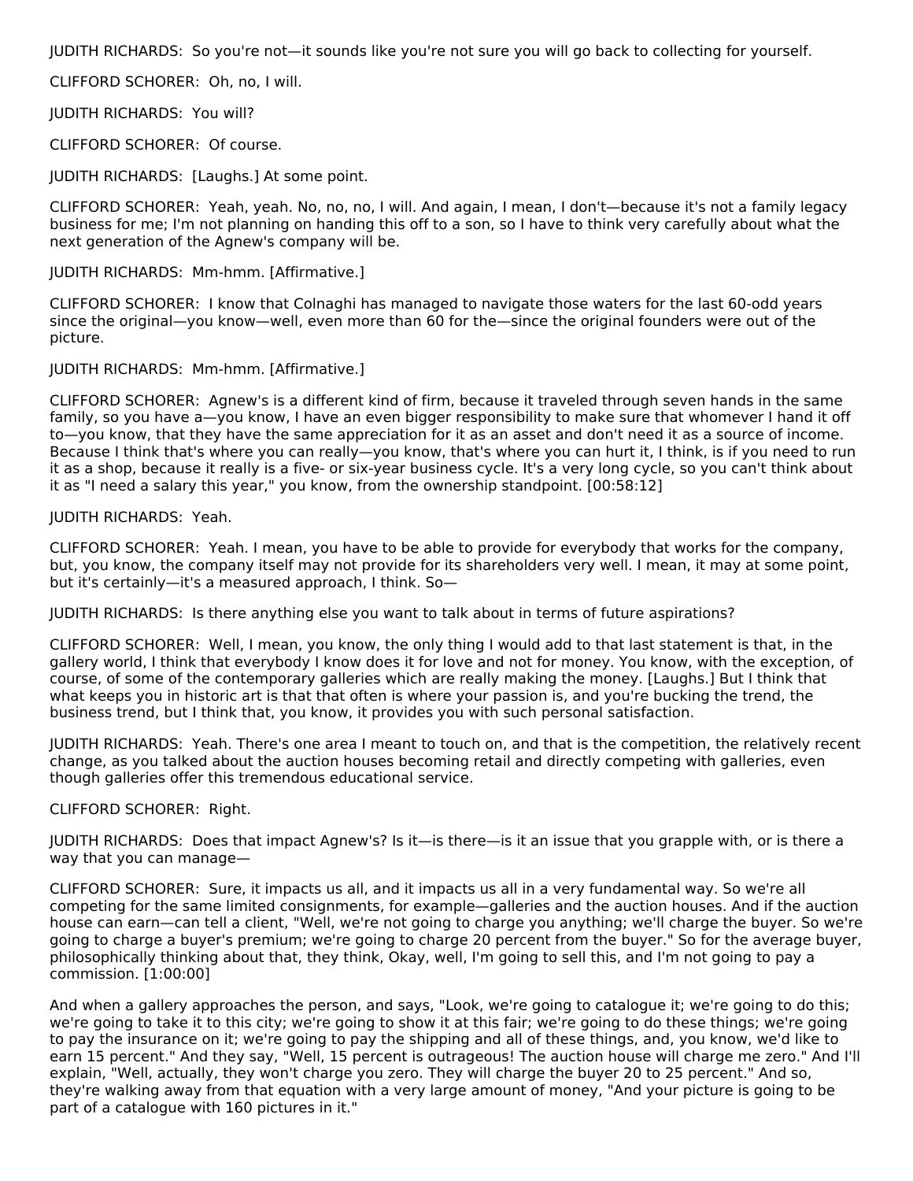JUDITH RICHARDS: So you're not—it sounds like you're not sure you will go back to collecting for yourself.

CLIFFORD SCHORER: Oh, no, I will.

JUDITH RICHARDS: You will?

CLIFFORD SCHORER: Of course.

JUDITH RICHARDS: [Laughs.] At some point.

CLIFFORD SCHORER: Yeah, yeah. No, no, no, I will. And again, I mean, I don't—because it's not a family legacy business for me; I'm not planning on handing this off to a son, so I have to think very carefully about what the next generation of the Agnew's company will be.

JUDITH RICHARDS: Mm-hmm. [Affirmative.]

CLIFFORD SCHORER: I know that Colnaghi has managed to navigate those waters for the last 60-odd years since the original—you know—well, even more than 60 for the—since the original founders were out of the picture.

JUDITH RICHARDS: Mm-hmm. [Affirmative.]

CLIFFORD SCHORER: Agnew's is a different kind of firm, because it traveled through seven hands in the same family, so you have a—you know, I have an even bigger responsibility to make sure that whomever I hand it off to—you know, that they have the same appreciation for it as an asset and don't need it as a source of income. Because I think that's where you can really—you know, that's where you can hurt it, I think, is if you need to run it as a shop, because it really is a five- or six-year business cycle. It's a very long cycle, so you can't think about it as "I need a salary this year," you know, from the ownership standpoint. [00:58:12]

JUDITH RICHARDS: Yeah.

CLIFFORD SCHORER: Yeah. I mean, you have to be able to provide for everybody that works for the company, but, you know, the company itself may not provide for its shareholders very well. I mean, it may at some point, but it's certainly—it's a measured approach, I think. So—

JUDITH RICHARDS: Is there anything else you want to talk about in terms of future aspirations?

CLIFFORD SCHORER: Well, I mean, you know, the only thing I would add to that last statement is that, in the gallery world, I think that everybody I know does it for love and not for money. You know, with the exception, of course, of some of the contemporary galleries which are really making the money. [Laughs.] But I think that what keeps you in historic art is that that often is where your passion is, and you're bucking the trend, the business trend, but I think that, you know, it provides you with such personal satisfaction.

JUDITH RICHARDS: Yeah. There's one area I meant to touch on, and that is the competition, the relatively recent change, as you talked about the auction houses becoming retail and directly competing with galleries, even though galleries offer this tremendous educational service.

CLIFFORD SCHORER: Right.

JUDITH RICHARDS: Does that impact Agnew's? Is it—is there—is it an issue that you grapple with, or is there a way that you can manage—

CLIFFORD SCHORER: Sure, it impacts us all, and it impacts us all in a very fundamental way. So we're all competing for the same limited consignments, for example—galleries and the auction houses. And if the auction house can earn—can tell a client, "Well, we're not going to charge you anything; we'll charge the buyer. So we're going to charge a buyer's premium; we're going to charge 20 percent from the buyer." So for the average buyer, philosophically thinking about that, they think, Okay, well, I'm going to sell this, and I'm not going to pay a commission. [1:00:00]

And when a gallery approaches the person, and says, "Look, we're going to catalogue it; we're going to do this; we're going to take it to this city; we're going to show it at this fair; we're going to do these things; we're going to pay the insurance on it; we're going to pay the shipping and all of these things, and, you know, we'd like to earn 15 percent." And they say, "Well, 15 percent is outrageous! The auction house will charge me zero." And I'll explain, "Well, actually, they won't charge you zero. They will charge the buyer 20 to 25 percent." And so, they're walking away from that equation with a very large amount of money, "And your picture is going to be part of a catalogue with 160 pictures in it."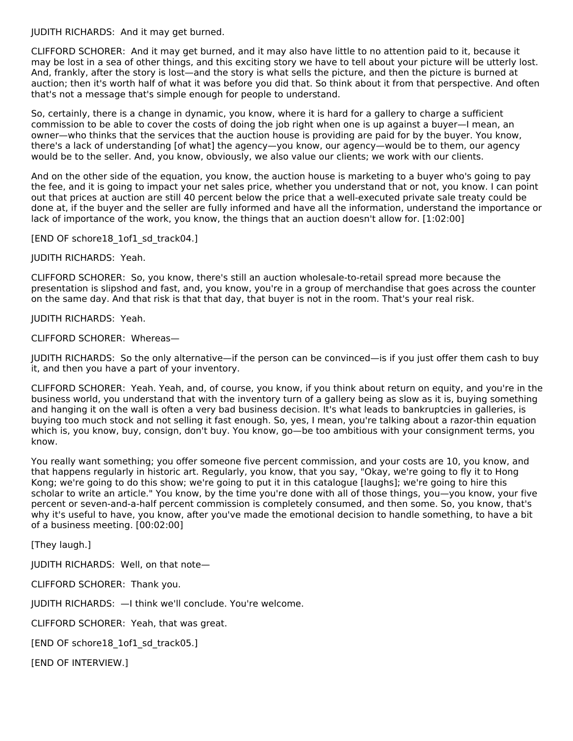JUDITH RICHARDS: And it may get burned.

CLIFFORD SCHORER: And it may get burned, and it may also have little to no attention paid to it, because it may be lost in a sea of other things, and this exciting story we have to tell about your picture will be utterly lost. And, frankly, after the story is lost—and the story is what sells the picture, and then the picture is burned at auction; then it's worth half of what it was before you did that. So think about it from that perspective. And often that's not a message that's simple enough for people to understand.

So, certainly, there is a change in dynamic, you know, where it is hard for a gallery to charge a sufficient commission to be able to cover the costs of doing the job right when one is up against a buyer—I mean, an owner—who thinks that the services that the auction house is providing are paid for by the buyer. You know, there's a lack of understanding [of what] the agency—you know, our agency—would be to them, our agency would be to the seller. And, you know, obviously, we also value our clients; we work with our clients.

And on the other side of the equation, you know, the auction house is marketing to a buyer who's going to pay the fee, and it is going to impact your net sales price, whether you understand that or not, you know. I can point out that prices at auction are still 40 percent below the price that a well-executed private sale treaty could be done at, if the buyer and the seller are fully informed and have all the information, understand the importance or lack of importance of the work, you know, the things that an auction doesn't allow for. [1:02:00]

[END OF schore18_1of1_sd_track04.]

JUDITH RICHARDS: Yeah.

CLIFFORD SCHORER: So, you know, there's still an auction wholesale-to-retail spread more because the presentation is slipshod and fast, and, you know, you're in a group of merchandise that goes across the counter on the same day. And that risk is that that day, that buyer is not in the room. That's your real risk.

JUDITH RICHARDS: Yeah.

CLIFFORD SCHORER: Whereas—

JUDITH RICHARDS: So the only alternative—if the person can be convinced—is if you just offer them cash to buy it, and then you have a part of your inventory.

CLIFFORD SCHORER: Yeah. Yeah, and, of course, you know, if you think about return on equity, and you're in the business world, you understand that with the inventory turn of a gallery being as slow as it is, buying something and hanging it on the wall is often a very bad business decision. It's what leads to bankruptcies in galleries, is buying too much stock and not selling it fast enough. So, yes, I mean, you're talking about a razor-thin equation which is, you know, buy, consign, don't buy. You know, go—be too ambitious with your consignment terms, you know.

You really want something; you offer someone five percent commission, and your costs are 10, you know, and that happens regularly in historic art. Regularly, you know, that you say, "Okay, we're going to fly it to Hong Kong; we're going to do this show; we're going to put it in this catalogue [laughs]; we're going to hire this scholar to write an article." You know, by the time you're done with all of those things, you—you know, your five percent or seven-and-a-half percent commission is completely consumed, and then some. So, you know, that's why it's useful to have, you know, after you've made the emotional decision to handle something, to have a bit of a business meeting. [00:02:00]

[They laugh.]

JUDITH RICHARDS: Well, on that note—

CLIFFORD SCHORER: Thank you.

JUDITH RICHARDS: —I think we'll conclude. You're welcome.

CLIFFORD SCHORER: Yeah, that was great.

[END OF schore18_1of1_sd_track05.]

[END OF INTERVIEW.]